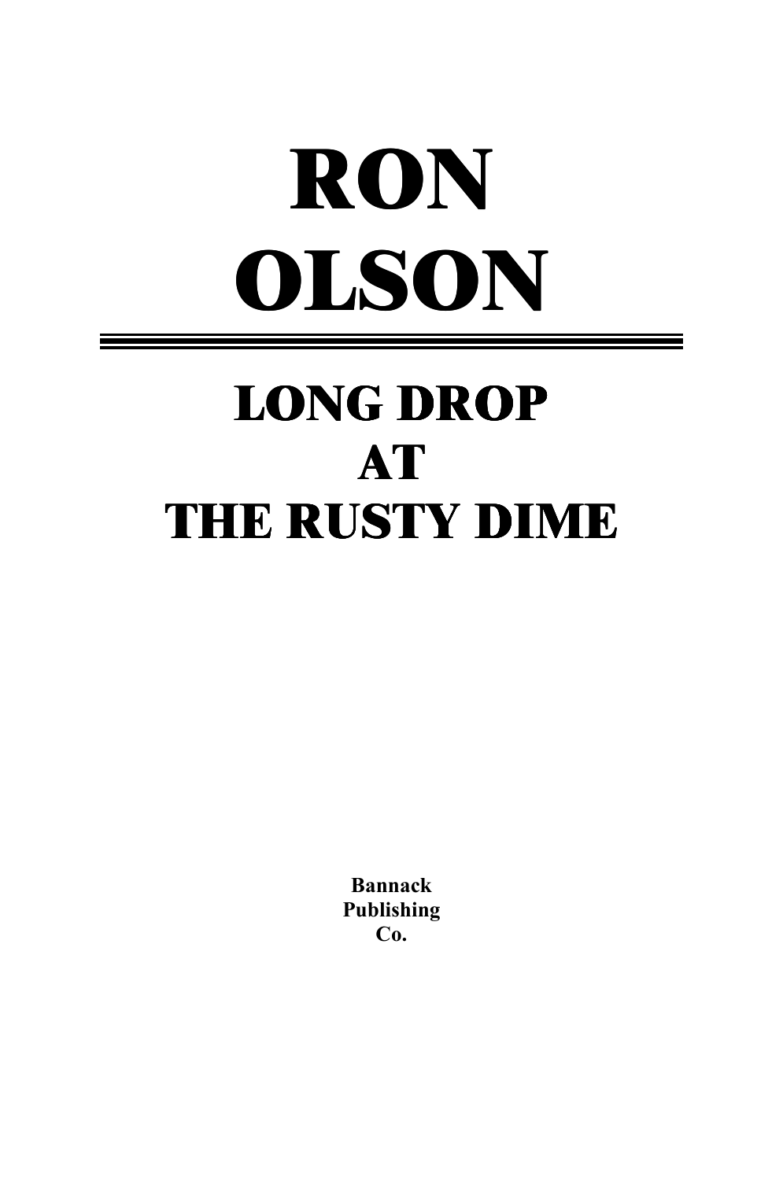# RON OLSON

---

## LONG DROP AT THE RUSTY DIME

**Bannack Publishing Co.**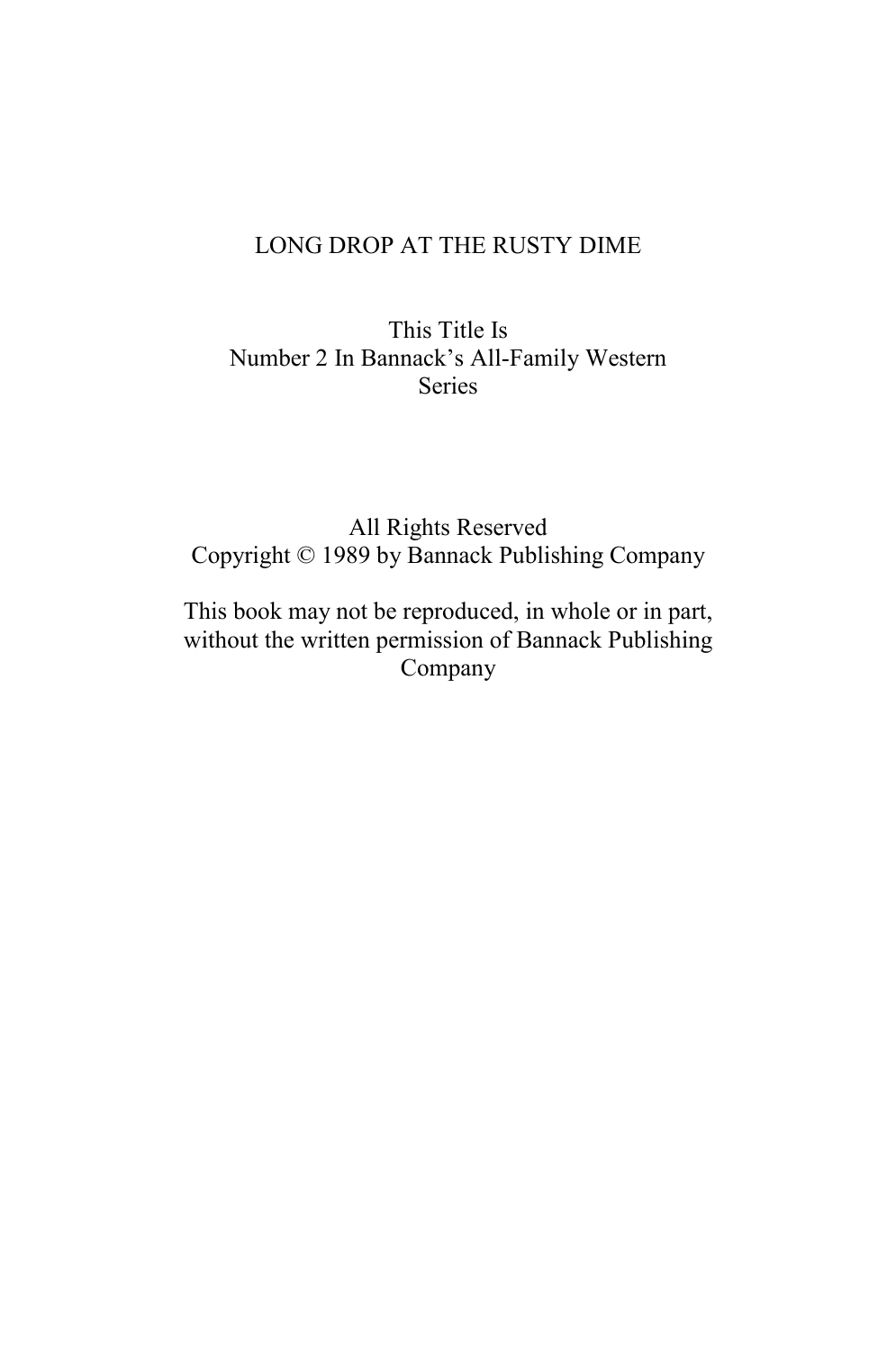LONG DROP AT THE RUSTY DIME

This Title Is
Number 2 In Bannack's All-Family Western
Series

All Rights Reserved
Copyright © 1989 by Bannack Publishing Company

This book may not be reproduced, in whole or in part, without the written permission of Bannack Publishing Company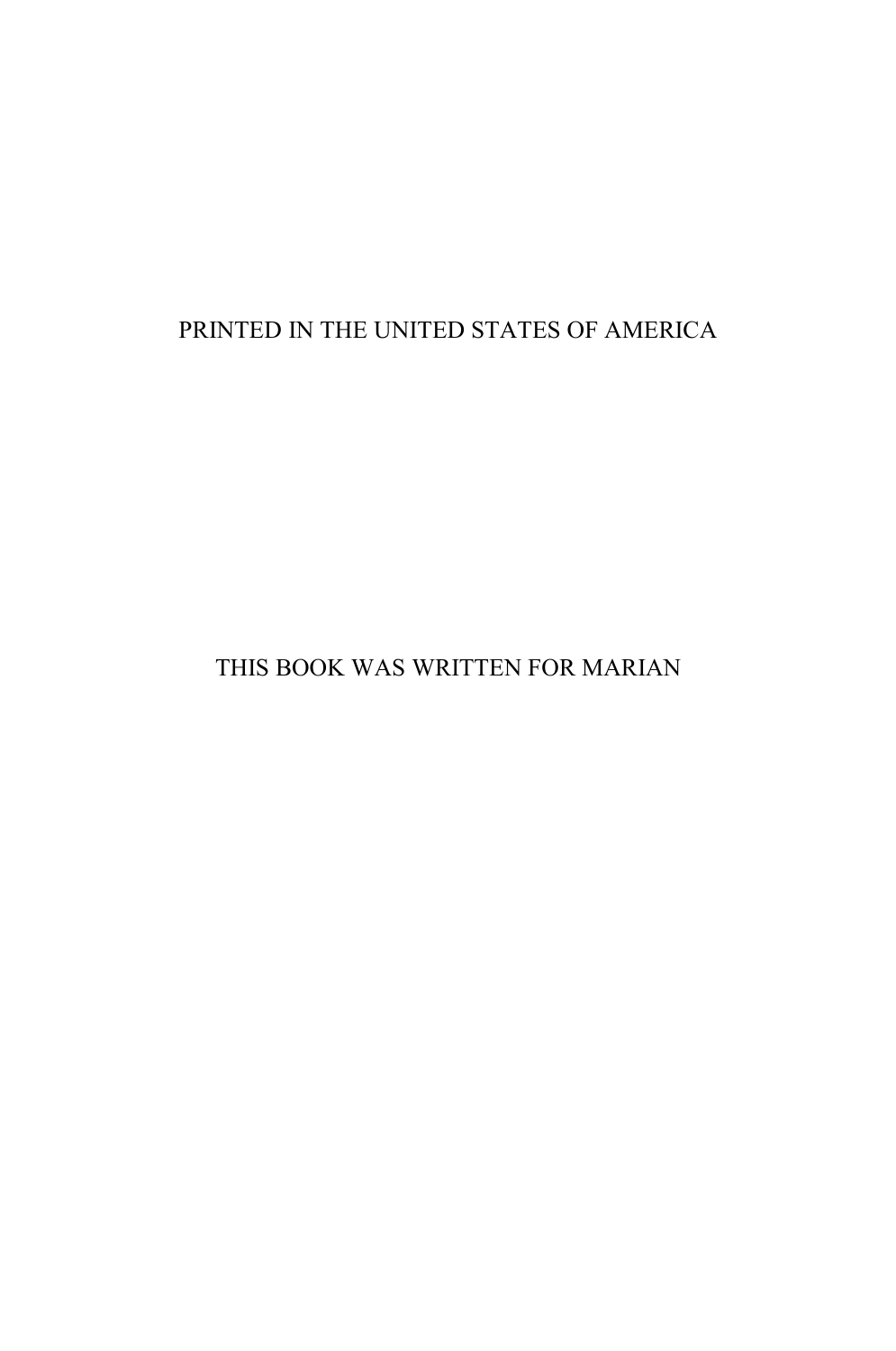PRINTED IN THE UNITED STATES OF AMERICA

THIS BOOK WAS WRITTEN FOR MARIAN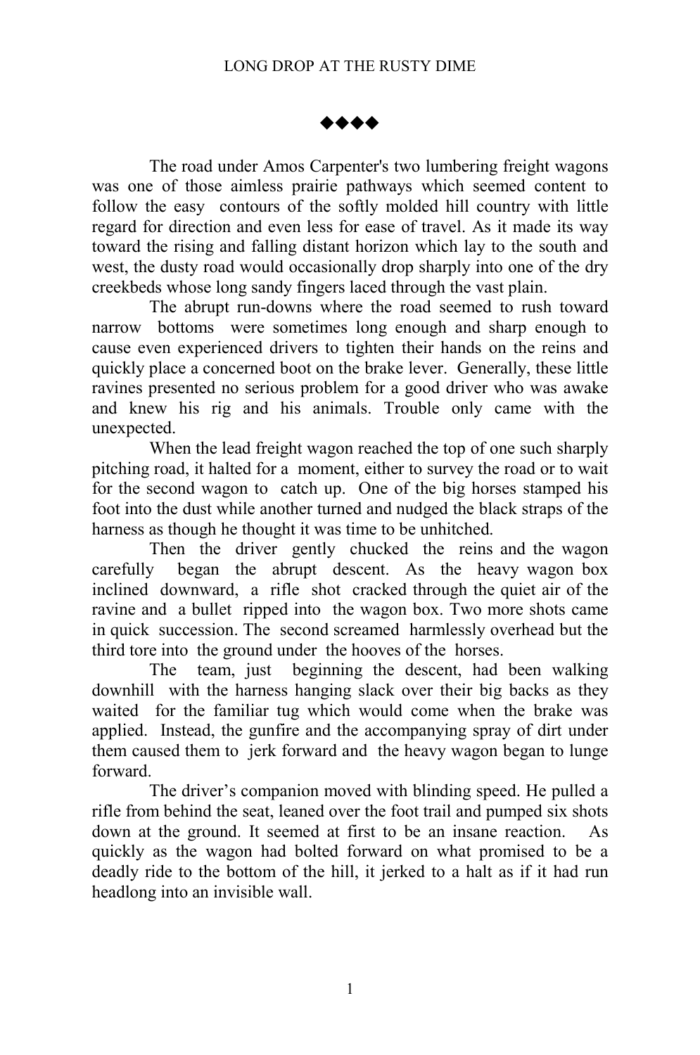◆◆◆◆

The road under Amos Carpenter's two lumbering freight wagons was one of those aimless prairie pathways which seemed content to follow the easy contours of the softly molded hill country with little regard for direction and even less for ease of travel. As it made its way toward the rising and falling distant horizon which lay to the south and west, the dusty road would occasionally drop sharply into one of the dry creekbeds whose long sandy fingers laced through the vast plain.

The abrupt run-downs where the road seemed to rush toward narrow bottoms were sometimes long enough and sharp enough to cause even experienced drivers to tighten their hands on the reins and quickly place a concerned boot on the brake lever. Generally, these little ravines presented no serious problem for a good driver who was awake and knew his rig and his animals. Trouble only came with the unexpected.

When the lead freight wagon reached the top of one such sharply pitching road, it halted for a moment, either to survey the road or to wait for the second wagon to catch up. One of the big horses stamped his foot into the dust while another turned and nudged the black straps of the harness as though he thought it was time to be unhitched.

Then the driver gently chucked the reins and the wagon carefully began the abrupt descent. As the heavy wagon box inclined downward, a rifle shot cracked through the quiet air of the ravine and a bullet ripped into the wagon box. Two more shots came in quick succession. The second screamed harmlessly overhead but the third tore into the ground under the hooves of the horses.

The team, just beginning the descent, had been walking downhill with the harness hanging slack over their big backs as they waited for the familiar tug which would come when the brake was applied. Instead, the gunfire and the accompanying spray of dirt under them caused them to jerk forward and the heavy wagon began to lunge forward.

The driver's companion moved with blinding speed. He pulled a rifle from behind the seat, leaned over the foot trail and pumped six shots down at the ground. It seemed at first to be an insane reaction. As quickly as the wagon had bolted forward on what promised to be a deadly ride to the bottom of the hill, it jerked to a halt as if it had run headlong into an invisible wall.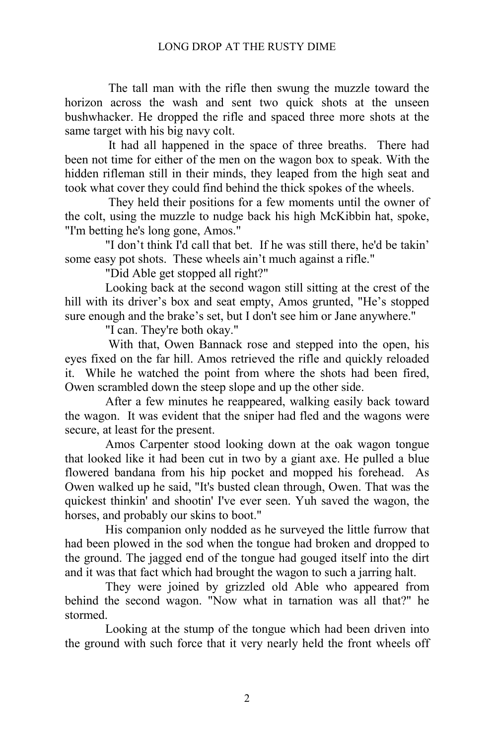The tall man with the rifle then swung the muzzle toward the horizon across the wash and sent two quick shots at the unseen bushwhacker. He dropped the rifle and spaced three more shots at the same target with his big navy colt.

It had all happened in the space of three breaths. There had been not time for either of the men on the wagon box to speak. With the hidden rifleman still in their minds, they leaped from the high seat and took what cover they could find behind the thick spokes of the wheels.

They held their positions for a few moments until the owner of the colt, using the muzzle to nudge back his high McKibbin hat, spoke, "I'm betting he's long gone, Amos."

"I don't think I'd call that bet. If he was still there, he'd be takin' some easy pot shots. These wheels ain't much against a rifle."

"Did Able get stopped all right?"

Looking back at the second wagon still sitting at the crest of the hill with its driver's box and seat empty, Amos grunted, "He's stopped sure enough and the brake's set, but I don't see him or Jane anywhere."

"I can. They're both okay."

With that, Owen Bannack rose and stepped into the open, his eyes fixed on the far hill. Amos retrieved the rifle and quickly reloaded it. While he watched the point from where the shots had been fired, Owen scrambled down the steep slope and up the other side.

After a few minutes he reappeared, walking easily back toward the wagon. It was evident that the sniper had fled and the wagons were secure, at least for the present.

Amos Carpenter stood looking down at the oak wagon tongue that looked like it had been cut in two by a giant axe. He pulled a blue flowered bandana from his hip pocket and mopped his forehead. As Owen walked up he said, "It's busted clean through, Owen. That was the quickest thinkin' and shootin' I've ever seen. Yuh saved the wagon, the horses, and probably our skins to boot."

His companion only nodded as he surveyed the little furrow that had been plowed in the sod when the tongue had broken and dropped to the ground. The jagged end of the tongue had gouged itself into the dirt and it was that fact which had brought the wagon to such a jarring halt.

They were joined by grizzled old Able who appeared from behind the second wagon. "Now what in tarnation was all that?" he stormed.

Looking at the stump of the tongue which had been driven into the ground with such force that it very nearly held the front wheels off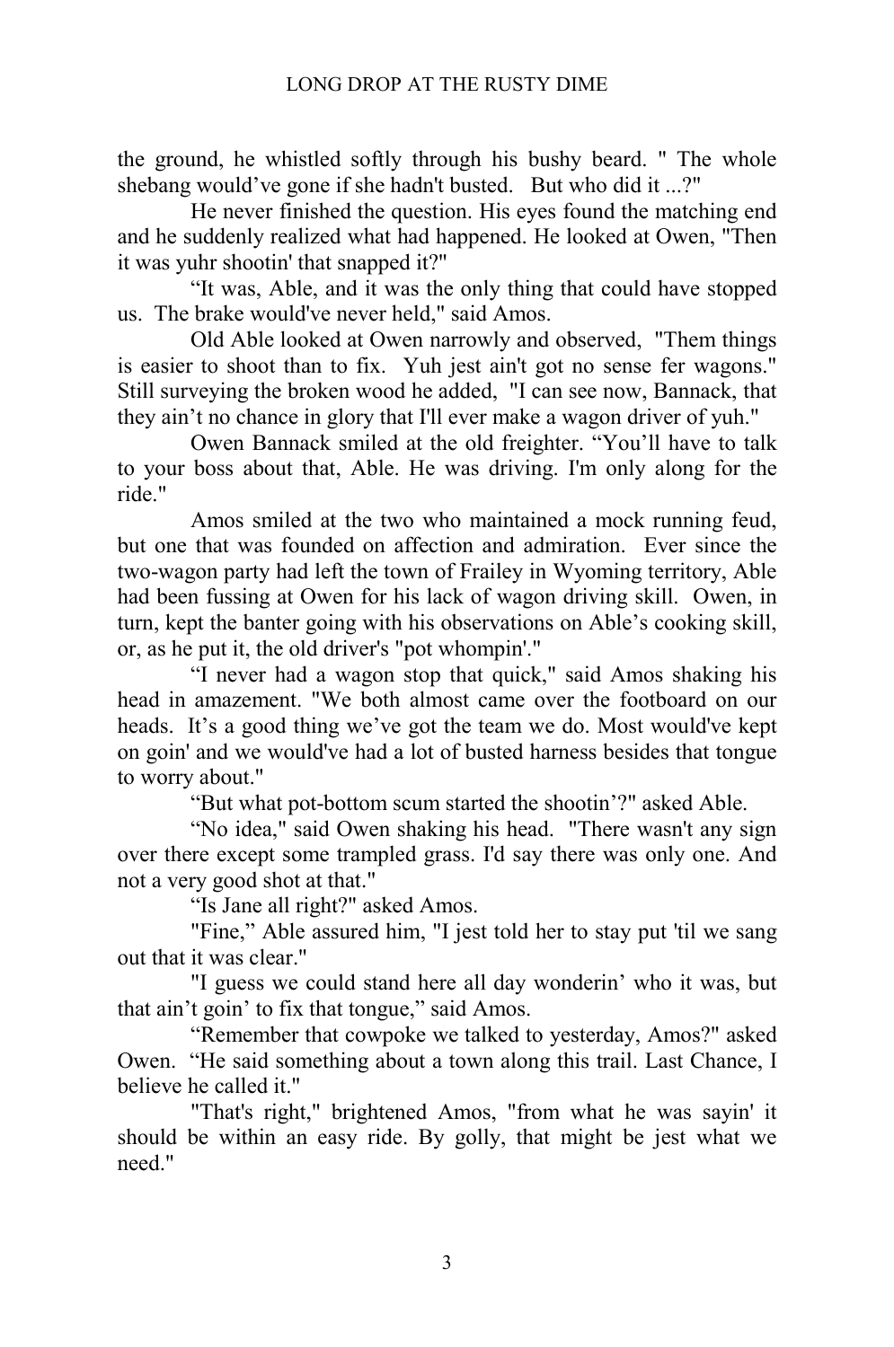the ground, he whistled softly through his bushy beard. " The whole shebang would've gone if she hadn't busted. But who did it ...?"

He never finished the question. His eyes found the matching end and he suddenly realized what had happened. He looked at Owen, "Then it was yuhr shootin' that snapped it?"

"It was, Able, and it was the only thing that could have stopped us. The brake would've never held," said Amos.

Old Able looked at Owen narrowly and observed, "Them things is easier to shoot than to fix. Yuh jest ain't got no sense fer wagons." Still surveying the broken wood he added, "I can see now, Bannack, that they ain't no chance in glory that I'll ever make a wagon driver of yuh."

Owen Bannack smiled at the old freighter. "You'll have to talk to your boss about that, Able. He was driving. I'm only along for the ride."

Amos smiled at the two who maintained a mock running feud, but one that was founded on affection and admiration. Ever since the two-wagon party had left the town of Frailey in Wyoming territory, Able had been fussing at Owen for his lack of wagon driving skill. Owen, in turn, kept the banter going with his observations on Able's cooking skill, or, as he put it, the old driver's "pot whompin'."

"I never had a wagon stop that quick," said Amos shaking his head in amazement. "We both almost came over the footboard on our heads. It's a good thing we've got the team we do. Most would've kept on goin' and we would've had a lot of busted harness besides that tongue to worry about."

"But what pot-bottom scum started the shootin'?" asked Able.

"No idea," said Owen shaking his head. "There wasn't any sign over there except some trampled grass. I'd say there was only one. And not a very good shot at that."

"Is Jane all right?" asked Amos.

"Fine," Able assured him, "I jest told her to stay put 'til we sang out that it was clear."

"I guess we could stand here all day wonderin' who it was, but that ain't goin' to fix that tongue," said Amos.

"Remember that cowpoke we talked to yesterday, Amos?" asked Owen. "He said something about a town along this trail. Last Chance, I believe he called it."

"That's right," brightened Amos, "from what he was sayin' it should be within an easy ride. By golly, that might be jest what we need."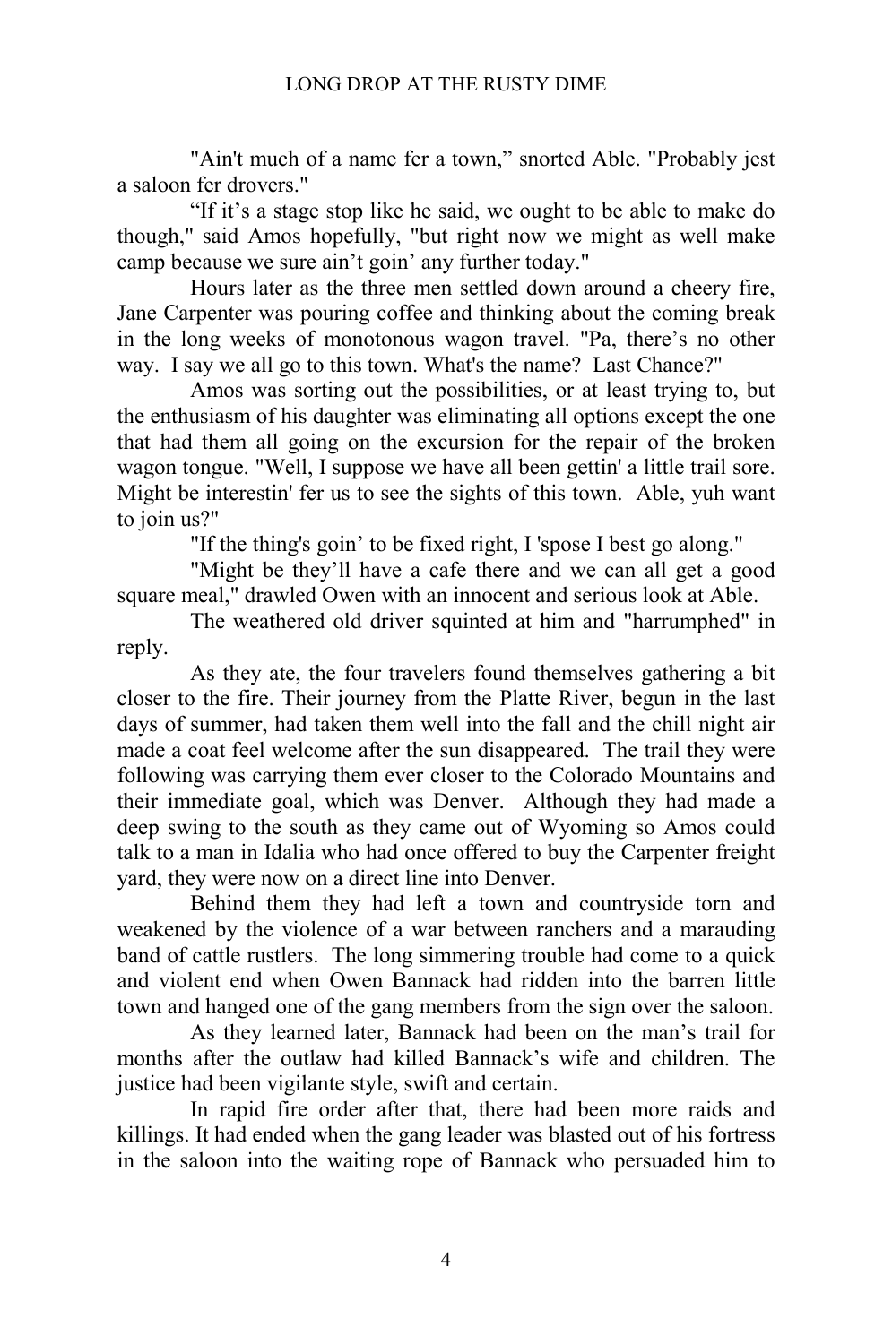"Ain't much of a name fer a town," snorted Able. "Probably jest a saloon fer drovers."

"If it's a stage stop like he said, we ought to be able to make do though," said Amos hopefully, "but right now we might as well make camp because we sure ain't goin' any further today."

Hours later as the three men settled down around a cheery fire, Jane Carpenter was pouring coffee and thinking about the coming break in the long weeks of monotonous wagon travel. "Pa, there's no other way. I say we all go to this town. What's the name? Last Chance?"

Amos was sorting out the possibilities, or at least trying to, but the enthusiasm of his daughter was eliminating all options except the one that had them all going on the excursion for the repair of the broken wagon tongue. "Well, I suppose we have all been gettin' a little trail sore. Might be interestin' fer us to see the sights of this town. Able, yuh want to join us?"

"If the thing's goin' to be fixed right, I 'spose I best go along."

"Might be they'll have a cafe there and we can all get a good square meal," drawled Owen with an innocent and serious look at Able.

The weathered old driver squinted at him and "harrumphed" in reply.

As they ate, the four travelers found themselves gathering a bit closer to the fire. Their journey from the Platte River, begun in the last days of summer, had taken them well into the fall and the chill night air made a coat feel welcome after the sun disappeared. The trail they were following was carrying them ever closer to the Colorado Mountains and their immediate goal, which was Denver. Although they had made a deep swing to the south as they came out of Wyoming so Amos could talk to a man in Idalia who had once offered to buy the Carpenter freight yard, they were now on a direct line into Denver.

Behind them they had left a town and countryside torn and weakened by the violence of a war between ranchers and a marauding band of cattle rustlers. The long simmering trouble had come to a quick and violent end when Owen Bannack had ridden into the barren little town and hanged one of the gang members from the sign over the saloon.

As they learned later, Bannack had been on the man's trail for months after the outlaw had killed Bannack's wife and children. The justice had been vigilante style, swift and certain.

In rapid fire order after that, there had been more raids and killings. It had ended when the gang leader was blasted out of his fortress in the saloon into the waiting rope of Bannack who persuaded him to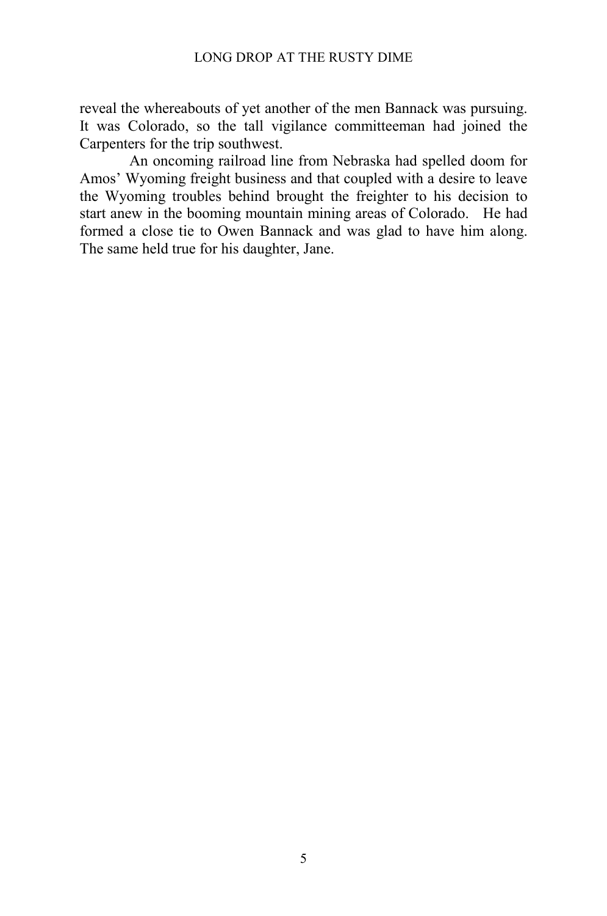reveal the whereabouts of yet another of the men Bannack was pursuing. It was Colorado, so the tall vigilance committeeman had joined the Carpenters for the trip southwest.

An oncoming railroad line from Nebraska had spelled doom for Amos' Wyoming freight business and that coupled with a desire to leave the Wyoming troubles behind brought the freighter to his decision to start anew in the booming mountain mining areas of Colorado. He had formed a close tie to Owen Bannack and was glad to have him along. The same held true for his daughter, Jane.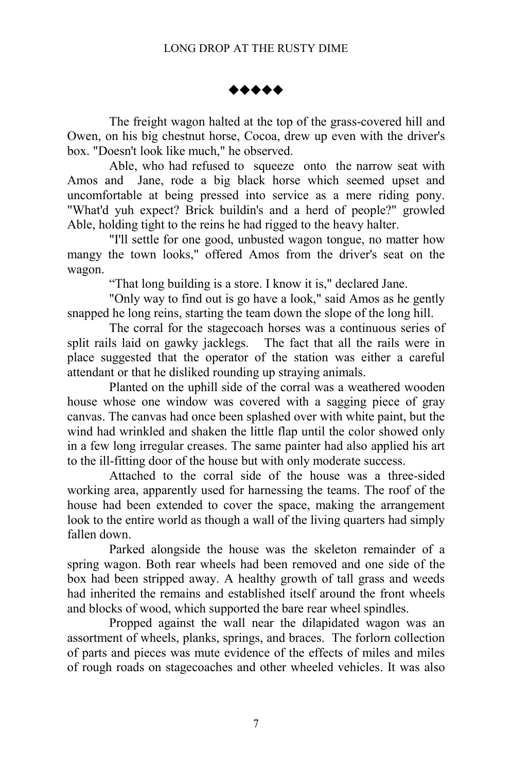◆◆◆◆◆

The freight wagon halted at the top of the grass-covered hill and Owen, on his big chestnut horse, Cocoa, drew up even with the driver's box. "Doesn't look like much," he observed.

Able, who had refused to squeeze onto the narrow seat with Amos and Jane, rode a big black horse which seemed upset and uncomfortable at being pressed into service as a mere riding pony. "What'd yuh expect? Brick buildin's and a herd of people?" growled Able, holding tight to the reins he had rigged to the heavy halter.

"I'll settle for one good, unbusted wagon tongue, no matter how mangy the town looks," offered Amos from the driver's seat on the wagon.

"That long building is a store. I know it is," declared Jane.

"Only way to find out is go have a look," said Amos as he gently snapped he long reins, starting the team down the slope of the long hill.

The corral for the stagecoach horses was a continuous series of split rails laid on gawky jacklegs. The fact that all the rails were in place suggested that the operator of the station was either a careful attendant or that he disliked rounding up straying animals.

Planted on the uphill side of the corral was a weathered wooden house whose one window was covered with a sagging piece of gray canvas. The canvas had once been splashed over with white paint, but the wind had wrinkled and shaken the little flap until the color showed only in a few long irregular creases. The same painter had also applied his art to the ill-fitting door of the house but with only moderate success.

Attached to the corral side of the house was a three-sided working area, apparently used for harnessing the teams. The roof of the house had been extended to cover the space, making the arrangement look to the entire world as though a wall of the living quarters had simply fallen down.

Parked alongside the house was the skeleton remainder of a spring wagon. Both rear wheels had been removed and one side of the box had been stripped away. A healthy growth of tall grass and weeds had inherited the remains and established itself around the front wheels and blocks of wood, which supported the bare rear wheel spindles.

Propped against the wall near the dilapidated wagon was an assortment of wheels, planks, springs, and braces. The forlorn collection of parts and pieces was mute evidence of the effects of miles and miles of rough roads on stagecoaches and other wheeled vehicles. It was also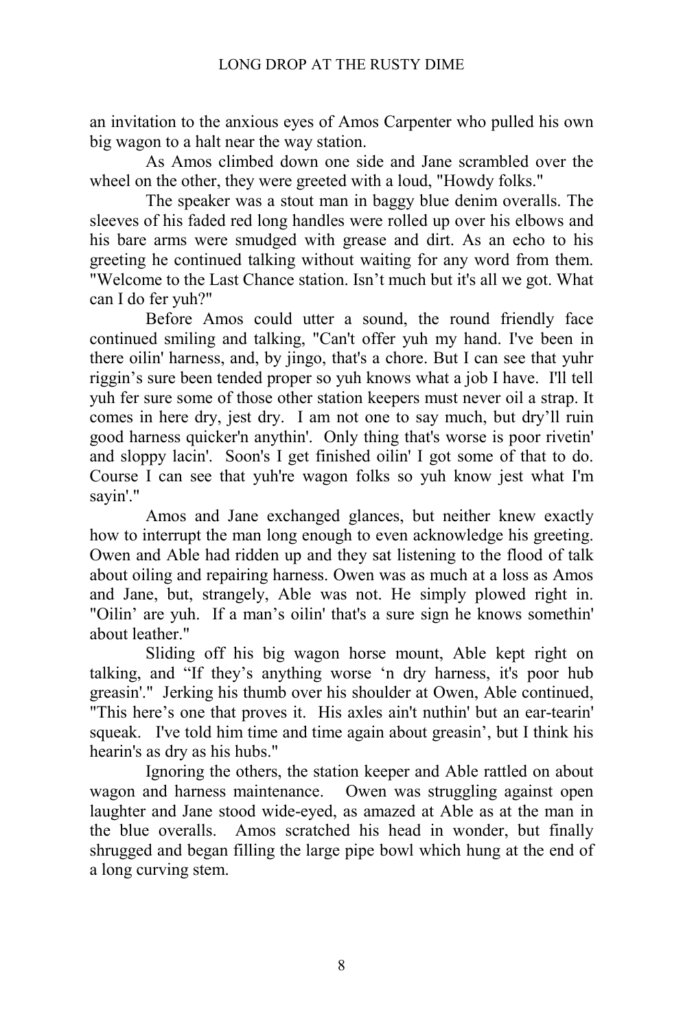an invitation to the anxious eyes of Amos Carpenter who pulled his own big wagon to a halt near the way station.

As Amos climbed down one side and Jane scrambled over the wheel on the other, they were greeted with a loud, "Howdy folks."

The speaker was a stout man in baggy blue denim overalls. The sleeves of his faded red long handles were rolled up over his elbows and his bare arms were smudged with grease and dirt. As an echo to his greeting he continued talking without waiting for any word from them. "Welcome to the Last Chance station. Isn't much but it's all we got. What can I do fer yuh?"

Before Amos could utter a sound, the round friendly face continued smiling and talking, "Can't offer yuh my hand. I've been in there oilin' harness, and, by jingo, that's a chore. But I can see that yuhr riggin's sure been tended proper so yuh knows what a job I have. I'll tell yuh fer sure some of those other station keepers must never oil a strap. It comes in here dry, jest dry. I am not one to say much, but dry'll ruin good harness quicker'n anythin'. Only thing that's worse is poor rivetin' and sloppy lacin'. Soon's I get finished oilin' I got some of that to do. Course I can see that yuh're wagon folks so yuh know jest what I'm sayin'."

Amos and Jane exchanged glances, but neither knew exactly how to interrupt the man long enough to even acknowledge his greeting. Owen and Able had ridden up and they sat listening to the flood of talk about oiling and repairing harness. Owen was as much at a loss as Amos and Jane, but, strangely, Able was not. He simply plowed right in. "Oilin' are yuh. If a man's oilin' that's a sure sign he knows somethin' about leather."

Sliding off his big wagon horse mount, Able kept right on talking, and "If they's anything worse 'n dry harness, it's poor hub greasin'." Jerking his thumb over his shoulder at Owen, Able continued, "This here's one that proves it. His axles ain't nuthin' but an ear-tearin' squeak. I've told him time and time again about greasin', but I think his hearin's as dry as his hubs."

Ignoring the others, the station keeper and Able rattled on about wagon and harness maintenance. Owen was struggling against open laughter and Jane stood wide-eyed, as amazed at Able as at the man in the blue overalls. Amos scratched his head in wonder, but finally shrugged and began filling the large pipe bowl which hung at the end of a long curving stem.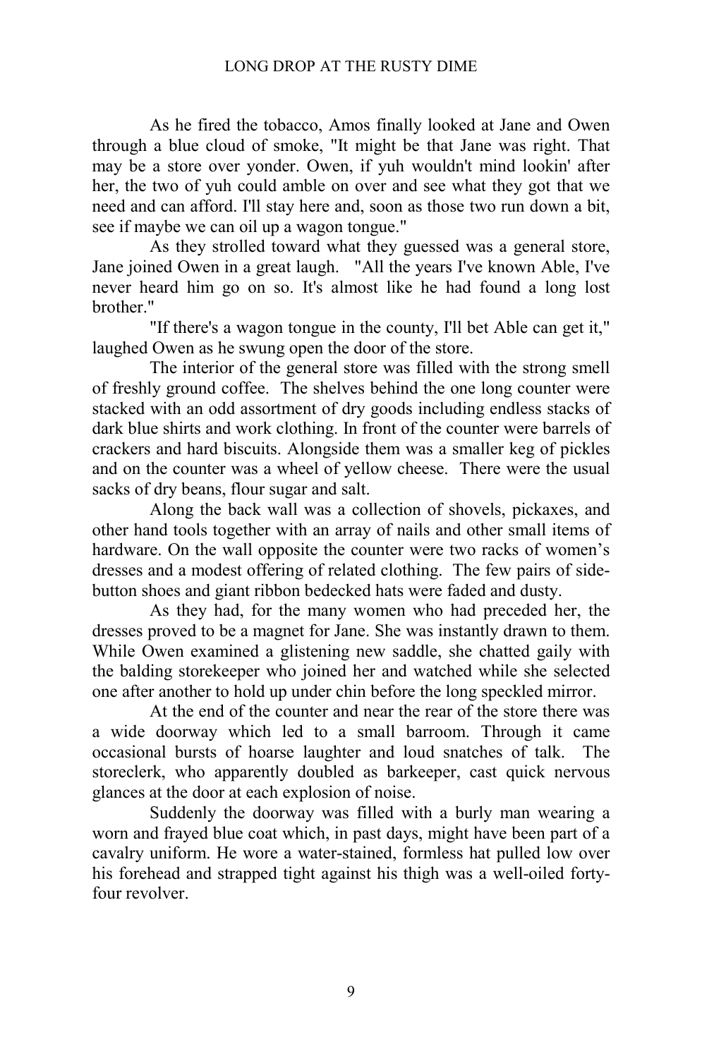As he fired the tobacco, Amos finally looked at Jane and Owen through a blue cloud of smoke, "It might be that Jane was right. That may be a store over yonder. Owen, if yuh wouldn't mind lookin' after her, the two of yuh could amble on over and see what they got that we need and can afford. I'll stay here and, soon as those two run down a bit, see if maybe we can oil up a wagon tongue."

As they strolled toward what they guessed was a general store, Jane joined Owen in a great laugh. "All the years I've known Able, I've never heard him go on so. It's almost like he had found a long lost brother."

"If there's a wagon tongue in the county, I'll bet Able can get it," laughed Owen as he swung open the door of the store.

The interior of the general store was filled with the strong smell of freshly ground coffee. The shelves behind the one long counter were stacked with an odd assortment of dry goods including endless stacks of dark blue shirts and work clothing. In front of the counter were barrels of crackers and hard biscuits. Alongside them was a smaller keg of pickles and on the counter was a wheel of yellow cheese. There were the usual sacks of dry beans, flour sugar and salt.

Along the back wall was a collection of shovels, pickaxes, and other hand tools together with an array of nails and other small items of hardware. On the wall opposite the counter were two racks of women's dresses and a modest offering of related clothing. The few pairs of side-button shoes and giant ribbon bedecked hats were faded and dusty.

As they had, for the many women who had preceded her, the dresses proved to be a magnet for Jane. She was instantly drawn to them. While Owen examined a glistening new saddle, she chatted gaily with the balding storekeeper who joined her and watched while she selected one after another to hold up under chin before the long speckled mirror.

At the end of the counter and near the rear of the store there was a wide doorway which led to a small barroom. Through it came occasional bursts of hoarse laughter and loud snatches of talk. The storeclerk, who apparently doubled as barkeeper, cast quick nervous glances at the door at each explosion of noise.

Suddenly the doorway was filled with a burly man wearing a worn and frayed blue coat which, in past days, might have been part of a cavalry uniform. He wore a water-stained, formless hat pulled low over his forehead and strapped tight against his thigh was a well-oiled forty-four revolver.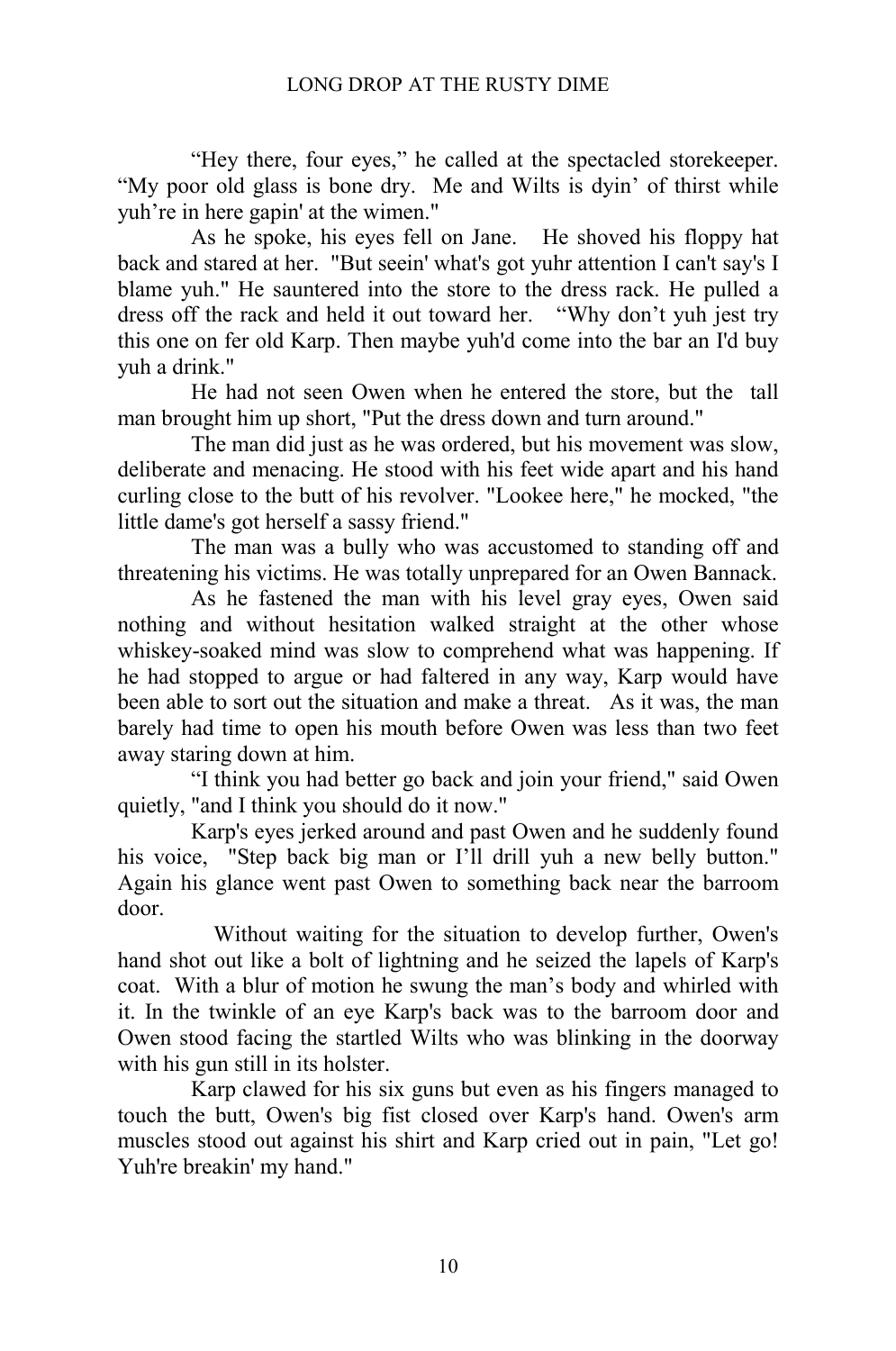"Hey there, four eyes," he called at the spectacled storekeeper. "My poor old glass is bone dry. Me and Wilts is dyin' of thirst while yuh're in here gapin' at the wimen."

As he spoke, his eyes fell on Jane. He shoved his floppy hat back and stared at her. "But seein' what's got yuhr attention I can't say's I blame yuh." He sauntered into the store to the dress rack. He pulled a dress off the rack and held it out toward her. "Why don't yuh jest try this one on fer old Karp. Then maybe yuh'd come into the bar an I'd buy yuh a drink."

He had not seen Owen when he entered the store, but the tall man brought him up short, "Put the dress down and turn around."

The man did just as he was ordered, but his movement was slow, deliberate and menacing. He stood with his feet wide apart and his hand curling close to the butt of his revolver. "Lookee here," he mocked, "the little dame's got herself a sassy friend."

The man was a bully who was accustomed to standing off and threatening his victims. He was totally unprepared for an Owen Bannack.

As he fastened the man with his level gray eyes, Owen said nothing and without hesitation walked straight at the other whose whiskey-soaked mind was slow to comprehend what was happening. If he had stopped to argue or had faltered in any way, Karp would have been able to sort out the situation and make a threat. As it was, the man barely had time to open his mouth before Owen was less than two feet away staring down at him.

"I think you had better go back and join your friend," said Owen quietly, "and I think you should do it now."

Karp's eyes jerked around and past Owen and he suddenly found his voice, "Step back big man or I'll drill yuh a new belly button." Again his glance went past Owen to something back near the barroom door.

Without waiting for the situation to develop further, Owen's hand shot out like a bolt of lightning and he seized the lapels of Karp's coat. With a blur of motion he swung the man's body and whirled with it. In the twinkle of an eye Karp's back was to the barroom door and Owen stood facing the startled Wilts who was blinking in the doorway with his gun still in its holster.

Karp clawed for his six guns but even as his fingers managed to touch the butt, Owen's big fist closed over Karp's hand. Owen's arm muscles stood out against his shirt and Karp cried out in pain, "Let go! Yuh're breakin' my hand."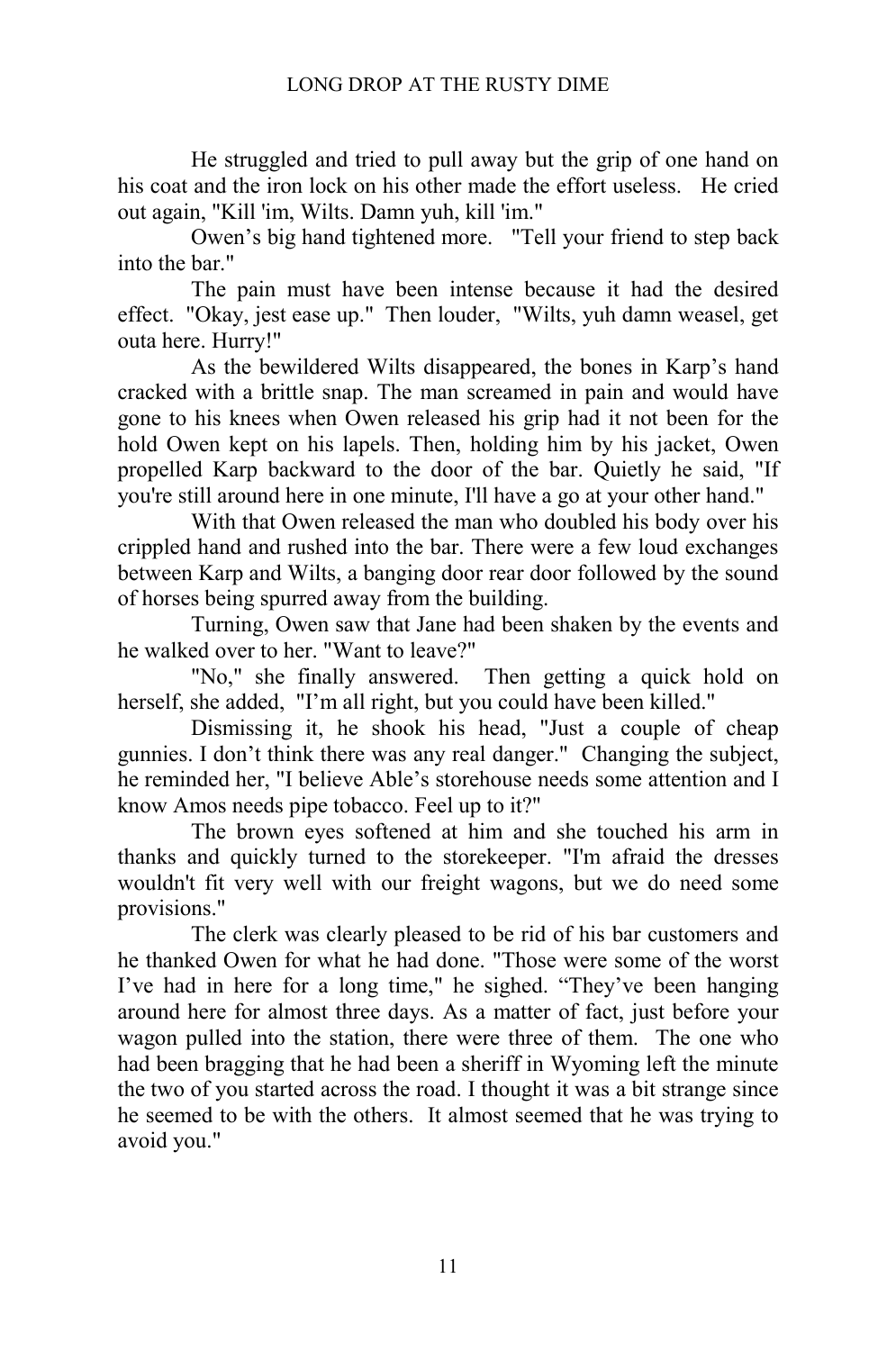He struggled and tried to pull away but the grip of one hand on his coat and the iron lock on his other made the effort useless. He cried out again, "Kill 'im, Wilts. Damn yuh, kill 'im."

Owen's big hand tightened more. "Tell your friend to step back into the bar."

The pain must have been intense because it had the desired effect. "Okay, jest ease up." Then louder, "Wilts, yuh damn weasel, get outa here. Hurry!"

As the bewildered Wilts disappeared, the bones in Karp's hand cracked with a brittle snap. The man screamed in pain and would have gone to his knees when Owen released his grip had it not been for the hold Owen kept on his lapels. Then, holding him by his jacket, Owen propelled Karp backward to the door of the bar. Quietly he said, "If you're still around here in one minute, I'll have a go at your other hand."

With that Owen released the man who doubled his body over his crippled hand and rushed into the bar. There were a few loud exchanges between Karp and Wilts, a banging door rear door followed by the sound of horses being spurred away from the building.

Turning, Owen saw that Jane had been shaken by the events and he walked over to her. "Want to leave?"

"No," she finally answered. Then getting a quick hold on herself, she added, "I'm all right, but you could have been killed."

Dismissing it, he shook his head, "Just a couple of cheap gunnies. I don't think there was any real danger." Changing the subject, he reminded her, "I believe Able's storehouse needs some attention and I know Amos needs pipe tobacco. Feel up to it?"

The brown eyes softened at him and she touched his arm in thanks and quickly turned to the storekeeper. "I'm afraid the dresses wouldn't fit very well with our freight wagons, but we do need some provisions."

The clerk was clearly pleased to be rid of his bar customers and he thanked Owen for what he had done. "Those were some of the worst I've had in here for a long time," he sighed. "They've been hanging around here for almost three days. As a matter of fact, just before your wagon pulled into the station, there were three of them. The one who had been bragging that he had been a sheriff in Wyoming left the minute the two of you started across the road. I thought it was a bit strange since he seemed to be with the others. It almost seemed that he was trying to avoid you."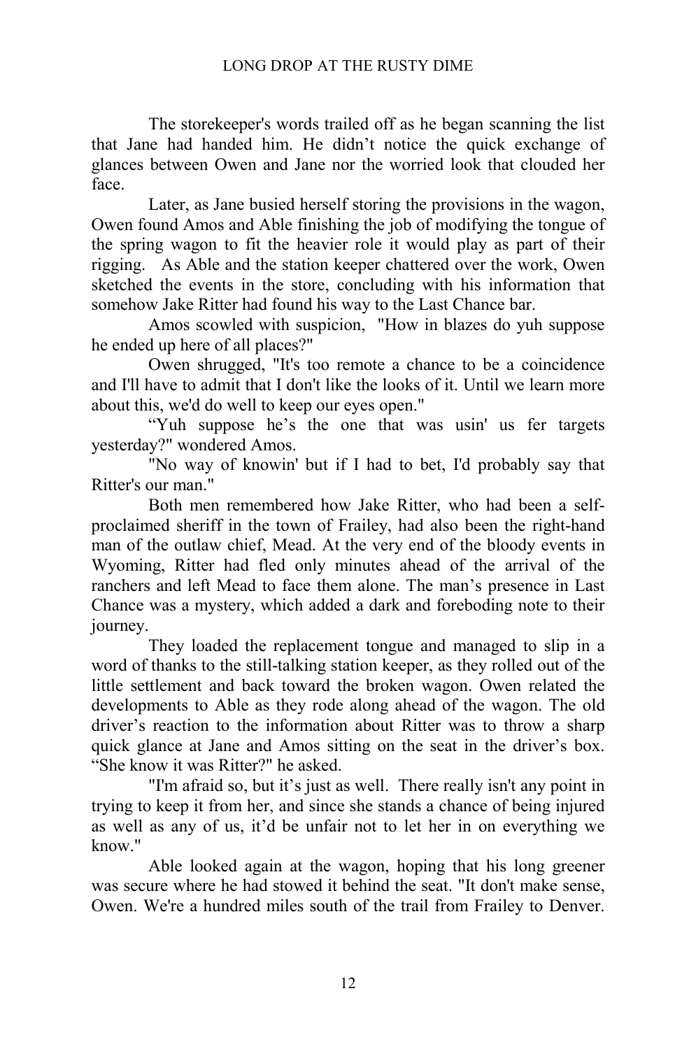The storekeeper's words trailed off as he began scanning the list that Jane had handed him. He didn't notice the quick exchange of glances between Owen and Jane nor the worried look that clouded her face.

Later, as Jane busied herself storing the provisions in the wagon, Owen found Amos and Able finishing the job of modifying the tongue of the spring wagon to fit the heavier role it would play as part of their rigging. As Able and the station keeper chattered over the work, Owen sketched the events in the store, concluding with his information that somehow Jake Ritter had found his way to the Last Chance bar.

Amos scowled with suspicion, "How in blazes do yuh suppose he ended up here of all places?"

Owen shrugged, "It's too remote a chance to be a coincidence and I'll have to admit that I don't like the looks of it. Until we learn more about this, we'd do well to keep our eyes open."

"Yuh suppose he's the one that was usin' us fer targets yesterday?" wondered Amos.

"No way of knowin' but if I had to bet, I'd probably say that Ritter's our man."

Both men remembered how Jake Ritter, who had been a self-proclaimed sheriff in the town of Frailey, had also been the right-hand man of the outlaw chief, Mead. At the very end of the bloody events in Wyoming, Ritter had fled only minutes ahead of the arrival of the ranchers and left Mead to face them alone. The man's presence in Last Chance was a mystery, which added a dark and foreboding note to their journey.

They loaded the replacement tongue and managed to slip in a word of thanks to the still-talking station keeper, as they rolled out of the little settlement and back toward the broken wagon. Owen related the developments to Able as they rode along ahead of the wagon. The old driver's reaction to the information about Ritter was to throw a sharp quick glance at Jane and Amos sitting on the seat in the driver's box. "She know it was Ritter?" he asked.

"I'm afraid so, but it's just as well. There really isn't any point in trying to keep it from her, and since she stands a chance of being injured as well as any of us, it'd be unfair not to let her in on everything we know."

Able looked again at the wagon, hoping that his long greener was secure where he had stowed it behind the seat. "It don't make sense, Owen. We're a hundred miles south of the trail from Frailey to Denver.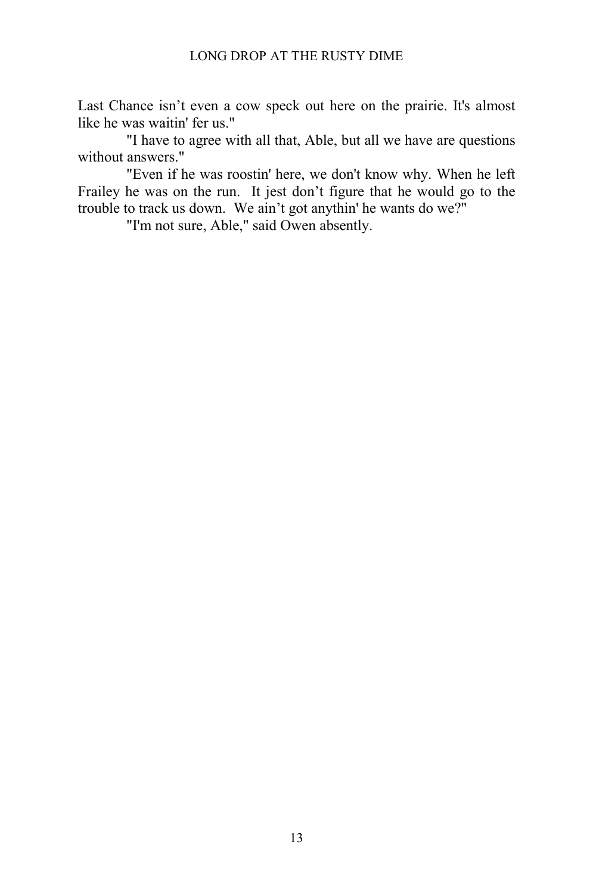Last Chance isn't even a cow speck out here on the prairie. It's almost like he was waitin' fer us."

"I have to agree with all that, Able, but all we have are questions without answers."

"Even if he was roostin' here, we don't know why. When he left Frailey he was on the run. It jest don't figure that he would go to the trouble to track us down. We ain't got anythin' he wants do we?"

"I'm not sure, Able," said Owen absently.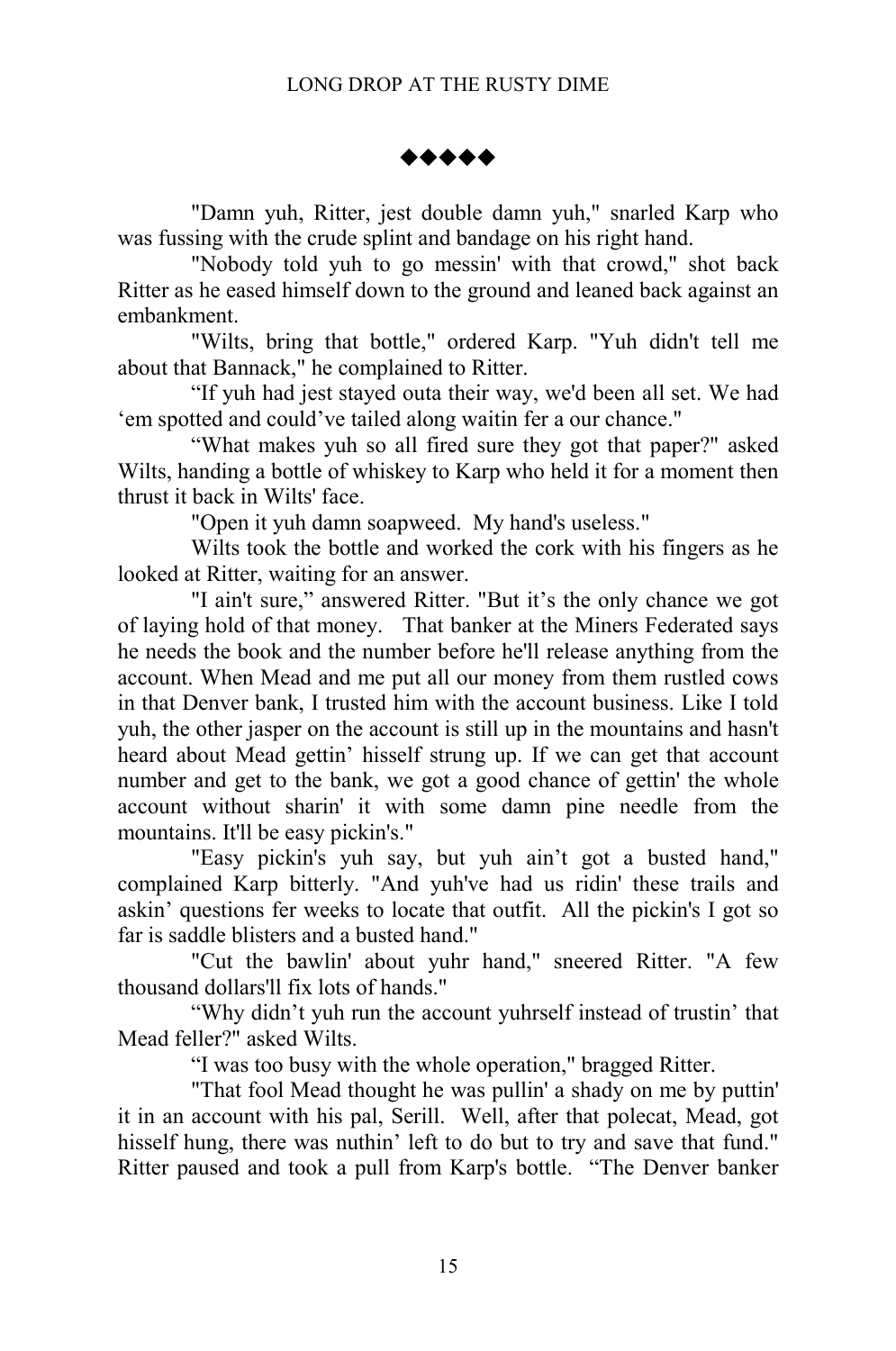◆◆◆◆◆

"Damn yuh, Ritter, jest double damn yuh," snarled Karp who was fussing with the crude splint and bandage on his right hand.

"Nobody told yuh to go messin' with that crowd," shot back Ritter as he eased himself down to the ground and leaned back against an embankment.

"Wilts, bring that bottle," ordered Karp. "Yuh didn't tell me about that Bannack," he complained to Ritter.

"If yuh had jest stayed outa their way, we'd been all set. We had 'em spotted and could've tailed along waitin fer a our chance."

"What makes yuh so all fired sure they got that paper?" asked Wilts, handing a bottle of whiskey to Karp who held it for a moment then thrust it back in Wilts' face.

"Open it yuh damn soapweed. My hand's useless."

Wilts took the bottle and worked the cork with his fingers as he looked at Ritter, waiting for an answer.

"I ain't sure," answered Ritter. "But it's the only chance we got of laying hold of that money. That banker at the Miners Federated says he needs the book and the number before he'll release anything from the account. When Mead and me put all our money from them rustled cows in that Denver bank, I trusted him with the account business. Like I told yuh, the other jasper on the account is still up in the mountains and hasn't heard about Mead gettin' hisself strung up. If we can get that account number and get to the bank, we got a good chance of gettin' the whole account without sharin' it with some damn pine needle from the mountains. It'll be easy pickin's."

"Easy pickin's yuh say, but yuh ain't got a busted hand," complained Karp bitterly. "And yuh've had us ridin' these trails and askin' questions fer weeks to locate that outfit. All the pickin's I got so far is saddle blisters and a busted hand."

"Cut the bawlin' about yuhr hand," sneered Ritter. "A few thousand dollars'll fix lots of hands."

"Why didn't yuh run the account yuhrself instead of trustin' that Mead feller?" asked Wilts.

"I was too busy with the whole operation," bragged Ritter.

"That fool Mead thought he was pullin' a shady on me by puttin' it in an account with his pal, Serill. Well, after that polecat, Mead, got hisself hung, there was nuthin' left to do but to try and save that fund." Ritter paused and took a pull from Karp's bottle. "The Denver banker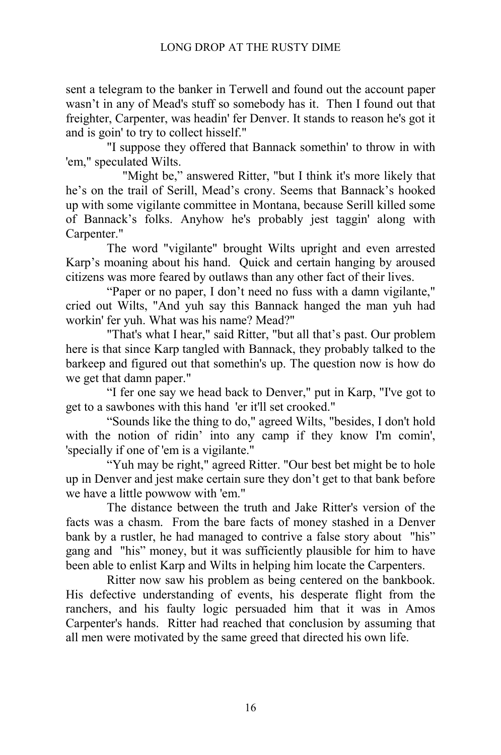sent a telegram to the banker in Terwell and found out the account paper wasn't in any of Mead's stuff so somebody has it. Then I found out that freighter, Carpenter, was headin' fer Denver. It stands to reason he's got it and is goin' to try to collect hisself."

"I suppose they offered that Bannack somethin' to throw in with 'em," speculated Wilts.

"Might be," answered Ritter, "but I think it's more likely that he's on the trail of Serill, Mead's crony. Seems that Bannack's hooked up with some vigilante committee in Montana, because Serill killed some of Bannack's folks. Anyhow he's probably jest taggin' along with Carpenter."

The word "vigilante" brought Wilts upright and even arrested Karp's moaning about his hand. Quick and certain hanging by aroused citizens was more feared by outlaws than any other fact of their lives.

"Paper or no paper, I don't need no fuss with a damn vigilante," cried out Wilts, "And yuh say this Bannack hanged the man yuh had workin' fer yuh. What was his name? Mead?"

"That's what I hear," said Ritter, "but all that's past. Our problem here is that since Karp tangled with Bannack, they probably talked to the barkeep and figured out that somethin's up. The question now is how do we get that damn paper."

"I fer one say we head back to Denver," put in Karp, "I've got to get to a sawbones with this hand 'er it'll set crooked."

"Sounds like the thing to do," agreed Wilts, "besides, I don't hold with the notion of ridin' into any camp if they know I'm comin', 'specially if one of 'em is a vigilante."

"Yuh may be right," agreed Ritter. "Our best bet might be to hole up in Denver and jest make certain sure they don't get to that bank before we have a little powwow with 'em."

The distance between the truth and Jake Ritter's version of the facts was a chasm. From the bare facts of money stashed in a Denver bank by a rustler, he had managed to contrive a false story about "his" gang and "his" money, but it was sufficiently plausible for him to have been able to enlist Karp and Wilts in helping him locate the Carpenters.

Ritter now saw his problem as being centered on the bankbook. His defective understanding of events, his desperate flight from the ranchers, and his faulty logic persuaded him that it was in Amos Carpenter's hands. Ritter had reached that conclusion by assuming that all men were motivated by the same greed that directed his own life.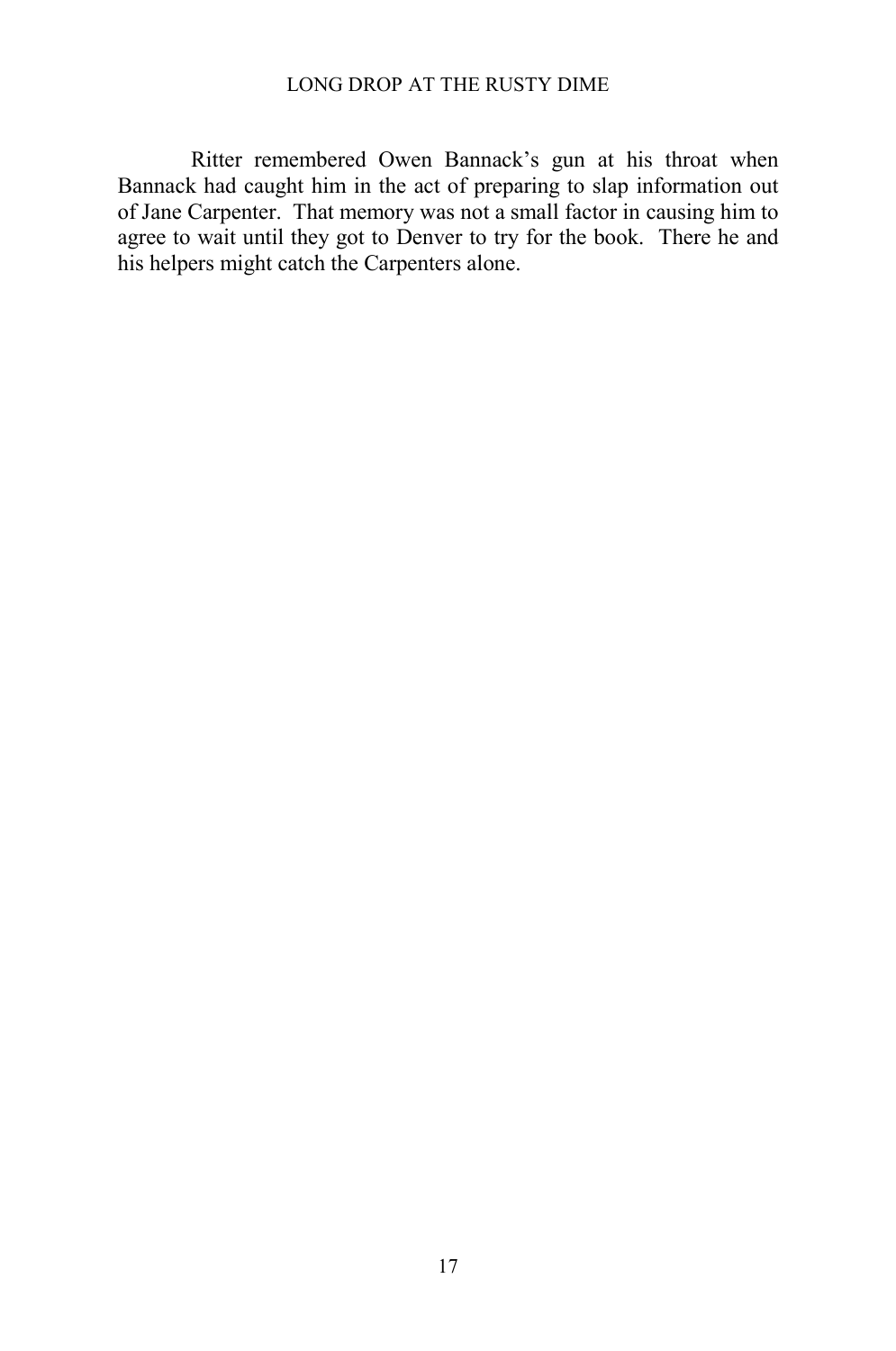Ritter remembered Owen Bannack's gun at his throat when Bannack had caught him in the act of preparing to slap information out of Jane Carpenter. That memory was not a small factor in causing him to agree to wait until they got to Denver to try for the book. There he and his helpers might catch the Carpenters alone.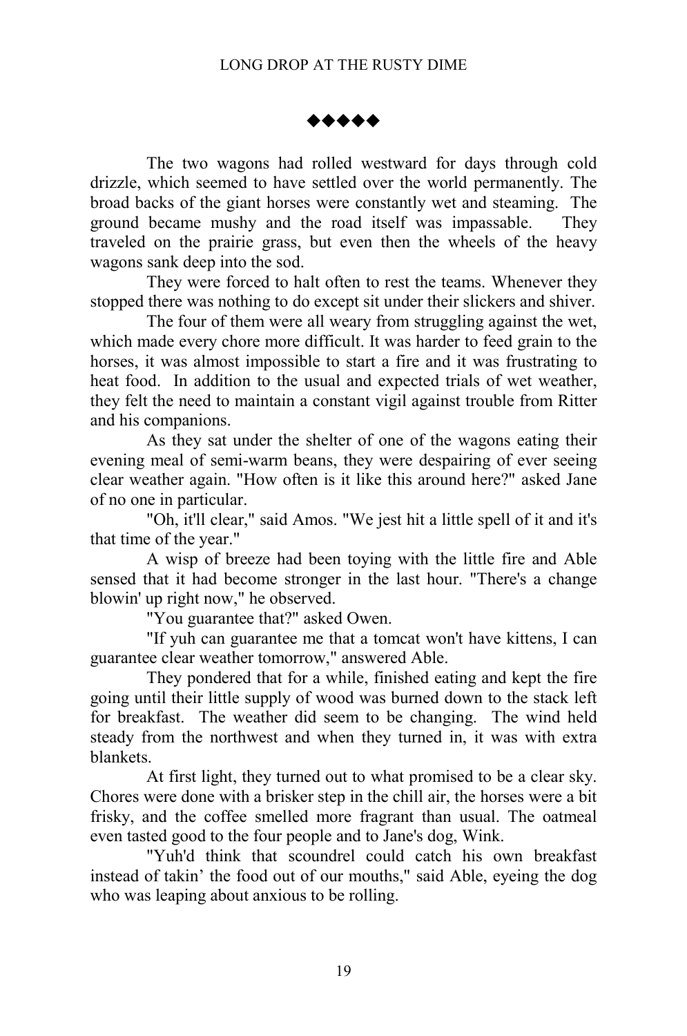◆◆◆◆◆

The two wagons had rolled westward for days through cold drizzle, which seemed to have settled over the world permanently. The broad backs of the giant horses were constantly wet and steaming. The ground became mushy and the road itself was impassable. They traveled on the prairie grass, but even then the wheels of the heavy wagons sank deep into the sod.

They were forced to halt often to rest the teams. Whenever they stopped there was nothing to do except sit under their slickers and shiver.

The four of them were all weary from struggling against the wet, which made every chore more difficult. It was harder to feed grain to the horses, it was almost impossible to start a fire and it was frustrating to heat food. In addition to the usual and expected trials of wet weather, they felt the need to maintain a constant vigil against trouble from Ritter and his companions.

As they sat under the shelter of one of the wagons eating their evening meal of semi-warm beans, they were despairing of ever seeing clear weather again. "How often is it like this around here?" asked Jane of no one in particular.

"Oh, it'll clear," said Amos. "We jest hit a little spell of it and it's that time of the year."

A wisp of breeze had been toying with the little fire and Able sensed that it had become stronger in the last hour. "There's a change blowin' up right now," he observed.

"You guarantee that?" asked Owen.

"If yuh can guarantee me that a tomcat won't have kittens, I can guarantee clear weather tomorrow," answered Able.

They pondered that for a while, finished eating and kept the fire going until their little supply of wood was burned down to the stack left for breakfast. The weather did seem to be changing. The wind held steady from the northwest and when they turned in, it was with extra blankets.

At first light, they turned out to what promised to be a clear sky. Chores were done with a brisker step in the chill air, the horses were a bit frisky, and the coffee smelled more fragrant than usual. The oatmeal even tasted good to the four people and to Jane's dog, Wink.

"Yuh'd think that scoundrel could catch his own breakfast instead of takin' the food out of our mouths," said Able, eyeing the dog who was leaping about anxious to be rolling.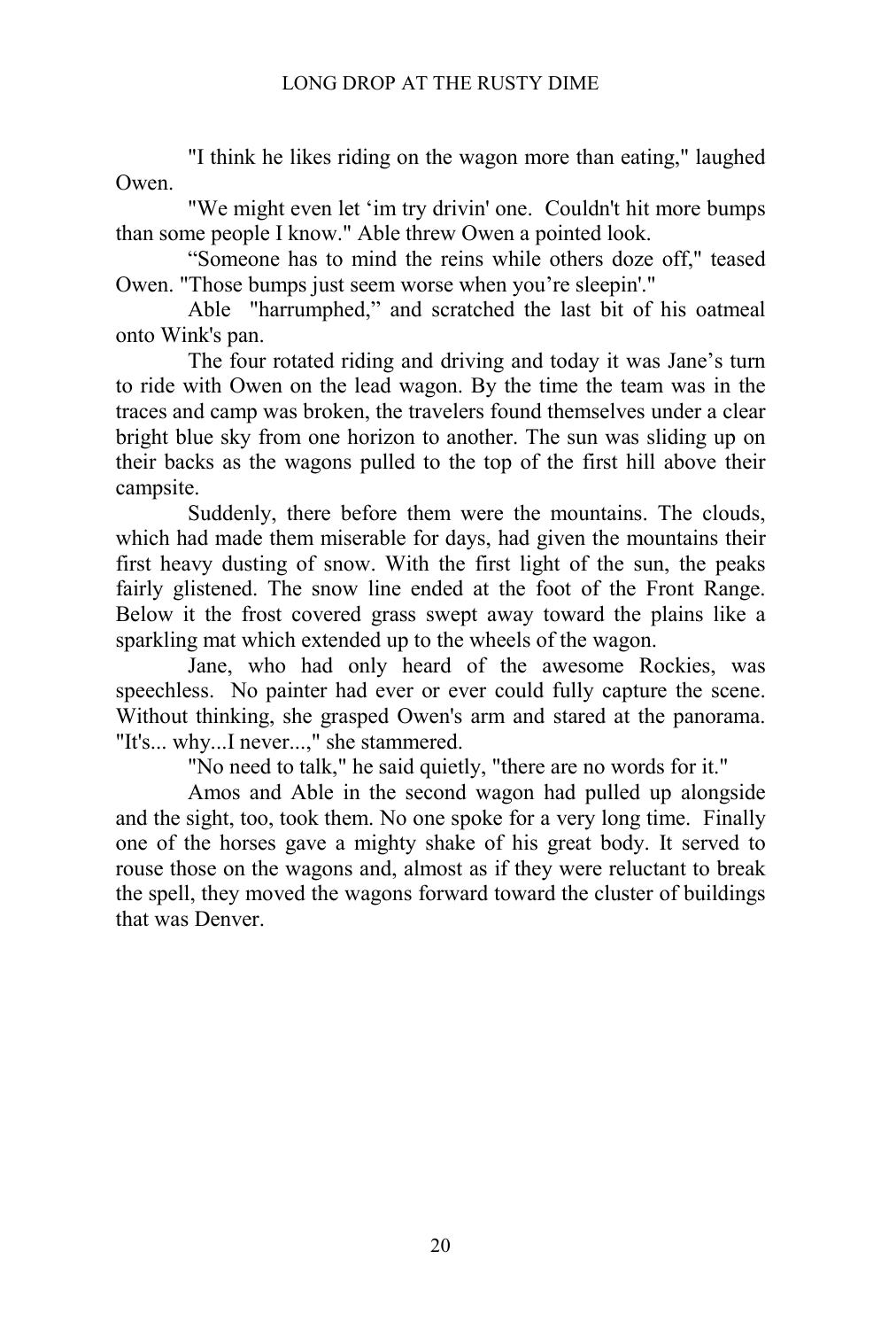"I think he likes riding on the wagon more than eating," laughed Owen.

"We might even let 'im try drivin' one. Couldn't hit more bumps than some people I know." Able threw Owen a pointed look.

"Someone has to mind the reins while others doze off," teased Owen. "Those bumps just seem worse when you're sleepin'."

Able "harrumphed," and scratched the last bit of his oatmeal onto Wink's pan.

The four rotated riding and driving and today it was Jane's turn to ride with Owen on the lead wagon. By the time the team was in the traces and camp was broken, the travelers found themselves under a clear bright blue sky from one horizon to another. The sun was sliding up on their backs as the wagons pulled to the top of the first hill above their campsite.

Suddenly, there before them were the mountains. The clouds, which had made them miserable for days, had given the mountains their first heavy dusting of snow. With the first light of the sun, the peaks fairly glistened. The snow line ended at the foot of the Front Range. Below it the frost covered grass swept away toward the plains like a sparkling mat which extended up to the wheels of the wagon.

Jane, who had only heard of the awesome Rockies, was speechless. No painter had ever or ever could fully capture the scene. Without thinking, she grasped Owen's arm and stared at the panorama. "It's... why...I never...," she stammered.

"No need to talk," he said quietly, "there are no words for it."

Amos and Able in the second wagon had pulled up alongside and the sight, too, took them. No one spoke for a very long time. Finally one of the horses gave a mighty shake of his great body. It served to rouse those on the wagons and, almost as if they were reluctant to break the spell, they moved the wagons forward toward the cluster of buildings that was Denver.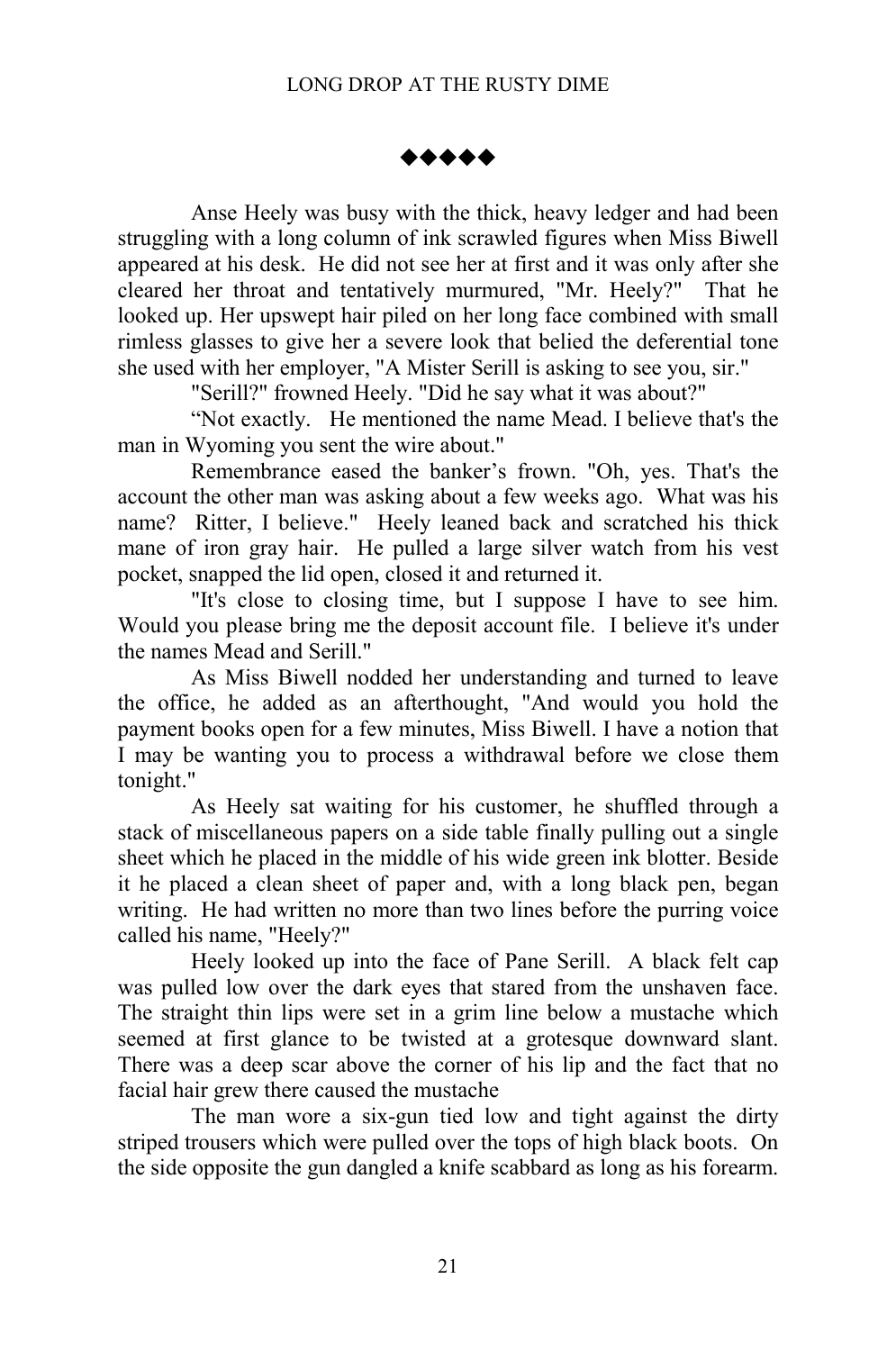◆◆◆◆◆

Anse Heely was busy with the thick, heavy ledger and had been struggling with a long column of ink scrawled figures when Miss Biwell appeared at his desk. He did not see her at first and it was only after she cleared her throat and tentatively murmured, "Mr. Heely?" That he looked up. Her upswept hair piled on her long face combined with small rimless glasses to give her a severe look that belied the deferential tone she used with her employer, "A Mister Serill is asking to see you, sir."

"Serill?" frowned Heely. "Did he say what it was about?"

"Not exactly. He mentioned the name Mead. I believe that's the man in Wyoming you sent the wire about."

Remembrance eased the banker's frown. "Oh, yes. That's the account the other man was asking about a few weeks ago. What was his name? Ritter, I believe." Heely leaned back and scratched his thick mane of iron gray hair. He pulled a large silver watch from his vest pocket, snapped the lid open, closed it and returned it.

"It's close to closing time, but I suppose I have to see him. Would you please bring me the deposit account file. I believe it's under the names Mead and Serill."

As Miss Biwell nodded her understanding and turned to leave the office, he added as an afterthought, "And would you hold the payment books open for a few minutes, Miss Biwell. I have a notion that I may be wanting you to process a withdrawal before we close them tonight."

As Heely sat waiting for his customer, he shuffled through a stack of miscellaneous papers on a side table finally pulling out a single sheet which he placed in the middle of his wide green ink blotter. Beside it he placed a clean sheet of paper and, with a long black pen, began writing. He had written no more than two lines before the purring voice called his name, "Heely?"

Heely looked up into the face of Pane Serill. A black felt cap was pulled low over the dark eyes that stared from the unshaven face. The straight thin lips were set in a grim line below a mustache which seemed at first glance to be twisted at a grotesque downward slant. There was a deep scar above the corner of his lip and the fact that no facial hair grew there caused the mustache

The man wore a six-gun tied low and tight against the dirty striped trousers which were pulled over the tops of high black boots. On the side opposite the gun dangled a knife scabbard as long as his forearm.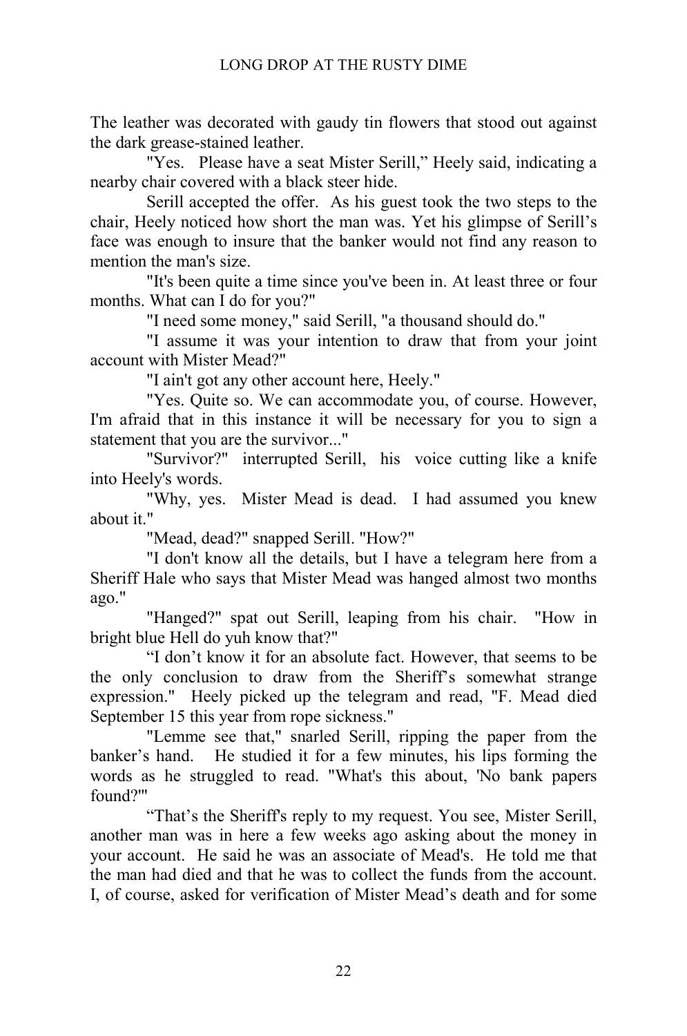The leather was decorated with gaudy tin flowers that stood out against the dark grease-stained leather.

"Yes. Please have a seat Mister Serill," Heely said, indicating a nearby chair covered with a black steer hide.

Serill accepted the offer. As his guest took the two steps to the chair, Heely noticed how short the man was. Yet his glimpse of Serill's face was enough to insure that the banker would not find any reason to mention the man's size.

"It's been quite a time since you've been in. At least three or four months. What can I do for you?"

"I need some money," said Serill, "a thousand should do."

"I assume it was your intention to draw that from your joint account with Mister Mead?"

"I ain't got any other account here, Heely."

"Yes. Quite so. We can accommodate you, of course. However, I'm afraid that in this instance it will be necessary for you to sign a statement that you are the survivor..."

"Survivor?" interrupted Serill, his voice cutting like a knife into Heely's words.

"Why, yes. Mister Mead is dead. I had assumed you knew about it."

"Mead, dead?" snapped Serill. "How?"

"I don't know all the details, but I have a telegram here from a Sheriff Hale who says that Mister Mead was hanged almost two months ago."

"Hanged?" spat out Serill, leaping from his chair. "How in bright blue Hell do yuh know that?"

"I don't know it for an absolute fact. However, that seems to be the only conclusion to draw from the Sheriff's somewhat strange expression." Heely picked up the telegram and read, "F. Mead died September 15 this year from rope sickness."

"Lemme see that," snarled Serill, ripping the paper from the banker's hand. He studied it for a few minutes, his lips forming the words as he struggled to read. "What's this about, 'No bank papers found?'"

"That's the Sheriff's reply to my request. You see, Mister Serill, another man was in here a few weeks ago asking about the money in your account. He said he was an associate of Mead's. He told me that the man had died and that he was to collect the funds from the account. I, of course, asked for verification of Mister Mead's death and for some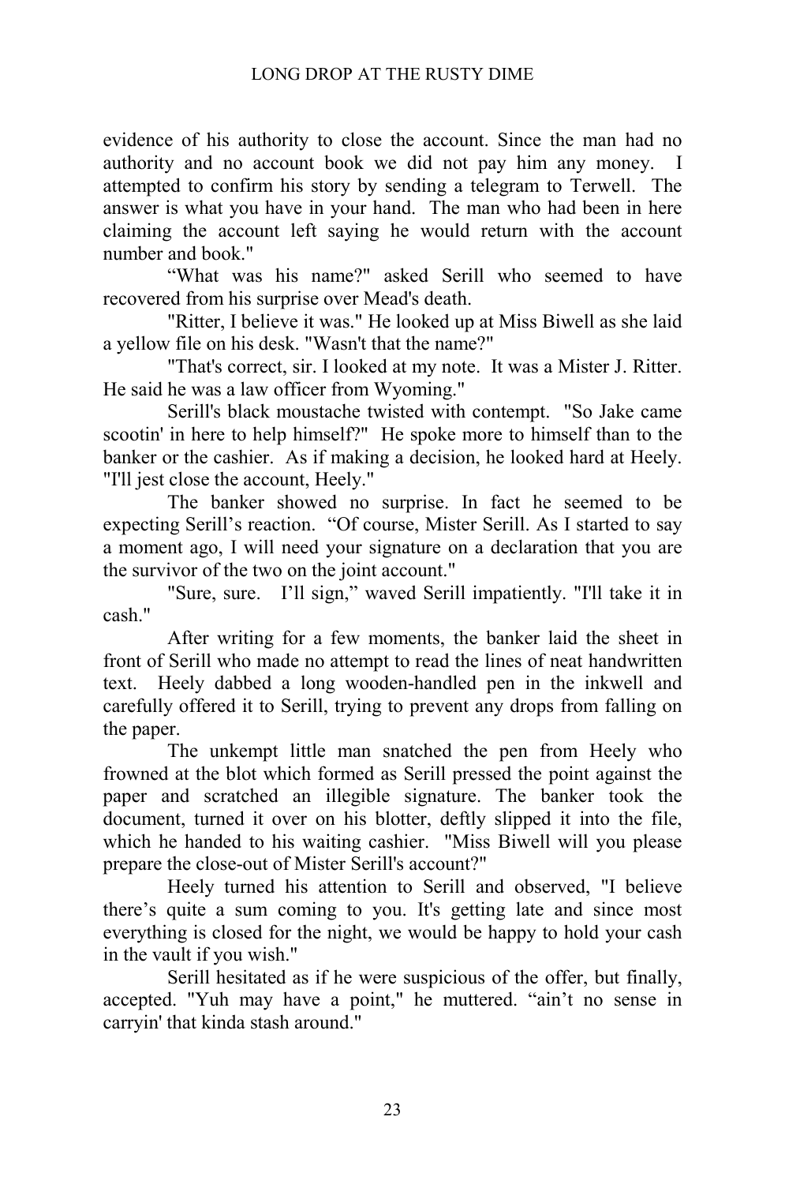evidence of his authority to close the account. Since the man had no authority and no account book we did not pay him any money. I attempted to confirm his story by sending a telegram to Terwell. The answer is what you have in your hand. The man who had been in here claiming the account left saying he would return with the account number and book."

"What was his name?" asked Serill who seemed to have recovered from his surprise over Mead's death.

"Ritter, I believe it was." He looked up at Miss Biwell as she laid a yellow file on his desk. "Wasn't that the name?"

"That's correct, sir. I looked at my note. It was a Mister J. Ritter. He said he was a law officer from Wyoming."

Serill's black moustache twisted with contempt. "So Jake came scootin' in here to help himself?" He spoke more to himself than to the banker or the cashier. As if making a decision, he looked hard at Heely. "I'll jest close the account, Heely."

The banker showed no surprise. In fact he seemed to be expecting Serill's reaction. "Of course, Mister Serill. As I started to say a moment ago, I will need your signature on a declaration that you are the survivor of the two on the joint account."

"Sure, sure. I'll sign," waved Serill impatiently. "I'll take it in cash."

After writing for a few moments, the banker laid the sheet in front of Serill who made no attempt to read the lines of neat handwritten text. Heely dabbed a long wooden-handled pen in the inkwell and carefully offered it to Serill, trying to prevent any drops from falling on the paper.

The unkempt little man snatched the pen from Heely who frowned at the blot which formed as Serill pressed the point against the paper and scratched an illegible signature. The banker took the document, turned it over on his blotter, deftly slipped it into the file, which he handed to his waiting cashier. "Miss Biwell will you please prepare the close-out of Mister Serill's account?"

Heely turned his attention to Serill and observed, "I believe there's quite a sum coming to you. It's getting late and since most everything is closed for the night, we would be happy to hold your cash in the vault if you wish."

Serill hesitated as if he were suspicious of the offer, but finally, accepted. "Yuh may have a point," he muttered. "ain't no sense in carryin' that kinda stash around."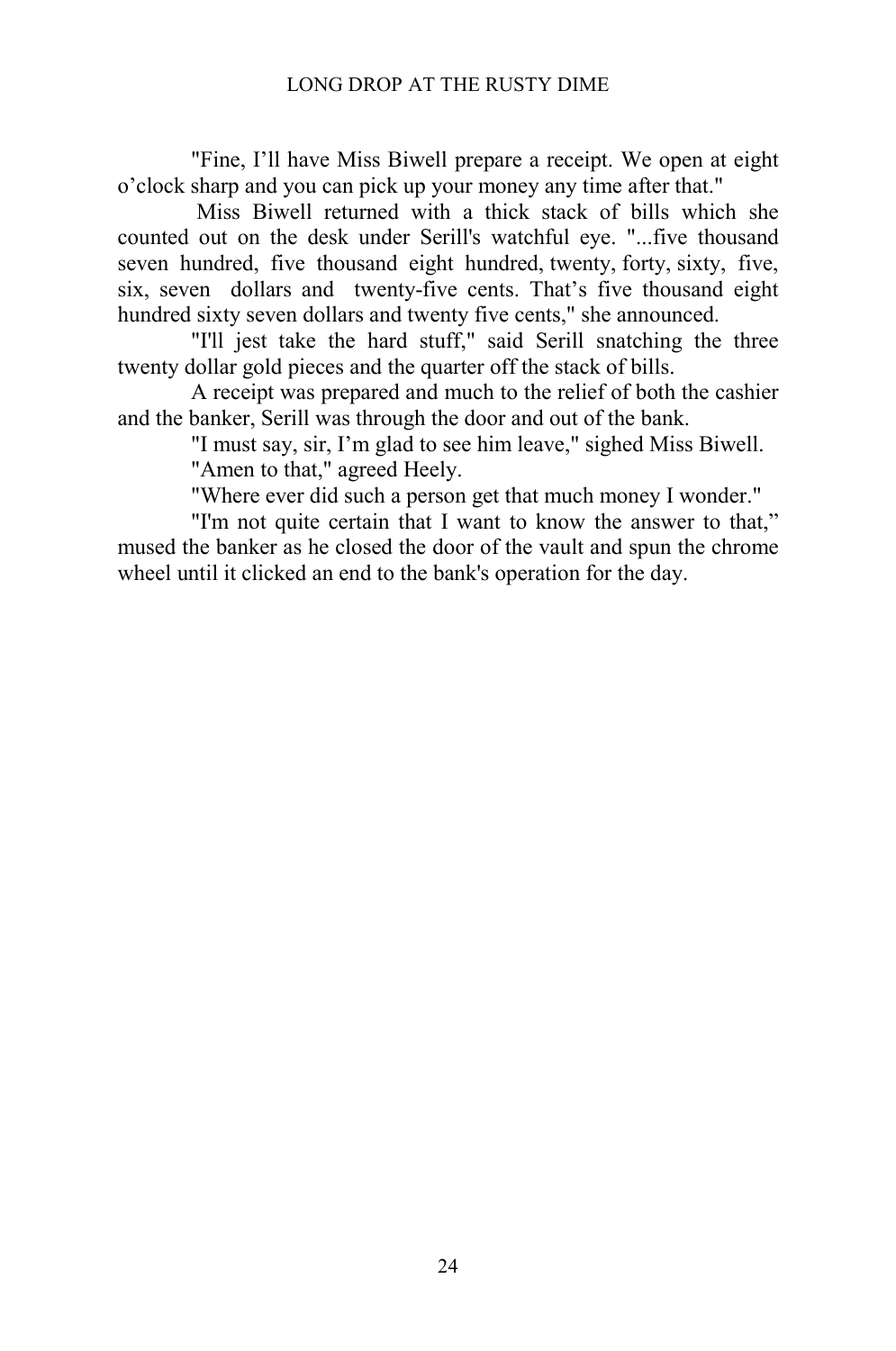"Fine, I'll have Miss Biwell prepare a receipt. We open at eight o'clock sharp and you can pick up your money any time after that."

Miss Biwell returned with a thick stack of bills which she counted out on the desk under Serill's watchful eye. "...five thousand seven hundred, five thousand eight hundred, twenty, forty, sixty, five, six, seven dollars and twenty-five cents. That's five thousand eight hundred sixty seven dollars and twenty five cents," she announced.

"I'll jest take the hard stuff," said Serill snatching the three twenty dollar gold pieces and the quarter off the stack of bills.

A receipt was prepared and much to the relief of both the cashier and the banker, Serill was through the door and out of the bank.

"I must say, sir, I'm glad to see him leave," sighed Miss Biwell.

"Amen to that," agreed Heely.

"Where ever did such a person get that much money I wonder."

"I'm not quite certain that I want to know the answer to that," mused the banker as he closed the door of the vault and spun the chrome wheel until it clicked an end to the bank's operation for the day.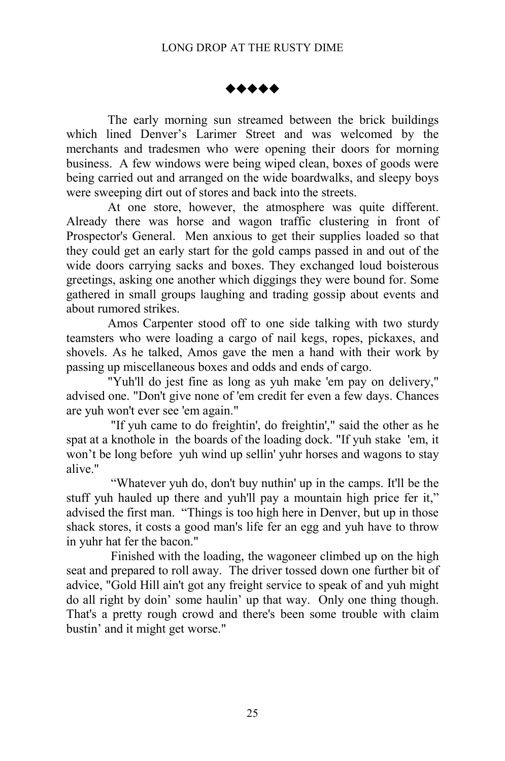◆◆◆◆◆

The early morning sun streamed between the brick buildings which lined Denver's Larimer Street and was welcomed by the merchants and tradesmen who were opening their doors for morning business. A few windows were being wiped clean, boxes of goods were being carried out and arranged on the wide boardwalks, and sleepy boys were sweeping dirt out of stores and back into the streets.

At one store, however, the atmosphere was quite different. Already there was horse and wagon traffic clustering in front of Prospector's General. Men anxious to get their supplies loaded so that they could get an early start for the gold camps passed in and out of the wide doors carrying sacks and boxes. They exchanged loud boisterous greetings, asking one another which diggings they were bound for. Some gathered in small groups laughing and trading gossip about events and about rumored strikes.

Amos Carpenter stood off to one side talking with two sturdy teamsters who were loading a cargo of nail kegs, ropes, pickaxes, and shovels. As he talked, Amos gave the men a hand with their work by passing up miscellaneous boxes and odds and ends of cargo.

"Yuh'll do jest fine as long as yuh make 'em pay on delivery," advised one. "Don't give none of 'em credit fer even a few days. Chances are yuh won't ever see 'em again."

"If yuh came to do freightin', do freightin'," said the other as he spat at a knothole in the boards of the loading dock. "If yuh stake 'em, it won't be long before yuh wind up sellin' yuhr horses and wagons to stay alive."

"Whatever yuh do, don't buy nuthin' up in the camps. It'll be the stuff yuh hauled up there and yuh'll pay a mountain high price fer it," advised the first man. "Things is too high here in Denver, but up in those shack stores, it costs a good man's life fer an egg and yuh have to throw in yuhr hat fer the bacon."

Finished with the loading, the wagoneer climbed up on the high seat and prepared to roll away. The driver tossed down one further bit of advice, "Gold Hill ain't got any freight service to speak of and yuh might do all right by doin' some haulin' up that way. Only one thing though. That's a pretty rough crowd and there's been some trouble with claim bustin' and it might get worse."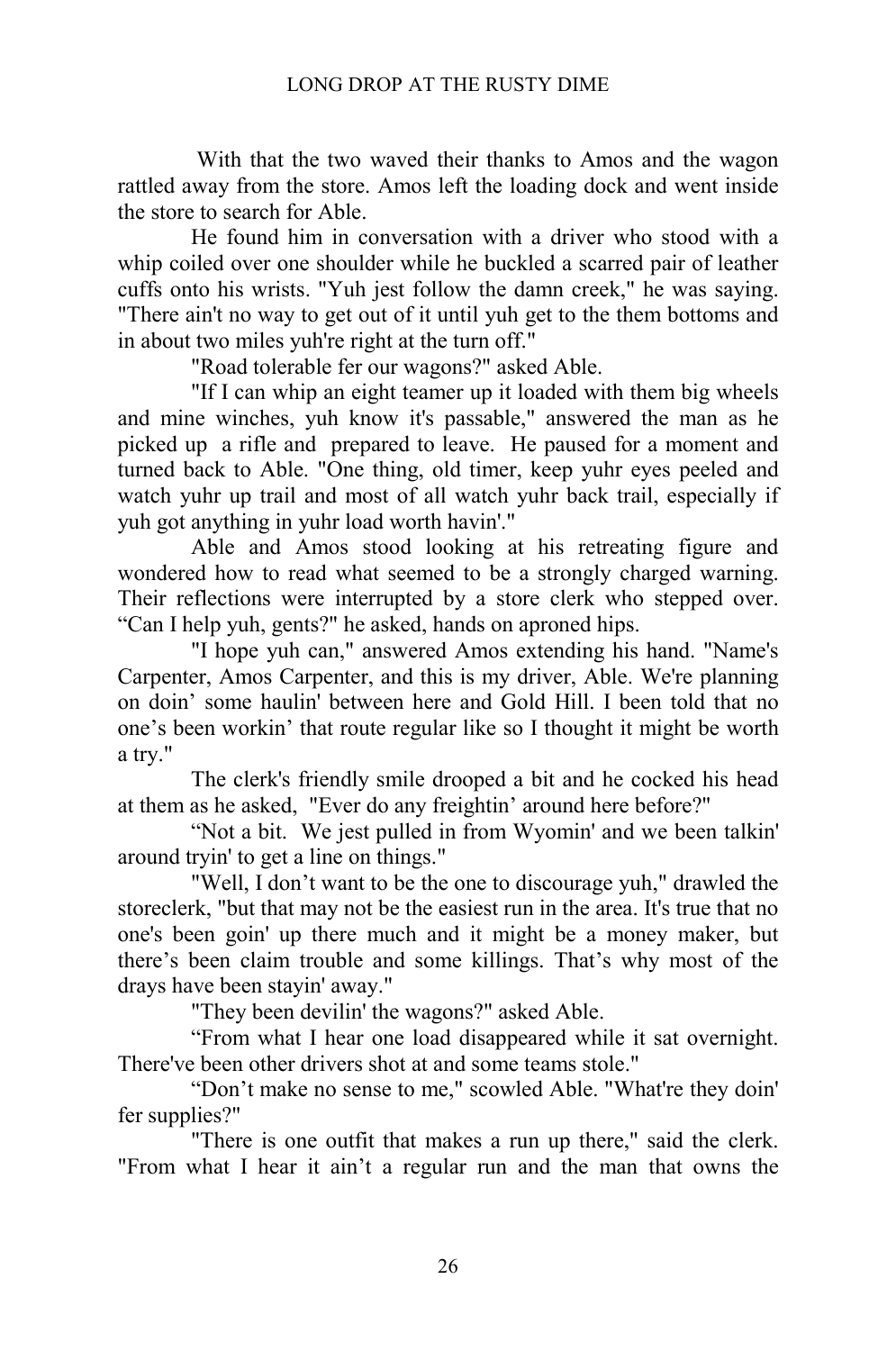With that the two waved their thanks to Amos and the wagon rattled away from the store. Amos left the loading dock and went inside the store to search for Able.

He found him in conversation with a driver who stood with a whip coiled over one shoulder while he buckled a scarred pair of leather cuffs onto his wrists. "Yuh jest follow the damn creek," he was saying. "There ain't no way to get out of it until yuh get to the them bottoms and in about two miles yuh're right at the turn off."

"Road tolerable fer our wagons?" asked Able.

"If I can whip an eight teamer up it loaded with them big wheels and mine winches, yuh know it's passable," answered the man as he picked up a rifle and prepared to leave. He paused for a moment and turned back to Able. "One thing, old timer, keep yuhr eyes peeled and watch yuhr up trail and most of all watch yuhr back trail, especially if yuh got anything in yuhr load worth havin'."

Able and Amos stood looking at his retreating figure and wondered how to read what seemed to be a strongly charged warning. Their reflections were interrupted by a store clerk who stepped over. "Can I help yuh, gents?" he asked, hands on aproned hips.

"I hope yuh can," answered Amos extending his hand. "Name's Carpenter, Amos Carpenter, and this is my driver, Able. We're planning on doin' some haulin' between here and Gold Hill. I been told that no one's been workin' that route regular like so I thought it might be worth a try."

The clerk's friendly smile drooped a bit and he cocked his head at them as he asked, "Ever do any freightin' around here before?"

"Not a bit. We jest pulled in from Wyomin' and we been talkin' around tryin' to get a line on things."

"Well, I don't want to be the one to discourage yuh," drawled the storeclerk, "but that may not be the easiest run in the area. It's true that no one's been goin' up there much and it might be a money maker, but there's been claim trouble and some killings. That's why most of the drays have been stayin' away."

"They been devilin' the wagons?" asked Able.

"From what I hear one load disappeared while it sat overnight. There've been other drivers shot at and some teams stole."

"Don't make no sense to me," scowled Able. "What're they doin' fer supplies?"

"There is one outfit that makes a run up there," said the clerk. "From what I hear it ain't a regular run and the man that owns the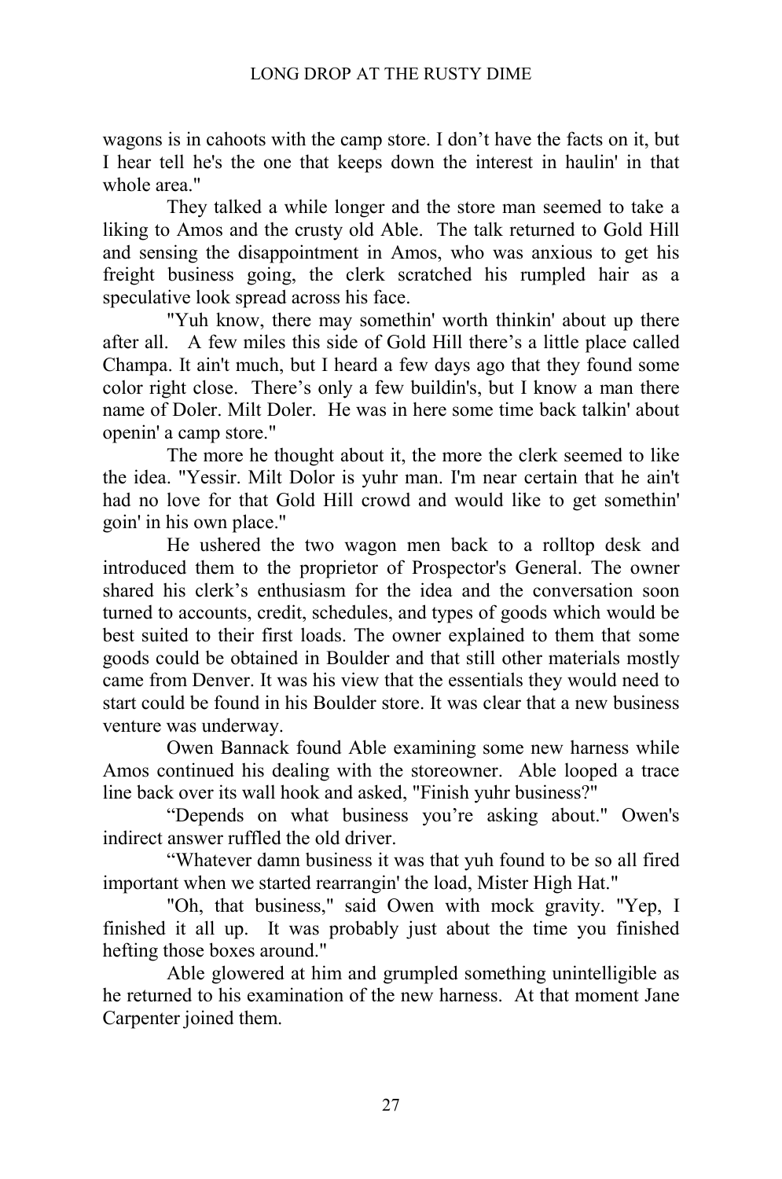wagons is in cahoots with the camp store. I don’t have the facts on it, but I hear tell he's the one that keeps down the interest in haulin' in that whole area."

They talked a while longer and the store man seemed to take a liking to Amos and the crusty old Able. The talk returned to Gold Hill and sensing the disappointment in Amos, who was anxious to get his freight business going, the clerk scratched his rumpled hair as a speculative look spread across his face.

"Yuh know, there may somethin' worth thinkin' about up there after all. A few miles this side of Gold Hill there’s a little place called Champa. It ain't much, but I heard a few days ago that they found some color right close. There’s only a few buildin's, but I know a man there name of Doler. Milt Doler. He was in here some time back talkin' about openin' a camp store."

The more he thought about it, the more the clerk seemed to like the idea. "Yessir. Milt Dolor is yuhr man. I'm near certain that he ain't had no love for that Gold Hill crowd and would like to get somethin' goin' in his own place."

He ushered the two wagon men back to a rolltop desk and introduced them to the proprietor of Prospector's General. The owner shared his clerk’s enthusiasm for the idea and the conversation soon turned to accounts, credit, schedules, and types of goods which would be best suited to their first loads. The owner explained to them that some goods could be obtained in Boulder and that still other materials mostly came from Denver. It was his view that the essentials they would need to start could be found in his Boulder store. It was clear that a new business venture was underway.

Owen Bannack found Able examining some new harness while Amos continued his dealing with the storeowner. Able looped a trace line back over its wall hook and asked, "Finish yuhr business?"

“Depends on what business you’re asking about." Owen's indirect answer ruffled the old driver.

“Whatever damn business it was that yuh found to be so all fired important when we started rearrangin' the load, Mister High Hat."

"Oh, that business," said Owen with mock gravity. "Yep, I finished it all up. It was probably just about the time you finished hefting those boxes around."

Able glowered at him and grumpled something unintelligible as he returned to his examination of the new harness. At that moment Jane Carpenter joined them.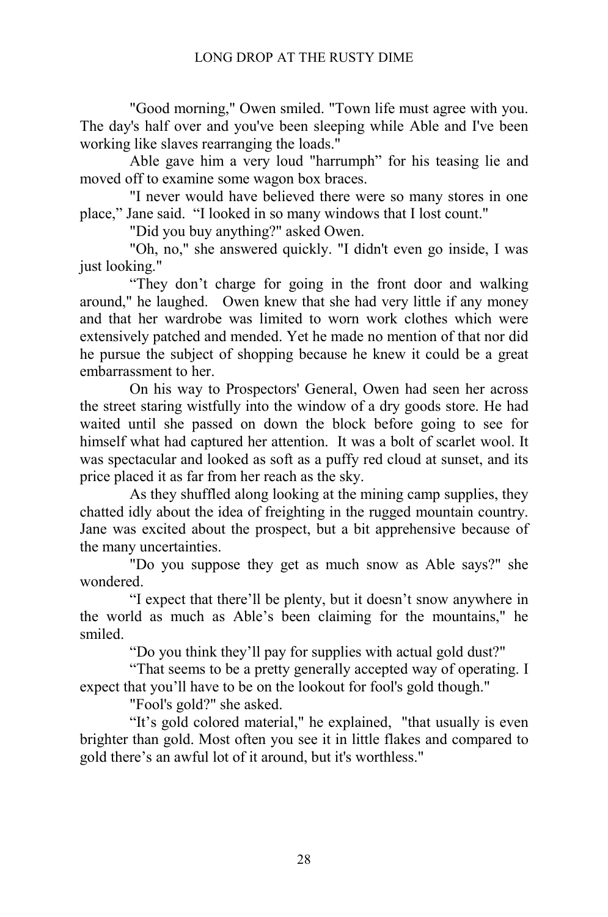"Good morning," Owen smiled. "Town life must agree with you. The day's half over and you've been sleeping while Able and I've been working like slaves rearranging the loads."

Able gave him a very loud "harrumph" for his teasing lie and moved off to examine some wagon box braces.

"I never would have believed there were so many stores in one place," Jane said. "I looked in so many windows that I lost count."

"Did you buy anything?" asked Owen.

"Oh, no," she answered quickly. "I didn't even go inside, I was just looking."

"They don't charge for going in the front door and walking around," he laughed. Owen knew that she had very little if any money and that her wardrobe was limited to worn work clothes which were extensively patched and mended. Yet he made no mention of that nor did he pursue the subject of shopping because he knew it could be a great embarrassment to her.

On his way to Prospectors' General, Owen had seen her across the street staring wistfully into the window of a dry goods store. He had waited until she passed on down the block before going to see for himself what had captured her attention. It was a bolt of scarlet wool. It was spectacular and looked as soft as a puffy red cloud at sunset, and its price placed it as far from her reach as the sky.

As they shuffled along looking at the mining camp supplies, they chatted idly about the idea of freighting in the rugged mountain country. Jane was excited about the prospect, but a bit apprehensive because of the many uncertainties.

"Do you suppose they get as much snow as Able says?" she wondered.

"I expect that there'll be plenty, but it doesn't snow anywhere in the world as much as Able's been claiming for the mountains," he smiled.

"Do you think they'll pay for supplies with actual gold dust?"

"That seems to be a pretty generally accepted way of operating. I expect that you'll have to be on the lookout for fool's gold though."

"Fool's gold?" she asked.

"It's gold colored material," he explained, "that usually is even brighter than gold. Most often you see it in little flakes and compared to gold there's an awful lot of it around, but it's worthless."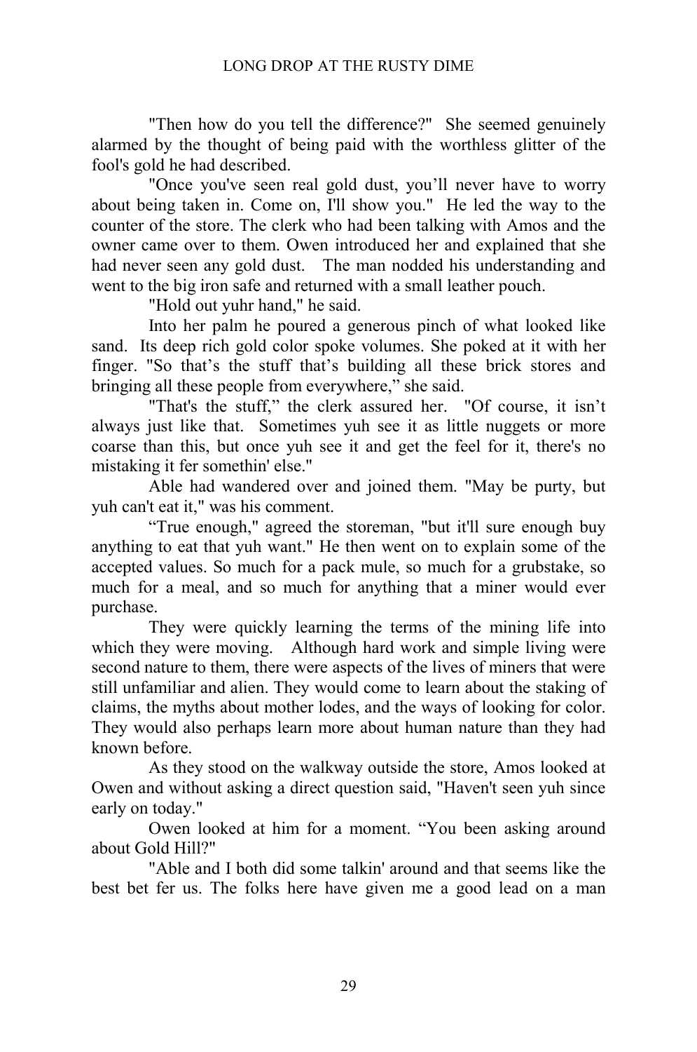"Then how do you tell the difference?" She seemed genuinely alarmed by the thought of being paid with the worthless glitter of the fool's gold he had described.

"Once you've seen real gold dust, you'll never have to worry about being taken in. Come on, I'll show you." He led the way to the counter of the store. The clerk who had been talking with Amos and the owner came over to them. Owen introduced her and explained that she had never seen any gold dust. The man nodded his understanding and went to the big iron safe and returned with a small leather pouch.

"Hold out yuhr hand," he said.

Into her palm he poured a generous pinch of what looked like sand. Its deep rich gold color spoke volumes. She poked at it with her finger. "So that's the stuff that's building all these brick stores and bringing all these people from everywhere," she said.

"That's the stuff," the clerk assured her. "Of course, it isn't always just like that. Sometimes yuh see it as little nuggets or more coarse than this, but once yuh see it and get the feel for it, there's no mistaking it fer somethin' else."

Able had wandered over and joined them. "May be purty, but yuh can't eat it," was his comment.

"True enough," agreed the storeman, "but it'll sure enough buy anything to eat that yuh want." He then went on to explain some of the accepted values. So much for a pack mule, so much for a grubstake, so much for a meal, and so much for anything that a miner would ever purchase.

They were quickly learning the terms of the mining life into which they were moving. Although hard work and simple living were second nature to them, there were aspects of the lives of miners that were still unfamiliar and alien. They would come to learn about the staking of claims, the myths about mother lodes, and the ways of looking for color. They would also perhaps learn more about human nature than they had known before.

As they stood on the walkway outside the store, Amos looked at Owen and without asking a direct question said, "Haven't seen yuh since early on today."

Owen looked at him for a moment. "You been asking around about Gold Hill?"

"Able and I both did some talkin' around and that seems like the best bet fer us. The folks here have given me a good lead on a man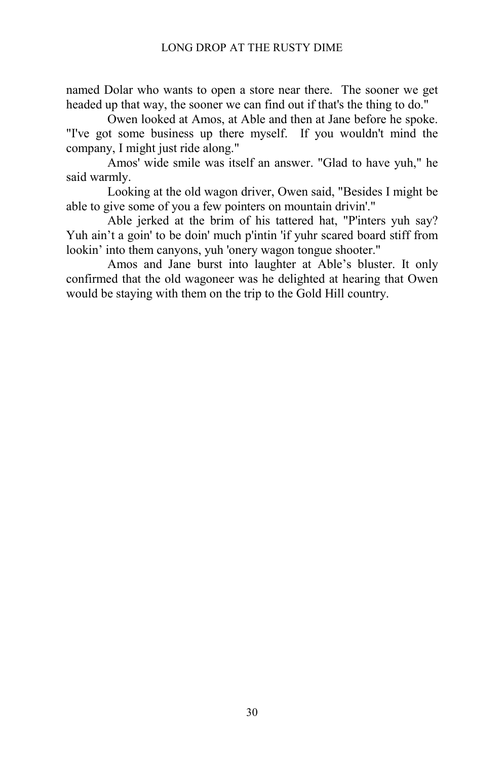named Dolar who wants to open a store near there. The sooner we get headed up that way, the sooner we can find out if that's the thing to do."

Owen looked at Amos, at Able and then at Jane before he spoke. "I've got some business up there myself. If you wouldn't mind the company, I might just ride along."

Amos' wide smile was itself an answer. "Glad to have yuh," he said warmly.

Looking at the old wagon driver, Owen said, "Besides I might be able to give some of you a few pointers on mountain drivin'."

Able jerked at the brim of his tattered hat, "P'inters yuh say? Yuh ain't a goin' to be doin' much p'intin 'if yuhr scared board stiff from lookin' into them canyons, yuh 'onery wagon tongue shooter."

Amos and Jane burst into laughter at Able's bluster. It only confirmed that the old wagoneer was he delighted at hearing that Owen would be staying with them on the trip to the Gold Hill country.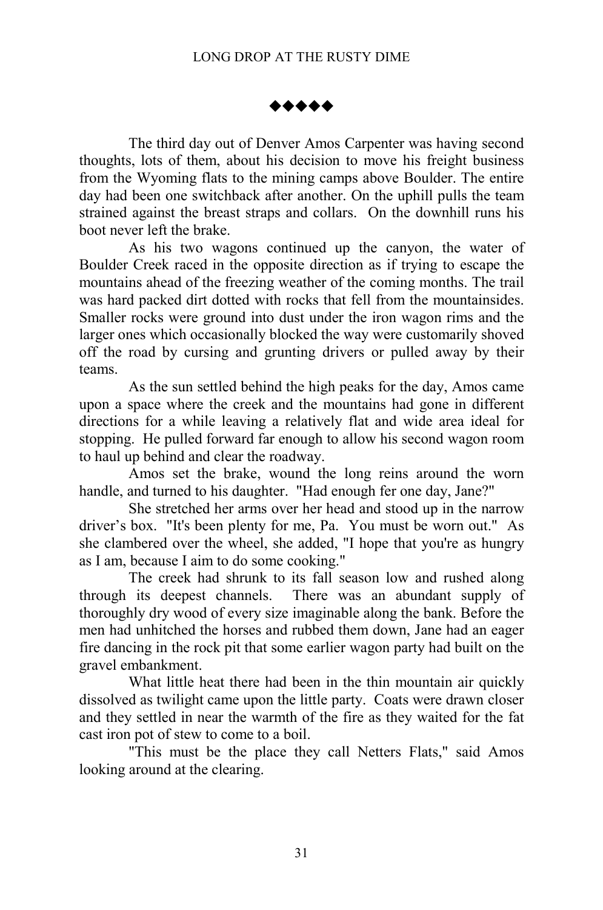◆◆◆◆◆

The third day out of Denver Amos Carpenter was having second thoughts, lots of them, about his decision to move his freight business from the Wyoming flats to the mining camps above Boulder. The entire day had been one switchback after another. On the uphill pulls the team strained against the breast straps and collars. On the downhill runs his boot never left the brake.

As his two wagons continued up the canyon, the water of Boulder Creek raced in the opposite direction as if trying to escape the mountains ahead of the freezing weather of the coming months. The trail was hard packed dirt dotted with rocks that fell from the mountainsides. Smaller rocks were ground into dust under the iron wagon rims and the larger ones which occasionally blocked the way were customarily shoved off the road by cursing and grunting drivers or pulled away by their teams.

As the sun settled behind the high peaks for the day, Amos came upon a space where the creek and the mountains had gone in different directions for a while leaving a relatively flat and wide area ideal for stopping. He pulled forward far enough to allow his second wagon room to haul up behind and clear the roadway.

Amos set the brake, wound the long reins around the worn handle, and turned to his daughter. "Had enough fer one day, Jane?"

She stretched her arms over her head and stood up in the narrow driver's box. "It's been plenty for me, Pa. You must be worn out." As she clambered over the wheel, she added, "I hope that you're as hungry as I am, because I aim to do some cooking."

The creek had shrunk to its fall season low and rushed along through its deepest channels. There was an abundant supply of thoroughly dry wood of every size imaginable along the bank. Before the men had unhitched the horses and rubbed them down, Jane had an eager fire dancing in the rock pit that some earlier wagon party had built on the gravel embankment.

What little heat there had been in the thin mountain air quickly dissolved as twilight came upon the little party. Coats were drawn closer and they settled in near the warmth of the fire as they waited for the fat cast iron pot of stew to come to a boil.

"This must be the place they call Netters Flats," said Amos looking around at the clearing.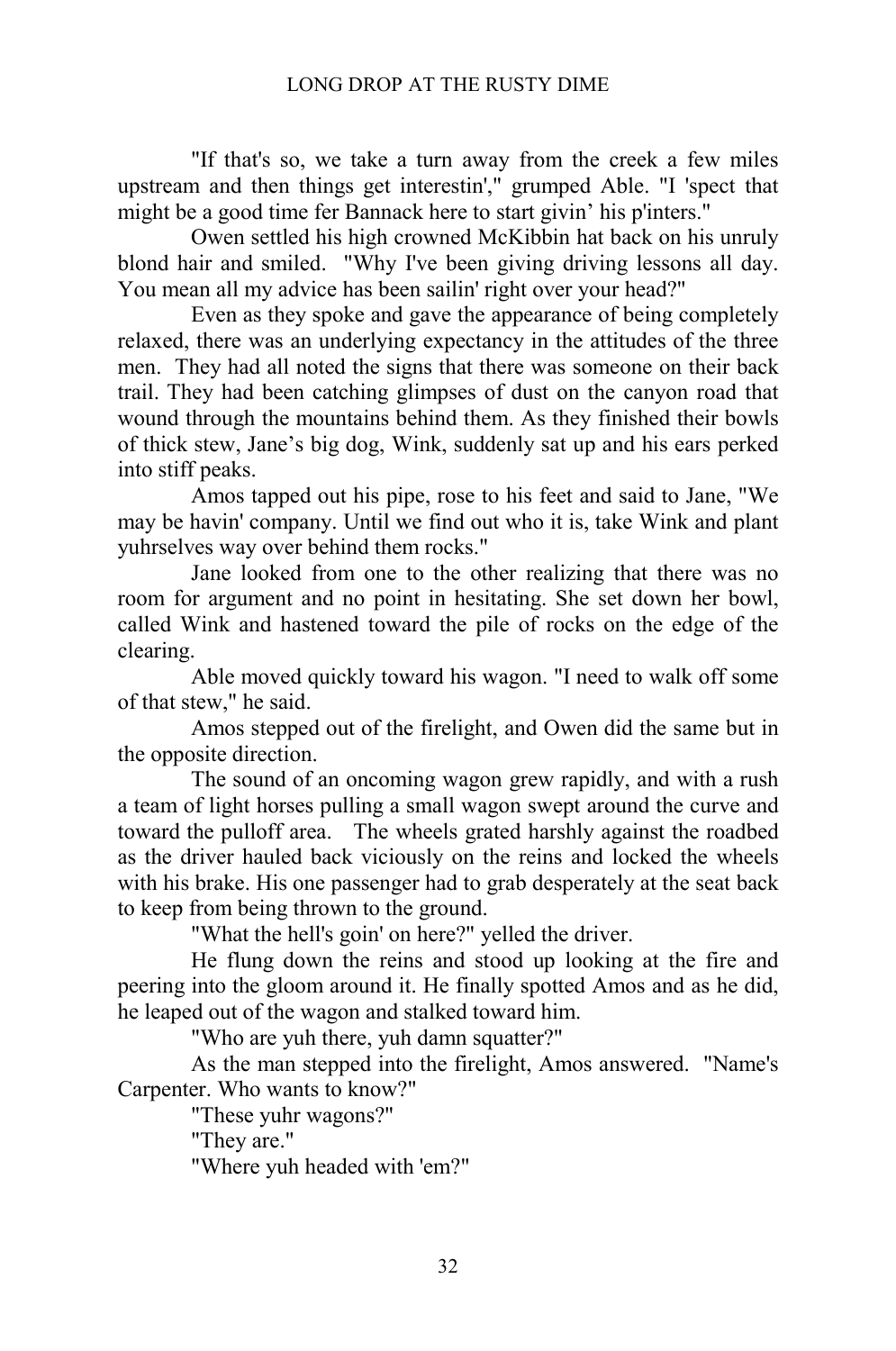"If that's so, we take a turn away from the creek a few miles upstream and then things get interestin'," grumped Able. "I 'spect that might be a good time fer Bannack here to start givin' his p'inters."

Owen settled his high crowned McKibbin hat back on his unruly blond hair and smiled. "Why I've been giving driving lessons all day. You mean all my advice has been sailin' right over your head?"

Even as they spoke and gave the appearance of being completely relaxed, there was an underlying expectancy in the attitudes of the three men. They had all noted the signs that there was someone on their back trail. They had been catching glimpses of dust on the canyon road that wound through the mountains behind them. As they finished their bowls of thick stew, Jane's big dog, Wink, suddenly sat up and his ears perked into stiff peaks.

Amos tapped out his pipe, rose to his feet and said to Jane, "We may be havin' company. Until we find out who it is, take Wink and plant yuhrselves way over behind them rocks."

Jane looked from one to the other realizing that there was no room for argument and no point in hesitating. She set down her bowl, called Wink and hastened toward the pile of rocks on the edge of the clearing.

Able moved quickly toward his wagon. "I need to walk off some of that stew," he said.

Amos stepped out of the firelight, and Owen did the same but in the opposite direction.

The sound of an oncoming wagon grew rapidly, and with a rush a team of light horses pulling a small wagon swept around the curve and toward the pulloff area. The wheels grated harshly against the roadbed as the driver hauled back viciously on the reins and locked the wheels with his brake. His one passenger had to grab desperately at the seat back to keep from being thrown to the ground.

"What the hell's goin' on here?" yelled the driver.

He flung down the reins and stood up looking at the fire and peering into the gloom around it. He finally spotted Amos and as he did, he leaped out of the wagon and stalked toward him.

"Who are yuh there, yuh damn squatter?"

As the man stepped into the firelight, Amos answered. "Name's Carpenter. Who wants to know?"

"These yuhr wagons?"

"They are."

"Where yuh headed with 'em?"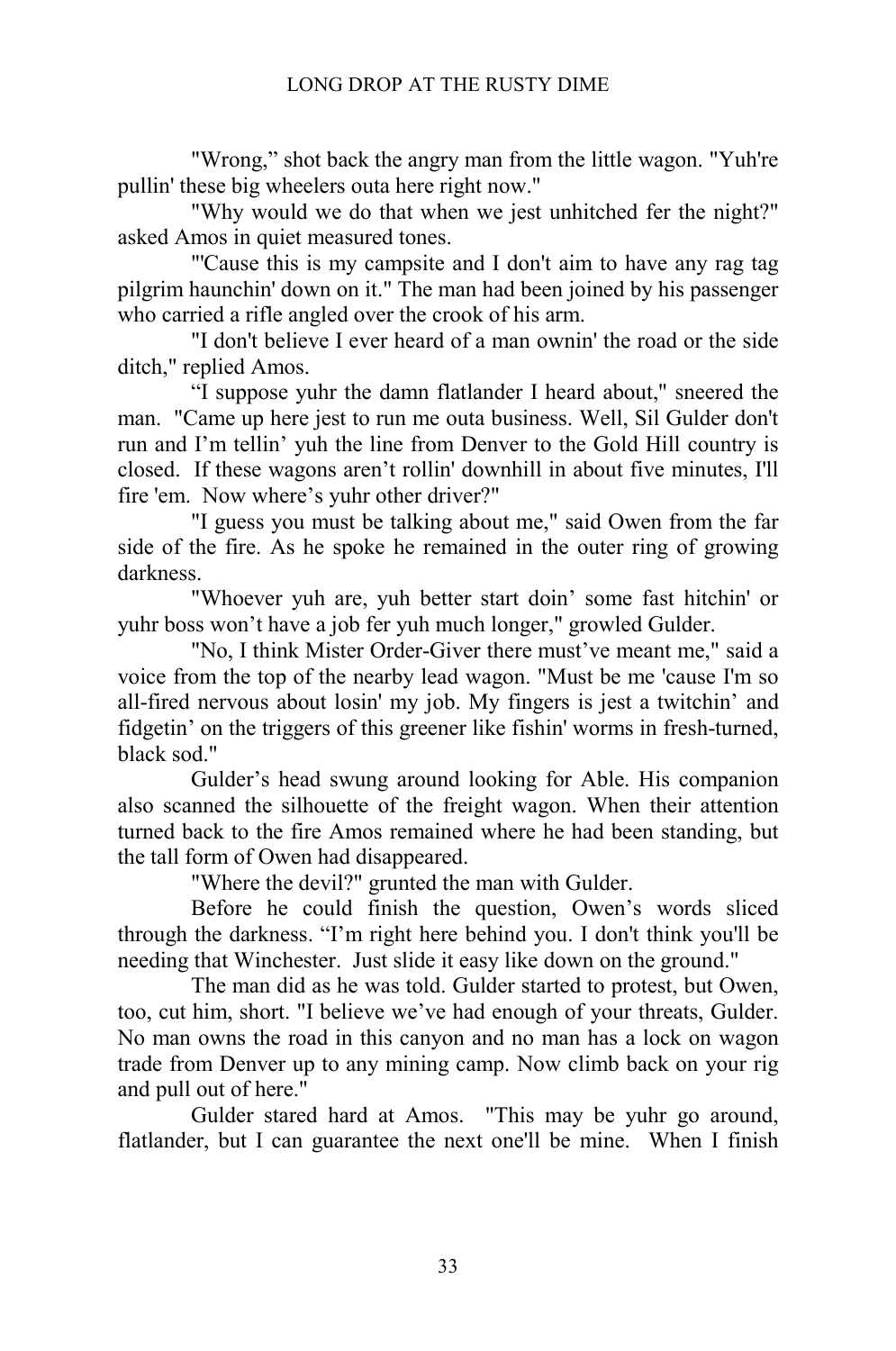"Wrong," shot back the angry man from the little wagon. "Yuh're pullin' these big wheelers outa here right now."

"Why would we do that when we jest unhitched fer the night?" asked Amos in quiet measured tones.

"'Cause this is my campsite and I don't aim to have any rag tag pilgrim haunchin' down on it." The man had been joined by his passenger who carried a rifle angled over the crook of his arm.

"I don't believe I ever heard of a man ownin' the road or the side ditch," replied Amos.

"I suppose yuhr the damn flatlander I heard about," sneered the man. "Came up here jest to run me outa business. Well, Sil Gulder don't run and I'm tellin' yuh the line from Denver to the Gold Hill country is closed. If these wagons aren't rollin' downhill in about five minutes, I'll fire 'em. Now where's yuhr other driver?"

"I guess you must be talking about me," said Owen from the far side of the fire. As he spoke he remained in the outer ring of growing darkness.

"Whoever yuh are, yuh better start doin' some fast hitchin' or yuhr boss won't have a job fer yuh much longer," growled Gulder.

"No, I think Mister Order-Giver there must've meant me," said a voice from the top of the nearby lead wagon. "Must be me 'cause I'm so all-fired nervous about losin' my job. My fingers is jest a twitchin' and fidgetin' on the triggers of this greener like fishin' worms in fresh-turned, black sod."

Gulder's head swung around looking for Able. His companion also scanned the silhouette of the freight wagon. When their attention turned back to the fire Amos remained where he had been standing, but the tall form of Owen had disappeared.

"Where the devil?" grunted the man with Gulder.

Before he could finish the question, Owen's words sliced through the darkness. "I'm right here behind you. I don't think you'll be needing that Winchester. Just slide it easy like down on the ground."

The man did as he was told. Gulder started to protest, but Owen, too, cut him, short. "I believe we've had enough of your threats, Gulder. No man owns the road in this canyon and no man has a lock on wagon trade from Denver up to any mining camp. Now climb back on your rig and pull out of here."

Gulder stared hard at Amos. "This may be yuhr go around, flatlander, but I can guarantee the next one'll be mine. When I finish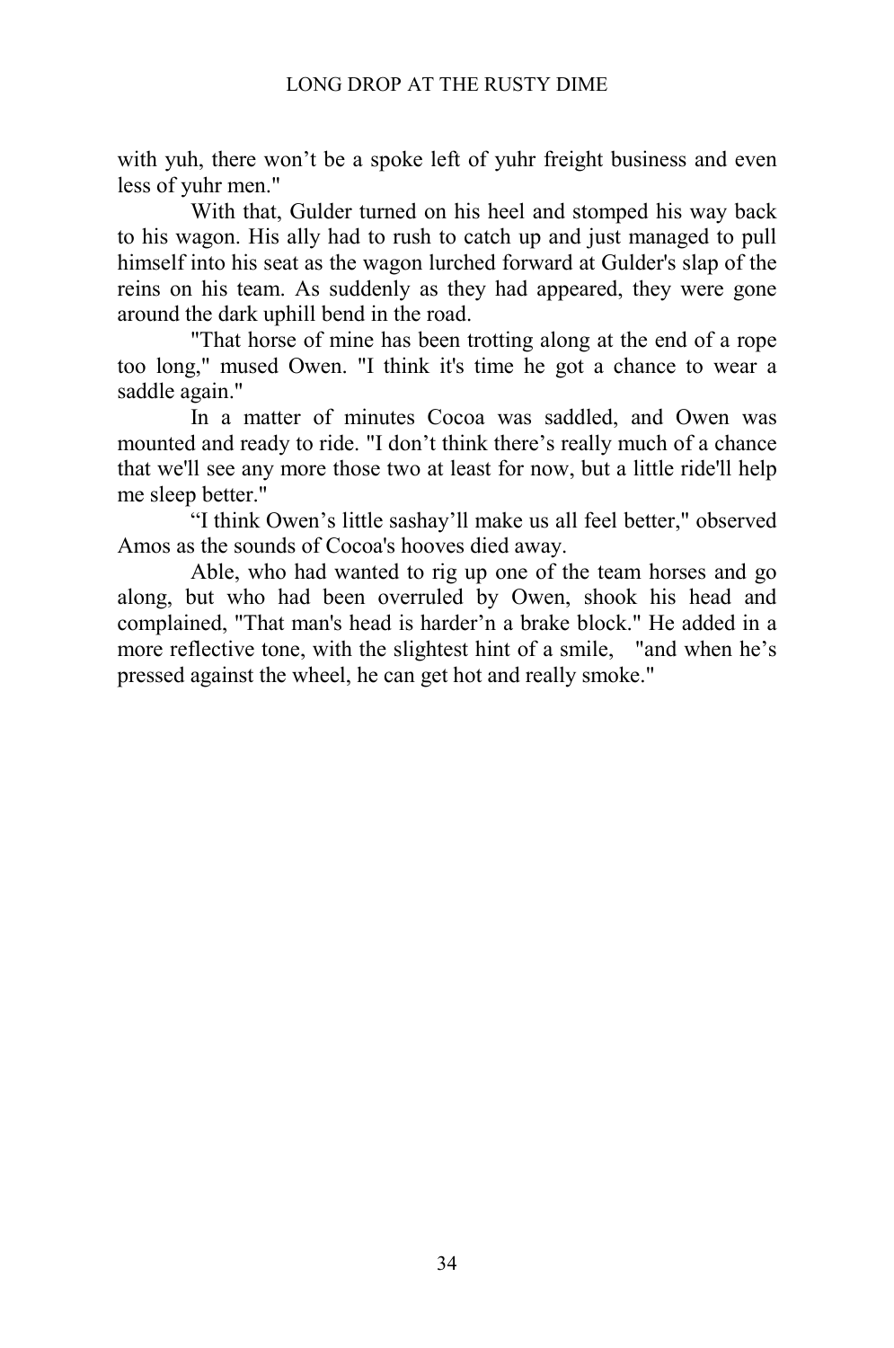with yuh, there won't be a spoke left of yuhr freight business and even less of yuhr men."

With that, Gulder turned on his heel and stomped his way back to his wagon. His ally had to rush to catch up and just managed to pull himself into his seat as the wagon lurched forward at Gulder's slap of the reins on his team. As suddenly as they had appeared, they were gone around the dark uphill bend in the road.

"That horse of mine has been trotting along at the end of a rope too long," mused Owen. "I think it's time he got a chance to wear a saddle again."

In a matter of minutes Cocoa was saddled, and Owen was mounted and ready to ride. "I don't think there's really much of a chance that we'll see any more those two at least for now, but a little ride'll help me sleep better."

"I think Owen's little sashay'll make us all feel better," observed Amos as the sounds of Cocoa's hooves died away.

Able, who had wanted to rig up one of the team horses and go along, but who had been overruled by Owen, shook his head and complained, "That man's head is harder'n a brake block." He added in a more reflective tone, with the slightest hint of a smile, "and when he's pressed against the wheel, he can get hot and really smoke."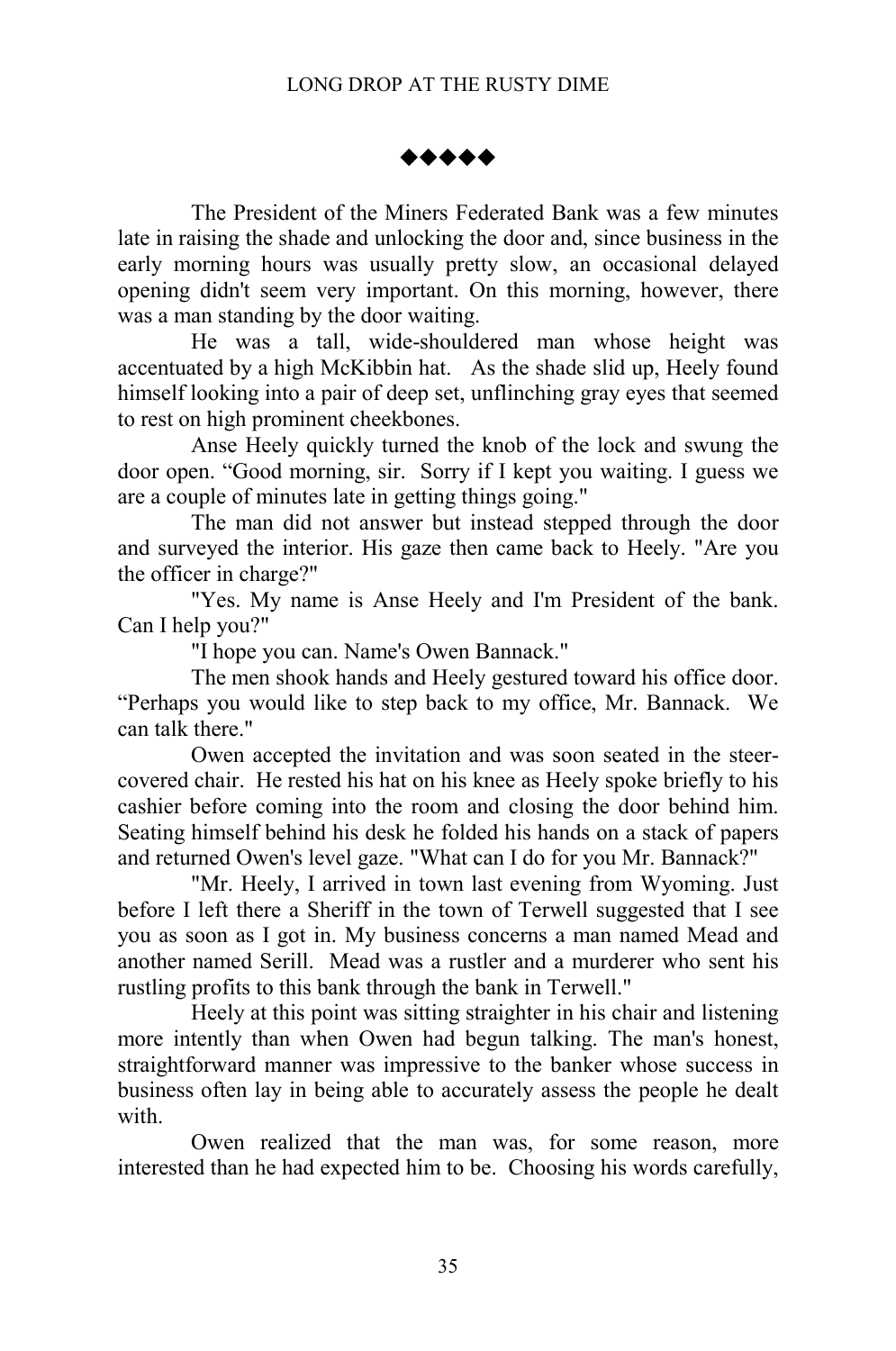◆◆◆◆◆

The President of the Miners Federated Bank was a few minutes late in raising the shade and unlocking the door and, since business in the early morning hours was usually pretty slow, an occasional delayed opening didn't seem very important. On this morning, however, there was a man standing by the door waiting.

He was a tall, wide-shouldered man whose height was accentuated by a high McKibbin hat. As the shade slid up, Heely found himself looking into a pair of deep set, unflinching gray eyes that seemed to rest on high prominent cheekbones.

Anse Heely quickly turned the knob of the lock and swung the door open. "Good morning, sir. Sorry if I kept you waiting. I guess we are a couple of minutes late in getting things going."

The man did not answer but instead stepped through the door and surveyed the interior. His gaze then came back to Heely. "Are you the officer in charge?"

"Yes. My name is Anse Heely and I'm President of the bank. Can I help you?"

"I hope you can. Name's Owen Bannack."

The men shook hands and Heely gestured toward his office door. "Perhaps you would like to step back to my office, Mr. Bannack. We can talk there."

Owen accepted the invitation and was soon seated in the steer-covered chair. He rested his hat on his knee as Heely spoke briefly to his cashier before coming into the room and closing the door behind him. Seating himself behind his desk he folded his hands on a stack of papers and returned Owen's level gaze. "What can I do for you Mr. Bannack?"

"Mr. Heely, I arrived in town last evening from Wyoming. Just before I left there a Sheriff in the town of Terwell suggested that I see you as soon as I got in. My business concerns a man named Mead and another named Serill. Mead was a rustler and a murderer who sent his rustling profits to this bank through the bank in Terwell."

Heely at this point was sitting straighter in his chair and listening more intently than when Owen had begun talking. The man's honest, straightforward manner was impressive to the banker whose success in business often lay in being able to accurately assess the people he dealt with.

Owen realized that the man was, for some reason, more interested than he had expected him to be. Choosing his words carefully,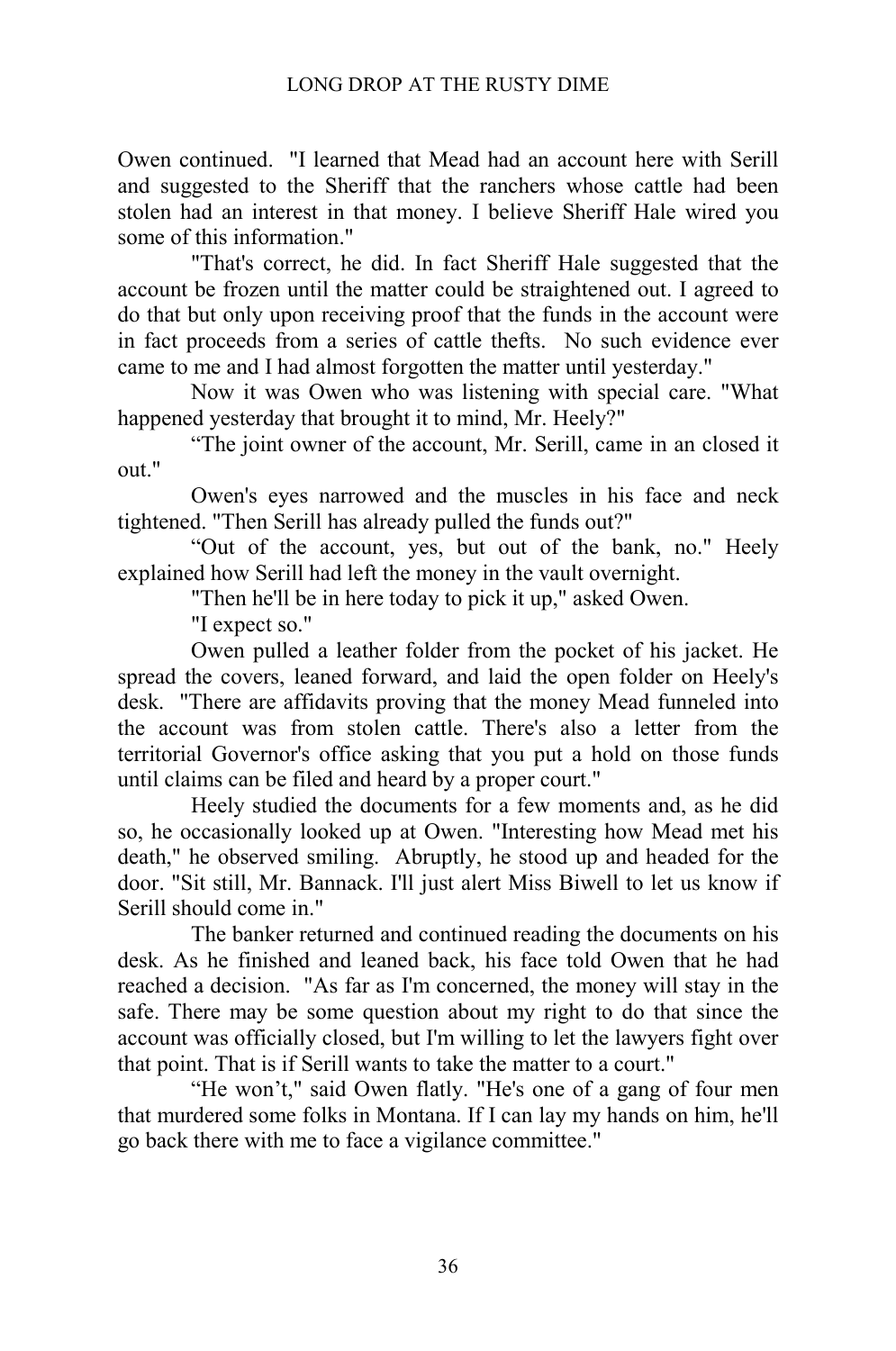Owen continued. "I learned that Mead had an account here with Serill and suggested to the Sheriff that the ranchers whose cattle had been stolen had an interest in that money. I believe Sheriff Hale wired you some of this information."

"That's correct, he did. In fact Sheriff Hale suggested that the account be frozen until the matter could be straightened out. I agreed to do that but only upon receiving proof that the funds in the account were in fact proceeds from a series of cattle thefts. No such evidence ever came to me and I had almost forgotten the matter until yesterday."

Now it was Owen who was listening with special care. "What happened yesterday that brought it to mind, Mr. Heely?"

"The joint owner of the account, Mr. Serill, came in an closed it out."

Owen's eyes narrowed and the muscles in his face and neck tightened. "Then Serill has already pulled the funds out?"

"Out of the account, yes, but out of the bank, no." Heely explained how Serill had left the money in the vault overnight.

"Then he'll be in here today to pick it up," asked Owen.

"I expect so."

Owen pulled a leather folder from the pocket of his jacket. He spread the covers, leaned forward, and laid the open folder on Heely's desk. "There are affidavits proving that the money Mead funneled into the account was from stolen cattle. There's also a letter from the territorial Governor's office asking that you put a hold on those funds until claims can be filed and heard by a proper court."

Heely studied the documents for a few moments and, as he did so, he occasionally looked up at Owen. "Interesting how Mead met his death," he observed smiling. Abruptly, he stood up and headed for the door. "Sit still, Mr. Bannack. I'll just alert Miss Biwell to let us know if Serill should come in."

The banker returned and continued reading the documents on his desk. As he finished and leaned back, his face told Owen that he had reached a decision. "As far as I'm concerned, the money will stay in the safe. There may be some question about my right to do that since the account was officially closed, but I'm willing to let the lawyers fight over that point. That is if Serill wants to take the matter to a court."

"He won't," said Owen flatly. "He's one of a gang of four men that murdered some folks in Montana. If I can lay my hands on him, he'll go back there with me to face a vigilance committee."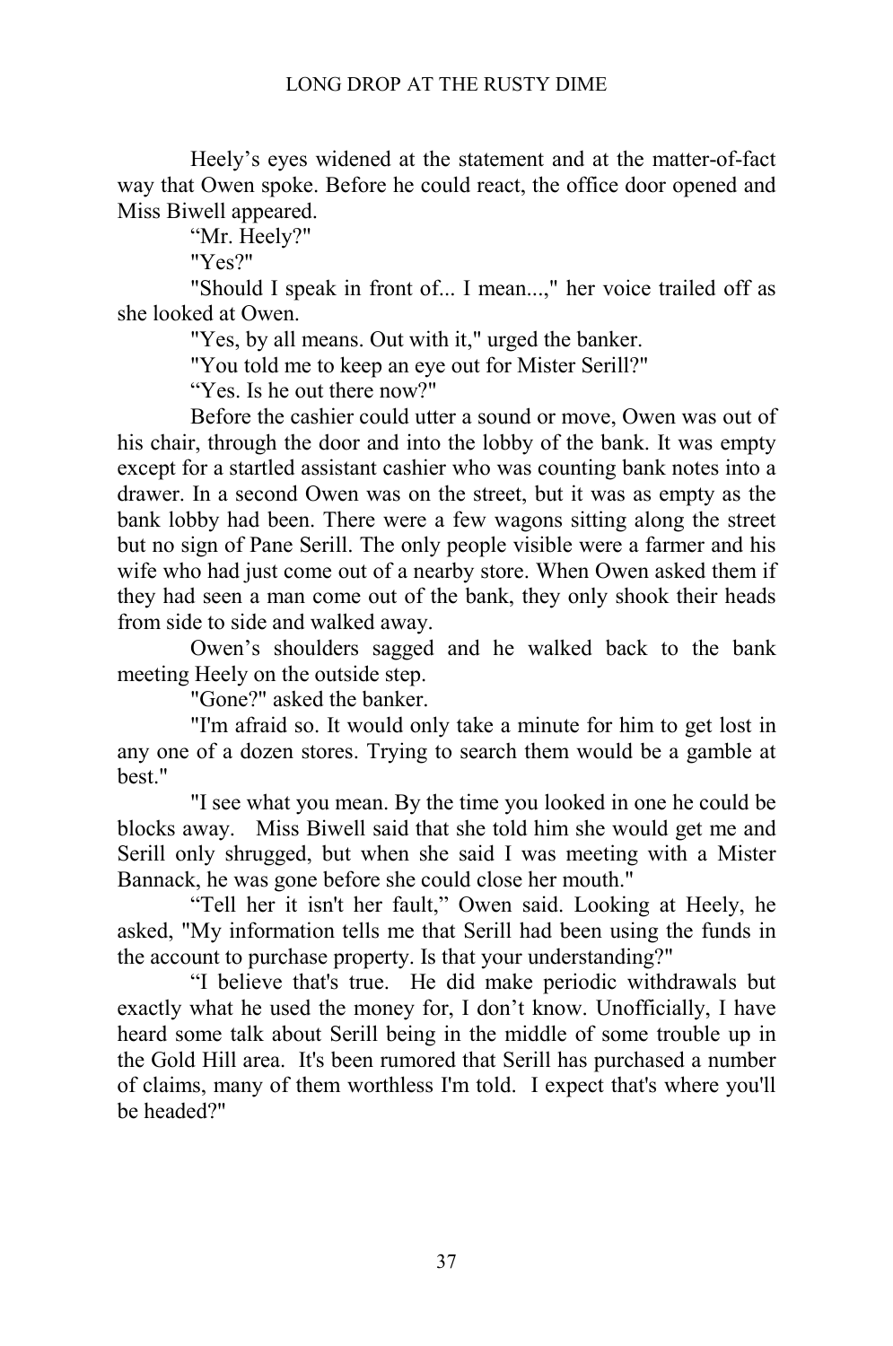Heely's eyes widened at the statement and at the matter-of-fact way that Owen spoke. Before he could react, the office door opened and Miss Biwell appeared.

"Mr. Heely?"

"Yes?"

"Should I speak in front of... I mean...," her voice trailed off as she looked at Owen.

"Yes, by all means. Out with it," urged the banker.

"You told me to keep an eye out for Mister Serill?"

"Yes. Is he out there now?"

Before the cashier could utter a sound or move, Owen was out of his chair, through the door and into the lobby of the bank. It was empty except for a startled assistant cashier who was counting bank notes into a drawer. In a second Owen was on the street, but it was as empty as the bank lobby had been. There were a few wagons sitting along the street but no sign of Pane Serill. The only people visible were a farmer and his wife who had just come out of a nearby store. When Owen asked them if they had seen a man come out of the bank, they only shook their heads from side to side and walked away.

Owen's shoulders sagged and he walked back to the bank meeting Heely on the outside step.

"Gone?" asked the banker.

"I'm afraid so. It would only take a minute for him to get lost in any one of a dozen stores. Trying to search them would be a gamble at best."

"I see what you mean. By the time you looked in one he could be blocks away. Miss Biwell said that she told him she would get me and Serill only shrugged, but when she said I was meeting with a Mister Bannack, he was gone before she could close her mouth."

"Tell her it isn't her fault," Owen said. Looking at Heely, he asked, "My information tells me that Serill had been using the funds in the account to purchase property. Is that your understanding?"

"I believe that's true. He did make periodic withdrawals but exactly what he used the money for, I don't know. Unofficially, I have heard some talk about Serill being in the middle of some trouble up in the Gold Hill area. It's been rumored that Serill has purchased a number of claims, many of them worthless I'm told. I expect that's where you'll be headed?"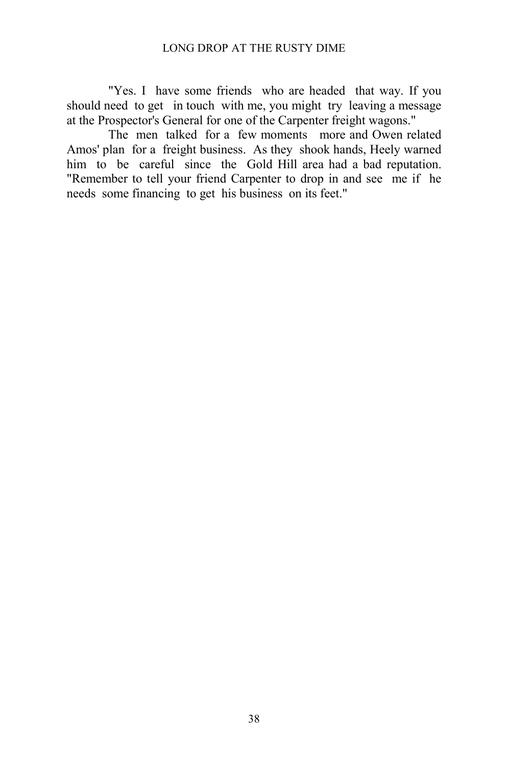"Yes. I have some friends who are headed that way. If you should need to get in touch with me, you might try leaving a message at the Prospector's General for one of the Carpenter freight wagons."

The men talked for a few moments more and Owen related Amos' plan for a freight business. As they shook hands, Heely warned him to be careful since the Gold Hill area had a bad reputation. "Remember to tell your friend Carpenter to drop in and see me if he needs some financing to get his business on its feet."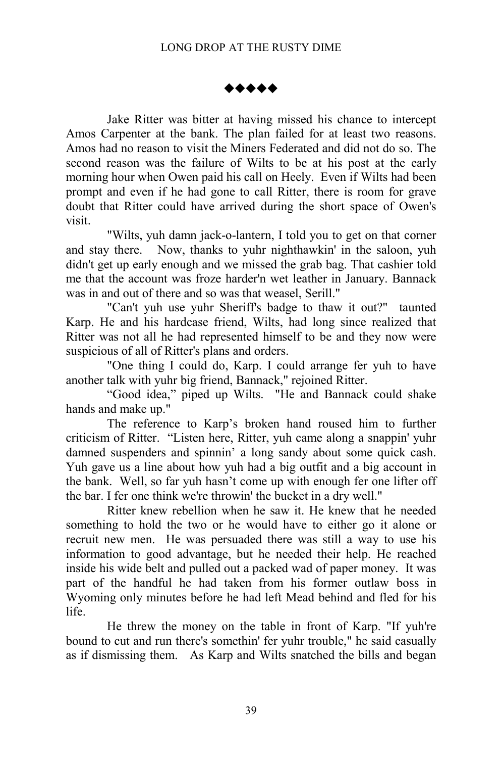◆◆◆◆◆

Jake Ritter was bitter at having missed his chance to intercept Amos Carpenter at the bank. The plan failed for at least two reasons. Amos had no reason to visit the Miners Federated and did not do so. The second reason was the failure of Wilts to be at his post at the early morning hour when Owen paid his call on Heely. Even if Wilts had been prompt and even if he had gone to call Ritter, there is room for grave doubt that Ritter could have arrived during the short space of Owen's visit.

"Wilts, yuh damn jack-o-lantern, I told you to get on that corner and stay there. Now, thanks to yuhr nighthawkin' in the saloon, yuh didn't get up early enough and we missed the grab bag. That cashier told me that the account was froze harder'n wet leather in January. Bannack was in and out of there and so was that weasel, Serill."

"Can't yuh use yuhr Sheriff's badge to thaw it out?" taunted Karp. He and his hardcase friend, Wilts, had long since realized that Ritter was not all he had represented himself to be and they now were suspicious of all of Ritter's plans and orders.

"One thing I could do, Karp. I could arrange fer yuh to have another talk with yuhr big friend, Bannack," rejoined Ritter.

"Good idea," piped up Wilts. "He and Bannack could shake hands and make up."

The reference to Karp's broken hand roused him to further criticism of Ritter. "Listen here, Ritter, yuh came along a snappin' yuhr damned suspenders and spinnin' a long sandy about some quick cash. Yuh gave us a line about how yuh had a big outfit and a big account in the bank. Well, so far yuh hasn't come up with enough fer one lifter off the bar. I fer one think we're throwin' the bucket in a dry well."

Ritter knew rebellion when he saw it. He knew that he needed something to hold the two or he would have to either go it alone or recruit new men. He was persuaded there was still a way to use his information to good advantage, but he needed their help. He reached inside his wide belt and pulled out a packed wad of paper money. It was part of the handful he had taken from his former outlaw boss in Wyoming only minutes before he had left Mead behind and fled for his life.

He threw the money on the table in front of Karp. "If yuh're bound to cut and run there's somethin' fer yuhr trouble," he said casually as if dismissing them. As Karp and Wilts snatched the bills and began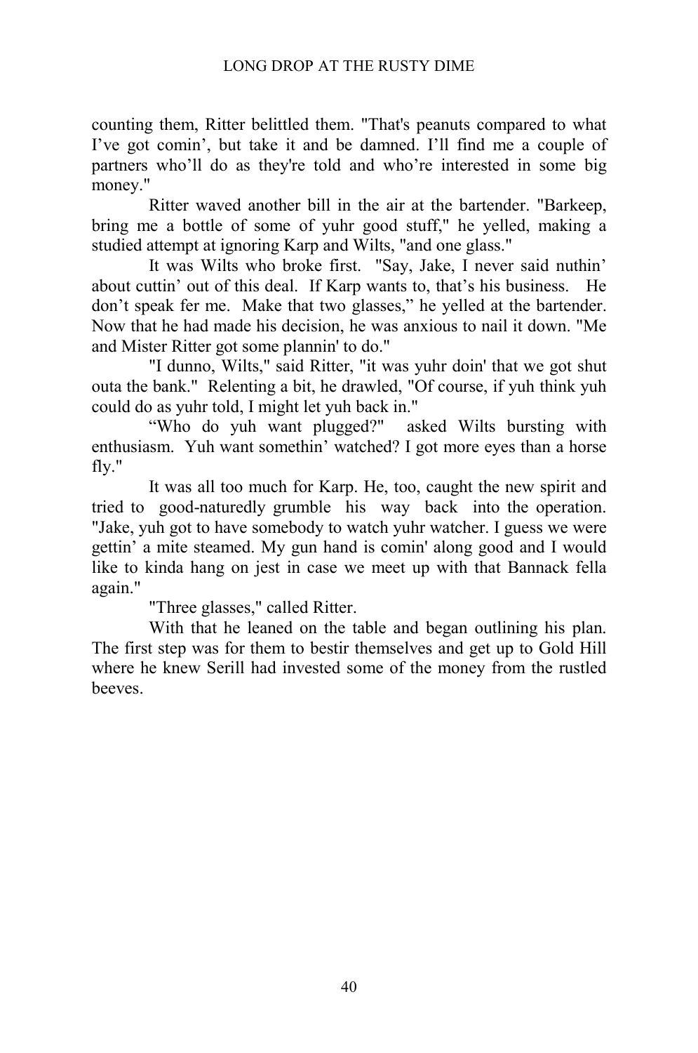counting them, Ritter belittled them. "That's peanuts compared to what I've got comin', but take it and be damned. I'll find me a couple of partners who'll do as they're told and who're interested in some big money."

Ritter waved another bill in the air at the bartender. "Barkeep, bring me a bottle of some of yuhr good stuff," he yelled, making a studied attempt at ignoring Karp and Wilts, "and one glass."

It was Wilts who broke first. "Say, Jake, I never said nuthin' about cuttin' out of this deal. If Karp wants to, that's his business. He don't speak fer me. Make that two glasses," he yelled at the bartender. Now that he had made his decision, he was anxious to nail it down. "Me and Mister Ritter got some plannin' to do."

"I dunno, Wilts," said Ritter, "it was yuhr doin' that we got shut outa the bank." Relenting a bit, he drawled, "Of course, if yuh think yuh could do as yuhr told, I might let yuh back in."

"Who do yuh want plugged?" asked Wilts bursting with enthusiasm. Yuh want somethin' watched? I got more eyes than a horse fly."

It was all too much for Karp. He, too, caught the new spirit and tried to good-naturedly grumble his way back into the operation. "Jake, yuh got to have somebody to watch yuhr watcher. I guess we were gettin' a mite steamed. My gun hand is comin' along good and I would like to kinda hang on jest in case we meet up with that Bannack fella again."

"Three glasses," called Ritter.

With that he leaned on the table and began outlining his plan. The first step was for them to bestir themselves and get up to Gold Hill where he knew Serill had invested some of the money from the rustled beeves.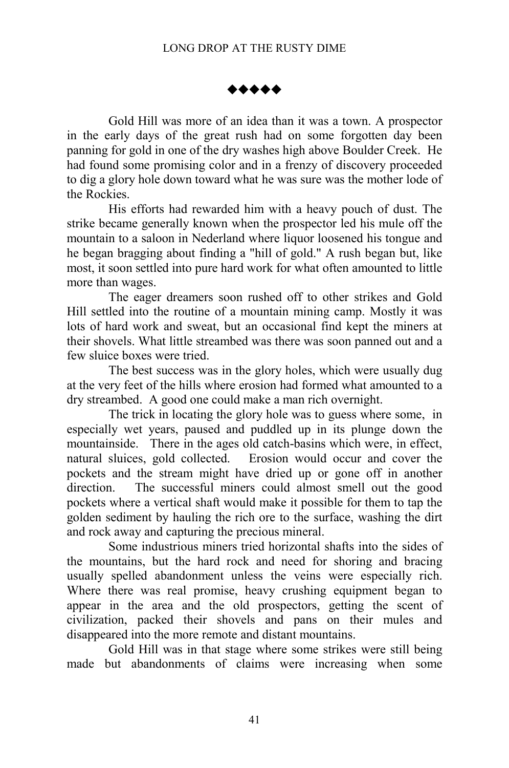◆◆◆◆◆

Gold Hill was more of an idea than it was a town. A prospector in the early days of the great rush had on some forgotten day been panning for gold in one of the dry washes high above Boulder Creek. He had found some promising color and in a frenzy of discovery proceeded to dig a glory hole down toward what he was sure was the mother lode of the Rockies.

His efforts had rewarded him with a heavy pouch of dust. The strike became generally known when the prospector led his mule off the mountain to a saloon in Nederland where liquor loosened his tongue and he began bragging about finding a "hill of gold." A rush began but, like most, it soon settled into pure hard work for what often amounted to little more than wages.

The eager dreamers soon rushed off to other strikes and Gold Hill settled into the routine of a mountain mining camp. Mostly it was lots of hard work and sweat, but an occasional find kept the miners at their shovels. What little streambed was there was soon panned out and a few sluice boxes were tried.

The best success was in the glory holes, which were usually dug at the very feet of the hills where erosion had formed what amounted to a dry streambed. A good one could make a man rich overnight.

The trick in locating the glory hole was to guess where some, in especially wet years, paused and puddled up in its plunge down the mountainside. There in the ages old catch-basins which were, in effect, natural sluices, gold collected. Erosion would occur and cover the pockets and the stream might have dried up or gone off in another direction. The successful miners could almost smell out the good pockets where a vertical shaft would make it possible for them to tap the golden sediment by hauling the rich ore to the surface, washing the dirt and rock away and capturing the precious mineral.

Some industrious miners tried horizontal shafts into the sides of the mountains, but the hard rock and need for shoring and bracing usually spelled abandonment unless the veins were especially rich. Where there was real promise, heavy crushing equipment began to appear in the area and the old prospectors, getting the scent of civilization, packed their shovels and pans on their mules and disappeared into the more remote and distant mountains.

Gold Hill was in that stage where some strikes were still being made but abandonments of claims were increasing when some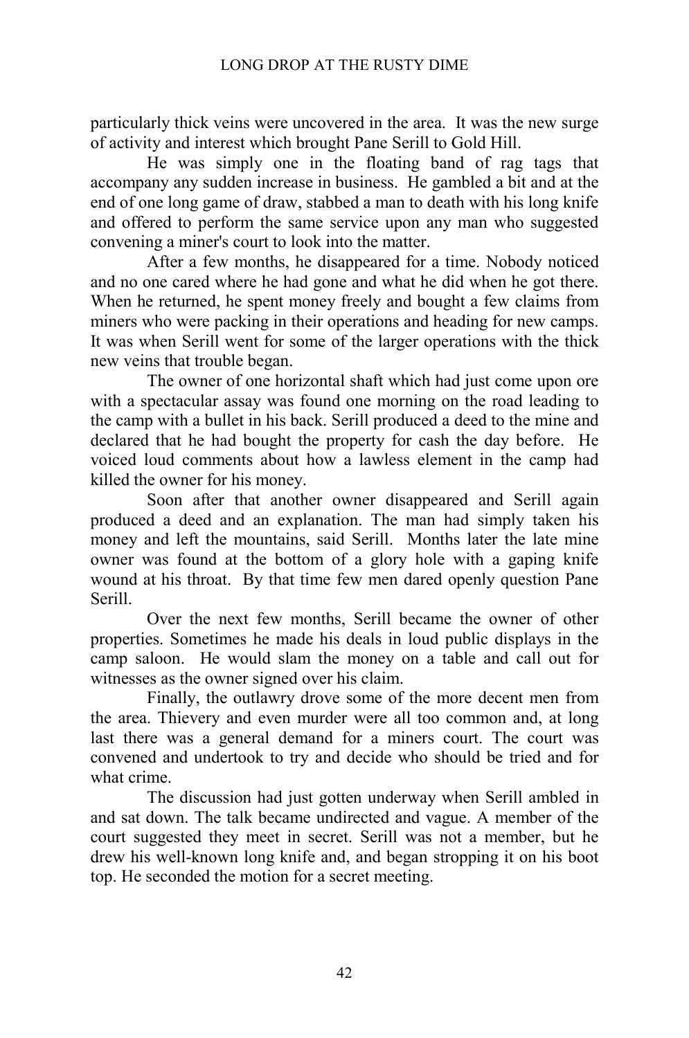particularly thick veins were uncovered in the area. It was the new surge of activity and interest which brought Pane Serill to Gold Hill.

He was simply one in the floating band of rag tags that accompany any sudden increase in business. He gambled a bit and at the end of one long game of draw, stabbed a man to death with his long knife and offered to perform the same service upon any man who suggested convening a miner's court to look into the matter.

After a few months, he disappeared for a time. Nobody noticed and no one cared where he had gone and what he did when he got there. When he returned, he spent money freely and bought a few claims from miners who were packing in their operations and heading for new camps. It was when Serill went for some of the larger operations with the thick new veins that trouble began.

The owner of one horizontal shaft which had just come upon ore with a spectacular assay was found one morning on the road leading to the camp with a bullet in his back. Serill produced a deed to the mine and declared that he had bought the property for cash the day before. He voiced loud comments about how a lawless element in the camp had killed the owner for his money.

Soon after that another owner disappeared and Serill again produced a deed and an explanation. The man had simply taken his money and left the mountains, said Serill. Months later the late mine owner was found at the bottom of a glory hole with a gaping knife wound at his throat. By that time few men dared openly question Pane Serill.

Over the next few months, Serill became the owner of other properties. Sometimes he made his deals in loud public displays in the camp saloon. He would slam the money on a table and call out for witnesses as the owner signed over his claim.

Finally, the outlawry drove some of the more decent men from the area. Thievery and even murder were all too common and, at long last there was a general demand for a miners court. The court was convened and undertook to try and decide who should be tried and for what crime.

The discussion had just gotten underway when Serill ambled in and sat down. The talk became undirected and vague. A member of the court suggested they meet in secret. Serill was not a member, but he drew his well-known long knife and, and began stropping it on his boot top. He seconded the motion for a secret meeting.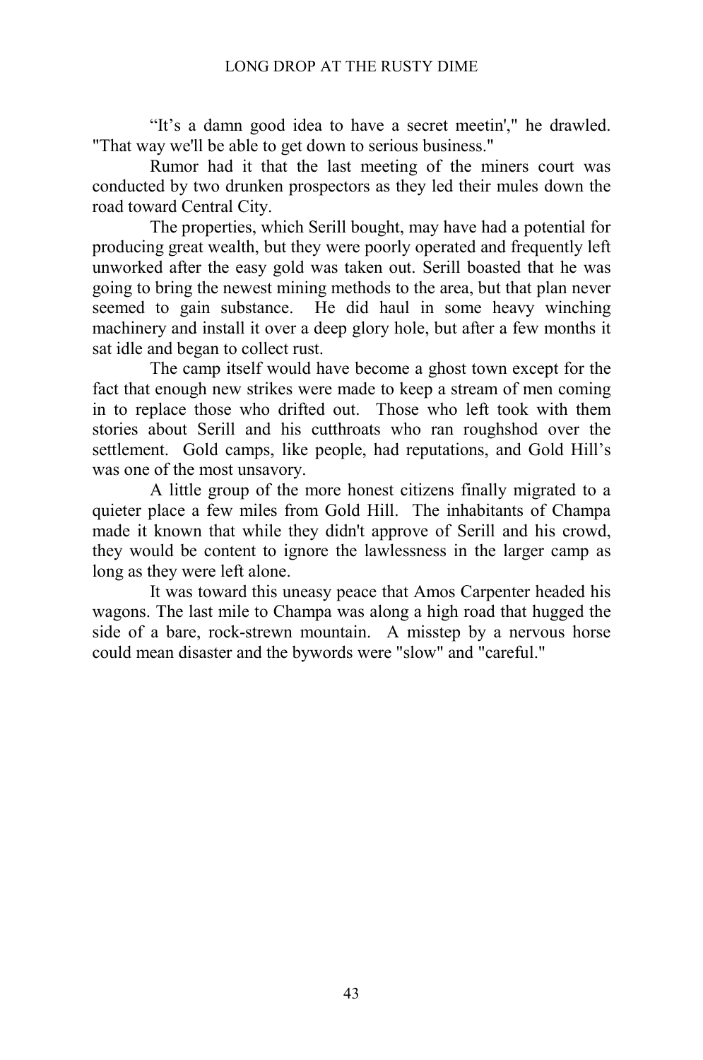"It's a damn good idea to have a secret meetin'," he drawled. "That way we'll be able to get down to serious business."

Rumor had it that the last meeting of the miners court was conducted by two drunken prospectors as they led their mules down the road toward Central City.

The properties, which Serill bought, may have had a potential for producing great wealth, but they were poorly operated and frequently left unworked after the easy gold was taken out. Serill boasted that he was going to bring the newest mining methods to the area, but that plan never seemed to gain substance. He did haul in some heavy winching machinery and install it over a deep glory hole, but after a few months it sat idle and began to collect rust.

The camp itself would have become a ghost town except for the fact that enough new strikes were made to keep a stream of men coming in to replace those who drifted out. Those who left took with them stories about Serill and his cutthroats who ran roughshod over the settlement. Gold camps, like people, had reputations, and Gold Hill's was one of the most unsavory.

A little group of the more honest citizens finally migrated to a quieter place a few miles from Gold Hill. The inhabitants of Champa made it known that while they didn't approve of Serill and his crowd, they would be content to ignore the lawlessness in the larger camp as long as they were left alone.

It was toward this uneasy peace that Amos Carpenter headed his wagons. The last mile to Champa was along a high road that hugged the side of a bare, rock-strewn mountain. A misstep by a nervous horse could mean disaster and the bywords were "slow" and "careful."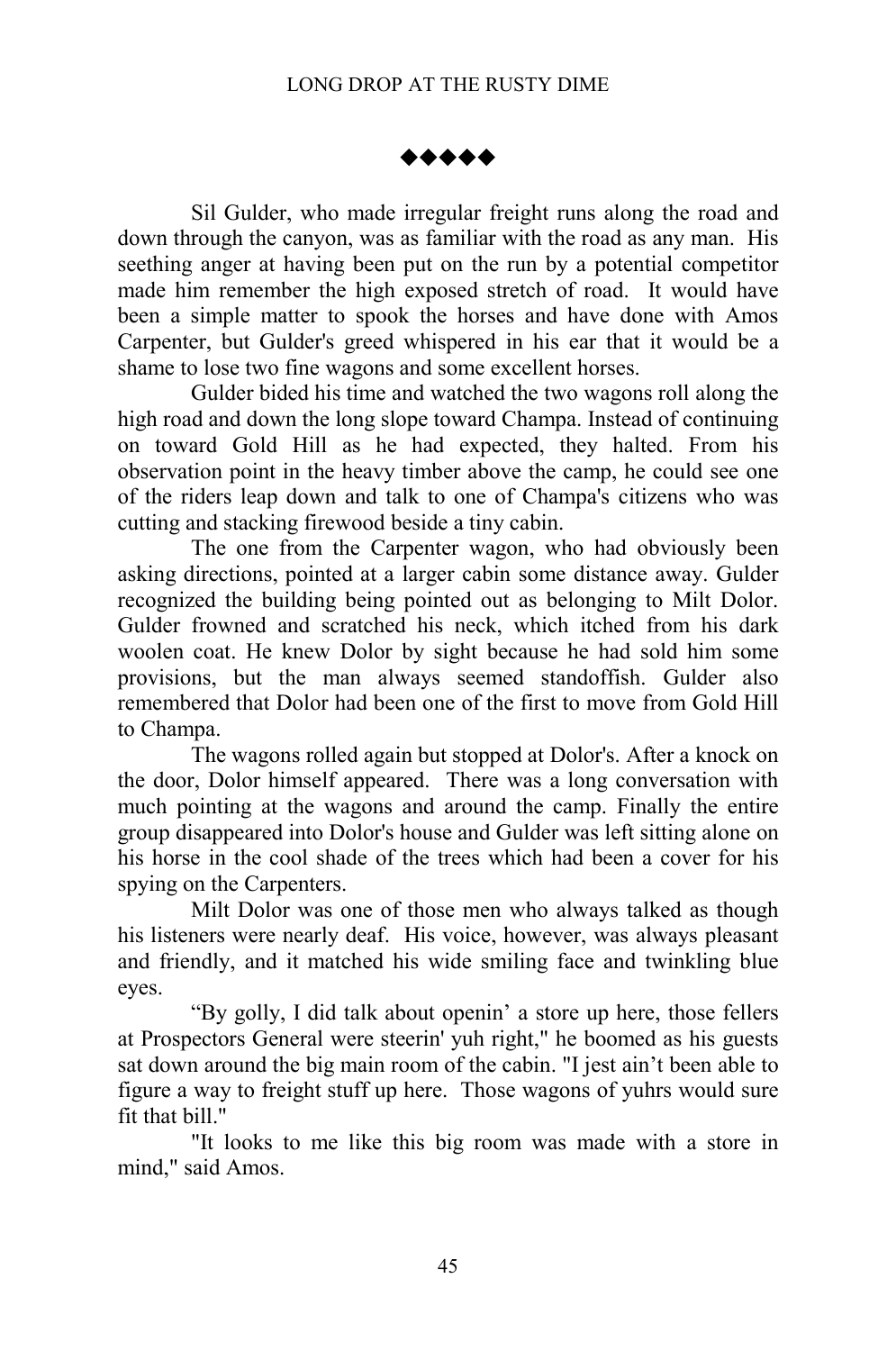◆◆◆◆◆

Sil Gulder, who made irregular freight runs along the road and down through the canyon, was as familiar with the road as any man. His seething anger at having been put on the run by a potential competitor made him remember the high exposed stretch of road. It would have been a simple matter to spook the horses and have done with Amos Carpenter, but Gulder's greed whispered in his ear that it would be a shame to lose two fine wagons and some excellent horses.

Gulder bided his time and watched the two wagons roll along the high road and down the long slope toward Champa. Instead of continuing on toward Gold Hill as he had expected, they halted. From his observation point in the heavy timber above the camp, he could see one of the riders leap down and talk to one of Champa's citizens who was cutting and stacking firewood beside a tiny cabin.

The one from the Carpenter wagon, who had obviously been asking directions, pointed at a larger cabin some distance away. Gulder recognized the building being pointed out as belonging to Milt Dolor. Gulder frowned and scratched his neck, which itched from his dark woolen coat. He knew Dolor by sight because he had sold him some provisions, but the man always seemed standoffish. Gulder also remembered that Dolor had been one of the first to move from Gold Hill to Champa.

The wagons rolled again but stopped at Dolor's. After a knock on the door, Dolor himself appeared. There was a long conversation with much pointing at the wagons and around the camp. Finally the entire group disappeared into Dolor's house and Gulder was left sitting alone on his horse in the cool shade of the trees which had been a cover for his spying on the Carpenters.

Milt Dolor was one of those men who always talked as though his listeners were nearly deaf. His voice, however, was always pleasant and friendly, and it matched his wide smiling face and twinkling blue eyes.

"By golly, I did talk about openin' a store up here, those fellers at Prospectors General were steerin' yuh right," he boomed as his guests sat down around the big main room of the cabin. "I jest ain't been able to figure a way to freight stuff up here. Those wagons of yuhrs would sure fit that bill."

"It looks to me like this big room was made with a store in mind," said Amos.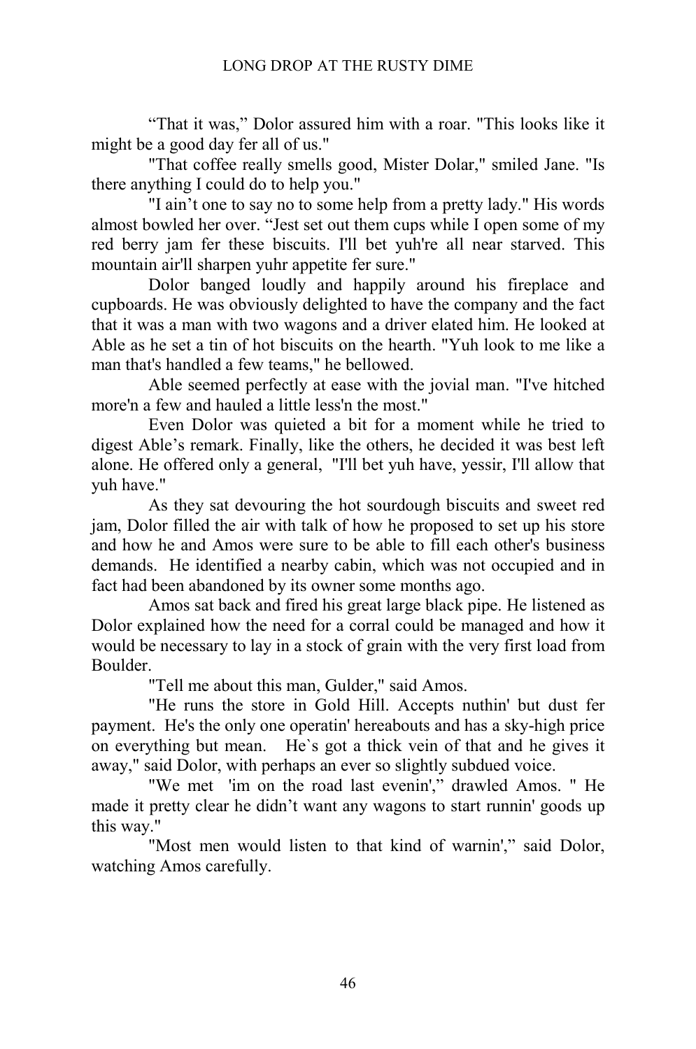“That it was,” Dolor assured him with a roar. "This looks like it might be a good day fer all of us."

"That coffee really smells good, Mister Dolar," smiled Jane. "Is there anything I could do to help you."

"I ain’t one to say no to some help from a pretty lady." His words almost bowled her over. “Jest set out them cups while I open some of my red berry jam fer these biscuits. I'll bet yuh're all near starved. This mountain air'll sharpen yuhr appetite fer sure."

Dolor banged loudly and happily around his fireplace and cupboards. He was obviously delighted to have the company and the fact that it was a man with two wagons and a driver elated him. He looked at Able as he set a tin of hot biscuits on the hearth. "Yuh look to me like a man that's handled a few teams," he bellowed.

Able seemed perfectly at ease with the jovial man. "I've hitched more'n a few and hauled a little less'n the most."

Even Dolor was quieted a bit for a moment while he tried to digest Able’s remark. Finally, like the others, he decided it was best left alone. He offered only a general, "I'll bet yuh have, yessir, I'll allow that yuh have."

As they sat devouring the hot sourdough biscuits and sweet red jam, Dolor filled the air with talk of how he proposed to set up his store and how he and Amos were sure to be able to fill each other's business demands. He identified a nearby cabin, which was not occupied and in fact had been abandoned by its owner some months ago.

Amos sat back and fired his great large black pipe. He listened as Dolor explained how the need for a corral could be managed and how it would be necessary to lay in a stock of grain with the very first load from Boulder.

"Tell me about this man, Gulder," said Amos.

"He runs the store in Gold Hill. Accepts nuthin' but dust fer payment. He's the only one operatin' hereabouts and has a sky-high price on everything but mean. He`s got a thick vein of that and he gives it away," said Dolor, with perhaps an ever so slightly subdued voice.

"We met 'im on the road last evenin'," drawled Amos. " He made it pretty clear he didn’t want any wagons to start runnin' goods up this way."

"Most men would listen to that kind of warnin'," said Dolor, watching Amos carefully.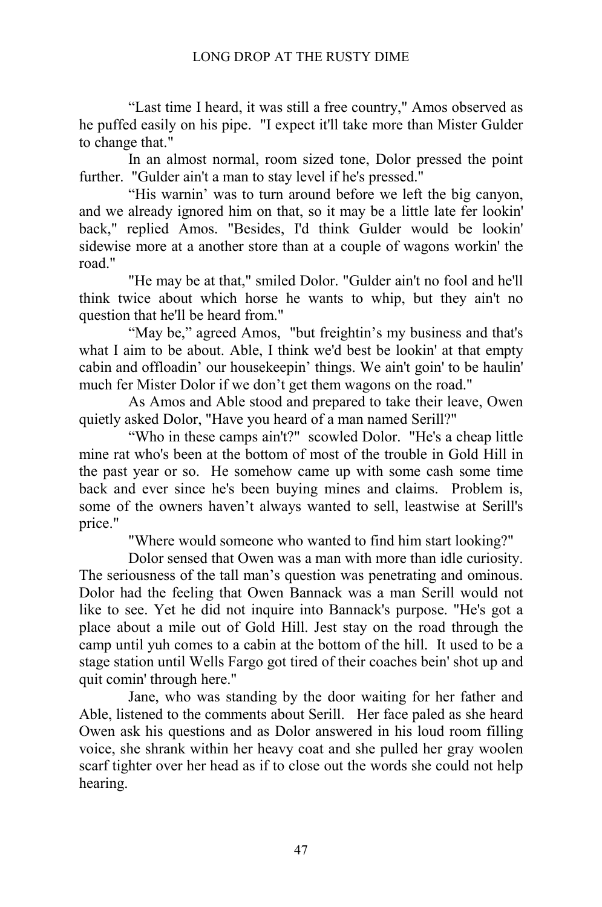"Last time I heard, it was still a free country," Amos observed as he puffed easily on his pipe. "I expect it'll take more than Mister Gulder to change that."

In an almost normal, room sized tone, Dolor pressed the point further. "Gulder ain't a man to stay level if he's pressed."

"His warnin' was to turn around before we left the big canyon, and we already ignored him on that, so it may be a little late fer lookin' back," replied Amos. "Besides, I'd think Gulder would be lookin' sidewise more at a another store than at a couple of wagons workin' the road."

"He may be at that," smiled Dolor. "Gulder ain't no fool and he'll think twice about which horse he wants to whip, but they ain't no question that he'll be heard from."

"May be," agreed Amos, "but freightin's my business and that's what I aim to be about. Able, I think we'd best be lookin' at that empty cabin and offloadin' our housekeepin' things. We ain't goin' to be haulin' much fer Mister Dolor if we don't get them wagons on the road."

As Amos and Able stood and prepared to take their leave, Owen quietly asked Dolor, "Have you heard of a man named Serill?"

"Who in these camps ain't?" scowled Dolor. "He's a cheap little mine rat who's been at the bottom of most of the trouble in Gold Hill in the past year or so. He somehow came up with some cash some time back and ever since he's been buying mines and claims. Problem is, some of the owners haven't always wanted to sell, leastwise at Serill's price."

"Where would someone who wanted to find him start looking?"

Dolor sensed that Owen was a man with more than idle curiosity. The seriousness of the tall man's question was penetrating and ominous. Dolor had the feeling that Owen Bannack was a man Serill would not like to see. Yet he did not inquire into Bannack's purpose. "He's got a place about a mile out of Gold Hill. Jest stay on the road through the camp until yuh comes to a cabin at the bottom of the hill. It used to be a stage station until Wells Fargo got tired of their coaches bein' shot up and quit comin' through here."

Jane, who was standing by the door waiting for her father and Able, listened to the comments about Serill. Her face paled as she heard Owen ask his questions and as Dolor answered in his loud room filling voice, she shrank within her heavy coat and she pulled her gray woolen scarf tighter over her head as if to close out the words she could not help hearing.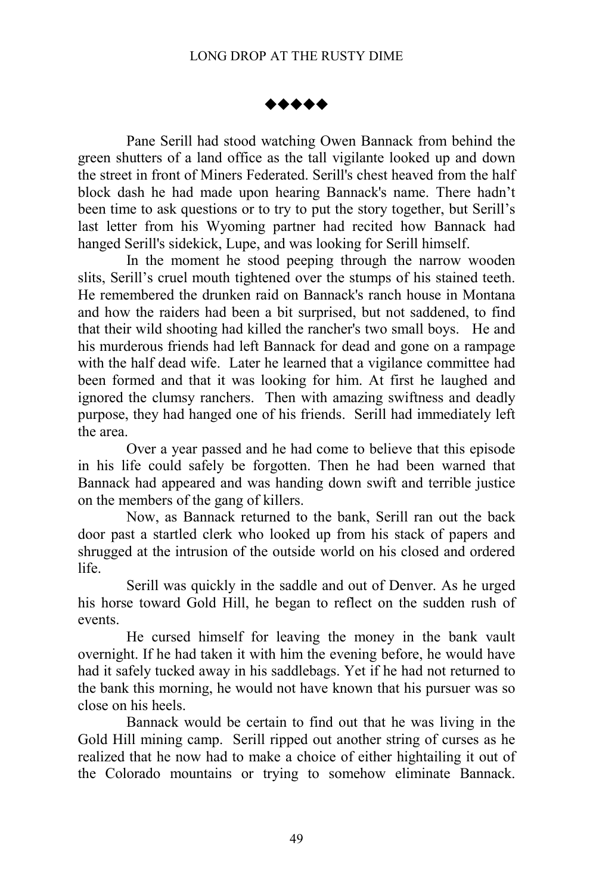◆◆◆◆◆

Pane Serill had stood watching Owen Bannack from behind the green shutters of a land office as the tall vigilante looked up and down the street in front of Miners Federated. Serill's chest heaved from the half block dash he had made upon hearing Bannack's name. There hadn't been time to ask questions or to try to put the story together, but Serill's last letter from his Wyoming partner had recited how Bannack had hanged Serill's sidekick, Lupe, and was looking for Serill himself.

In the moment he stood peeping through the narrow wooden slits, Serill's cruel mouth tightened over the stumps of his stained teeth. He remembered the drunken raid on Bannack's ranch house in Montana and how the raiders had been a bit surprised, but not saddened, to find that their wild shooting had killed the rancher's two small boys. He and his murderous friends had left Bannack for dead and gone on a rampage with the half dead wife. Later he learned that a vigilance committee had been formed and that it was looking for him. At first he laughed and ignored the clumsy ranchers. Then with amazing swiftness and deadly purpose, they had hanged one of his friends. Serill had immediately left the area.

Over a year passed and he had come to believe that this episode in his life could safely be forgotten. Then he had been warned that Bannack had appeared and was handing down swift and terrible justice on the members of the gang of killers.

Now, as Bannack returned to the bank, Serill ran out the back door past a startled clerk who looked up from his stack of papers and shrugged at the intrusion of the outside world on his closed and ordered life.

Serill was quickly in the saddle and out of Denver. As he urged his horse toward Gold Hill, he began to reflect on the sudden rush of events.

He cursed himself for leaving the money in the bank vault overnight. If he had taken it with him the evening before, he would have had it safely tucked away in his saddlebags. Yet if he had not returned to the bank this morning, he would not have known that his pursuer was so close on his heels.

Bannack would be certain to find out that he was living in the Gold Hill mining camp. Serill ripped out another string of curses as he realized that he now had to make a choice of either hightailing it out of the Colorado mountains or trying to somehow eliminate Bannack.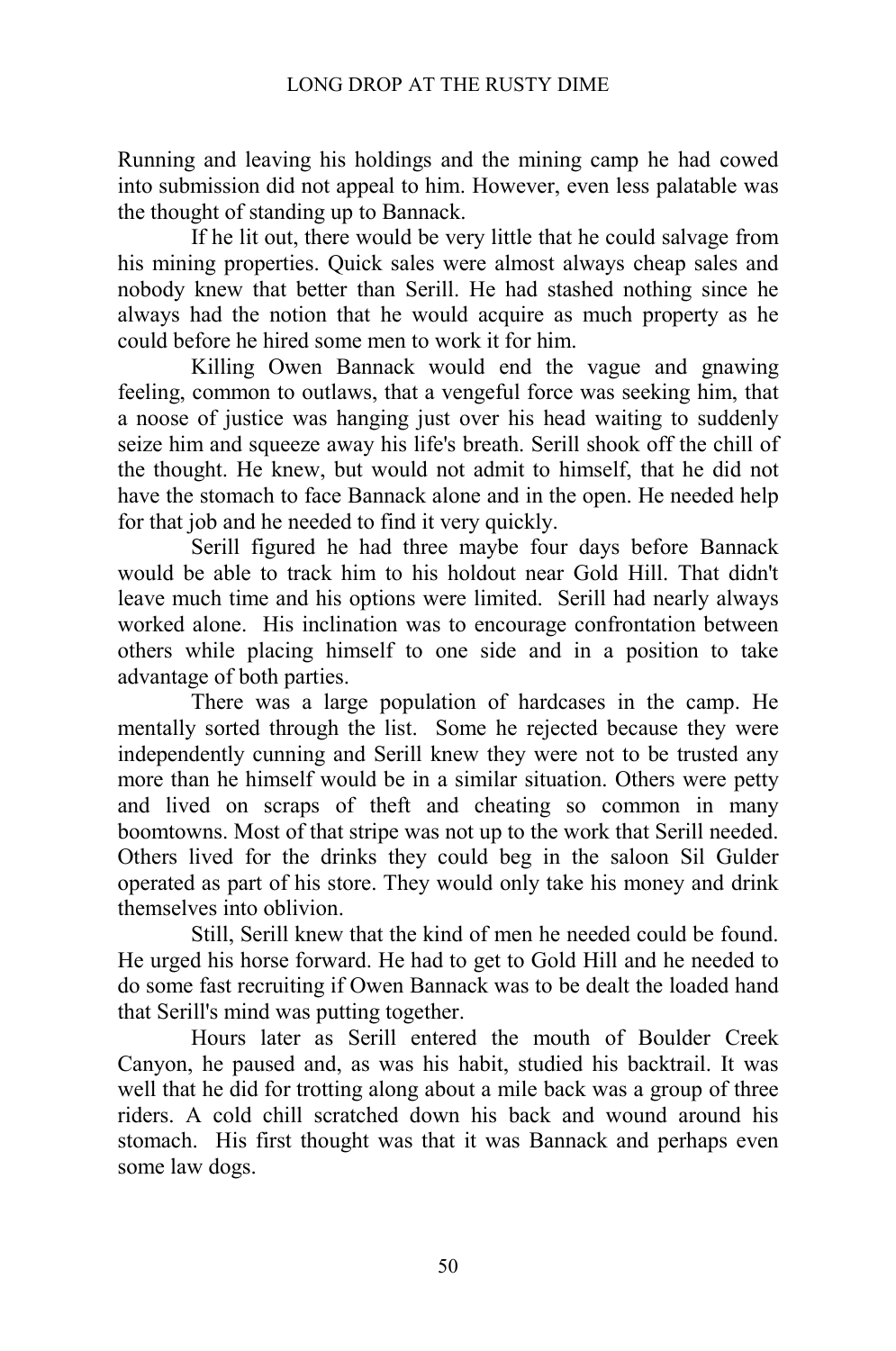Running and leaving his holdings and the mining camp he had cowed into submission did not appeal to him. However, even less palatable was the thought of standing up to Bannack.

If he lit out, there would be very little that he could salvage from his mining properties. Quick sales were almost always cheap sales and nobody knew that better than Serill. He had stashed nothing since he always had the notion that he would acquire as much property as he could before he hired some men to work it for him.

Killing Owen Bannack would end the vague and gnawing feeling, common to outlaws, that a vengeful force was seeking him, that a noose of justice was hanging just over his head waiting to suddenly seize him and squeeze away his life's breath. Serill shook off the chill of the thought. He knew, but would not admit to himself, that he did not have the stomach to face Bannack alone and in the open. He needed help for that job and he needed to find it very quickly.

Serill figured he had three maybe four days before Bannack would be able to track him to his holdout near Gold Hill. That didn't leave much time and his options were limited. Serill had nearly always worked alone. His inclination was to encourage confrontation between others while placing himself to one side and in a position to take advantage of both parties.

There was a large population of hardcases in the camp. He mentally sorted through the list. Some he rejected because they were independently cunning and Serill knew they were not to be trusted any more than he himself would be in a similar situation. Others were petty and lived on scraps of theft and cheating so common in many boomtowns. Most of that stripe was not up to the work that Serill needed. Others lived for the drinks they could beg in the saloon Sil Gulder operated as part of his store. They would only take his money and drink themselves into oblivion.

Still, Serill knew that the kind of men he needed could be found. He urged his horse forward. He had to get to Gold Hill and he needed to do some fast recruiting if Owen Bannack was to be dealt the loaded hand that Serill's mind was putting together.

Hours later as Serill entered the mouth of Boulder Creek Canyon, he paused and, as was his habit, studied his backtrail. It was well that he did for trotting along about a mile back was a group of three riders. A cold chill scratched down his back and wound around his stomach. His first thought was that it was Bannack and perhaps even some law dogs.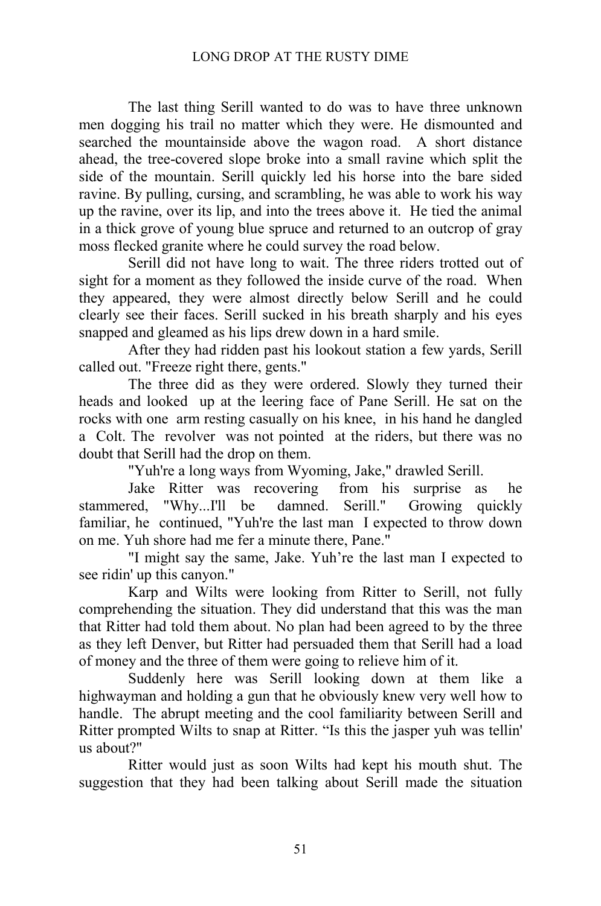The last thing Serill wanted to do was to have three unknown men dogging his trail no matter which they were. He dismounted and searched the mountainside above the wagon road. A short distance ahead, the tree-covered slope broke into a small ravine which split the side of the mountain. Serill quickly led his horse into the bare sided ravine. By pulling, cursing, and scrambling, he was able to work his way up the ravine, over its lip, and into the trees above it. He tied the animal in a thick grove of young blue spruce and returned to an outcrop of gray moss flecked granite where he could survey the road below.

Serill did not have long to wait. The three riders trotted out of sight for a moment as they followed the inside curve of the road. When they appeared, they were almost directly below Serill and he could clearly see their faces. Serill sucked in his breath sharply and his eyes snapped and gleamed as his lips drew down in a hard smile.

After they had ridden past his lookout station a few yards, Serill called out. "Freeze right there, gents."

The three did as they were ordered. Slowly they turned their heads and looked up at the leering face of Pane Serill. He sat on the rocks with one arm resting casually on his knee, in his hand he dangled a Colt. The revolver was not pointed at the riders, but there was no doubt that Serill had the drop on them.

"Yuh're a long ways from Wyoming, Jake," drawled Serill.

Jake Ritter was recovering from his surprise as he stammered, "Why...I'll be damned. Serill." Growing quickly familiar, he continued, "Yuh're the last man I expected to throw down on me. Yuh shore had me fer a minute there, Pane."

"I might say the same, Jake. Yuh're the last man I expected to see ridin' up this canyon."

Karp and Wilts were looking from Ritter to Serill, not fully comprehending the situation. They did understand that this was the man that Ritter had told them about. No plan had been agreed to by the three as they left Denver, but Ritter had persuaded them that Serill had a load of money and the three of them were going to relieve him of it.

Suddenly here was Serill looking down at them like a highwayman and holding a gun that he obviously knew very well how to handle. The abrupt meeting and the cool familiarity between Serill and Ritter prompted Wilts to snap at Ritter. "Is this the jasper yuh was tellin' us about?"

Ritter would just as soon Wilts had kept his mouth shut. The suggestion that they had been talking about Serill made the situation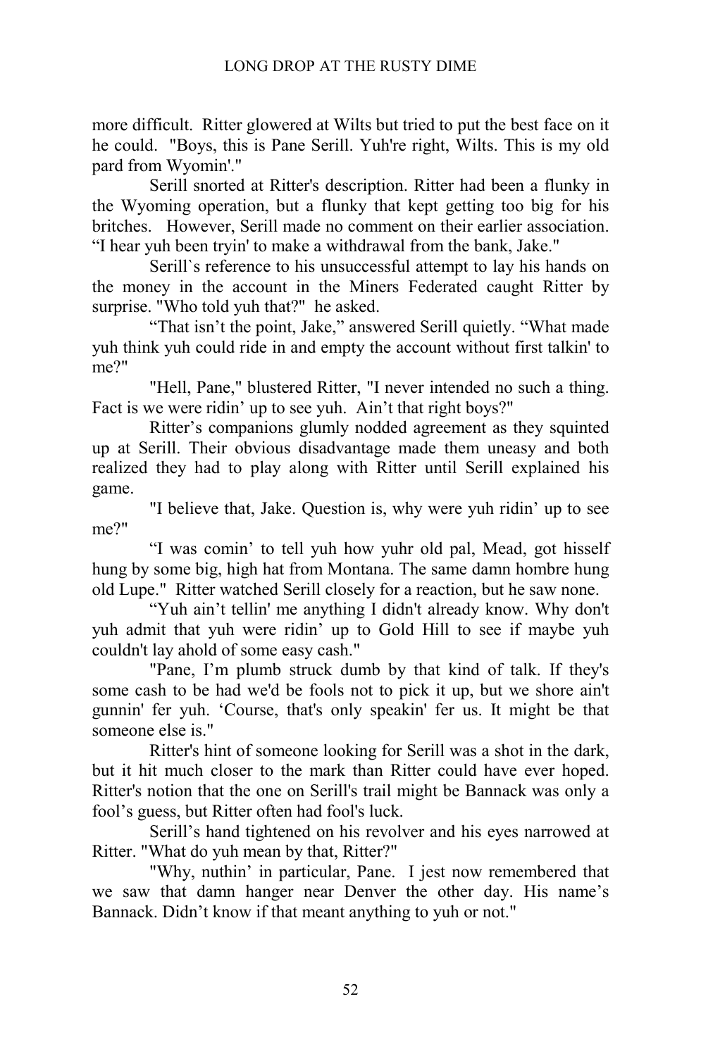more difficult. Ritter glowered at Wilts but tried to put the best face on it he could. "Boys, this is Pane Serill. Yuh're right, Wilts. This is my old pard from Wyomin'."

Serill snorted at Ritter's description. Ritter had been a flunky in the Wyoming operation, but a flunky that kept getting too big for his britches. However, Serill made no comment on their earlier association. "I hear yuh been tryin' to make a withdrawal from the bank, Jake."

Serill`s reference to his unsuccessful attempt to lay his hands on the money in the account in the Miners Federated caught Ritter by surprise. "Who told yuh that?" he asked.

"That isn't the point, Jake," answered Serill quietly. "What made yuh think yuh could ride in and empty the account without first talkin' to me?"

"Hell, Pane," blustered Ritter, "I never intended no such a thing. Fact is we were ridin' up to see yuh. Ain't that right boys?"

Ritter's companions glumly nodded agreement as they squinted up at Serill. Their obvious disadvantage made them uneasy and both realized they had to play along with Ritter until Serill explained his game.

"I believe that, Jake. Question is, why were yuh ridin' up to see me?"

"I was comin' to tell yuh how yuhr old pal, Mead, got hisself hung by some big, high hat from Montana. The same damn hombre hung old Lupe." Ritter watched Serill closely for a reaction, but he saw none.

"Yuh ain't tellin' me anything I didn't already know. Why don't yuh admit that yuh were ridin' up to Gold Hill to see if maybe yuh couldn't lay ahold of some easy cash."

"Pane, I'm plumb struck dumb by that kind of talk. If they's some cash to be had we'd be fools not to pick it up, but we shore ain't gunnin' fer yuh. 'Course, that's only speakin' fer us. It might be that someone else is."

Ritter's hint of someone looking for Serill was a shot in the dark, but it hit much closer to the mark than Ritter could have ever hoped. Ritter's notion that the one on Serill's trail might be Bannack was only a fool's guess, but Ritter often had fool's luck.

Serill's hand tightened on his revolver and his eyes narrowed at Ritter. "What do yuh mean by that, Ritter?"

"Why, nuthin' in particular, Pane. I jest now remembered that we saw that damn hanger near Denver the other day. His name's Bannack. Didn't know if that meant anything to yuh or not."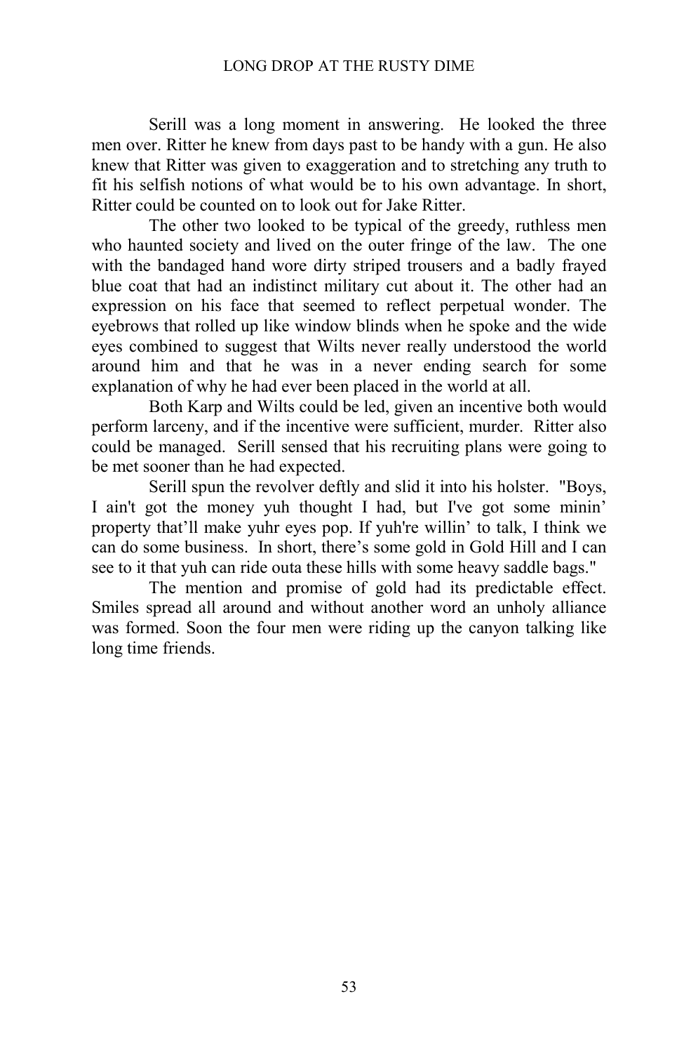Serill was a long moment in answering. He looked the three men over. Ritter he knew from days past to be handy with a gun. He also knew that Ritter was given to exaggeration and to stretching any truth to fit his selfish notions of what would be to his own advantage. In short, Ritter could be counted on to look out for Jake Ritter.

The other two looked to be typical of the greedy, ruthless men who haunted society and lived on the outer fringe of the law. The one with the bandaged hand wore dirty striped trousers and a badly frayed blue coat that had an indistinct military cut about it. The other had an expression on his face that seemed to reflect perpetual wonder. The eyebrows that rolled up like window blinds when he spoke and the wide eyes combined to suggest that Wilts never really understood the world around him and that he was in a never ending search for some explanation of why he had ever been placed in the world at all.

Both Karp and Wilts could be led, given an incentive both would perform larceny, and if the incentive were sufficient, murder. Ritter also could be managed. Serill sensed that his recruiting plans were going to be met sooner than he had expected.

Serill spun the revolver deftly and slid it into his holster. "Boys, I ain't got the money yuh thought I had, but I've got some minin' property that'll make yuhr eyes pop. If yuh're willin' to talk, I think we can do some business. In short, there's some gold in Gold Hill and I can see to it that yuh can ride outa these hills with some heavy saddle bags."

The mention and promise of gold had its predictable effect. Smiles spread all around and without another word an unholy alliance was formed. Soon the four men were riding up the canyon talking like long time friends.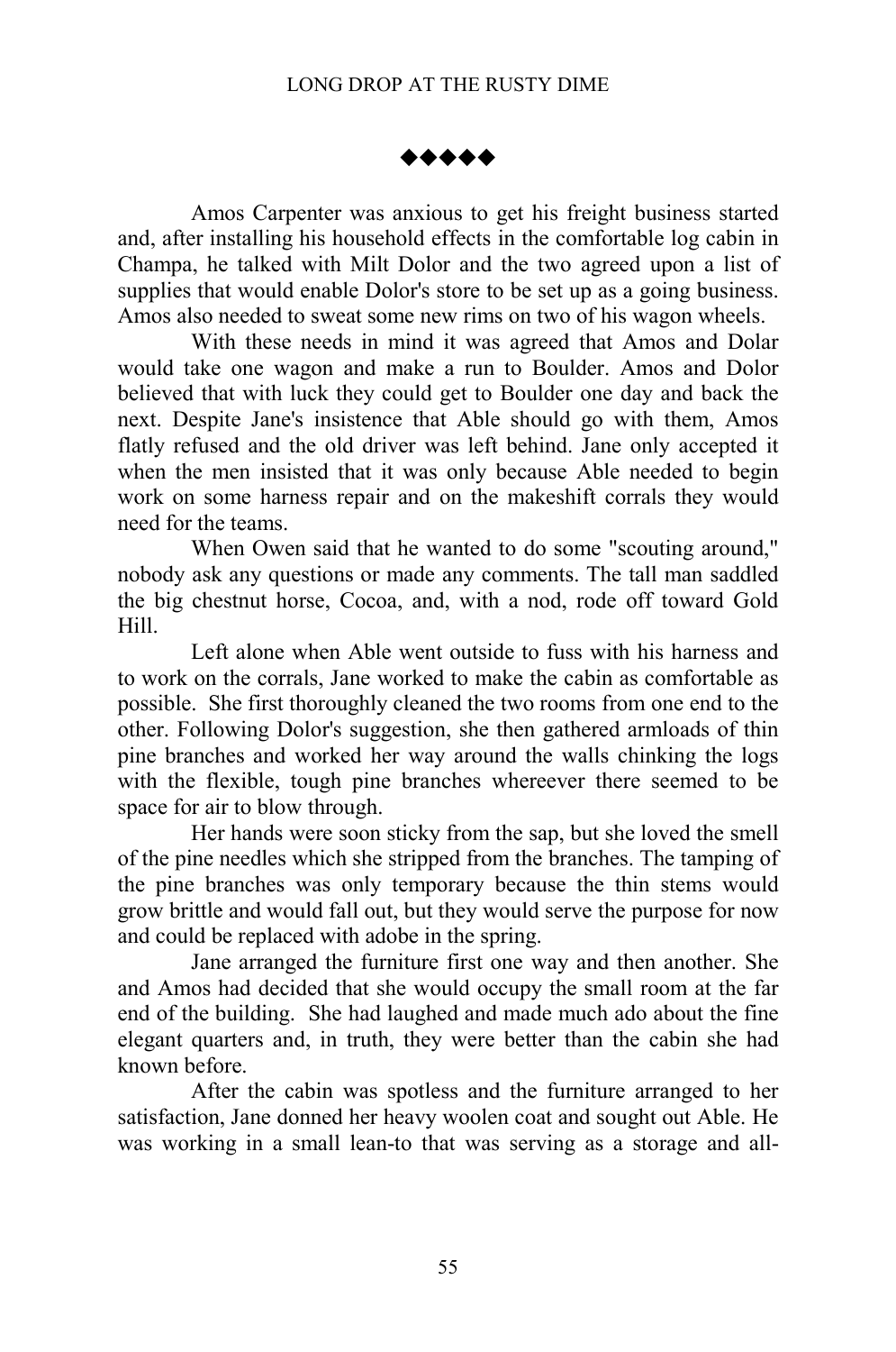◆◆◆◆◆

Amos Carpenter was anxious to get his freight business started and, after installing his household effects in the comfortable log cabin in Champa, he talked with Milt Dolor and the two agreed upon a list of supplies that would enable Dolor's store to be set up as a going business. Amos also needed to sweat some new rims on two of his wagon wheels.

With these needs in mind it was agreed that Amos and Dolar would take one wagon and make a run to Boulder. Amos and Dolor believed that with luck they could get to Boulder one day and back the next. Despite Jane's insistence that Able should go with them, Amos flatly refused and the old driver was left behind. Jane only accepted it when the men insisted that it was only because Able needed to begin work on some harness repair and on the makeshift corrals they would need for the teams.

When Owen said that he wanted to do some "scouting around," nobody ask any questions or made any comments. The tall man saddled the big chestnut horse, Cocoa, and, with a nod, rode off toward Gold Hill.

Left alone when Able went outside to fuss with his harness and to work on the corrals, Jane worked to make the cabin as comfortable as possible. She first thoroughly cleaned the two rooms from one end to the other. Following Dolor's suggestion, she then gathered armloads of thin pine branches and worked her way around the walls chinking the logs with the flexible, tough pine branches whereever there seemed to be space for air to blow through.

Her hands were soon sticky from the sap, but she loved the smell of the pine needles which she stripped from the branches. The tamping of the pine branches was only temporary because the thin stems would grow brittle and would fall out, but they would serve the purpose for now and could be replaced with adobe in the spring.

Jane arranged the furniture first one way and then another. She and Amos had decided that she would occupy the small room at the far end of the building. She had laughed and made much ado about the fine elegant quarters and, in truth, they were better than the cabin she had known before.

After the cabin was spotless and the furniture arranged to her satisfaction, Jane donned her heavy woolen coat and sought out Able. He was working in a small lean-to that was serving as a storage and all-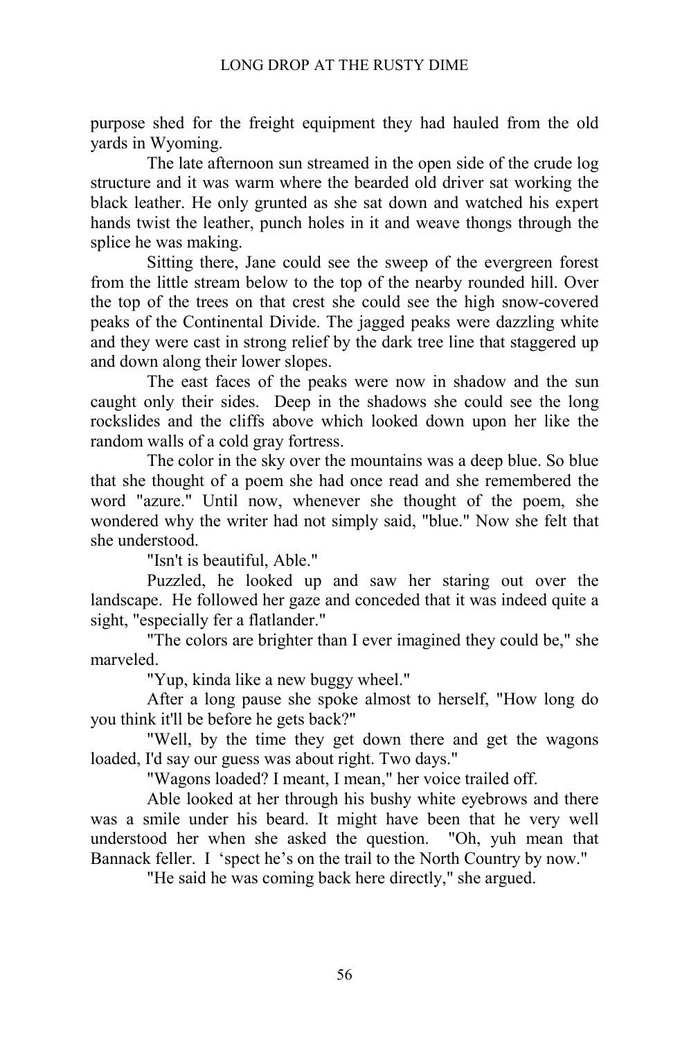purpose shed for the freight equipment they had hauled from the old yards in Wyoming.

The late afternoon sun streamed in the open side of the crude log structure and it was warm where the bearded old driver sat working the black leather. He only grunted as she sat down and watched his expert hands twist the leather, punch holes in it and weave thongs through the splice he was making.

Sitting there, Jane could see the sweep of the evergreen forest from the little stream below to the top of the nearby rounded hill. Over the top of the trees on that crest she could see the high snow-covered peaks of the Continental Divide. The jagged peaks were dazzling white and they were cast in strong relief by the dark tree line that staggered up and down along their lower slopes.

The east faces of the peaks were now in shadow and the sun caught only their sides. Deep in the shadows she could see the long rockslides and the cliffs above which looked down upon her like the random walls of a cold gray fortress.

The color in the sky over the mountains was a deep blue. So blue that she thought of a poem she had once read and she remembered the word "azure." Until now, whenever she thought of the poem, she wondered why the writer had not simply said, "blue." Now she felt that she understood.

"Isn't is beautiful, Able."

Puzzled, he looked up and saw her staring out over the landscape. He followed her gaze and conceded that it was indeed quite a sight, "especially fer a flatlander."

"The colors are brighter than I ever imagined they could be," she marveled.

"Yup, kinda like a new buggy wheel."

After a long pause she spoke almost to herself, "How long do you think it'll be before he gets back?"

"Well, by the time they get down there and get the wagons loaded, I'd say our guess was about right. Two days."

"Wagons loaded? I meant, I mean," her voice trailed off.

Able looked at her through his bushy white eyebrows and there was a smile under his beard. It might have been that he very well understood her when she asked the question. "Oh, yuh mean that Bannack feller. I 'spect he's on the trail to the North Country by now."

"He said he was coming back here directly," she argued.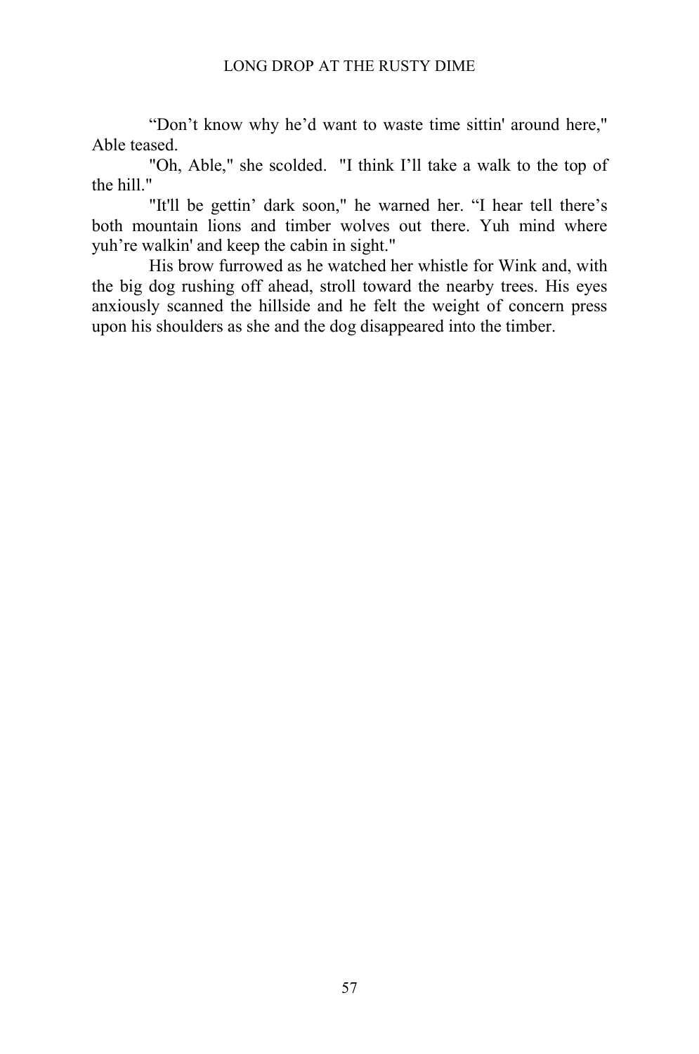“Don’t know why he’d want to waste time sittin' around here," Able teased.

"Oh, Able," she scolded. "I think I’ll take a walk to the top of the hill."

"It'll be gettin’ dark soon," he warned her. “I hear tell there’s both mountain lions and timber wolves out there. Yuh mind where yuh’re walkin' and keep the cabin in sight."

His brow furrowed as he watched her whistle for Wink and, with the big dog rushing off ahead, stroll toward the nearby trees. His eyes anxiously scanned the hillside and he felt the weight of concern press upon his shoulders as she and the dog disappeared into the timber.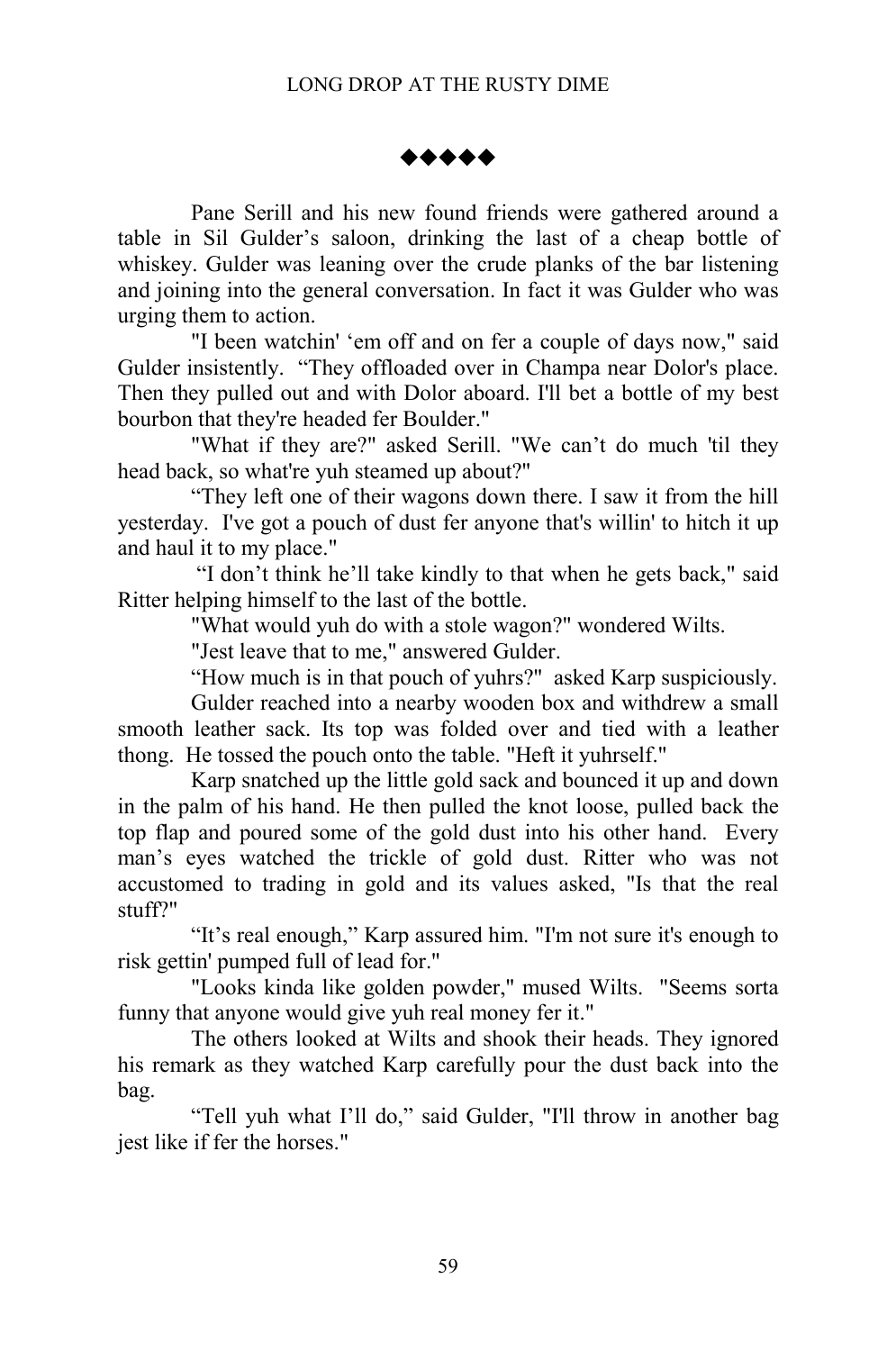◆◆◆◆◆

Pane Serill and his new found friends were gathered around a table in Sil Gulder's saloon, drinking the last of a cheap bottle of whiskey. Gulder was leaning over the crude planks of the bar listening and joining into the general conversation. In fact it was Gulder who was urging them to action.

"I been watchin' 'em off and on fer a couple of days now," said Gulder insistently. "They offloaded over in Champa near Dolor's place. Then they pulled out and with Dolor aboard. I'll bet a bottle of my best bourbon that they're headed fer Boulder."

"What if they are?" asked Serill. "We can't do much 'til they head back, so what're yuh steamed up about?"

"They left one of their wagons down there. I saw it from the hill yesterday. I've got a pouch of dust fer anyone that's willin' to hitch it up and haul it to my place."

"I don't think he'll take kindly to that when he gets back," said Ritter helping himself to the last of the bottle.

"What would yuh do with a stole wagon?" wondered Wilts.

"Jest leave that to me," answered Gulder.

"How much is in that pouch of yuhrs?" asked Karp suspiciously.

Gulder reached into a nearby wooden box and withdrew a small smooth leather sack. Its top was folded over and tied with a leather thong. He tossed the pouch onto the table. "Heft it yuhrself."

Karp snatched up the little gold sack and bounced it up and down in the palm of his hand. He then pulled the knot loose, pulled back the top flap and poured some of the gold dust into his other hand. Every man's eyes watched the trickle of gold dust. Ritter who was not accustomed to trading in gold and its values asked, "Is that the real stuff?"

"It's real enough," Karp assured him. "I'm not sure it's enough to risk gettin' pumped full of lead for."

"Looks kinda like golden powder," mused Wilts. "Seems sorta funny that anyone would give yuh real money fer it."

The others looked at Wilts and shook their heads. They ignored his remark as they watched Karp carefully pour the dust back into the bag.

"Tell yuh what I'll do," said Gulder, "I'll throw in another bag jest like if fer the horses."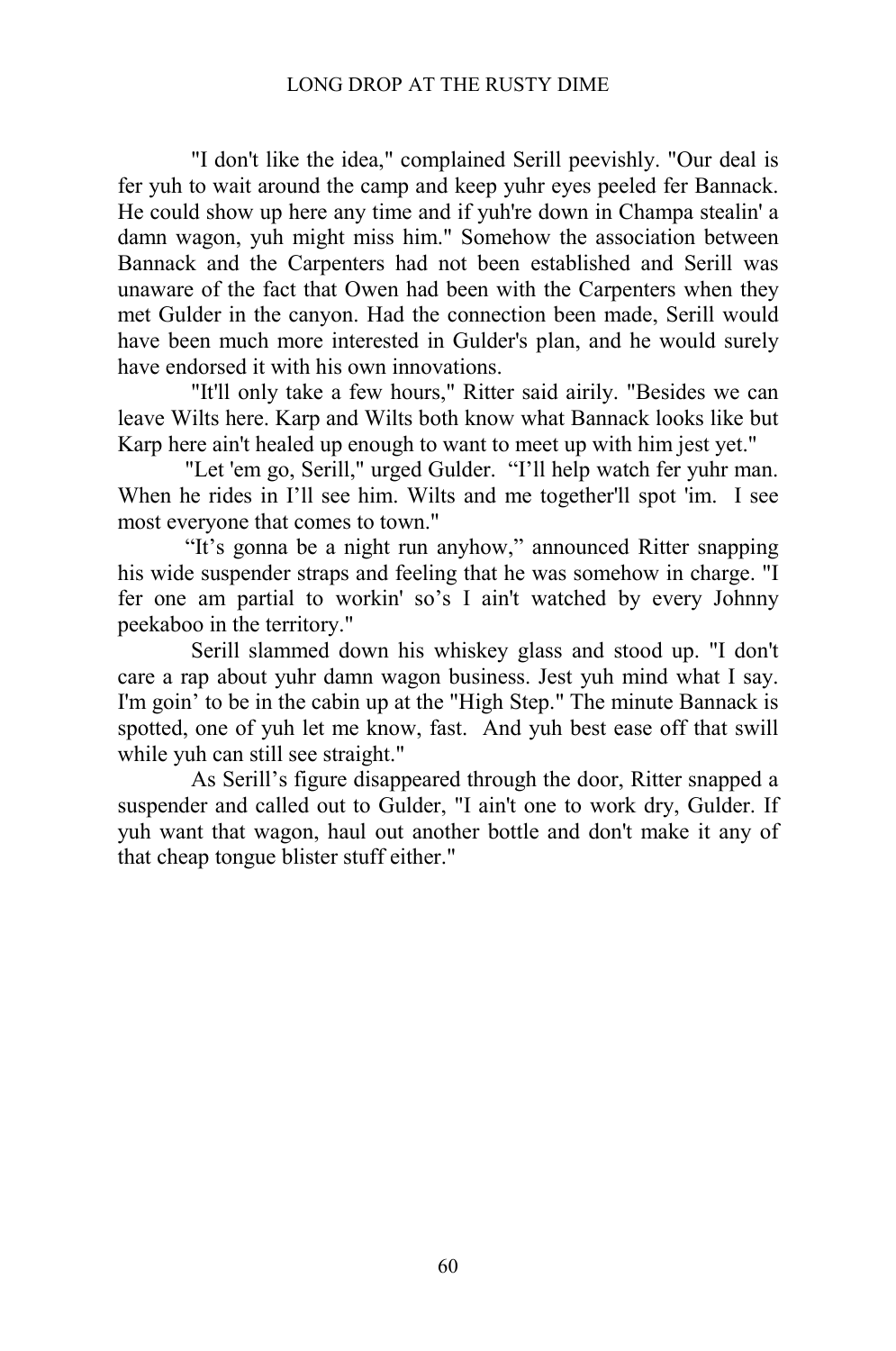"I don't like the idea," complained Serill peevishly. "Our deal is fer yuh to wait around the camp and keep yuhr eyes peeled fer Bannack. He could show up here any time and if yuh're down in Champa stealin' a damn wagon, yuh might miss him." Somehow the association between Bannack and the Carpenters had not been established and Serill was unaware of the fact that Owen had been with the Carpenters when they met Gulder in the canyon. Had the connection been made, Serill would have been much more interested in Gulder's plan, and he would surely have endorsed it with his own innovations.

"It'll only take a few hours," Ritter said airily. "Besides we can leave Wilts here. Karp and Wilts both know what Bannack looks like but Karp here ain't healed up enough to want to meet up with him jest yet."

"Let 'em go, Serill," urged Gulder. "I'll help watch fer yuhr man. When he rides in I'll see him. Wilts and me together'll spot 'im. I see most everyone that comes to town."

"It's gonna be a night run anyhow," announced Ritter snapping his wide suspender straps and feeling that he was somehow in charge. "I fer one am partial to workin' so's I ain't watched by every Johnny peekaboo in the territory."

Serill slammed down his whiskey glass and stood up. "I don't care a rap about yuhr damn wagon business. Jest yuh mind what I say. I'm goin' to be in the cabin up at the "High Step." The minute Bannack is spotted, one of yuh let me know, fast. And yuh best ease off that swill while yuh can still see straight."

As Serill's figure disappeared through the door, Ritter snapped a suspender and called out to Gulder, "I ain't one to work dry, Gulder. If yuh want that wagon, haul out another bottle and don't make it any of that cheap tongue blister stuff either."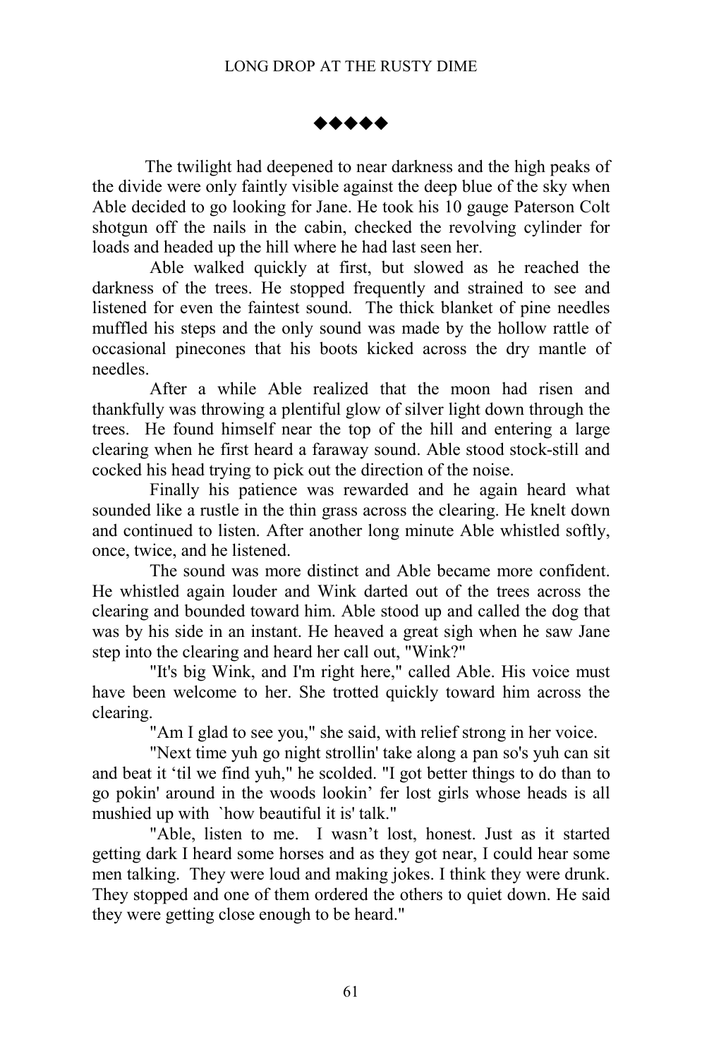◆◆◆◆◆

The twilight had deepened to near darkness and the high peaks of the divide were only faintly visible against the deep blue of the sky when Able decided to go looking for Jane. He took his 10 gauge Paterson Colt shotgun off the nails in the cabin, checked the revolving cylinder for loads and headed up the hill where he had last seen her.

Able walked quickly at first, but slowed as he reached the darkness of the trees. He stopped frequently and strained to see and listened for even the faintest sound. The thick blanket of pine needles muffled his steps and the only sound was made by the hollow rattle of occasional pinecones that his boots kicked across the dry mantle of needles.

After a while Able realized that the moon had risen and thankfully was throwing a plentiful glow of silver light down through the trees. He found himself near the top of the hill and entering a large clearing when he first heard a faraway sound. Able stood stock-still and cocked his head trying to pick out the direction of the noise.

Finally his patience was rewarded and he again heard what sounded like a rustle in the thin grass across the clearing. He knelt down and continued to listen. After another long minute Able whistled softly, once, twice, and he listened.

The sound was more distinct and Able became more confident. He whistled again louder and Wink darted out of the trees across the clearing and bounded toward him. Able stood up and called the dog that was by his side in an instant. He heaved a great sigh when he saw Jane step into the clearing and heard her call out, "Wink?"

"It's big Wink, and I'm right here," called Able. His voice must have been welcome to her. She trotted quickly toward him across the clearing.

"Am I glad to see you," she said, with relief strong in her voice.

"Next time yuh go night strollin' take along a pan so's yuh can sit and beat it 'til we find yuh," he scolded. "I got better things to do than to go pokin' around in the woods lookin' fer lost girls whose heads is all mushied up with `how beautiful it is' talk."

"Able, listen to me. I wasn't lost, honest. Just as it started getting dark I heard some horses and as they got near, I could hear some men talking. They were loud and making jokes. I think they were drunk. They stopped and one of them ordered the others to quiet down. He said they were getting close enough to be heard."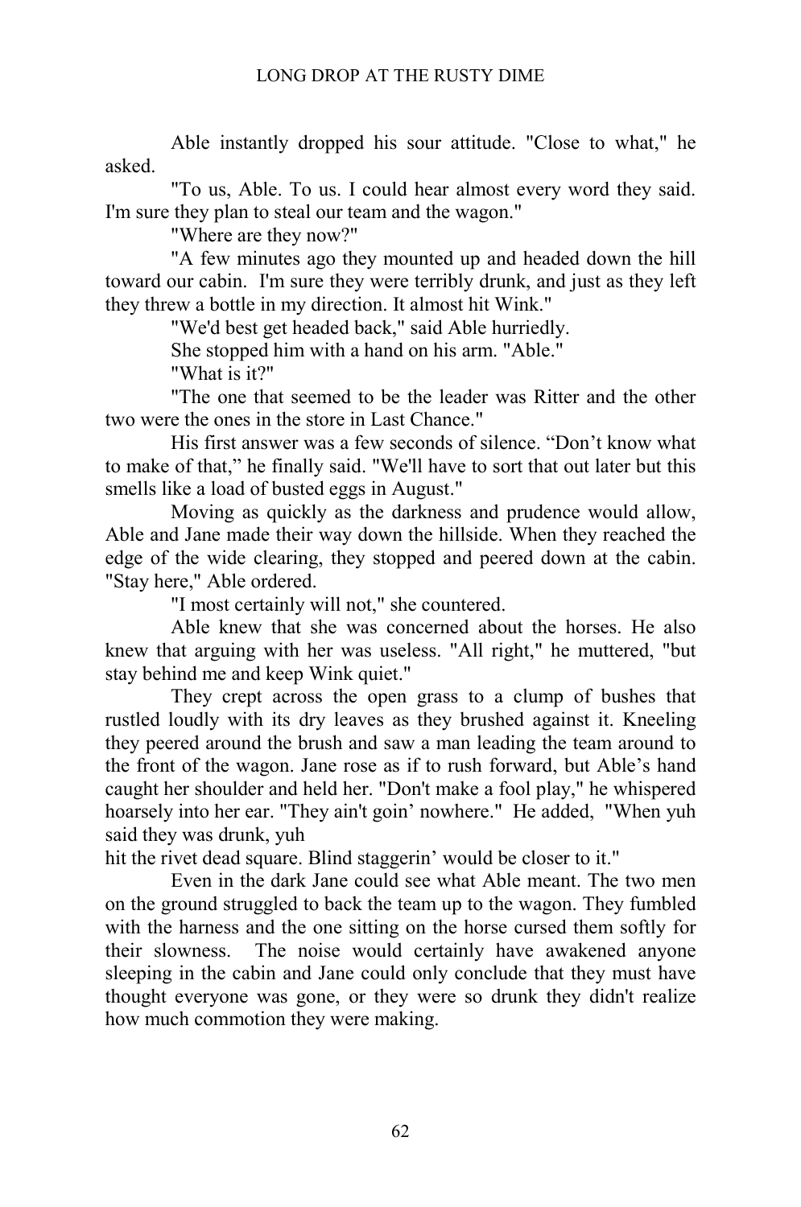Able instantly dropped his sour attitude. "Close to what," he asked.

"To us, Able. To us. I could hear almost every word they said. I'm sure they plan to steal our team and the wagon."

"Where are they now?"

"A few minutes ago they mounted up and headed down the hill toward our cabin. I'm sure they were terribly drunk, and just as they left they threw a bottle in my direction. It almost hit Wink."

"We'd best get headed back," said Able hurriedly.

She stopped him with a hand on his arm. "Able."

"What is it?"

"The one that seemed to be the leader was Ritter and the other two were the ones in the store in Last Chance."

His first answer was a few seconds of silence. “Don’t know what to make of that,” he finally said. "We'll have to sort that out later but this smells like a load of busted eggs in August."

Moving as quickly as the darkness and prudence would allow, Able and Jane made their way down the hillside. When they reached the edge of the wide clearing, they stopped and peered down at the cabin. "Stay here," Able ordered.

"I most certainly will not," she countered.

Able knew that she was concerned about the horses. He also knew that arguing with her was useless. "All right," he muttered, "but stay behind me and keep Wink quiet."

They crept across the open grass to a clump of bushes that rustled loudly with its dry leaves as they brushed against it. Kneeling they peered around the brush and saw a man leading the team around to the front of the wagon. Jane rose as if to rush forward, but Able’s hand caught her shoulder and held her. "Don't make a fool play," he whispered hoarsely into her ear. "They ain't goin’ nowhere." He added, "When yuh said they was drunk, yuh hit the rivet dead square. Blind staggerin’ would be closer to it."

Even in the dark Jane could see what Able meant. The two men on the ground struggled to back the team up to the wagon. They fumbled with the harness and the one sitting on the horse cursed them softly for their slowness. The noise would certainly have awakened anyone sleeping in the cabin and Jane could only conclude that they must have thought everyone was gone, or they were so drunk they didn't realize how much commotion they were making.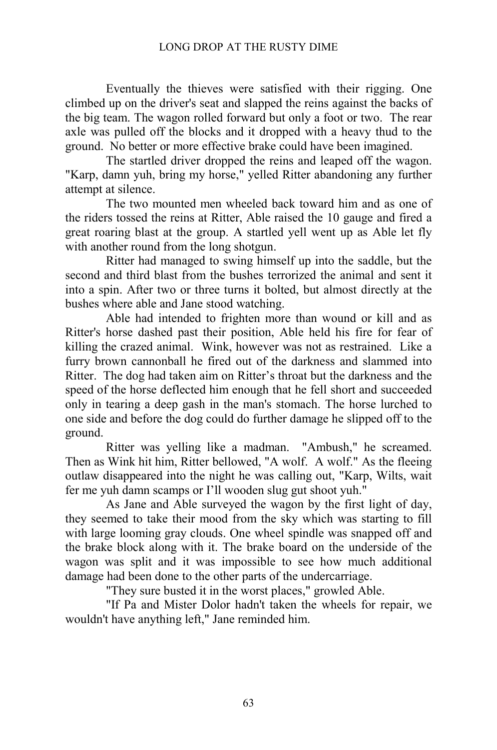Eventually the thieves were satisfied with their rigging. One climbed up on the driver's seat and slapped the reins against the backs of the big team. The wagon rolled forward but only a foot or two. The rear axle was pulled off the blocks and it dropped with a heavy thud to the ground. No better or more effective brake could have been imagined.

The startled driver dropped the reins and leaped off the wagon. "Karp, damn yuh, bring my horse," yelled Ritter abandoning any further attempt at silence.

The two mounted men wheeled back toward him and as one of the riders tossed the reins at Ritter, Able raised the 10 gauge and fired a great roaring blast at the group. A startled yell went up as Able let fly with another round from the long shotgun.

Ritter had managed to swing himself up into the saddle, but the second and third blast from the bushes terrorized the animal and sent it into a spin. After two or three turns it bolted, but almost directly at the bushes where able and Jane stood watching.

Able had intended to frighten more than wound or kill and as Ritter's horse dashed past their position, Able held his fire for fear of killing the crazed animal. Wink, however was not as restrained. Like a furry brown cannonball he fired out of the darkness and slammed into Ritter. The dog had taken aim on Ritter's throat but the darkness and the speed of the horse deflected him enough that he fell short and succeeded only in tearing a deep gash in the man's stomach. The horse lurched to one side and before the dog could do further damage he slipped off to the ground.

Ritter was yelling like a madman. "Ambush," he screamed. Then as Wink hit him, Ritter bellowed, "A wolf. A wolf." As the fleeing outlaw disappeared into the night he was calling out, "Karp, Wilts, wait fer me yuh damn scamps or I'll wooden slug gut shoot yuh."

As Jane and Able surveyed the wagon by the first light of day, they seemed to take their mood from the sky which was starting to fill with large looming gray clouds. One wheel spindle was snapped off and the brake block along with it. The brake board on the underside of the wagon was split and it was impossible to see how much additional damage had been done to the other parts of the undercarriage.

"They sure busted it in the worst places," growled Able.

"If Pa and Mister Dolor hadn't taken the wheels for repair, we wouldn't have anything left," Jane reminded him.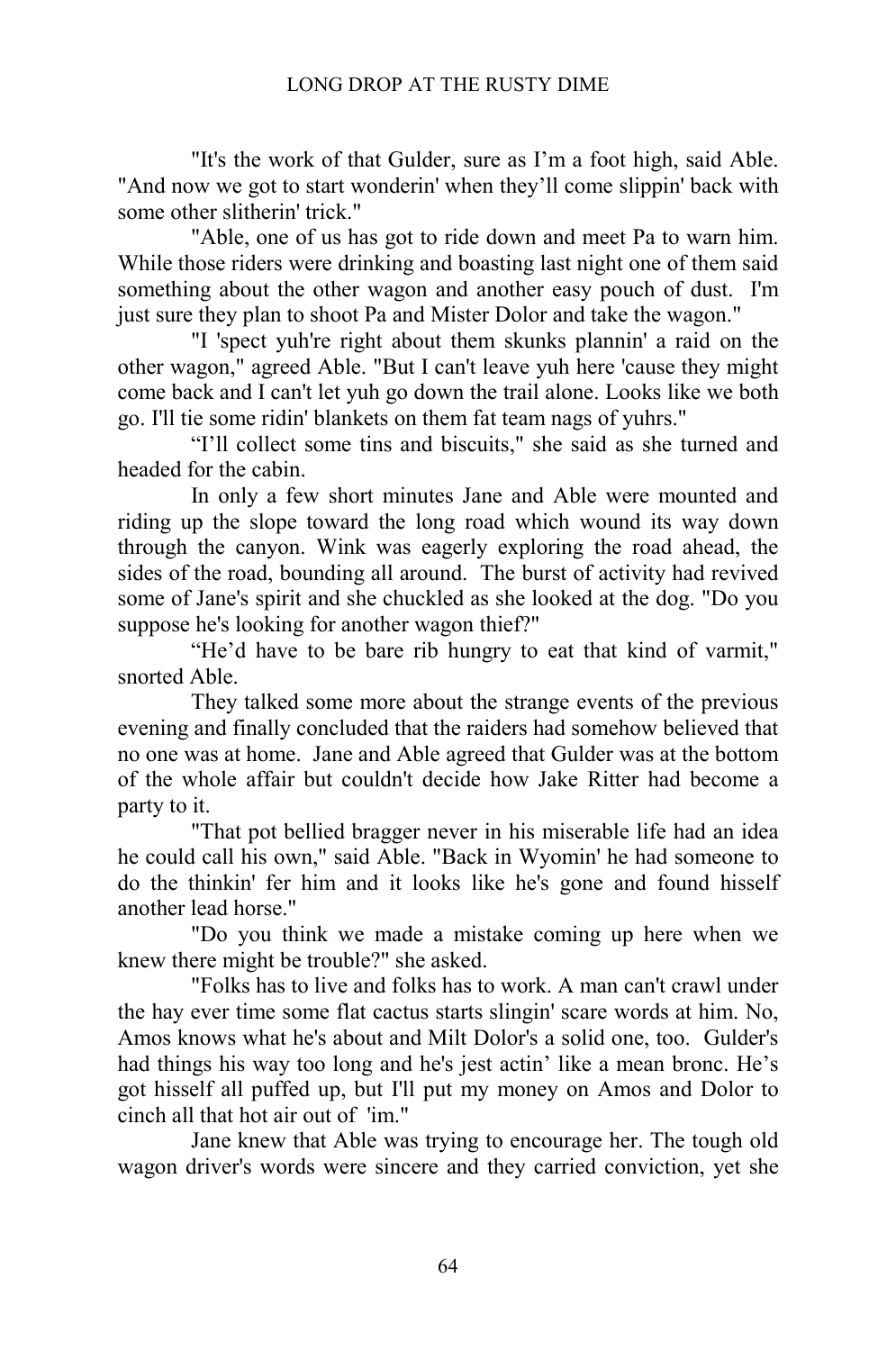"It's the work of that Gulder, sure as I'm a foot high, said Able. "And now we got to start wonderin' when they'll come slippin' back with some other slitherin' trick."

"Able, one of us has got to ride down and meet Pa to warn him. While those riders were drinking and boasting last night one of them said something about the other wagon and another easy pouch of dust. I'm just sure they plan to shoot Pa and Mister Dolor and take the wagon."

"I 'spect yuh're right about them skunks plannin' a raid on the other wagon," agreed Able. "But I can't leave yuh here 'cause they might come back and I can't let yuh go down the trail alone. Looks like we both go. I'll tie some ridin' blankets on them fat team nags of yuhrs."

"I'll collect some tins and biscuits," she said as she turned and headed for the cabin.

In only a few short minutes Jane and Able were mounted and riding up the slope toward the long road which wound its way down through the canyon. Wink was eagerly exploring the road ahead, the sides of the road, bounding all around. The burst of activity had revived some of Jane's spirit and she chuckled as she looked at the dog. "Do you suppose he's looking for another wagon thief?"

"He'd have to be bare rib hungry to eat that kind of varmit," snorted Able.

They talked some more about the strange events of the previous evening and finally concluded that the raiders had somehow believed that no one was at home. Jane and Able agreed that Gulder was at the bottom of the whole affair but couldn't decide how Jake Ritter had become a party to it.

"That pot bellied bragger never in his miserable life had an idea he could call his own," said Able. "Back in Wyomin' he had someone to do the thinkin' fer him and it looks like he's gone and found hisself another lead horse."

"Do you think we made a mistake coming up here when we knew there might be trouble?" she asked.

"Folks has to live and folks has to work. A man can't crawl under the hay ever time some flat cactus starts slingin' scare words at him. No, Amos knows what he's about and Milt Dolor's a solid one, too. Gulder's had things his way too long and he's jest actin' like a mean bronc. He's got hisself all puffed up, but I'll put my money on Amos and Dolor to cinch all that hot air out of 'im."

Jane knew that Able was trying to encourage her. The tough old wagon driver's words were sincere and they carried conviction, yet she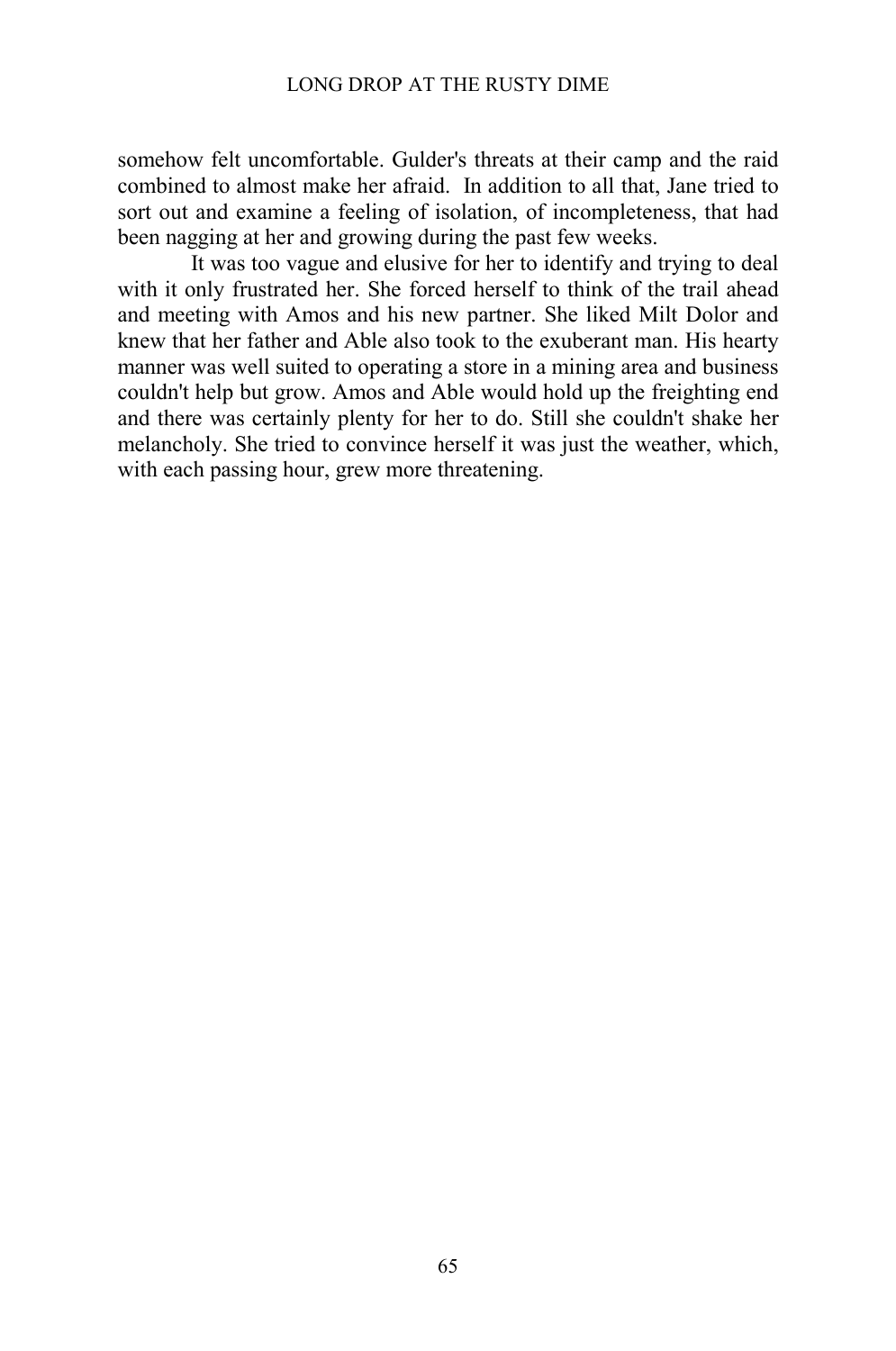somehow felt uncomfortable. Gulder's threats at their camp and the raid combined to almost make her afraid.  In addition to all that, Jane tried to sort out and examine a feeling of isolation, of incompleteness, that had been nagging at her and growing during the past few weeks.

It was too vague and elusive for her to identify and trying to deal with it only frustrated her. She forced herself to think of the trail ahead and meeting with Amos and his new partner. She liked Milt Dolor and knew that her father and Able also took to the exuberant man. His hearty manner was well suited to operating a store in a mining area and business couldn't help but grow. Amos and Able would hold up the freighting end and there was certainly plenty for her to do. Still she couldn't shake her melancholy. She tried to convince herself it was just the weather, which, with each passing hour, grew more threatening.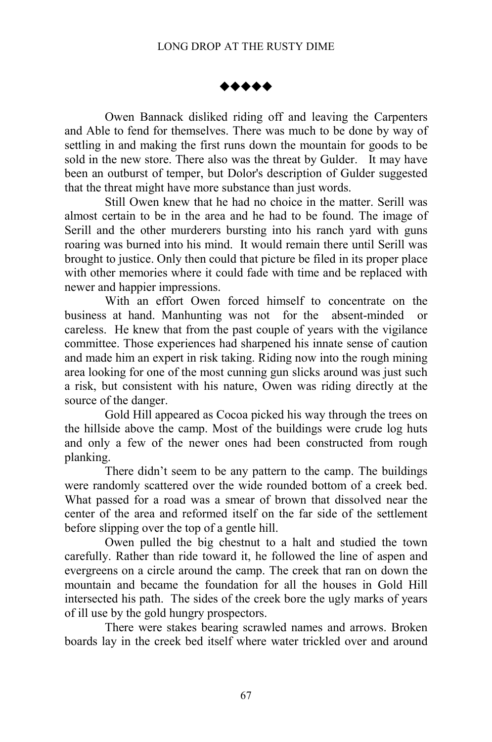◆◆◆◆◆

Owen Bannack disliked riding off and leaving the Carpenters and Able to fend for themselves. There was much to be done by way of settling in and making the first runs down the mountain for goods to be sold in the new store. There also was the threat by Gulder. It may have been an outburst of temper, but Dolor's description of Gulder suggested that the threat might have more substance than just words.

Still Owen knew that he had no choice in the matter. Serill was almost certain to be in the area and he had to be found. The image of Serill and the other murderers bursting into his ranch yard with guns roaring was burned into his mind. It would remain there until Serill was brought to justice. Only then could that picture be filed in its proper place with other memories where it could fade with time and be replaced with newer and happier impressions.

With an effort Owen forced himself to concentrate on the business at hand. Manhunting was not for the absent-minded or careless. He knew that from the past couple of years with the vigilance committee. Those experiences had sharpened his innate sense of caution and made him an expert in risk taking. Riding now into the rough mining area looking for one of the most cunning gun slicks around was just such a risk, but consistent with his nature, Owen was riding directly at the source of the danger.

Gold Hill appeared as Cocoa picked his way through the trees on the hillside above the camp. Most of the buildings were crude log huts and only a few of the newer ones had been constructed from rough planking.

There didn't seem to be any pattern to the camp. The buildings were randomly scattered over the wide rounded bottom of a creek bed. What passed for a road was a smear of brown that dissolved near the center of the area and reformed itself on the far side of the settlement before slipping over the top of a gentle hill.

Owen pulled the big chestnut to a halt and studied the town carefully. Rather than ride toward it, he followed the line of aspen and evergreens on a circle around the camp. The creek that ran on down the mountain and became the foundation for all the houses in Gold Hill intersected his path. The sides of the creek bore the ugly marks of years of ill use by the gold hungry prospectors.

There were stakes bearing scrawled names and arrows. Broken boards lay in the creek bed itself where water trickled over and around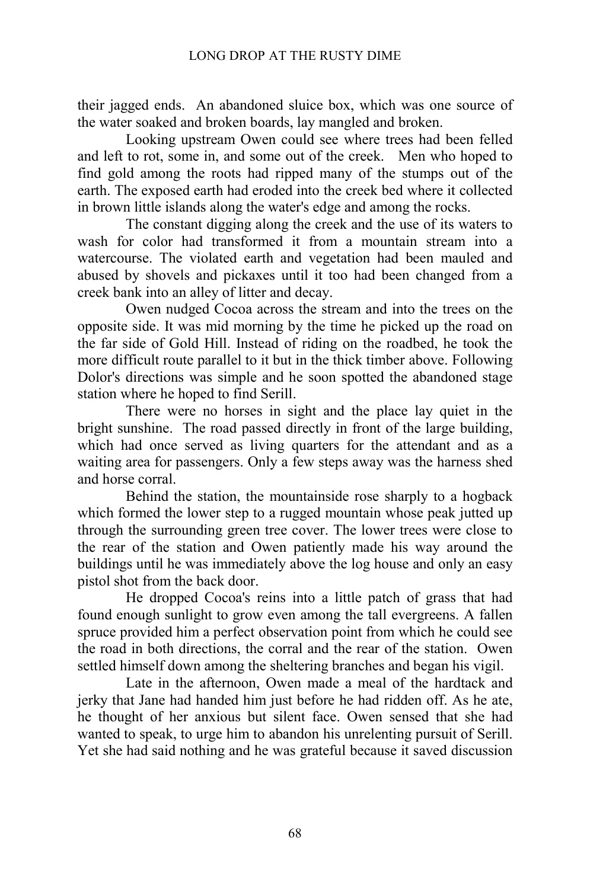their jagged ends. An abandoned sluice box, which was one source of the water soaked and broken boards, lay mangled and broken.

Looking upstream Owen could see where trees had been felled and left to rot, some in, and some out of the creek. Men who hoped to find gold among the roots had ripped many of the stumps out of the earth. The exposed earth had eroded into the creek bed where it collected in brown little islands along the water's edge and among the rocks.

The constant digging along the creek and the use of its waters to wash for color had transformed it from a mountain stream into a watercourse. The violated earth and vegetation had been mauled and abused by shovels and pickaxes until it too had been changed from a creek bank into an alley of litter and decay.

Owen nudged Cocoa across the stream and into the trees on the opposite side. It was mid morning by the time he picked up the road on the far side of Gold Hill. Instead of riding on the roadbed, he took the more difficult route parallel to it but in the thick timber above. Following Dolor's directions was simple and he soon spotted the abandoned stage station where he hoped to find Serill.

There were no horses in sight and the place lay quiet in the bright sunshine. The road passed directly in front of the large building, which had once served as living quarters for the attendant and as a waiting area for passengers. Only a few steps away was the harness shed and horse corral.

Behind the station, the mountainside rose sharply to a hogback which formed the lower step to a rugged mountain whose peak jutted up through the surrounding green tree cover. The lower trees were close to the rear of the station and Owen patiently made his way around the buildings until he was immediately above the log house and only an easy pistol shot from the back door.

He dropped Cocoa's reins into a little patch of grass that had found enough sunlight to grow even among the tall evergreens. A fallen spruce provided him a perfect observation point from which he could see the road in both directions, the corral and the rear of the station. Owen settled himself down among the sheltering branches and began his vigil.

Late in the afternoon, Owen made a meal of the hardtack and jerky that Jane had handed him just before he had ridden off. As he ate, he thought of her anxious but silent face. Owen sensed that she had wanted to speak, to urge him to abandon his unrelenting pursuit of Serill. Yet she had said nothing and he was grateful because it saved discussion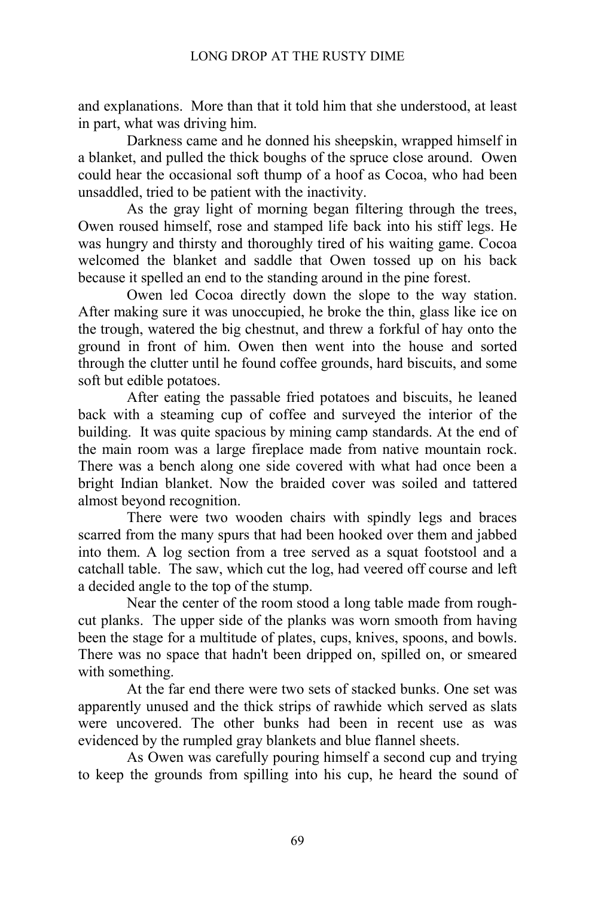and explanations. More than that it told him that she understood, at least in part, what was driving him.

Darkness came and he donned his sheepskin, wrapped himself in a blanket, and pulled the thick boughs of the spruce close around. Owen could hear the occasional soft thump of a hoof as Cocoa, who had been unsaddled, tried to be patient with the inactivity.

As the gray light of morning began filtering through the trees, Owen roused himself, rose and stamped life back into his stiff legs. He was hungry and thirsty and thoroughly tired of his waiting game. Cocoa welcomed the blanket and saddle that Owen tossed up on his back because it spelled an end to the standing around in the pine forest.

Owen led Cocoa directly down the slope to the way station. After making sure it was unoccupied, he broke the thin, glass like ice on the trough, watered the big chestnut, and threw a forkful of hay onto the ground in front of him. Owen then went into the house and sorted through the clutter until he found coffee grounds, hard biscuits, and some soft but edible potatoes.

After eating the passable fried potatoes and biscuits, he leaned back with a steaming cup of coffee and surveyed the interior of the building. It was quite spacious by mining camp standards. At the end of the main room was a large fireplace made from native mountain rock. There was a bench along one side covered with what had once been a bright Indian blanket. Now the braided cover was soiled and tattered almost beyond recognition.

There were two wooden chairs with spindly legs and braces scarred from the many spurs that had been hooked over them and jabbed into them. A log section from a tree served as a squat footstool and a catchall table. The saw, which cut the log, had veered off course and left a decided angle to the top of the stump.

Near the center of the room stood a long table made from rough-cut planks. The upper side of the planks was worn smooth from having been the stage for a multitude of plates, cups, knives, spoons, and bowls. There was no space that hadn't been dripped on, spilled on, or smeared with something.

At the far end there were two sets of stacked bunks. One set was apparently unused and the thick strips of rawhide which served as slats were uncovered. The other bunks had been in recent use as was evidenced by the rumpled gray blankets and blue flannel sheets.

As Owen was carefully pouring himself a second cup and trying to keep the grounds from spilling into his cup, he heard the sound of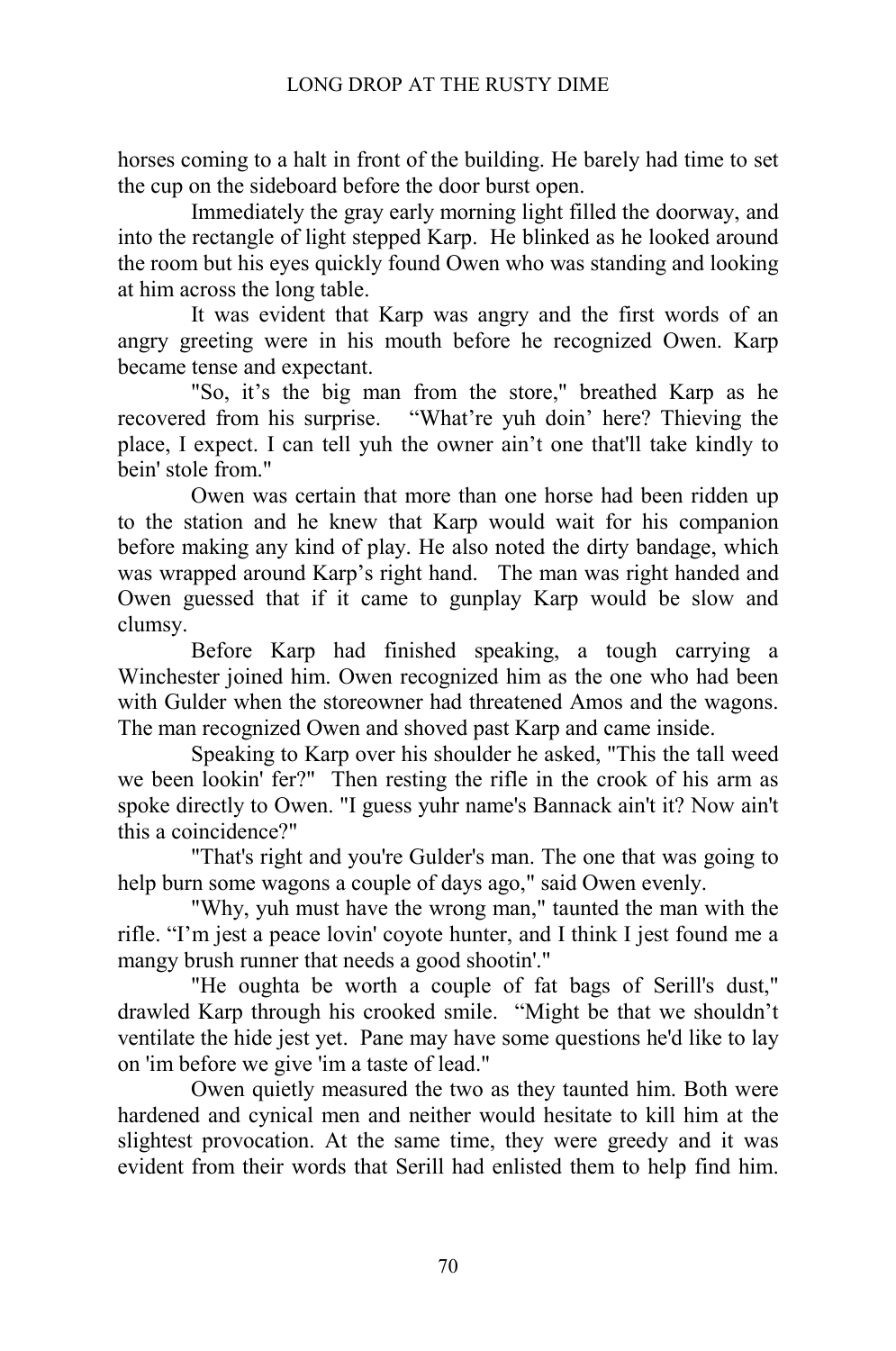horses coming to a halt in front of the building. He barely had time to set the cup on the sideboard before the door burst open.

Immediately the gray early morning light filled the doorway, and into the rectangle of light stepped Karp. He blinked as he looked around the room but his eyes quickly found Owen who was standing and looking at him across the long table.

It was evident that Karp was angry and the first words of an angry greeting were in his mouth before he recognized Owen. Karp became tense and expectant.

"So, it's the big man from the store," breathed Karp as he recovered from his surprise. "What're yuh doin' here? Thieving the place, I expect. I can tell yuh the owner ain't one that'll take kindly to bein' stole from."

Owen was certain that more than one horse had been ridden up to the station and he knew that Karp would wait for his companion before making any kind of play. He also noted the dirty bandage, which was wrapped around Karp's right hand. The man was right handed and Owen guessed that if it came to gunplay Karp would be slow and clumsy.

Before Karp had finished speaking, a tough carrying a Winchester joined him. Owen recognized him as the one who had been with Gulder when the storeowner had threatened Amos and the wagons. The man recognized Owen and shoved past Karp and came inside.

Speaking to Karp over his shoulder he asked, "This the tall weed we been lookin' fer?" Then resting the rifle in the crook of his arm as spoke directly to Owen. "I guess yuhr name's Bannack ain't it? Now ain't this a coincidence?"

"That's right and you're Gulder's man. The one that was going to help burn some wagons a couple of days ago," said Owen evenly.

"Why, yuh must have the wrong man," taunted the man with the rifle. "I'm jest a peace lovin' coyote hunter, and I think I jest found me a mangy brush runner that needs a good shootin'."

"He oughta be worth a couple of fat bags of Serill's dust," drawled Karp through his crooked smile. "Might be that we shouldn't ventilate the hide jest yet. Pane may have some questions he'd like to lay on 'im before we give 'im a taste of lead."

Owen quietly measured the two as they taunted him. Both were hardened and cynical men and neither would hesitate to kill him at the slightest provocation. At the same time, they were greedy and it was evident from their words that Serill had enlisted them to help find him.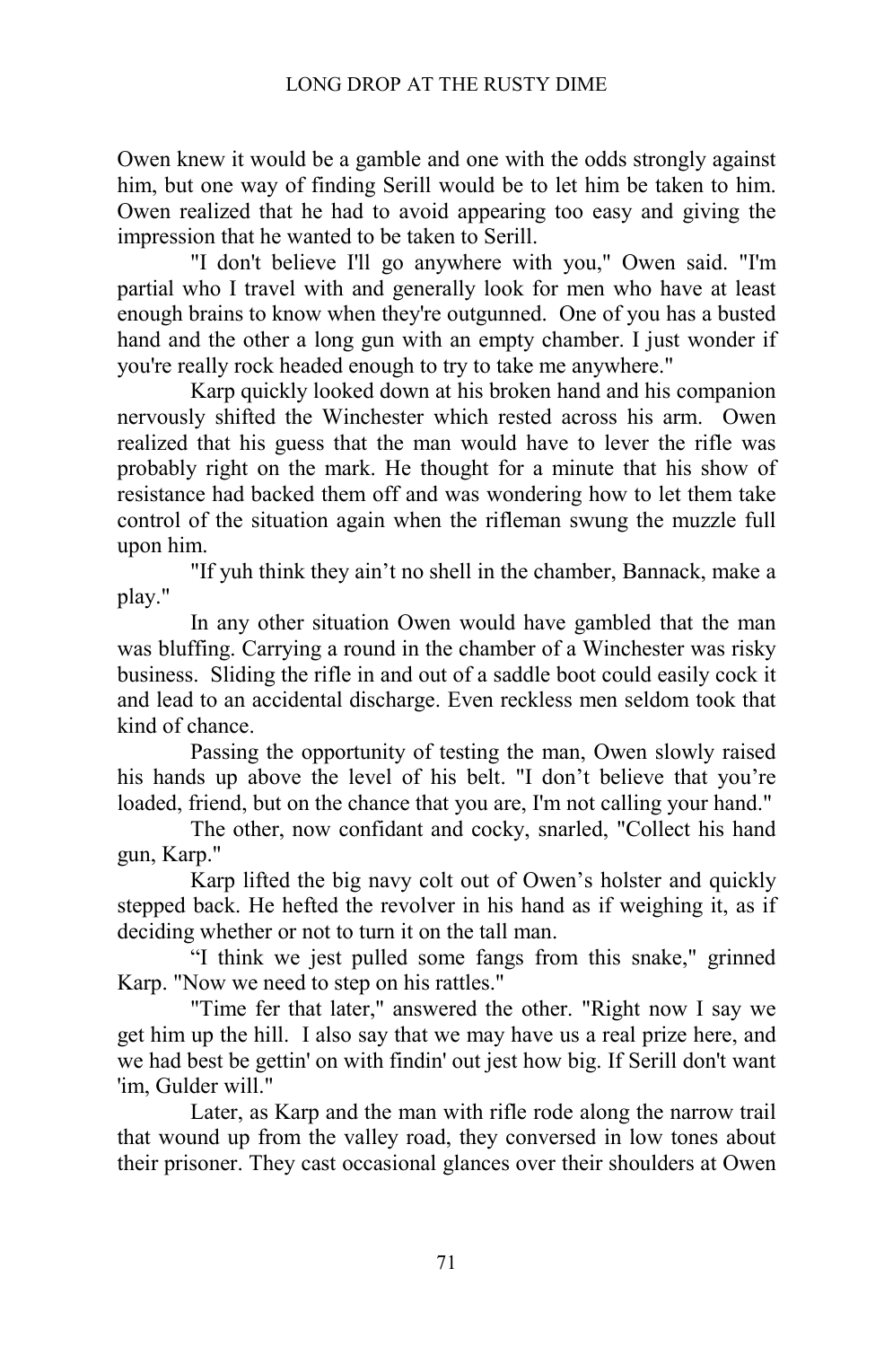Owen knew it would be a gamble and one with the odds strongly against him, but one way of finding Serill would be to let him be taken to him. Owen realized that he had to avoid appearing too easy and giving the impression that he wanted to be taken to Serill.

"I don't believe I'll go anywhere with you," Owen said. "I'm partial who I travel with and generally look for men who have at least enough brains to know when they're outgunned. One of you has a busted hand and the other a long gun with an empty chamber. I just wonder if you're really rock headed enough to try to take me anywhere."

Karp quickly looked down at his broken hand and his companion nervously shifted the Winchester which rested across his arm. Owen realized that his guess that the man would have to lever the rifle was probably right on the mark. He thought for a minute that his show of resistance had backed them off and was wondering how to let them take control of the situation again when the rifleman swung the muzzle full upon him.

"If yuh think they ain't no shell in the chamber, Bannack, make a play."

In any other situation Owen would have gambled that the man was bluffing. Carrying a round in the chamber of a Winchester was risky business. Sliding the rifle in and out of a saddle boot could easily cock it and lead to an accidental discharge. Even reckless men seldom took that kind of chance.

Passing the opportunity of testing the man, Owen slowly raised his hands up above the level of his belt. "I don't believe that you're loaded, friend, but on the chance that you are, I'm not calling your hand."

The other, now confidant and cocky, snarled, "Collect his hand gun, Karp."

Karp lifted the big navy colt out of Owen's holster and quickly stepped back. He hefted the revolver in his hand as if weighing it, as if deciding whether or not to turn it on the tall man.

"I think we jest pulled some fangs from this snake," grinned Karp. "Now we need to step on his rattles."

"Time fer that later," answered the other. "Right now I say we get him up the hill. I also say that we may have us a real prize here, and we had best be gettin' on with findin' out jest how big. If Serill don't want 'im, Gulder will."

Later, as Karp and the man with rifle rode along the narrow trail that wound up from the valley road, they conversed in low tones about their prisoner. They cast occasional glances over their shoulders at Owen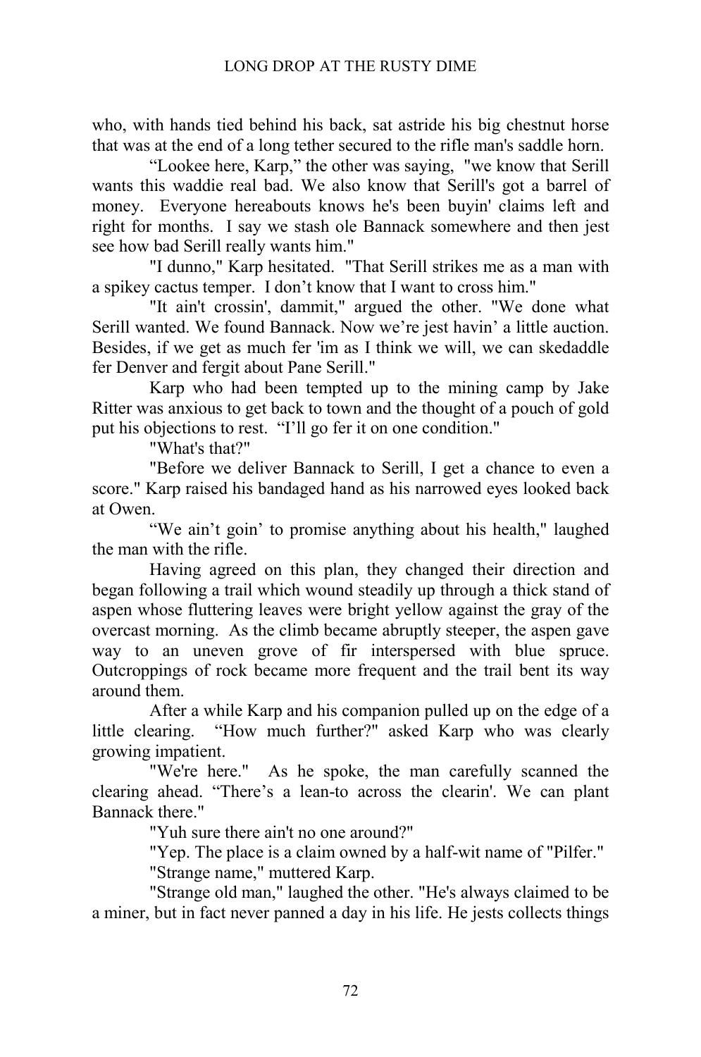who, with hands tied behind his back, sat astride his big chestnut horse that was at the end of a long tether secured to the rifle man's saddle horn.

"Lookee here, Karp," the other was saying, "we know that Serill wants this waddie real bad. We also know that Serill's got a barrel of money. Everyone hereabouts knows he's been buyin' claims left and right for months. I say we stash ole Bannack somewhere and then jest see how bad Serill really wants him."

"I dunno," Karp hesitated. "That Serill strikes me as a man with a spikey cactus temper. I don't know that I want to cross him."

"It ain't crossin', dammit," argued the other. "We done what Serill wanted. We found Bannack. Now we're jest havin' a little auction. Besides, if we get as much fer 'im as I think we will, we can skedaddle fer Denver and fergit about Pane Serill."

Karp who had been tempted up to the mining camp by Jake Ritter was anxious to get back to town and the thought of a pouch of gold put his objections to rest. "I'll go fer it on one condition."

"What's that?"

"Before we deliver Bannack to Serill, I get a chance to even a score." Karp raised his bandaged hand as his narrowed eyes looked back at Owen.

"We ain't goin' to promise anything about his health," laughed the man with the rifle.

Having agreed on this plan, they changed their direction and began following a trail which wound steadily up through a thick stand of aspen whose fluttering leaves were bright yellow against the gray of the overcast morning. As the climb became abruptly steeper, the aspen gave way to an uneven grove of fir interspersed with blue spruce. Outcroppings of rock became more frequent and the trail bent its way around them.

After a while Karp and his companion pulled up on the edge of a little clearing. "How much further?" asked Karp who was clearly growing impatient.

"We're here." As he spoke, the man carefully scanned the clearing ahead. "There's a lean-to across the clearin'. We can plant Bannack there."

"Yuh sure there ain't no one around?"

"Yep. The place is a claim owned by a half-wit name of "Pilfer."

"Strange name," muttered Karp.

"Strange old man," laughed the other. "He's always claimed to be a miner, but in fact never panned a day in his life. He jests collects things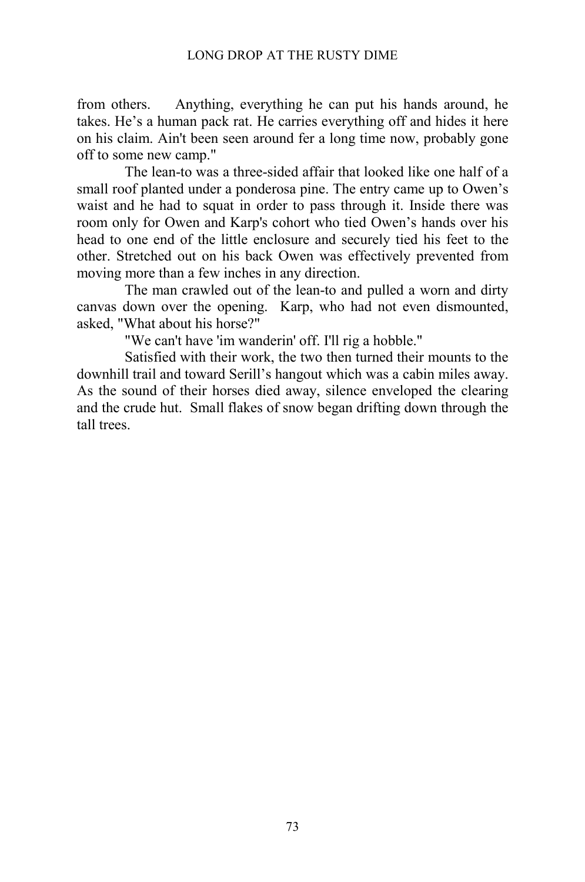from others.    Anything, everything he can put his hands around, he takes. He's a human pack rat. He carries everything off and hides it here on his claim. Ain't been seen around fer a long time now, probably gone off to some new camp."

The lean-to was a three-sided affair that looked like one half of a small roof planted under a ponderosa pine. The entry came up to Owen's waist and he had to squat in order to pass through it. Inside there was room only for Owen and Karp's cohort who tied Owen's hands over his head to one end of the little enclosure and securely tied his feet to the other. Stretched out on his back Owen was effectively prevented from moving more than a few inches in any direction.

The man crawled out of the lean-to and pulled a worn and dirty canvas down over the opening.  Karp, who had not even dismounted, asked, "What about his horse?"

"We can't have 'im wanderin' off. I'll rig a hobble."

Satisfied with their work, the two then turned their mounts to the downhill trail and toward Serill's hangout which was a cabin miles away. As the sound of their horses died away, silence enveloped the clearing and the crude hut.  Small flakes of snow began drifting down through the tall trees.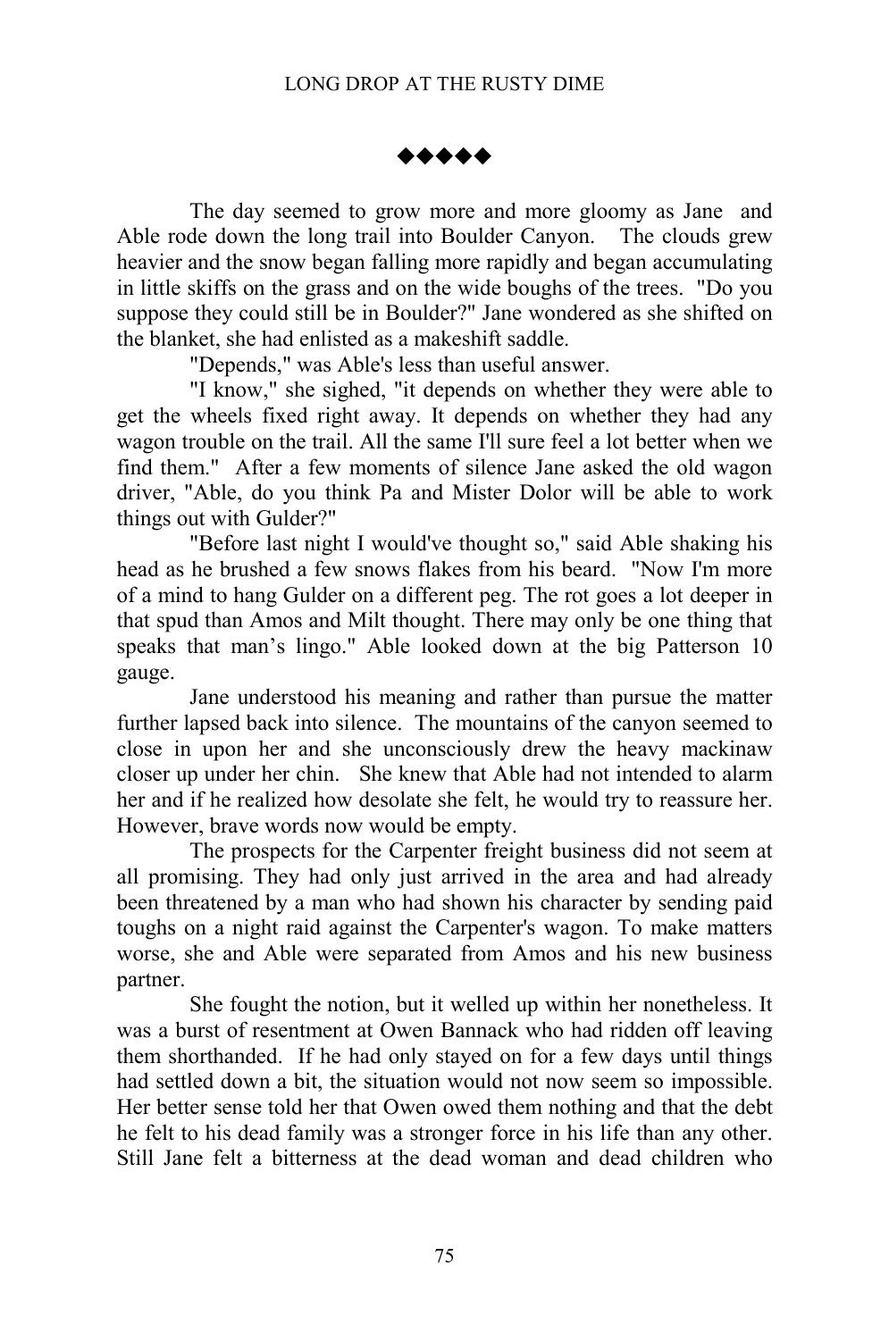◆◆◆◆◆

The day seemed to grow more and more gloomy as Jane and Able rode down the long trail into Boulder Canyon. The clouds grew heavier and the snow began falling more rapidly and began accumulating in little skiffs on the grass and on the wide boughs of the trees. "Do you suppose they could still be in Boulder?" Jane wondered as she shifted on the blanket, she had enlisted as a makeshift saddle.

"Depends," was Able's less than useful answer.

"I know," she sighed, "it depends on whether they were able to get the wheels fixed right away. It depends on whether they had any wagon trouble on the trail. All the same I'll sure feel a lot better when we find them." After a few moments of silence Jane asked the old wagon driver, "Able, do you think Pa and Mister Dolor will be able to work things out with Gulder?"

"Before last night I would've thought so," said Able shaking his head as he brushed a few snows flakes from his beard. "Now I'm more of a mind to hang Gulder on a different peg. The rot goes a lot deeper in that spud than Amos and Milt thought. There may only be one thing that speaks that man's lingo." Able looked down at the big Patterson 10 gauge.

Jane understood his meaning and rather than pursue the matter further lapsed back into silence. The mountains of the canyon seemed to close in upon her and she unconsciously drew the heavy mackinaw closer up under her chin. She knew that Able had not intended to alarm her and if he realized how desolate she felt, he would try to reassure her. However, brave words now would be empty.

The prospects for the Carpenter freight business did not seem at all promising. They had only just arrived in the area and had already been threatened by a man who had shown his character by sending paid toughs on a night raid against the Carpenter's wagon. To make matters worse, she and Able were separated from Amos and his new business partner.

She fought the notion, but it welled up within her nonetheless. It was a burst of resentment at Owen Bannack who had ridden off leaving them shorthanded. If he had only stayed on for a few days until things had settled down a bit, the situation would not now seem so impossible. Her better sense told her that Owen owed them nothing and that the debt he felt to his dead family was a stronger force in his life than any other. Still Jane felt a bitterness at the dead woman and dead children who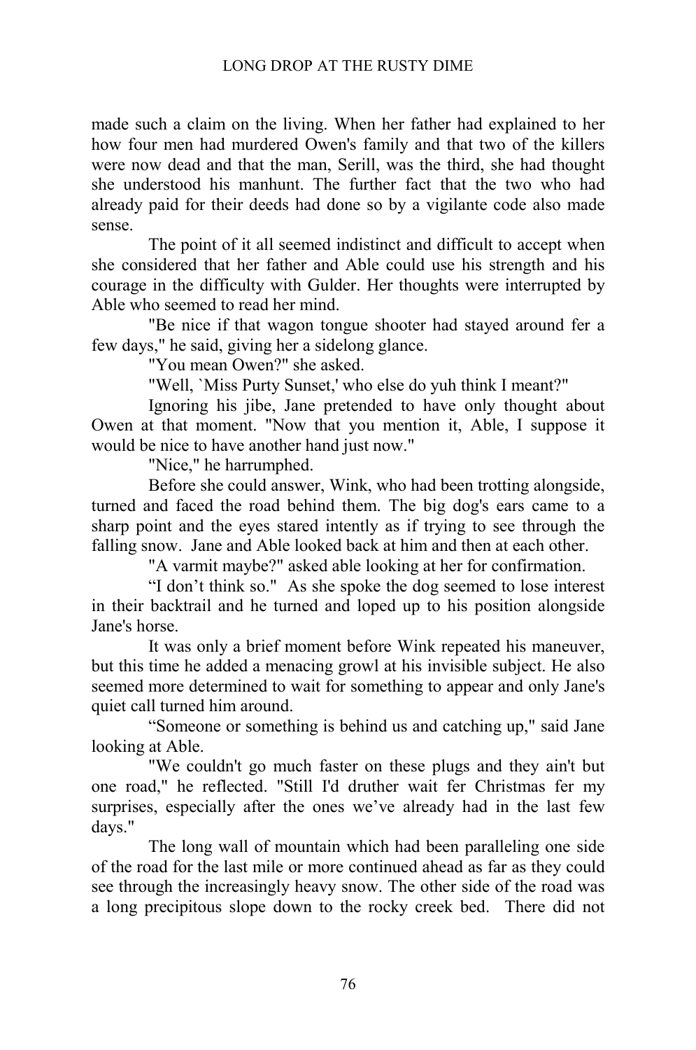made such a claim on the living. When her father had explained to her how four men had murdered Owen's family and that two of the killers were now dead and that the man, Serill, was the third, she had thought she understood his manhunt. The further fact that the two who had already paid for their deeds had done so by a vigilante code also made sense.

The point of it all seemed indistinct and difficult to accept when she considered that her father and Able could use his strength and his courage in the difficulty with Gulder. Her thoughts were interrupted by Able who seemed to read her mind.

"Be nice if that wagon tongue shooter had stayed around fer a few days," he said, giving her a sidelong glance.

"You mean Owen?" she asked.

"Well, `Miss Purty Sunset,' who else do yuh think I meant?"

Ignoring his jibe, Jane pretended to have only thought about Owen at that moment. "Now that you mention it, Able, I suppose it would be nice to have another hand just now."

"Nice," he harrumphed.

Before she could answer, Wink, who had been trotting alongside, turned and faced the road behind them. The big dog's ears came to a sharp point and the eyes stared intently as if trying to see through the falling snow. Jane and Able looked back at him and then at each other.

"A varmit maybe?" asked able looking at her for confirmation.

"I don't think so." As she spoke the dog seemed to lose interest in their backtrail and he turned and loped up to his position alongside Jane's horse.

It was only a brief moment before Wink repeated his maneuver, but this time he added a menacing growl at his invisible subject. He also seemed more determined to wait for something to appear and only Jane's quiet call turned him around.

"Someone or something is behind us and catching up," said Jane looking at Able.

"We couldn't go much faster on these plugs and they ain't but one road," he reflected. "Still I'd druther wait fer Christmas fer my surprises, especially after the ones we've already had in the last few days."

The long wall of mountain which had been paralleling one side of the road for the last mile or more continued ahead as far as they could see through the increasingly heavy snow. The other side of the road was a long precipitous slope down to the rocky creek bed. There did not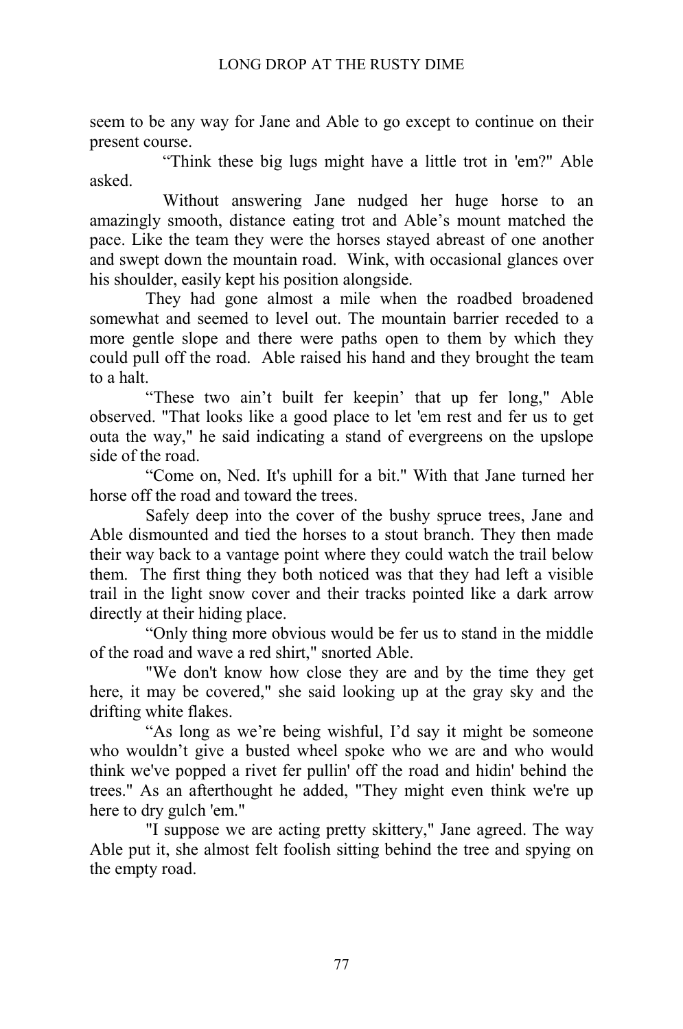seem to be any way for Jane and Able to go except to continue on their present course.

"Think these big lugs might have a little trot in 'em?" Able asked.

Without answering Jane nudged her huge horse to an amazingly smooth, distance eating trot and Able's mount matched the pace. Like the team they were the horses stayed abreast of one another and swept down the mountain road. Wink, with occasional glances over his shoulder, easily kept his position alongside.

They had gone almost a mile when the roadbed broadened somewhat and seemed to level out. The mountain barrier receded to a more gentle slope and there were paths open to them by which they could pull off the road. Able raised his hand and they brought the team to a halt.

"These two ain't built fer keepin' that up fer long," Able observed. "That looks like a good place to let 'em rest and fer us to get outa the way," he said indicating a stand of evergreens on the upslope side of the road.

"Come on, Ned. It's uphill for a bit." With that Jane turned her horse off the road and toward the trees.

Safely deep into the cover of the bushy spruce trees, Jane and Able dismounted and tied the horses to a stout branch. They then made their way back to a vantage point where they could watch the trail below them. The first thing they both noticed was that they had left a visible trail in the light snow cover and their tracks pointed like a dark arrow directly at their hiding place.

"Only thing more obvious would be fer us to stand in the middle of the road and wave a red shirt," snorted Able.

"We don't know how close they are and by the time they get here, it may be covered," she said looking up at the gray sky and the drifting white flakes.

"As long as we're being wishful, I'd say it might be someone who wouldn't give a busted wheel spoke who we are and who would think we've popped a rivet fer pullin' off the road and hidin' behind the trees." As an afterthought he added, "They might even think we're up here to dry gulch 'em."

"I suppose we are acting pretty skittery," Jane agreed. The way Able put it, she almost felt foolish sitting behind the tree and spying on the empty road.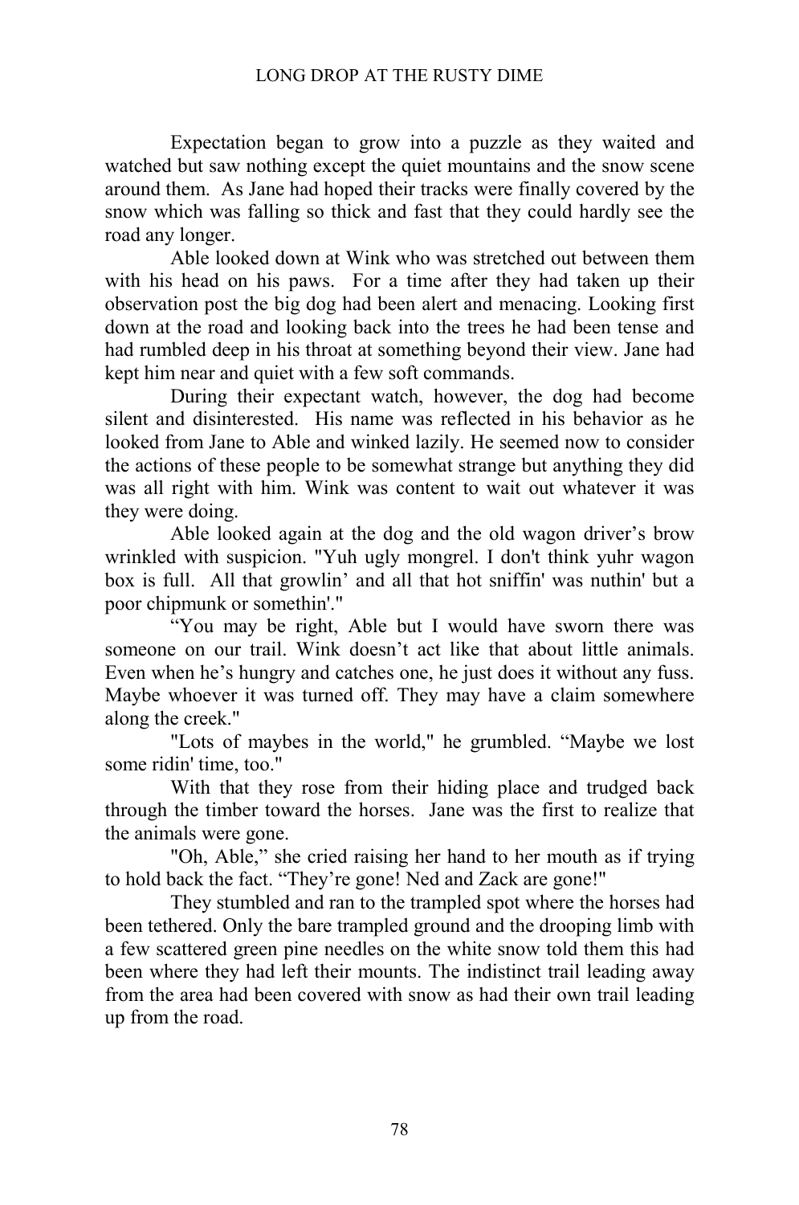Expectation began to grow into a puzzle as they waited and watched but saw nothing except the quiet mountains and the snow scene around them. As Jane had hoped their tracks were finally covered by the snow which was falling so thick and fast that they could hardly see the road any longer.

Able looked down at Wink who was stretched out between them with his head on his paws. For a time after they had taken up their observation post the big dog had been alert and menacing. Looking first down at the road and looking back into the trees he had been tense and had rumbled deep in his throat at something beyond their view. Jane had kept him near and quiet with a few soft commands.

During their expectant watch, however, the dog had become silent and disinterested. His name was reflected in his behavior as he looked from Jane to Able and winked lazily. He seemed now to consider the actions of these people to be somewhat strange but anything they did was all right with him. Wink was content to wait out whatever it was they were doing.

Able looked again at the dog and the old wagon driver's brow wrinkled with suspicion. "Yuh ugly mongrel. I don't think yuhr wagon box is full. All that growlin' and all that hot sniffin' was nuthin' but a poor chipmunk or somethin'."

"You may be right, Able but I would have sworn there was someone on our trail. Wink doesn't act like that about little animals. Even when he's hungry and catches one, he just does it without any fuss. Maybe whoever it was turned off. They may have a claim somewhere along the creek."

"Lots of maybes in the world," he grumbled. "Maybe we lost some ridin' time, too."

With that they rose from their hiding place and trudged back through the timber toward the horses. Jane was the first to realize that the animals were gone.

"Oh, Able," she cried raising her hand to her mouth as if trying to hold back the fact. "They're gone! Ned and Zack are gone!"

They stumbled and ran to the trampled spot where the horses had been tethered. Only the bare trampled ground and the drooping limb with a few scattered green pine needles on the white snow told them this had been where they had left their mounts. The indistinct trail leading away from the area had been covered with snow as had their own trail leading up from the road.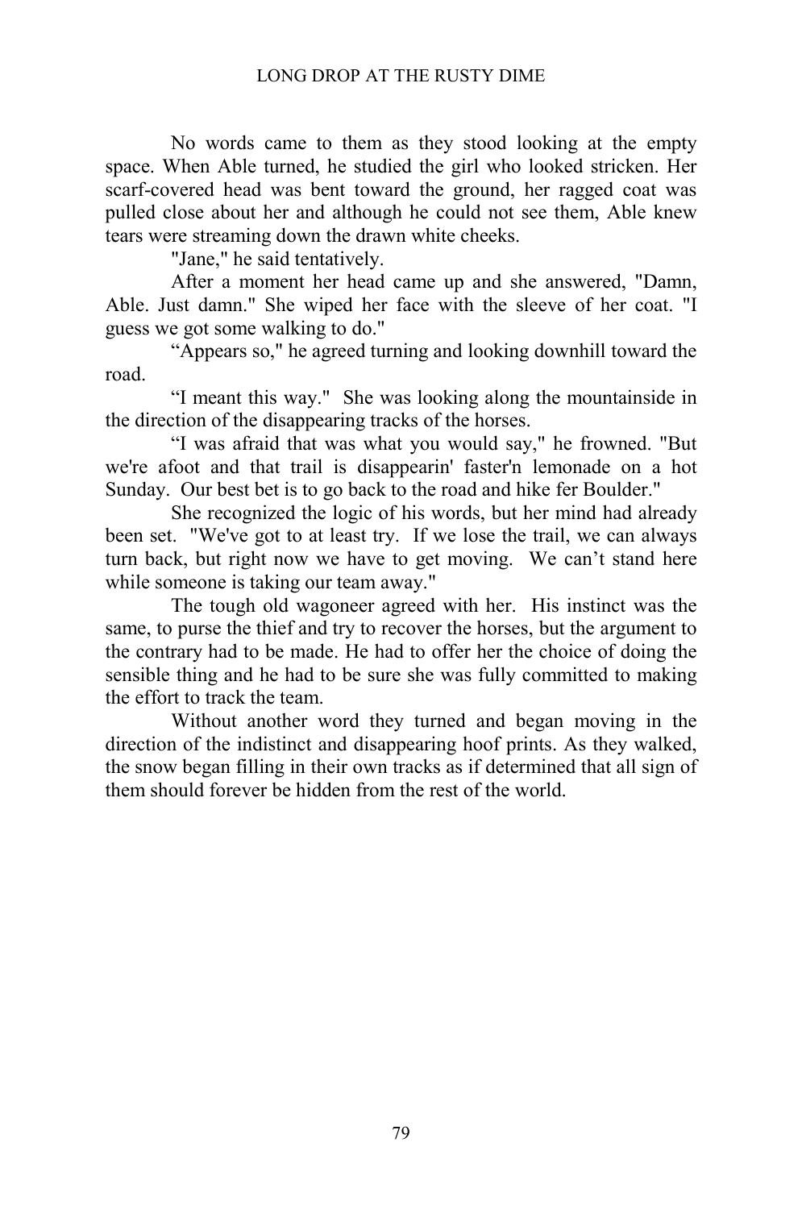No words came to them as they stood looking at the empty space. When Able turned, he studied the girl who looked stricken. Her scarf-covered head was bent toward the ground, her ragged coat was pulled close about her and although he could not see them, Able knew tears were streaming down the drawn white cheeks.

"Jane," he said tentatively.

After a moment her head came up and she answered, "Damn, Able. Just damn." She wiped her face with the sleeve of her coat. "I guess we got some walking to do."

"Appears so," he agreed turning and looking downhill toward the road.

"I meant this way." She was looking along the mountainside in the direction of the disappearing tracks of the horses.

"I was afraid that was what you would say," he frowned. "But we're afoot and that trail is disappearin' faster'n lemonade on a hot Sunday. Our best bet is to go back to the road and hike fer Boulder."

She recognized the logic of his words, but her mind had already been set. "We've got to at least try. If we lose the trail, we can always turn back, but right now we have to get moving. We can't stand here while someone is taking our team away."

The tough old wagoneer agreed with her. His instinct was the same, to purse the thief and try to recover the horses, but the argument to the contrary had to be made. He had to offer her the choice of doing the sensible thing and he had to be sure she was fully committed to making the effort to track the team.

Without another word they turned and began moving in the direction of the indistinct and disappearing hoof prints. As they walked, the snow began filling in their own tracks as if determined that all sign of them should forever be hidden from the rest of the world.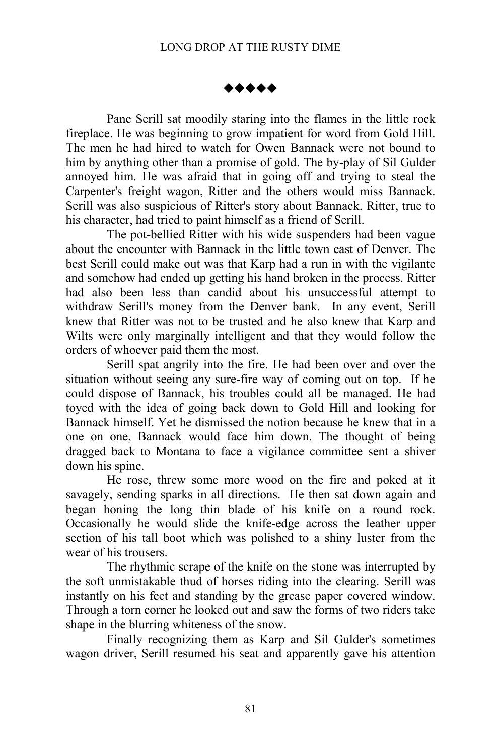◆◆◆◆◆

Pane Serill sat moodily staring into the flames in the little rock fireplace. He was beginning to grow impatient for word from Gold Hill. The men he had hired to watch for Owen Bannack were not bound to him by anything other than a promise of gold. The by-play of Sil Gulder annoyed him. He was afraid that in going off and trying to steal the Carpenter's freight wagon, Ritter and the others would miss Bannack. Serill was also suspicious of Ritter's story about Bannack. Ritter, true to his character, had tried to paint himself as a friend of Serill.

The pot-bellied Ritter with his wide suspenders had been vague about the encounter with Bannack in the little town east of Denver. The best Serill could make out was that Karp had a run in with the vigilante and somehow had ended up getting his hand broken in the process. Ritter had also been less than candid about his unsuccessful attempt to withdraw Serill's money from the Denver bank. In any event, Serill knew that Ritter was not to be trusted and he also knew that Karp and Wilts were only marginally intelligent and that they would follow the orders of whoever paid them the most.

Serill spat angrily into the fire. He had been over and over the situation without seeing any sure-fire way of coming out on top. If he could dispose of Bannack, his troubles could all be managed. He had toyed with the idea of going back down to Gold Hill and looking for Bannack himself. Yet he dismissed the notion because he knew that in a one on one, Bannack would face him down. The thought of being dragged back to Montana to face a vigilance committee sent a shiver down his spine.

He rose, threw some more wood on the fire and poked at it savagely, sending sparks in all directions. He then sat down again and began honing the long thin blade of his knife on a round rock. Occasionally he would slide the knife-edge across the leather upper section of his tall boot which was polished to a shiny luster from the wear of his trousers.

The rhythmic scrape of the knife on the stone was interrupted by the soft unmistakable thud of horses riding into the clearing. Serill was instantly on his feet and standing by the grease paper covered window. Through a torn corner he looked out and saw the forms of two riders take shape in the blurring whiteness of the snow.

Finally recognizing them as Karp and Sil Gulder's sometimes wagon driver, Serill resumed his seat and apparently gave his attention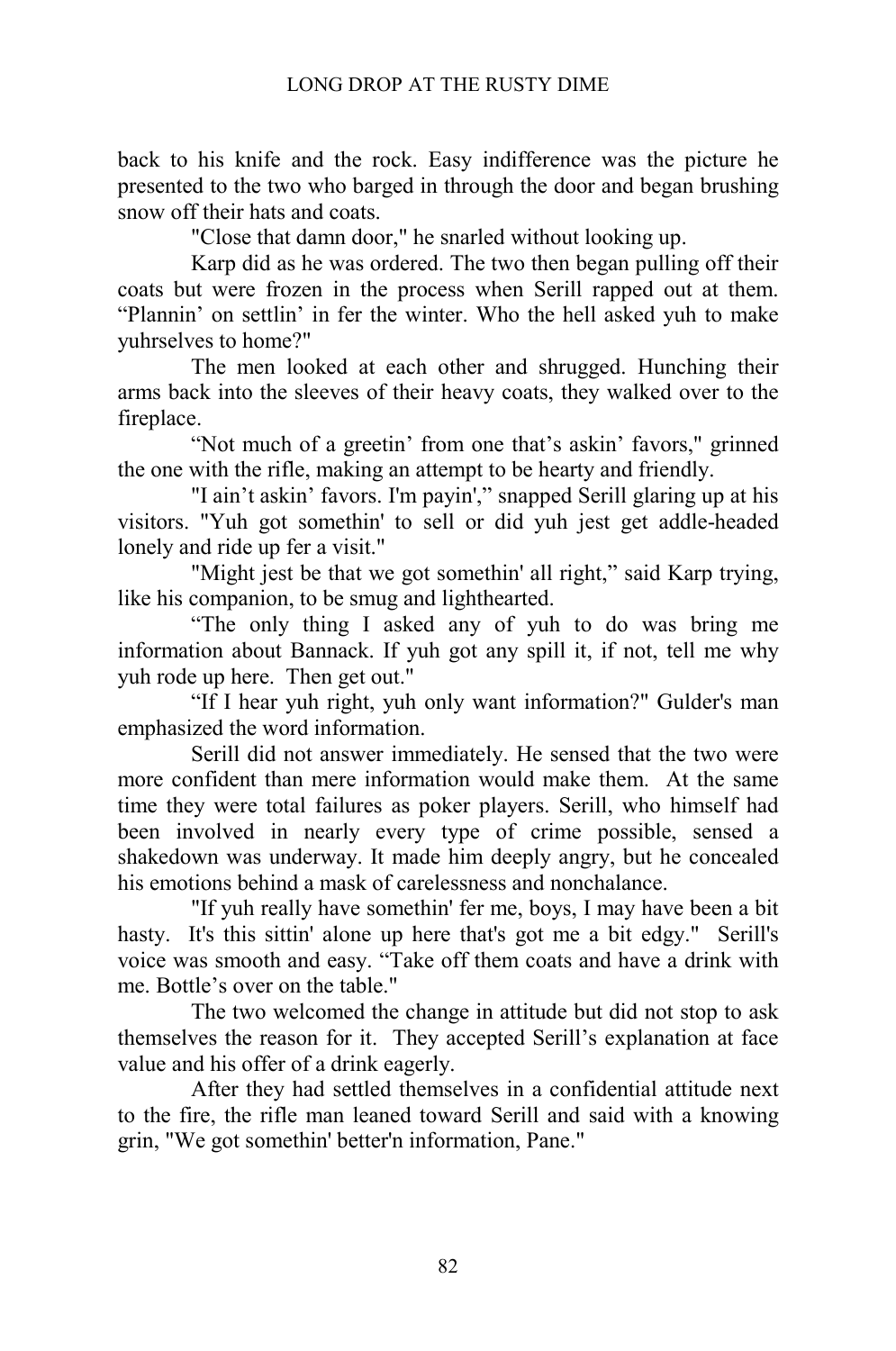back to his knife and the rock. Easy indifference was the picture he presented to the two who barged in through the door and began brushing snow off their hats and coats.

"Close that damn door," he snarled without looking up.

Karp did as he was ordered. The two then began pulling off their coats but were frozen in the process when Serill rapped out at them. "Plannin' on settlin' in fer the winter. Who the hell asked yuh to make yuhrselves to home?"

The men looked at each other and shrugged. Hunching their arms back into the sleeves of their heavy coats, they walked over to the fireplace.

"Not much of a greetin' from one that's askin' favors," grinned the one with the rifle, making an attempt to be hearty and friendly.

"I ain't askin' favors. I'm payin'," snapped Serill glaring up at his visitors. "Yuh got somethin' to sell or did yuh jest get addle-headed lonely and ride up fer a visit."

"Might jest be that we got somethin' all right," said Karp trying, like his companion, to be smug and lighthearted.

"The only thing I asked any of yuh to do was bring me information about Bannack. If yuh got any spill it, if not, tell me why yuh rode up here. Then get out."

"If I hear yuh right, yuh only want information?" Gulder's man emphasized the word information.

Serill did not answer immediately. He sensed that the two were more confident than mere information would make them. At the same time they were total failures as poker players. Serill, who himself had been involved in nearly every type of crime possible, sensed a shakedown was underway. It made him deeply angry, but he concealed his emotions behind a mask of carelessness and nonchalance.

"If yuh really have somethin' fer me, boys, I may have been a bit hasty. It's this sittin' alone up here that's got me a bit edgy." Serill's voice was smooth and easy. "Take off them coats and have a drink with me. Bottle's over on the table."

The two welcomed the change in attitude but did not stop to ask themselves the reason for it. They accepted Serill's explanation at face value and his offer of a drink eagerly.

After they had settled themselves in a confidential attitude next to the fire, the rifle man leaned toward Serill and said with a knowing grin, "We got somethin' better'n information, Pane."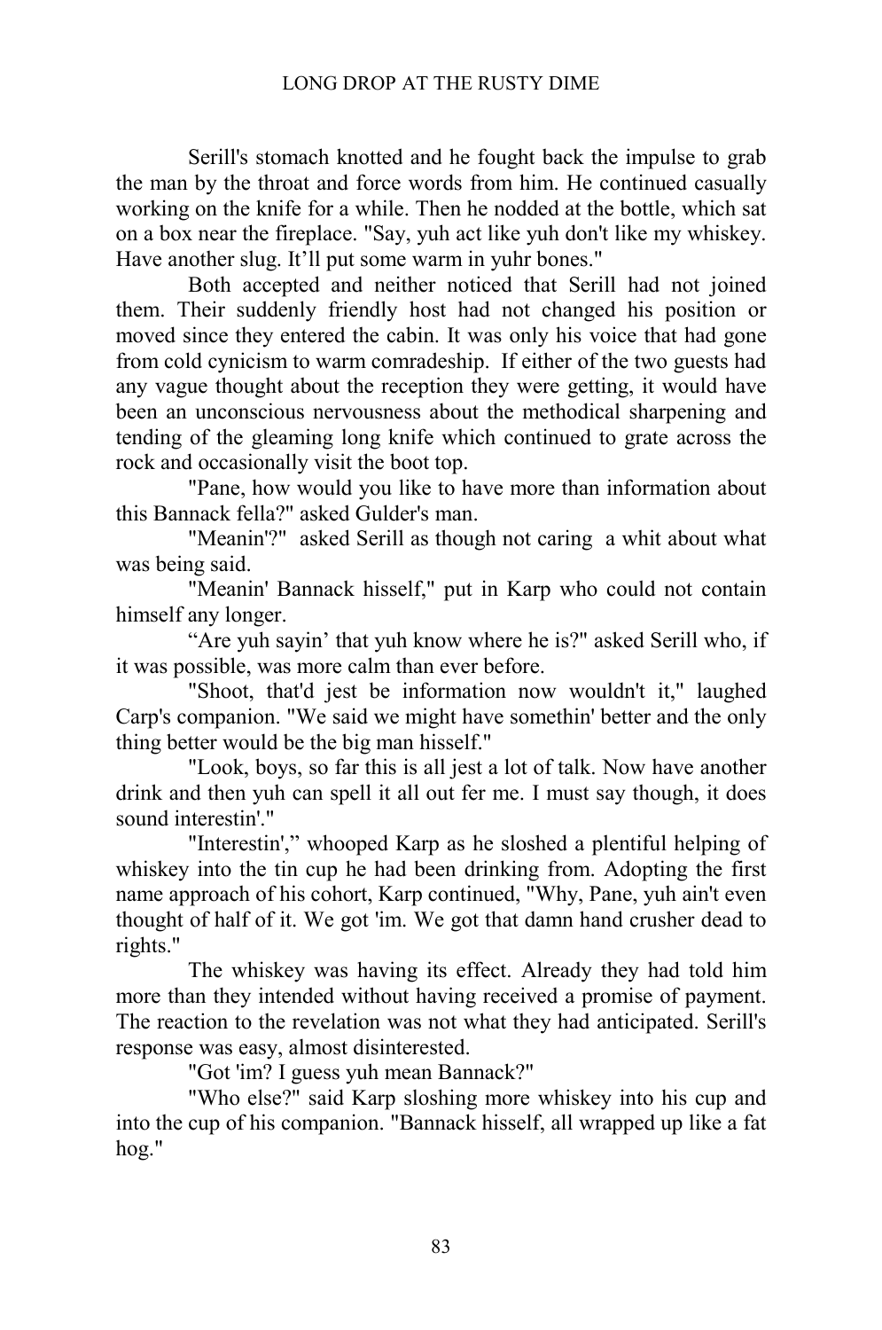Serill's stomach knotted and he fought back the impulse to grab the man by the throat and force words from him. He continued casually working on the knife for a while. Then he nodded at the bottle, which sat on a box near the fireplace. "Say, yuh act like yuh don't like my whiskey. Have another slug. It'll put some warm in yuhr bones."

Both accepted and neither noticed that Serill had not joined them. Their suddenly friendly host had not changed his position or moved since they entered the cabin. It was only his voice that had gone from cold cynicism to warm comradeship. If either of the two guests had any vague thought about the reception they were getting, it would have been an unconscious nervousness about the methodical sharpening and tending of the gleaming long knife which continued to grate across the rock and occasionally visit the boot top.

"Pane, how would you like to have more than information about this Bannack fella?" asked Gulder's man.

"Meanin'?" asked Serill as though not caring a whit about what was being said.

"Meanin' Bannack hisself," put in Karp who could not contain himself any longer.

"Are yuh sayin' that yuh know where he is?" asked Serill who, if it was possible, was more calm than ever before.

"Shoot, that'd jest be information now wouldn't it," laughed Carp's companion. "We said we might have somethin' better and the only thing better would be the big man hisself."

"Look, boys, so far this is all jest a lot of talk. Now have another drink and then yuh can spell it all out fer me. I must say though, it does sound interestin'."

"Interestin'," whooped Karp as he sloshed a plentiful helping of whiskey into the tin cup he had been drinking from. Adopting the first name approach of his cohort, Karp continued, "Why, Pane, yuh ain't even thought of half of it. We got 'im. We got that damn hand crusher dead to rights."

The whiskey was having its effect. Already they had told him more than they intended without having received a promise of payment. The reaction to the revelation was not what they had anticipated. Serill's response was easy, almost disinterested.

"Got 'im? I guess yuh mean Bannack?"

"Who else?" said Karp sloshing more whiskey into his cup and into the cup of his companion. "Bannack hisself, all wrapped up like a fat hog."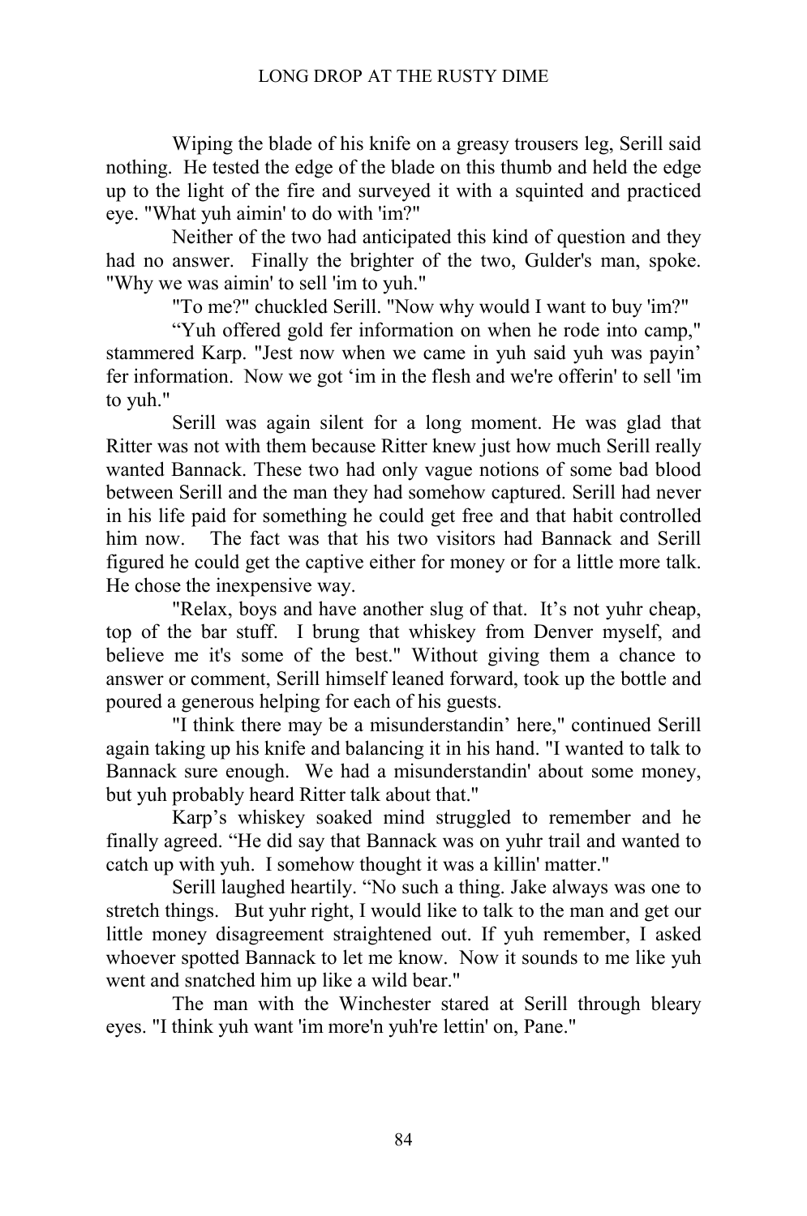Wiping the blade of his knife on a greasy trousers leg, Serill said nothing. He tested the edge of the blade on this thumb and held the edge up to the light of the fire and surveyed it with a squinted and practiced eye. "What yuh aimin' to do with 'im?"

Neither of the two had anticipated this kind of question and they had no answer. Finally the brighter of the two, Gulder's man, spoke. "Why we was aimin' to sell 'im to yuh."

"To me?" chuckled Serill. "Now why would I want to buy 'im?"

"Yuh offered gold fer information on when he rode into camp," stammered Karp. "Jest now when we came in yuh said yuh was payin' fer information. Now we got 'im in the flesh and we're offerin' to sell 'im to yuh."

Serill was again silent for a long moment. He was glad that Ritter was not with them because Ritter knew just how much Serill really wanted Bannack. These two had only vague notions of some bad blood between Serill and the man they had somehow captured. Serill had never in his life paid for something he could get free and that habit controlled him now. The fact was that his two visitors had Bannack and Serill figured he could get the captive either for money or for a little more talk. He chose the inexpensive way.

"Relax, boys and have another slug of that. It's not yuhr cheap, top of the bar stuff. I brung that whiskey from Denver myself, and believe me it's some of the best." Without giving them a chance to answer or comment, Serill himself leaned forward, took up the bottle and poured a generous helping for each of his guests.

"I think there may be a misunderstandin' here," continued Serill again taking up his knife and balancing it in his hand. "I wanted to talk to Bannack sure enough. We had a misunderstandin' about some money, but yuh probably heard Ritter talk about that."

Karp's whiskey soaked mind struggled to remember and he finally agreed. "He did say that Bannack was on yuhr trail and wanted to catch up with yuh. I somehow thought it was a killin' matter."

Serill laughed heartily. "No such a thing. Jake always was one to stretch things. But yuhr right, I would like to talk to the man and get our little money disagreement straightened out. If yuh remember, I asked whoever spotted Bannack to let me know. Now it sounds to me like yuh went and snatched him up like a wild bear."

The man with the Winchester stared at Serill through bleary eyes. "I think yuh want 'im more'n yuh're lettin' on, Pane."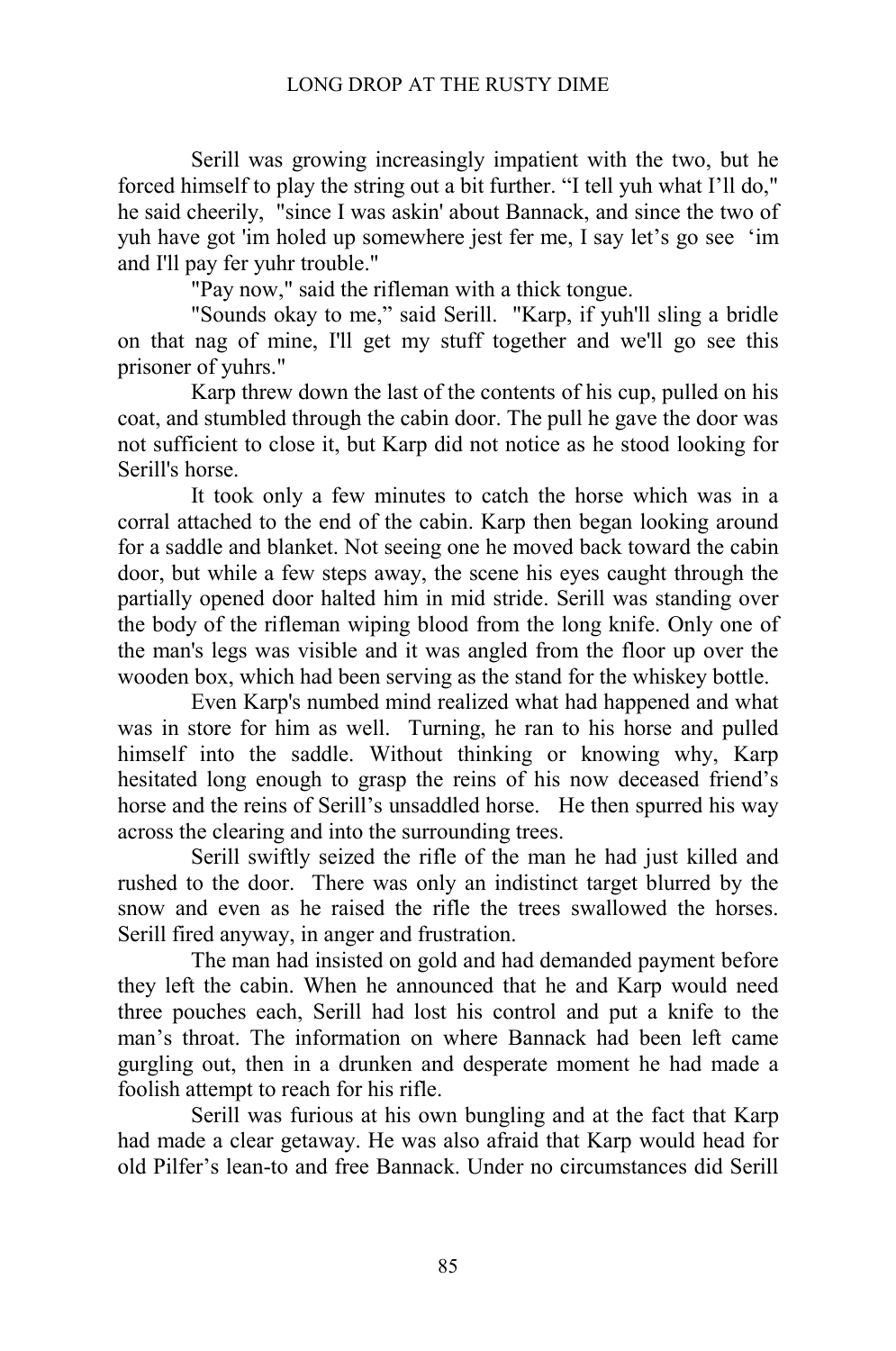Serill was growing increasingly impatient with the two, but he forced himself to play the string out a bit further. "I tell yuh what I'll do," he said cheerily, "since I was askin' about Bannack, and since the two of yuh have got 'im holed up somewhere jest fer me, I say let's go see 'im and I'll pay fer yuhr trouble."

"Pay now," said the rifleman with a thick tongue.

"Sounds okay to me," said Serill. "Karp, if yuh'll sling a bridle on that nag of mine, I'll get my stuff together and we'll go see this prisoner of yuhrs."

Karp threw down the last of the contents of his cup, pulled on his coat, and stumbled through the cabin door. The pull he gave the door was not sufficient to close it, but Karp did not notice as he stood looking for Serill's horse.

It took only a few minutes to catch the horse which was in a corral attached to the end of the cabin. Karp then began looking around for a saddle and blanket. Not seeing one he moved back toward the cabin door, but while a few steps away, the scene his eyes caught through the partially opened door halted him in mid stride. Serill was standing over the body of the rifleman wiping blood from the long knife. Only one of the man's legs was visible and it was angled from the floor up over the wooden box, which had been serving as the stand for the whiskey bottle.

Even Karp's numbed mind realized what had happened and what was in store for him as well. Turning, he ran to his horse and pulled himself into the saddle. Without thinking or knowing why, Karp hesitated long enough to grasp the reins of his now deceased friend's horse and the reins of Serill's unsaddled horse. He then spurred his way across the clearing and into the surrounding trees.

Serill swiftly seized the rifle of the man he had just killed and rushed to the door. There was only an indistinct target blurred by the snow and even as he raised the rifle the trees swallowed the horses. Serill fired anyway, in anger and frustration.

The man had insisted on gold and had demanded payment before they left the cabin. When he announced that he and Karp would need three pouches each, Serill had lost his control and put a knife to the man's throat. The information on where Bannack had been left came gurgling out, then in a drunken and desperate moment he had made a foolish attempt to reach for his rifle.

Serill was furious at his own bungling and at the fact that Karp had made a clear getaway. He was also afraid that Karp would head for old Pilfer's lean-to and free Bannack. Under no circumstances did Serill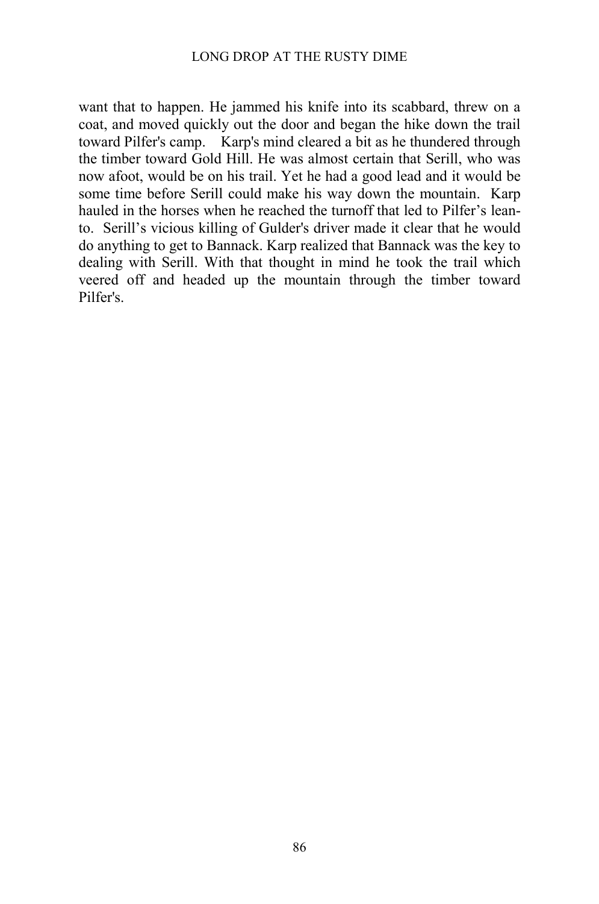want that to happen. He jammed his knife into its scabbard, threw on a coat, and moved quickly out the door and began the hike down the trail toward Pilfer's camp. Karp's mind cleared a bit as he thundered through the timber toward Gold Hill. He was almost certain that Serill, who was now afoot, would be on his trail. Yet he had a good lead and it would be some time before Serill could make his way down the mountain. Karp hauled in the horses when he reached the turnoff that led to Pilfer's lean-to. Serill's vicious killing of Gulder's driver made it clear that he would do anything to get to Bannack. Karp realized that Bannack was the key to dealing with Serill. With that thought in mind he took the trail which veered off and headed up the mountain through the timber toward Pilfer's.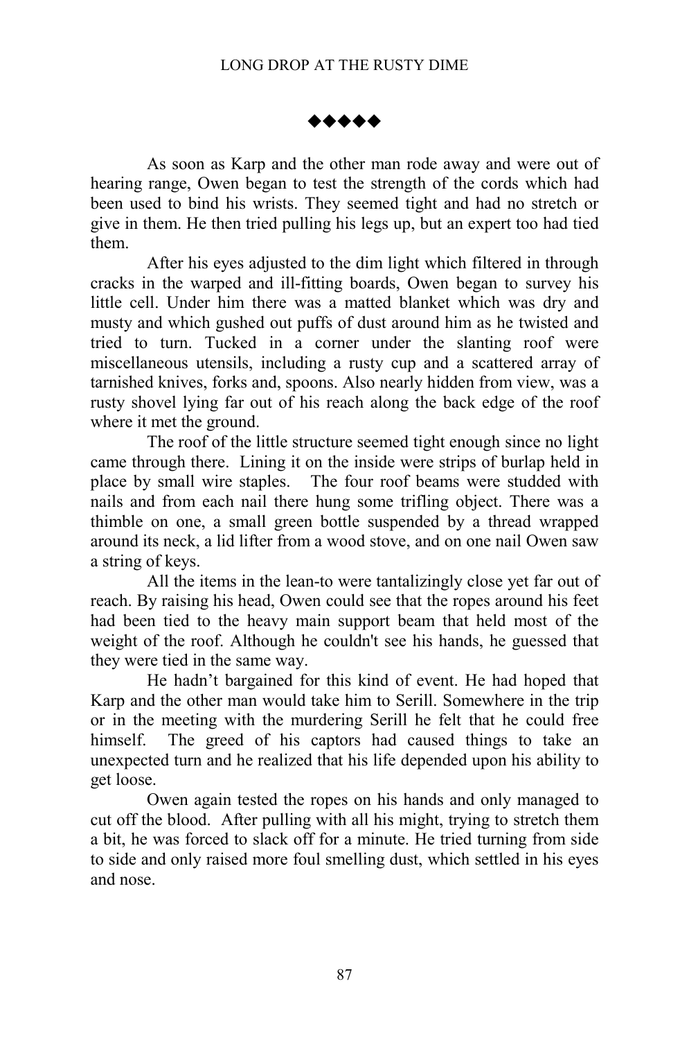◆◆◆◆◆

As soon as Karp and the other man rode away and were out of hearing range, Owen began to test the strength of the cords which had been used to bind his wrists. They seemed tight and had no stretch or give in them. He then tried pulling his legs up, but an expert too had tied them.

After his eyes adjusted to the dim light which filtered in through cracks in the warped and ill-fitting boards, Owen began to survey his little cell. Under him there was a matted blanket which was dry and musty and which gushed out puffs of dust around him as he twisted and tried to turn. Tucked in a corner under the slanting roof were miscellaneous utensils, including a rusty cup and a scattered array of tarnished knives, forks and, spoons. Also nearly hidden from view, was a rusty shovel lying far out of his reach along the back edge of the roof where it met the ground.

The roof of the little structure seemed tight enough since no light came through there. Lining it on the inside were strips of burlap held in place by small wire staples. The four roof beams were studded with nails and from each nail there hung some trifling object. There was a thimble on one, a small green bottle suspended by a thread wrapped around its neck, a lid lifter from a wood stove, and on one nail Owen saw a string of keys.

All the items in the lean-to were tantalizingly close yet far out of reach. By raising his head, Owen could see that the ropes around his feet had been tied to the heavy main support beam that held most of the weight of the roof. Although he couldn't see his hands, he guessed that they were tied in the same way.

He hadn't bargained for this kind of event. He had hoped that Karp and the other man would take him to Serill. Somewhere in the trip or in the meeting with the murdering Serill he felt that he could free himself. The greed of his captors had caused things to take an unexpected turn and he realized that his life depended upon his ability to get loose.

Owen again tested the ropes on his hands and only managed to cut off the blood. After pulling with all his might, trying to stretch them a bit, he was forced to slack off for a minute. He tried turning from side to side and only raised more foul smelling dust, which settled in his eyes and nose.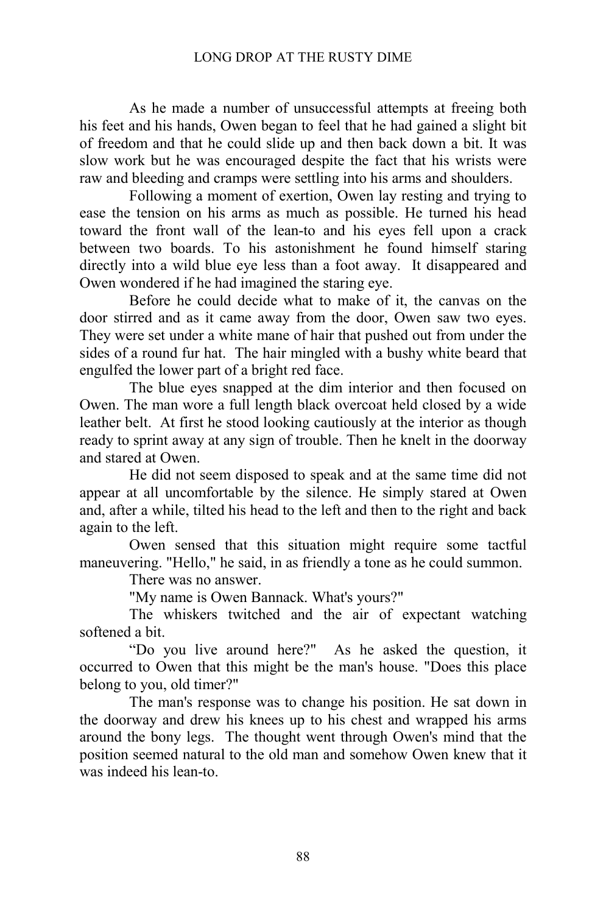As he made a number of unsuccessful attempts at freeing both his feet and his hands, Owen began to feel that he had gained a slight bit of freedom and that he could slide up and then back down a bit. It was slow work but he was encouraged despite the fact that his wrists were raw and bleeding and cramps were settling into his arms and shoulders.

Following a moment of exertion, Owen lay resting and trying to ease the tension on his arms as much as possible. He turned his head toward the front wall of the lean-to and his eyes fell upon a crack between two boards. To his astonishment he found himself staring directly into a wild blue eye less than a foot away. It disappeared and Owen wondered if he had imagined the staring eye.

Before he could decide what to make of it, the canvas on the door stirred and as it came away from the door, Owen saw two eyes. They were set under a white mane of hair that pushed out from under the sides of a round fur hat. The hair mingled with a bushy white beard that engulfed the lower part of a bright red face.

The blue eyes snapped at the dim interior and then focused on Owen. The man wore a full length black overcoat held closed by a wide leather belt. At first he stood looking cautiously at the interior as though ready to sprint away at any sign of trouble. Then he knelt in the doorway and stared at Owen.

He did not seem disposed to speak and at the same time did not appear at all uncomfortable by the silence. He simply stared at Owen and, after a while, tilted his head to the left and then to the right and back again to the left.

Owen sensed that this situation might require some tactful maneuvering. "Hello," he said, in as friendly a tone as he could summon.

There was no answer.

"My name is Owen Bannack. What's yours?"

The whiskers twitched and the air of expectant watching softened a bit.

"Do you live around here?" As he asked the question, it occurred to Owen that this might be the man's house. "Does this place belong to you, old timer?"

The man's response was to change his position. He sat down in the doorway and drew his knees up to his chest and wrapped his arms around the bony legs. The thought went through Owen's mind that the position seemed natural to the old man and somehow Owen knew that it was indeed his lean-to.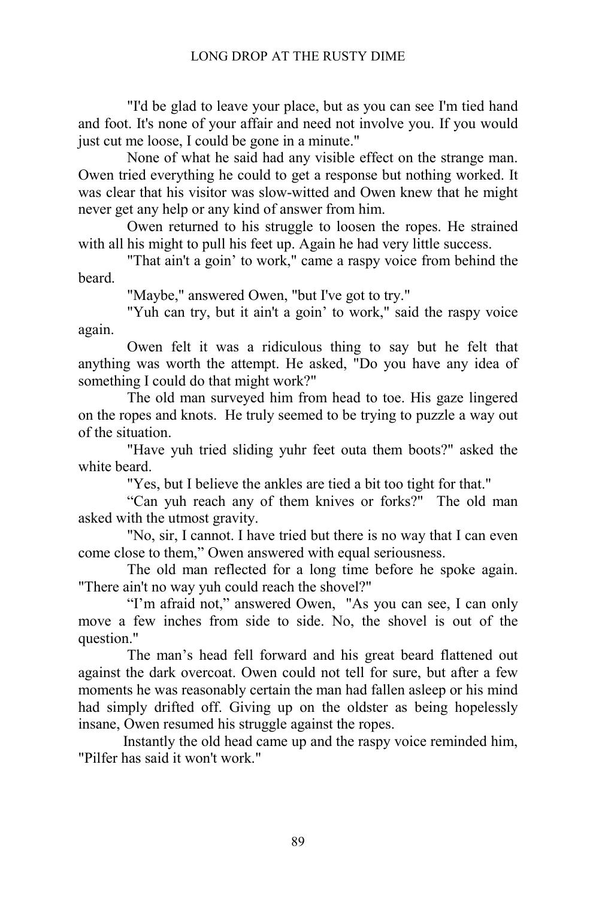"I'd be glad to leave your place, but as you can see I'm tied hand and foot. It's none of your affair and need not involve you. If you would just cut me loose, I could be gone in a minute."

None of what he said had any visible effect on the strange man. Owen tried everything he could to get a response but nothing worked. It was clear that his visitor was slow-witted and Owen knew that he might never get any help or any kind of answer from him.

Owen returned to his struggle to loosen the ropes. He strained with all his might to pull his feet up. Again he had very little success.

"That ain't a goin' to work," came a raspy voice from behind the beard.

"Maybe," answered Owen, "but I've got to try."

"Yuh can try, but it ain't a goin' to work," said the raspy voice again.

Owen felt it was a ridiculous thing to say but he felt that anything was worth the attempt. He asked, "Do you have any idea of something I could do that might work?"

The old man surveyed him from head to toe. His gaze lingered on the ropes and knots. He truly seemed to be trying to puzzle a way out of the situation.

"Have yuh tried sliding yuhr feet outa them boots?" asked the white beard.

"Yes, but I believe the ankles are tied a bit too tight for that."

"Can yuh reach any of them knives or forks?" The old man asked with the utmost gravity.

"No, sir, I cannot. I have tried but there is no way that I can even come close to them," Owen answered with equal seriousness.

The old man reflected for a long time before he spoke again. "There ain't no way yuh could reach the shovel?"

"I'm afraid not," answered Owen, "As you can see, I can only move a few inches from side to side. No, the shovel is out of the question."

The man's head fell forward and his great beard flattened out against the dark overcoat. Owen could not tell for sure, but after a few moments he was reasonably certain the man had fallen asleep or his mind had simply drifted off. Giving up on the oldster as being hopelessly insane, Owen resumed his struggle against the ropes.

Instantly the old head came up and the raspy voice reminded him, "Pilfer has said it won't work."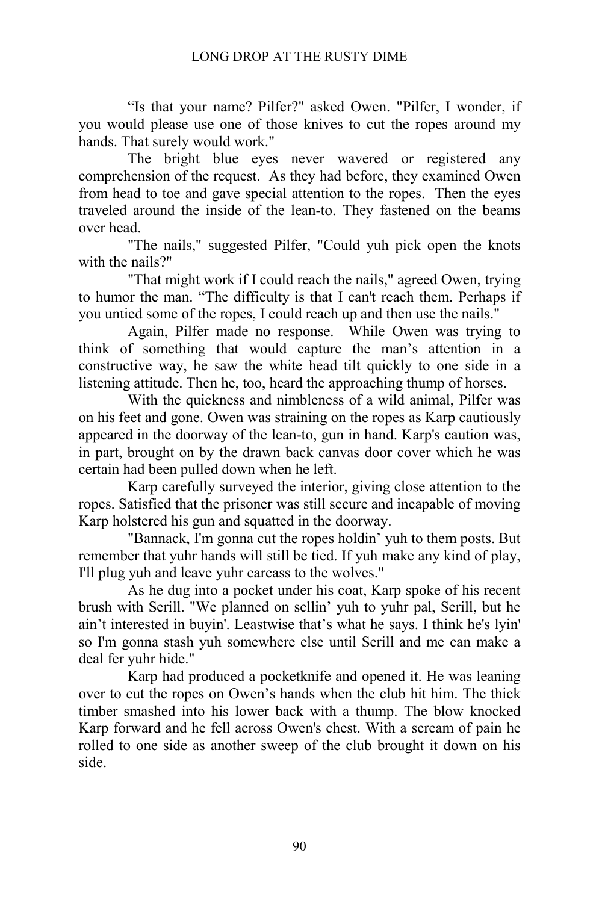“Is that your name? Pilfer?" asked Owen. "Pilfer, I wonder, if you would please use one of those knives to cut the ropes around my hands. That surely would work."

The bright blue eyes never wavered or registered any comprehension of the request. As they had before, they examined Owen from head to toe and gave special attention to the ropes. Then the eyes traveled around the inside of the lean-to. They fastened on the beams over head.

"The nails," suggested Pilfer, "Could yuh pick open the knots with the nails?"

"That might work if I could reach the nails," agreed Owen, trying to humor the man. “The difficulty is that I can't reach them. Perhaps if you untied some of the ropes, I could reach up and then use the nails."

Again, Pilfer made no response. While Owen was trying to think of something that would capture the man’s attention in a constructive way, he saw the white head tilt quickly to one side in a listening attitude. Then he, too, heard the approaching thump of horses.

With the quickness and nimbleness of a wild animal, Pilfer was on his feet and gone. Owen was straining on the ropes as Karp cautiously appeared in the doorway of the lean-to, gun in hand. Karp's caution was, in part, brought on by the drawn back canvas door cover which he was certain had been pulled down when he left.

Karp carefully surveyed the interior, giving close attention to the ropes. Satisfied that the prisoner was still secure and incapable of moving Karp holstered his gun and squatted in the doorway.

"Bannack, I'm gonna cut the ropes holdin’ yuh to them posts. But remember that yuhr hands will still be tied. If yuh make any kind of play, I'll plug yuh and leave yuhr carcass to the wolves."

As he dug into a pocket under his coat, Karp spoke of his recent brush with Serill. "We planned on sellin’ yuh to yuhr pal, Serill, but he ain’t interested in buyin'. Leastwise that’s what he says. I think he's lyin' so I'm gonna stash yuh somewhere else until Serill and me can make a deal fer yuhr hide."

Karp had produced a pocketknife and opened it. He was leaning over to cut the ropes on Owen’s hands when the club hit him. The thick timber smashed into his lower back with a thump. The blow knocked Karp forward and he fell across Owen's chest. With a scream of pain he rolled to one side as another sweep of the club brought it down on his side.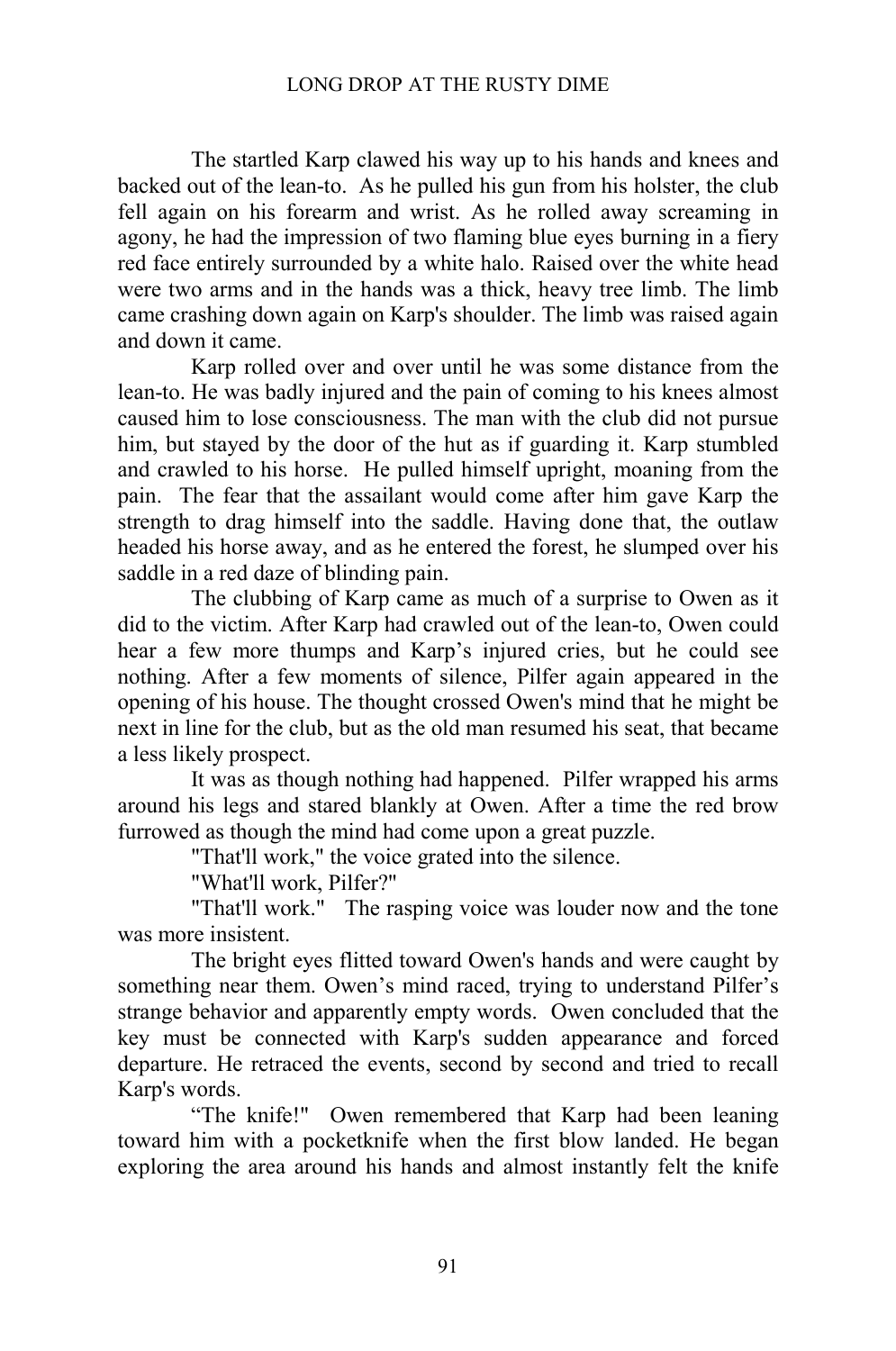The startled Karp clawed his way up to his hands and knees and backed out of the lean-to. As he pulled his gun from his holster, the club fell again on his forearm and wrist. As he rolled away screaming in agony, he had the impression of two flaming blue eyes burning in a fiery red face entirely surrounded by a white halo. Raised over the white head were two arms and in the hands was a thick, heavy tree limb. The limb came crashing down again on Karp's shoulder. The limb was raised again and down it came.

Karp rolled over and over until he was some distance from the lean-to. He was badly injured and the pain of coming to his knees almost caused him to lose consciousness. The man with the club did not pursue him, but stayed by the door of the hut as if guarding it. Karp stumbled and crawled to his horse. He pulled himself upright, moaning from the pain. The fear that the assailant would come after him gave Karp the strength to drag himself into the saddle. Having done that, the outlaw headed his horse away, and as he entered the forest, he slumped over his saddle in a red daze of blinding pain.

The clubbing of Karp came as much of a surprise to Owen as it did to the victim. After Karp had crawled out of the lean-to, Owen could hear a few more thumps and Karp's injured cries, but he could see nothing. After a few moments of silence, Pilfer again appeared in the opening of his house. The thought crossed Owen's mind that he might be next in line for the club, but as the old man resumed his seat, that became a less likely prospect.

It was as though nothing had happened. Pilfer wrapped his arms around his legs and stared blankly at Owen. After a time the red brow furrowed as though the mind had come upon a great puzzle.

"That'll work," the voice grated into the silence.

"What'll work, Pilfer?"

"That'll work." The rasping voice was louder now and the tone was more insistent.

The bright eyes flitted toward Owen's hands and were caught by something near them. Owen's mind raced, trying to understand Pilfer's strange behavior and apparently empty words. Owen concluded that the key must be connected with Karp's sudden appearance and forced departure. He retraced the events, second by second and tried to recall Karp's words.

"The knife!" Owen remembered that Karp had been leaning toward him with a pocketknife when the first blow landed. He began exploring the area around his hands and almost instantly felt the knife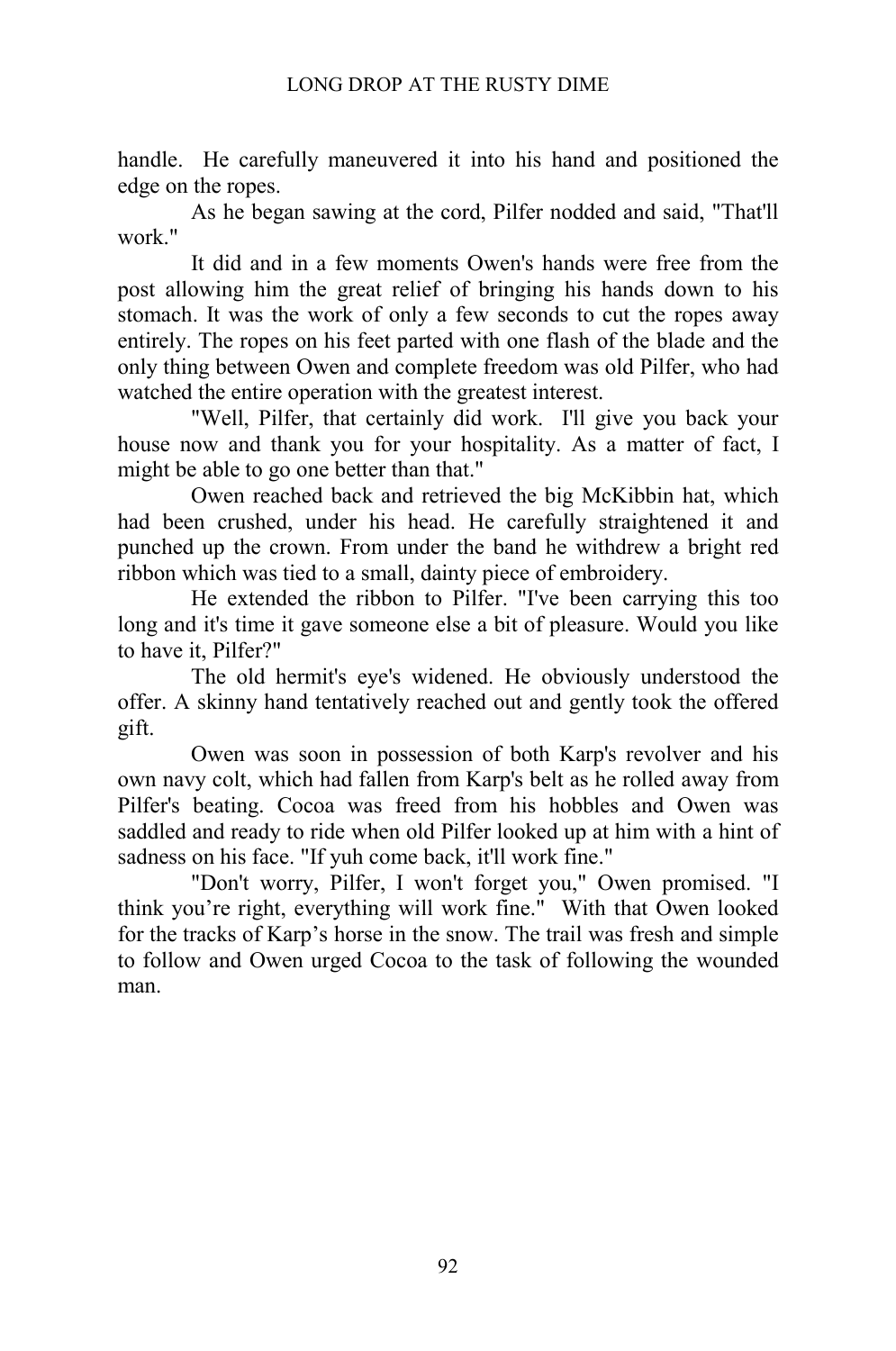handle. He carefully maneuvered it into his hand and positioned the edge on the ropes.

As he began sawing at the cord, Pilfer nodded and said, "That'll work."

It did and in a few moments Owen's hands were free from the post allowing him the great relief of bringing his hands down to his stomach. It was the work of only a few seconds to cut the ropes away entirely. The ropes on his feet parted with one flash of the blade and the only thing between Owen and complete freedom was old Pilfer, who had watched the entire operation with the greatest interest.

"Well, Pilfer, that certainly did work. I'll give you back your house now and thank you for your hospitality. As a matter of fact, I might be able to go one better than that."

Owen reached back and retrieved the big McKibbin hat, which had been crushed, under his head. He carefully straightened it and punched up the crown. From under the band he withdrew a bright red ribbon which was tied to a small, dainty piece of embroidery.

He extended the ribbon to Pilfer. "I've been carrying this too long and it's time it gave someone else a bit of pleasure. Would you like to have it, Pilfer?"

The old hermit's eye's widened. He obviously understood the offer. A skinny hand tentatively reached out and gently took the offered gift.

Owen was soon in possession of both Karp's revolver and his own navy colt, which had fallen from Karp's belt as he rolled away from Pilfer's beating. Cocoa was freed from his hobbles and Owen was saddled and ready to ride when old Pilfer looked up at him with a hint of sadness on his face. "If yuh come back, it'll work fine."

"Don't worry, Pilfer, I won't forget you," Owen promised. "I think you're right, everything will work fine." With that Owen looked for the tracks of Karp's horse in the snow. The trail was fresh and simple to follow and Owen urged Cocoa to the task of following the wounded man.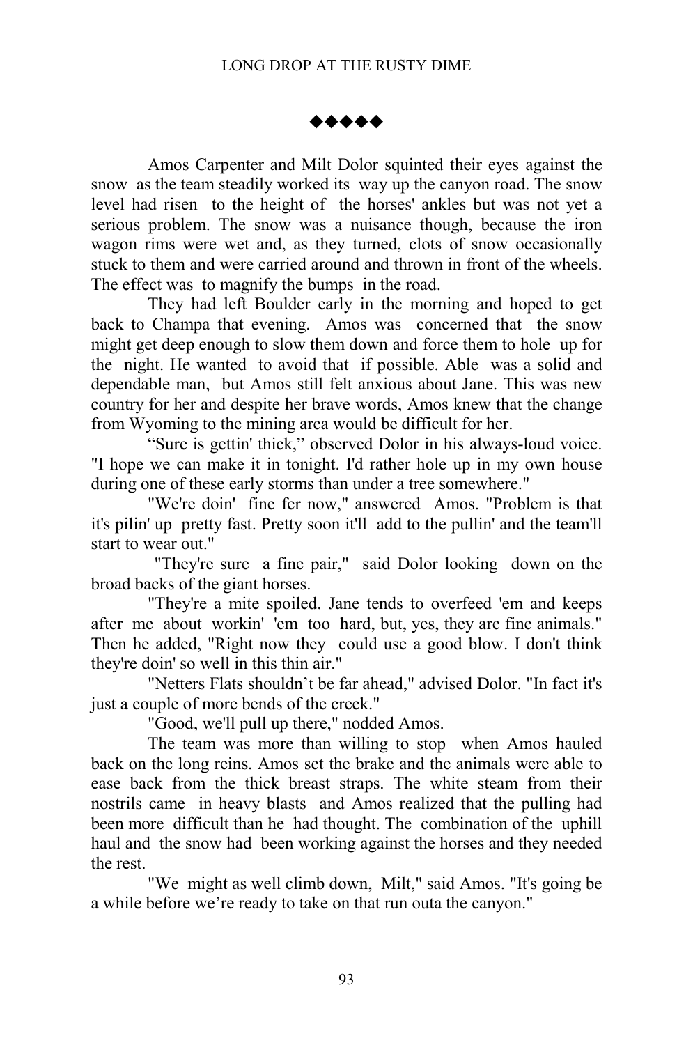◆◆◆◆◆

Amos Carpenter and Milt Dolor squinted their eyes against the snow as the team steadily worked its way up the canyon road. The snow level had risen to the height of the horses' ankles but was not yet a serious problem. The snow was a nuisance though, because the iron wagon rims were wet and, as they turned, clots of snow occasionally stuck to them and were carried around and thrown in front of the wheels. The effect was to magnify the bumps in the road.

They had left Boulder early in the morning and hoped to get back to Champa that evening. Amos was concerned that the snow might get deep enough to slow them down and force them to hole up for the night. He wanted to avoid that if possible. Able was a solid and dependable man, but Amos still felt anxious about Jane. This was new country for her and despite her brave words, Amos knew that the change from Wyoming to the mining area would be difficult for her.

"Sure is gettin' thick," observed Dolor in his always-loud voice. "I hope we can make it in tonight. I'd rather hole up in my own house during one of these early storms than under a tree somewhere."

"We're doin' fine fer now," answered Amos. "Problem is that it's pilin' up pretty fast. Pretty soon it'll add to the pullin' and the team'll start to wear out."

"They're sure a fine pair," said Dolor looking down on the broad backs of the giant horses.

"They're a mite spoiled. Jane tends to overfeed 'em and keeps after me about workin' 'em too hard, but, yes, they are fine animals." Then he added, "Right now they could use a good blow. I don't think they're doin' so well in this thin air."

"Netters Flats shouldn't be far ahead," advised Dolor. "In fact it's just a couple of more bends of the creek."

"Good, we'll pull up there," nodded Amos.

The team was more than willing to stop when Amos hauled back on the long reins. Amos set the brake and the animals were able to ease back from the thick breast straps. The white steam from their nostrils came in heavy blasts and Amos realized that the pulling had been more difficult than he had thought. The combination of the uphill haul and the snow had been working against the horses and they needed the rest.

"We might as well climb down, Milt," said Amos. "It's going be a while before we're ready to take on that run outa the canyon."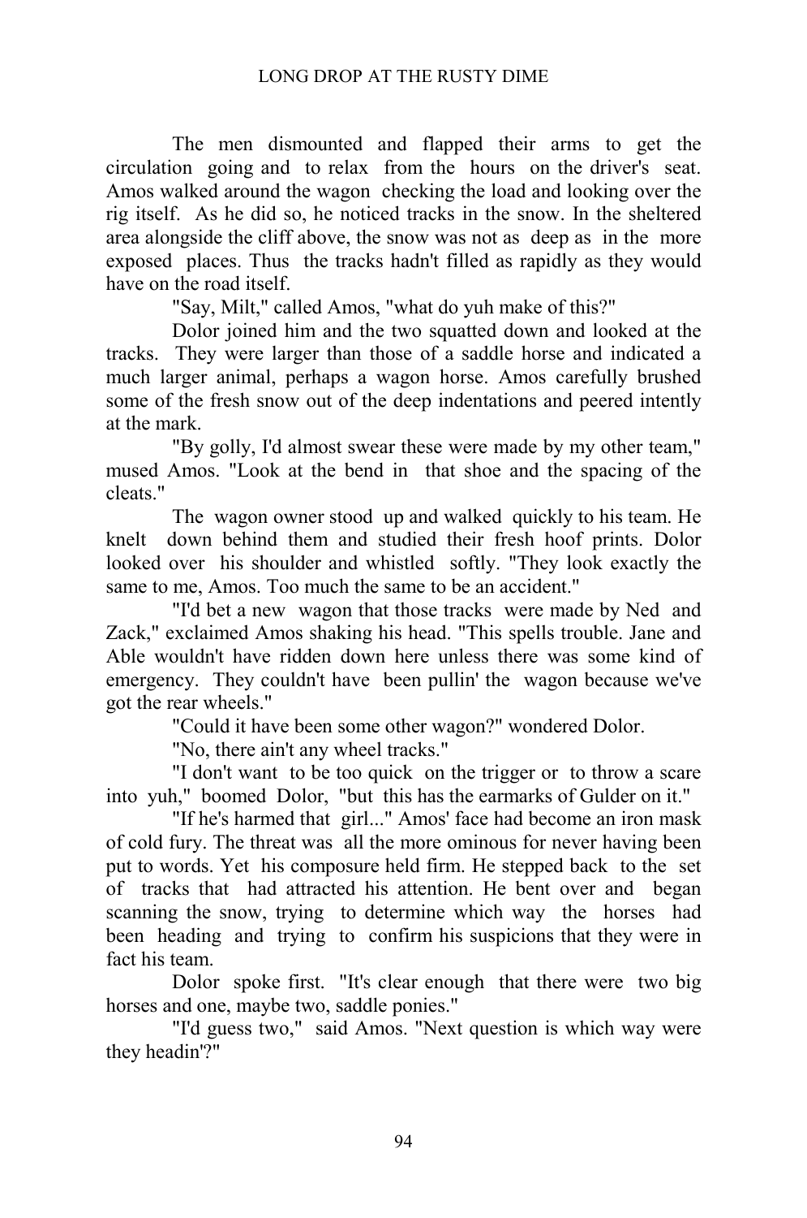The men dismounted and flapped their arms to get the circulation going and to relax from the hours on the driver's seat. Amos walked around the wagon checking the load and looking over the rig itself. As he did so, he noticed tracks in the snow. In the sheltered area alongside the cliff above, the snow was not as deep as in the more exposed places. Thus the tracks hadn't filled as rapidly as they would have on the road itself.

"Say, Milt," called Amos, "what do yuh make of this?"

Dolor joined him and the two squatted down and looked at the tracks. They were larger than those of a saddle horse and indicated a much larger animal, perhaps a wagon horse. Amos carefully brushed some of the fresh snow out of the deep indentations and peered intently at the mark.

"By golly, I'd almost swear these were made by my other team," mused Amos. "Look at the bend in that shoe and the spacing of the cleats."

The wagon owner stood up and walked quickly to his team. He knelt down behind them and studied their fresh hoof prints. Dolor looked over his shoulder and whistled softly. "They look exactly the same to me, Amos. Too much the same to be an accident."

"I'd bet a new wagon that those tracks were made by Ned and Zack," exclaimed Amos shaking his head. "This spells trouble. Jane and Able wouldn't have ridden down here unless there was some kind of emergency. They couldn't have been pullin' the wagon because we've got the rear wheels."

"Could it have been some other wagon?" wondered Dolor.

"No, there ain't any wheel tracks."

"I don't want to be too quick on the trigger or to throw a scare into yuh," boomed Dolor, "but this has the earmarks of Gulder on it."

"If he's harmed that girl..." Amos' face had become an iron mask of cold fury. The threat was all the more ominous for never having been put to words. Yet his composure held firm. He stepped back to the set of tracks that had attracted his attention. He bent over and began scanning the snow, trying to determine which way the horses had been heading and trying to confirm his suspicions that they were in fact his team.

Dolor spoke first. "It's clear enough that there were two big horses and one, maybe two, saddle ponies."

"I'd guess two," said Amos. "Next question is which way were they headin'?"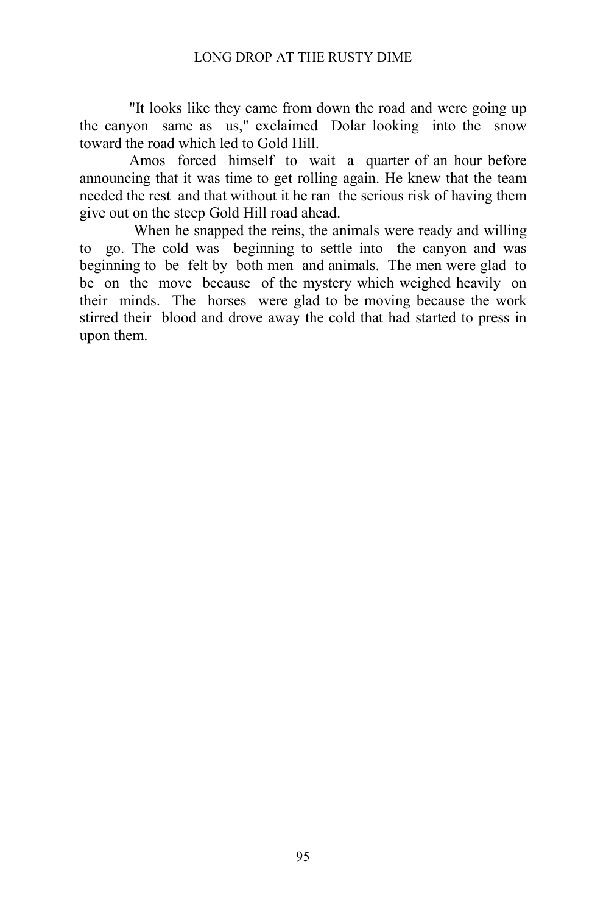"It looks like they came from down the road and were going up the canyon same as us," exclaimed Dolar looking into the snow toward the road which led to Gold Hill.

Amos forced himself to wait a quarter of an hour before announcing that it was time to get rolling again. He knew that the team needed the rest and that without it he ran the serious risk of having them give out on the steep Gold Hill road ahead.

When he snapped the reins, the animals were ready and willing to go. The cold was beginning to settle into the canyon and was beginning to be felt by both men and animals. The men were glad to be on the move because of the mystery which weighed heavily on their minds. The horses were glad to be moving because the work stirred their blood and drove away the cold that had started to press in upon them.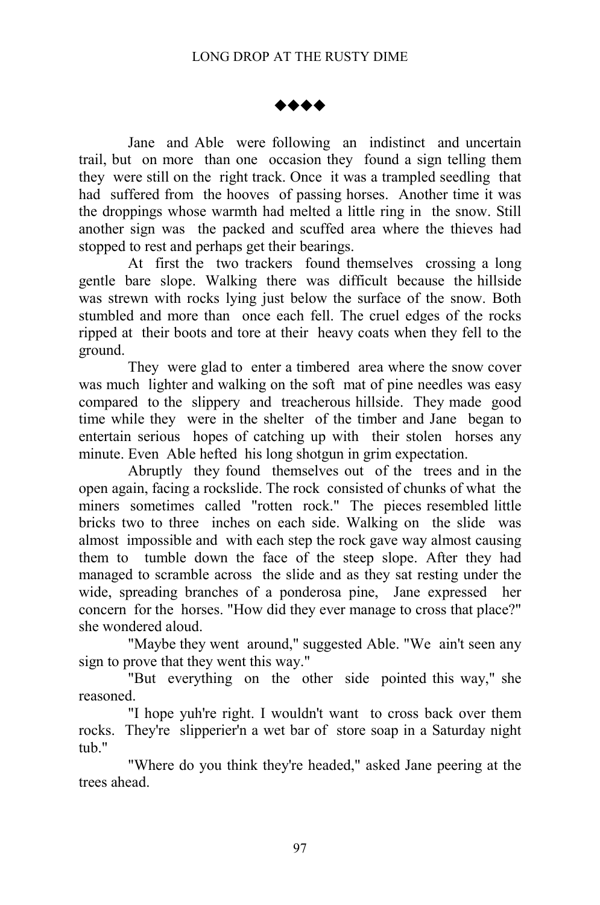◆◆◆◆

Jane and Able were following an indistinct and uncertain trail, but on more than one occasion they found a sign telling them they were still on the right track. Once it was a trampled seedling that had suffered from the hooves of passing horses. Another time it was the droppings whose warmth had melted a little ring in the snow. Still another sign was the packed and scuffed area where the thieves had stopped to rest and perhaps get their bearings.

At first the two trackers found themselves crossing a long gentle bare slope. Walking there was difficult because the hillside was strewn with rocks lying just below the surface of the snow. Both stumbled and more than once each fell. The cruel edges of the rocks ripped at their boots and tore at their heavy coats when they fell to the ground.

They were glad to enter a timbered area where the snow cover was much lighter and walking on the soft mat of pine needles was easy compared to the slippery and treacherous hillside. They made good time while they were in the shelter of the timber and Jane began to entertain serious hopes of catching up with their stolen horses any minute. Even Able hefted his long shotgun in grim expectation.

Abruptly they found themselves out of the trees and in the open again, facing a rockslide. The rock consisted of chunks of what the miners sometimes called "rotten rock." The pieces resembled little bricks two to three inches on each side. Walking on the slide was almost impossible and with each step the rock gave way almost causing them to tumble down the face of the steep slope. After they had managed to scramble across the slide and as they sat resting under the wide, spreading branches of a ponderosa pine, Jane expressed her concern for the horses. "How did they ever manage to cross that place?" she wondered aloud.

"Maybe they went around," suggested Able. "We ain't seen any sign to prove that they went this way."

"But everything on the other side pointed this way," she reasoned.

"I hope yuh're right. I wouldn't want to cross back over them rocks. They're slipperier'n a wet bar of store soap in a Saturday night tub."

"Where do you think they're headed," asked Jane peering at the trees ahead.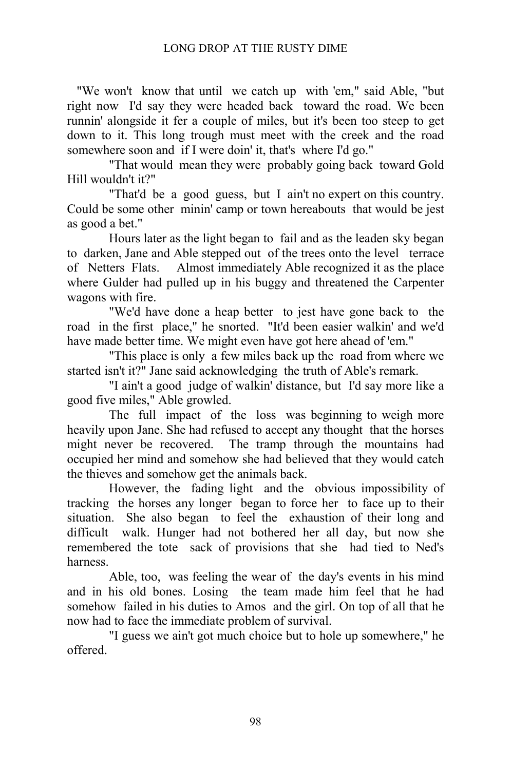"We won't know that until we catch up with 'em," said Able, "but right now I'd say they were headed back toward the road. We been runnin' alongside it fer a couple of miles, but it's been too steep to get down to it. This long trough must meet with the creek and the road somewhere soon and if I were doin' it, that's where I'd go."

"That would mean they were probably going back toward Gold Hill wouldn't it?"

"That'd be a good guess, but I ain't no expert on this country. Could be some other minin' camp or town hereabouts that would be jest as good a bet."

Hours later as the light began to fail and as the leaden sky began to darken, Jane and Able stepped out of the trees onto the level terrace of Netters Flats. Almost immediately Able recognized it as the place where Gulder had pulled up in his buggy and threatened the Carpenter wagons with fire.

"We'd have done a heap better to jest have gone back to the road in the first place," he snorted. "It'd been easier walkin' and we'd have made better time. We might even have got here ahead of 'em."

"This place is only a few miles back up the road from where we started isn't it?" Jane said acknowledging the truth of Able's remark.

"I ain't a good judge of walkin' distance, but I'd say more like a good five miles," Able growled.

The full impact of the loss was beginning to weigh more heavily upon Jane. She had refused to accept any thought that the horses might never be recovered. The tramp through the mountains had occupied her mind and somehow she had believed that they would catch the thieves and somehow get the animals back.

However, the fading light and the obvious impossibility of tracking the horses any longer began to force her to face up to their situation. She also began to feel the exhaustion of their long and difficult walk. Hunger had not bothered her all day, but now she remembered the tote sack of provisions that she had tied to Ned's harness.

Able, too, was feeling the wear of the day's events in his mind and in his old bones. Losing the team made him feel that he had somehow failed in his duties to Amos and the girl. On top of all that he now had to face the immediate problem of survival.

"I guess we ain't got much choice but to hole up somewhere," he offered.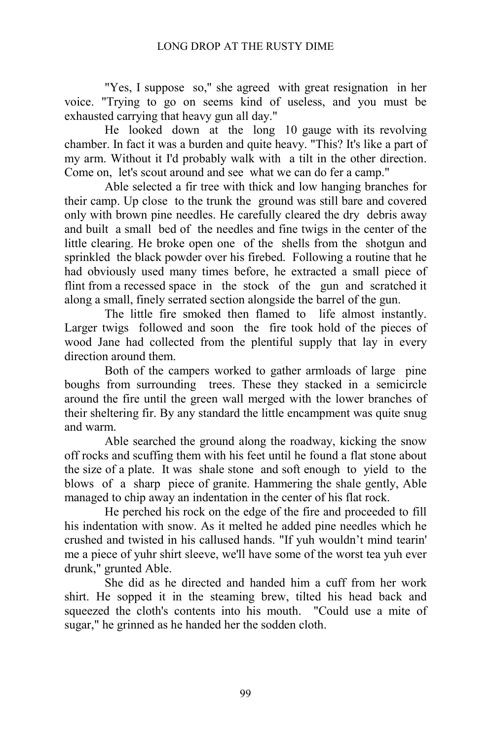"Yes, I suppose so," she agreed with great resignation in her voice. "Trying to go on seems kind of useless, and you must be exhausted carrying that heavy gun all day."

He looked down at the long 10 gauge with its revolving chamber. In fact it was a burden and quite heavy. "This? It's like a part of my arm. Without it I'd probably walk with a tilt in the other direction. Come on, let's scout around and see what we can do fer a camp."

Able selected a fir tree with thick and low hanging branches for their camp. Up close to the trunk the ground was still bare and covered only with brown pine needles. He carefully cleared the dry debris away and built a small bed of the needles and fine twigs in the center of the little clearing. He broke open one of the shells from the shotgun and sprinkled the black powder over his firebed. Following a routine that he had obviously used many times before, he extracted a small piece of flint from a recessed space in the stock of the gun and scratched it along a small, finely serrated section alongside the barrel of the gun.

The little fire smoked then flamed to life almost instantly. Larger twigs followed and soon the fire took hold of the pieces of wood Jane had collected from the plentiful supply that lay in every direction around them.

Both of the campers worked to gather armloads of large pine boughs from surrounding trees. These they stacked in a semicircle around the fire until the green wall merged with the lower branches of their sheltering fir. By any standard the little encampment was quite snug and warm.

Able searched the ground along the roadway, kicking the snow off rocks and scuffing them with his feet until he found a flat stone about the size of a plate. It was shale stone and soft enough to yield to the blows of a sharp piece of granite. Hammering the shale gently, Able managed to chip away an indentation in the center of his flat rock.

He perched his rock on the edge of the fire and proceeded to fill his indentation with snow. As it melted he added pine needles which he crushed and twisted in his callused hands. "If yuh wouldn't mind tearin' me a piece of yuhr shirt sleeve, we'll have some of the worst tea yuh ever drunk," grunted Able.

She did as he directed and handed him a cuff from her work shirt. He sopped it in the steaming brew, tilted his head back and squeezed the cloth's contents into his mouth. "Could use a mite of sugar," he grinned as he handed her the sodden cloth.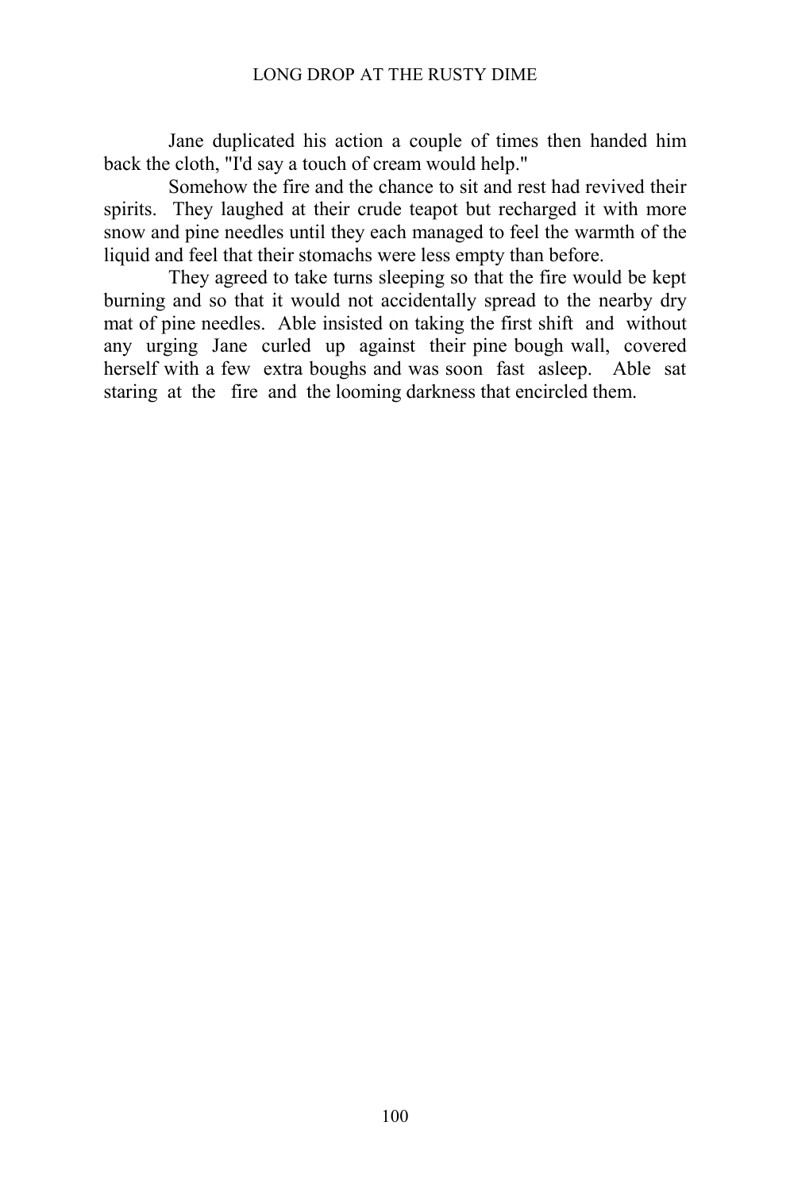Jane duplicated his action a couple of times then handed him back the cloth, "I'd say a touch of cream would help."

Somehow the fire and the chance to sit and rest had revived their spirits. They laughed at their crude teapot but recharged it with more snow and pine needles until they each managed to feel the warmth of the liquid and feel that their stomachs were less empty than before.

They agreed to take turns sleeping so that the fire would be kept burning and so that it would not accidentally spread to the nearby dry mat of pine needles. Able insisted on taking the first shift and without any urging Jane curled up against their pine bough wall, covered herself with a few extra boughs and was soon fast asleep. Able sat staring at the fire and the looming darkness that encircled them.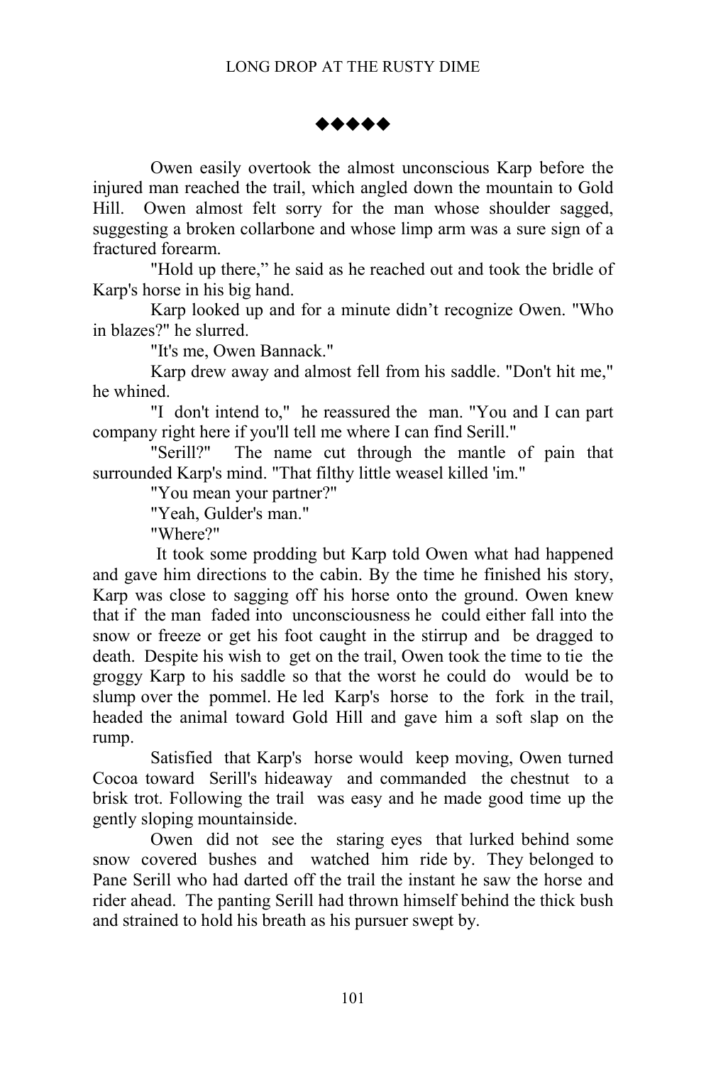◆◆◆◆◆

Owen easily overtook the almost unconscious Karp before the injured man reached the trail, which angled down the mountain to Gold Hill. Owen almost felt sorry for the man whose shoulder sagged, suggesting a broken collarbone and whose limp arm was a sure sign of a fractured forearm.

"Hold up there," he said as he reached out and took the bridle of Karp's horse in his big hand.

Karp looked up and for a minute didn't recognize Owen. "Who in blazes?" he slurred.

"It's me, Owen Bannack."

Karp drew away and almost fell from his saddle. "Don't hit me," he whined.

"I don't intend to," he reassured the man. "You and I can part company right here if you'll tell me where I can find Serill."

"Serill?" The name cut through the mantle of pain that surrounded Karp's mind. "That filthy little weasel killed 'im."

"You mean your partner?"

"Yeah, Gulder's man."

"Where?"

It took some prodding but Karp told Owen what had happened and gave him directions to the cabin. By the time he finished his story, Karp was close to sagging off his horse onto the ground. Owen knew that if the man faded into unconsciousness he could either fall into the snow or freeze or get his foot caught in the stirrup and be dragged to death. Despite his wish to get on the trail, Owen took the time to tie the groggy Karp to his saddle so that the worst he could do would be to slump over the pommel. He led Karp's horse to the fork in the trail, headed the animal toward Gold Hill and gave him a soft slap on the rump.

Satisfied that Karp's horse would keep moving, Owen turned Cocoa toward Serill's hideaway and commanded the chestnut to a brisk trot. Following the trail was easy and he made good time up the gently sloping mountainside.

Owen did not see the staring eyes that lurked behind some snow covered bushes and watched him ride by. They belonged to Pane Serill who had darted off the trail the instant he saw the horse and rider ahead. The panting Serill had thrown himself behind the thick bush and strained to hold his breath as his pursuer swept by.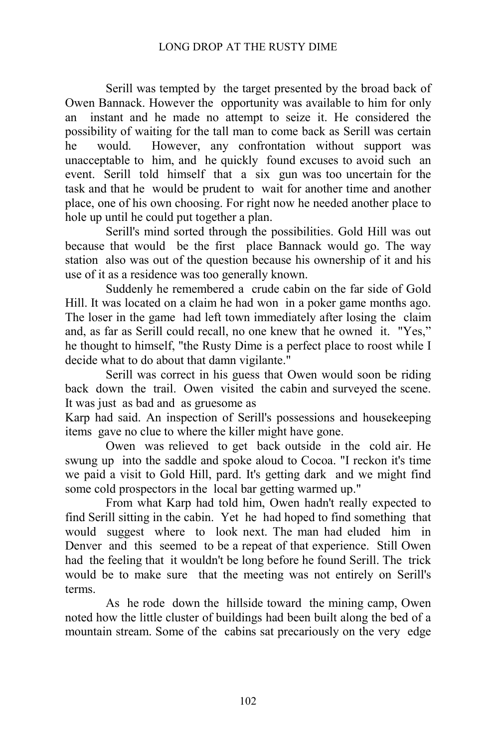Serill was tempted by the target presented by the broad back of Owen Bannack. However the opportunity was available to him for only an instant and he made no attempt to seize it. He considered the possibility of waiting for the tall man to come back as Serill was certain he would. However, any confrontation without support was unacceptable to him, and he quickly found excuses to avoid such an event. Serill told himself that a six gun was too uncertain for the task and that he would be prudent to wait for another time and another place, one of his own choosing. For right now he needed another place to hole up until he could put together a plan.

Serill's mind sorted through the possibilities. Gold Hill was out because that would be the first place Bannack would go. The way station also was out of the question because his ownership of it and his use of it as a residence was too generally known.

Suddenly he remembered a crude cabin on the far side of Gold Hill. It was located on a claim he had won in a poker game months ago. The loser in the game had left town immediately after losing the claim and, as far as Serill could recall, no one knew that he owned it. "Yes," he thought to himself, "the Rusty Dime is a perfect place to roost while I decide what to do about that damn vigilante."

Serill was correct in his guess that Owen would soon be riding back down the trail. Owen visited the cabin and surveyed the scene. It was just as bad and as gruesome as Karp had said. An inspection of Serill's possessions and housekeeping items gave no clue to where the killer might have gone.

Owen was relieved to get back outside in the cold air. He swung up into the saddle and spoke aloud to Cocoa. "I reckon it's time we paid a visit to Gold Hill, pard. It's getting dark and we might find some cold prospectors in the local bar getting warmed up."

From what Karp had told him, Owen hadn't really expected to find Serill sitting in the cabin. Yet he had hoped to find something that would suggest where to look next. The man had eluded him in Denver and this seemed to be a repeat of that experience. Still Owen had the feeling that it wouldn't be long before he found Serill. The trick would be to make sure that the meeting was not entirely on Serill's terms.

As he rode down the hillside toward the mining camp, Owen noted how the little cluster of buildings had been built along the bed of a mountain stream. Some of the cabins sat precariously on the very edge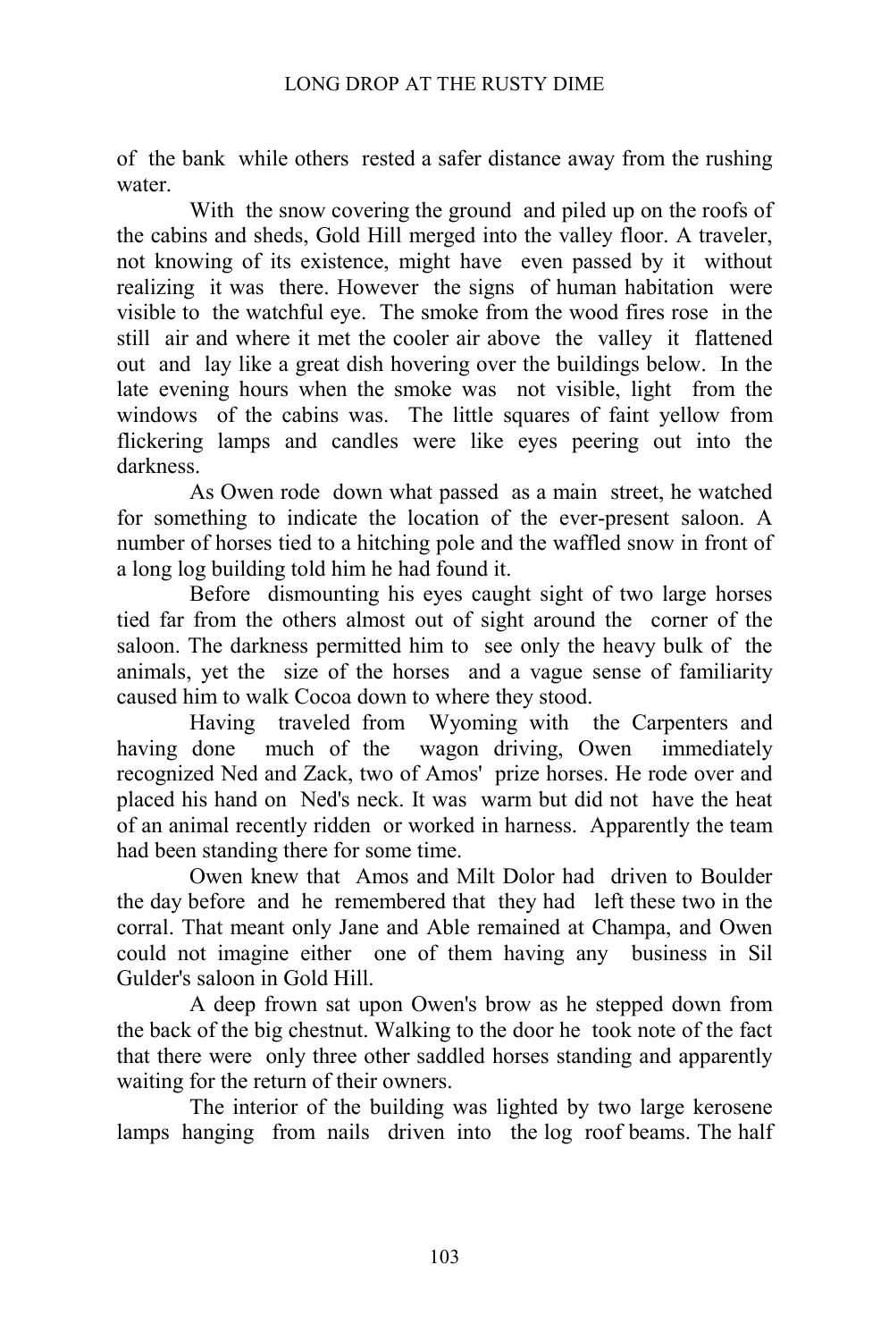of the bank while others rested a safer distance away from the rushing water.

With the snow covering the ground and piled up on the roofs of the cabins and sheds, Gold Hill merged into the valley floor. A traveler, not knowing of its existence, might have even passed by it without realizing it was there. However the signs of human habitation were visible to the watchful eye. The smoke from the wood fires rose in the still air and where it met the cooler air above the valley it flattened out and lay like a great dish hovering over the buildings below. In the late evening hours when the smoke was not visible, light from the windows of the cabins was. The little squares of faint yellow from flickering lamps and candles were like eyes peering out into the darkness.

As Owen rode down what passed as a main street, he watched for something to indicate the location of the ever-present saloon. A number of horses tied to a hitching pole and the waffled snow in front of a long log building told him he had found it.

Before dismounting his eyes caught sight of two large horses tied far from the others almost out of sight around the corner of the saloon. The darkness permitted him to see only the heavy bulk of the animals, yet the size of the horses and a vague sense of familiarity caused him to walk Cocoa down to where they stood.

Having traveled from Wyoming with the Carpenters and having done much of the wagon driving, Owen immediately recognized Ned and Zack, two of Amos' prize horses. He rode over and placed his hand on Ned's neck. It was warm but did not have the heat of an animal recently ridden or worked in harness. Apparently the team had been standing there for some time.

Owen knew that Amos and Milt Dolor had driven to Boulder the day before and he remembered that they had left these two in the corral. That meant only Jane and Able remained at Champa, and Owen could not imagine either one of them having any business in Sil Gulder's saloon in Gold Hill.

A deep frown sat upon Owen's brow as he stepped down from the back of the big chestnut. Walking to the door he took note of the fact that there were only three other saddled horses standing and apparently waiting for the return of their owners.

The interior of the building was lighted by two large kerosene lamps hanging from nails driven into the log roof beams. The half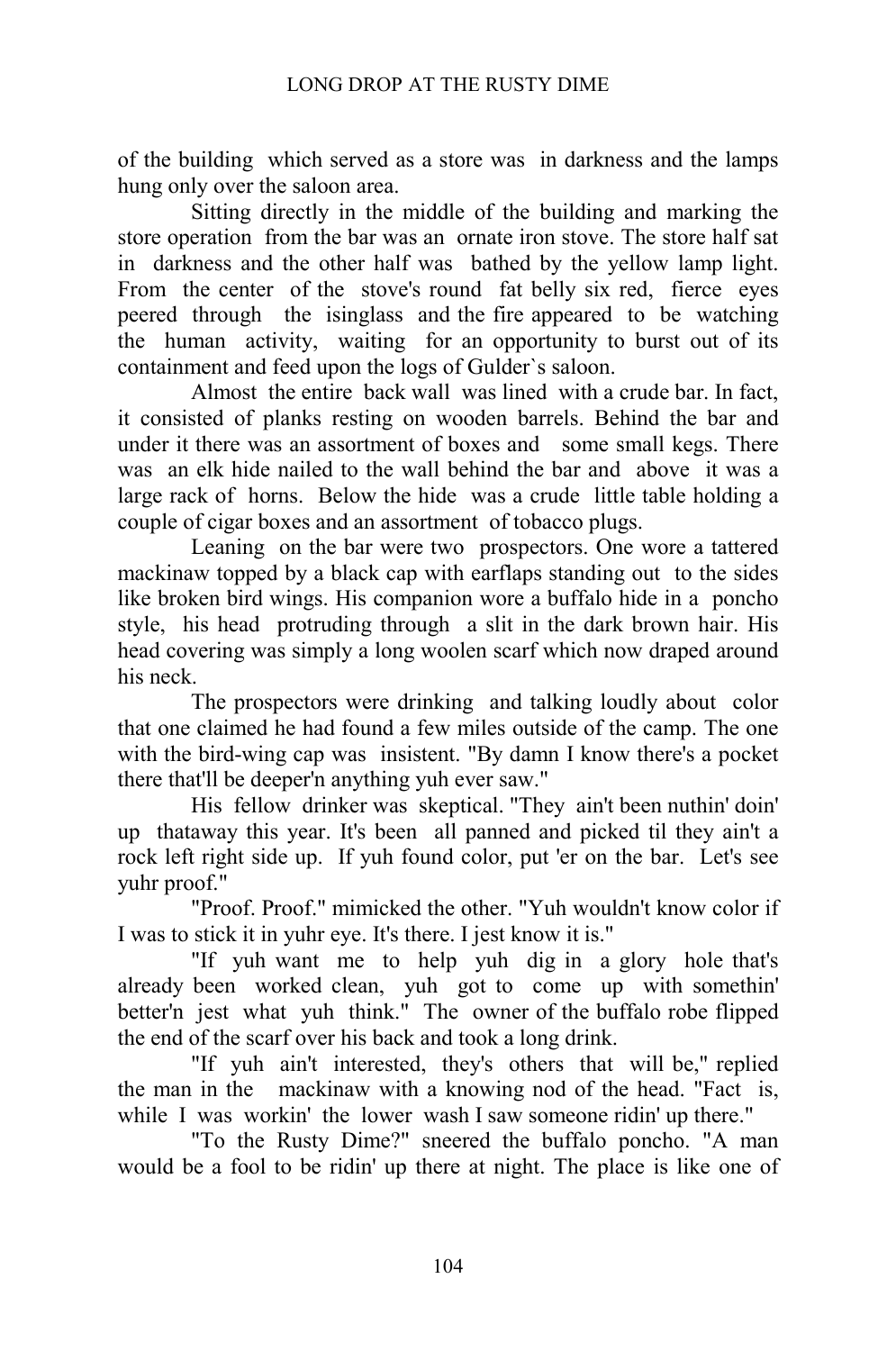of the building which served as a store was in darkness and the lamps hung only over the saloon area.

Sitting directly in the middle of the building and marking the store operation from the bar was an ornate iron stove. The store half sat in darkness and the other half was bathed by the yellow lamp light. From the center of the stove's round fat belly six red, fierce eyes peered through the isinglass and the fire appeared to be watching the human activity, waiting for an opportunity to burst out of its containment and feed upon the logs of Gulder`s saloon.

Almost the entire back wall was lined with a crude bar. In fact, it consisted of planks resting on wooden barrels. Behind the bar and under it there was an assortment of boxes and some small kegs. There was an elk hide nailed to the wall behind the bar and above it was a large rack of horns. Below the hide was a crude little table holding a couple of cigar boxes and an assortment of tobacco plugs.

Leaning on the bar were two prospectors. One wore a tattered mackinaw topped by a black cap with earflaps standing out to the sides like broken bird wings. His companion wore a buffalo hide in a poncho style, his head protruding through a slit in the dark brown hair. His head covering was simply a long woolen scarf which now draped around his neck.

The prospectors were drinking and talking loudly about color that one claimed he had found a few miles outside of the camp. The one with the bird-wing cap was insistent. "By damn I know there's a pocket there that'll be deeper'n anything yuh ever saw."

His fellow drinker was skeptical. "They ain't been nuthin' doin' up thataway this year. It's been all panned and picked til they ain't a rock left right side up. If yuh found color, put 'er on the bar. Let's see yuhr proof."

"Proof. Proof." mimicked the other. "Yuh wouldn't know color if I was to stick it in yuhr eye. It's there. I jest know it is."

"If yuh want me to help yuh dig in a glory hole that's already been worked clean, yuh got to come up with somethin' better'n jest what yuh think." The owner of the buffalo robe flipped the end of the scarf over his back and took a long drink.

"If yuh ain't interested, they's others that will be," replied the man in the mackinaw with a knowing nod of the head. "Fact is, while I was workin' the lower wash I saw someone ridin' up there."

"To the Rusty Dime?" sneered the buffalo poncho. "A man would be a fool to be ridin' up there at night. The place is like one of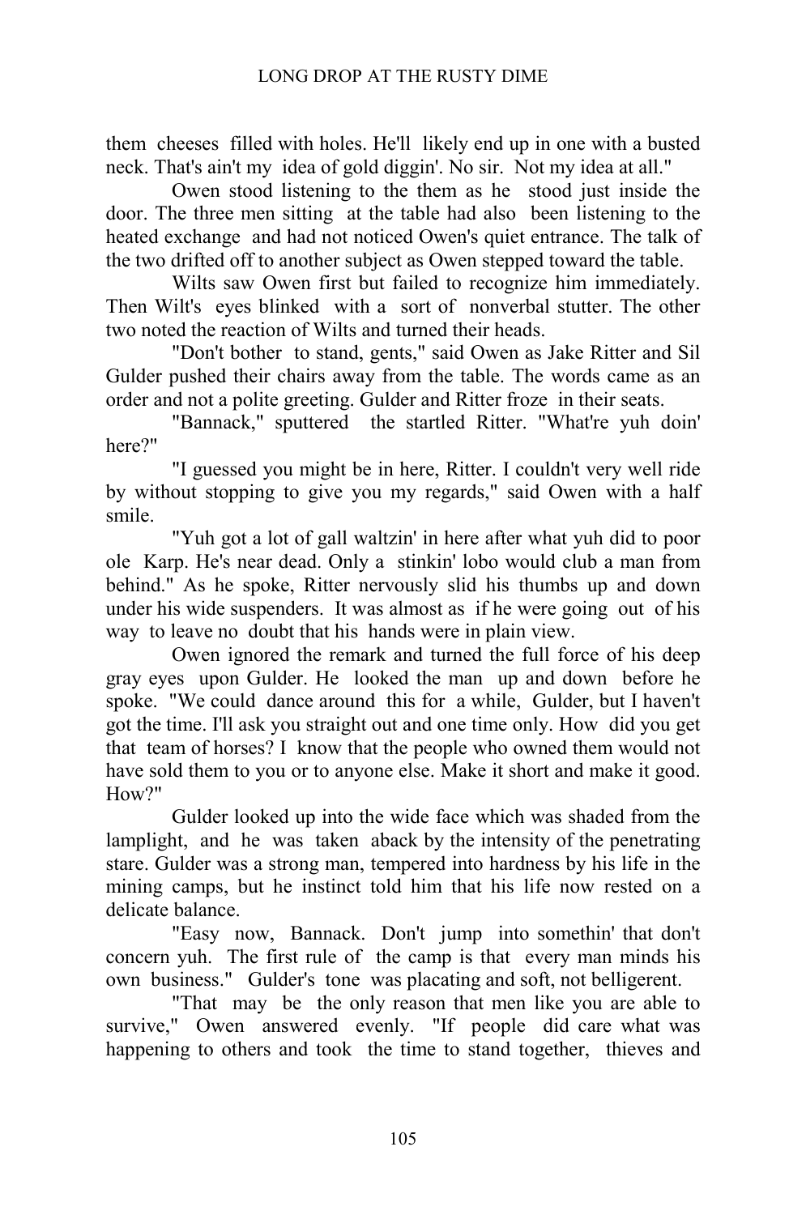them cheeses filled with holes. He'll likely end up in one with a busted neck. That's ain't my idea of gold diggin'. No sir. Not my idea at all."

Owen stood listening to the them as he stood just inside the door. The three men sitting at the table had also been listening to the heated exchange and had not noticed Owen's quiet entrance. The talk of the two drifted off to another subject as Owen stepped toward the table.

Wilts saw Owen first but failed to recognize him immediately. Then Wilt's eyes blinked with a sort of nonverbal stutter. The other two noted the reaction of Wilts and turned their heads.

"Don't bother to stand, gents," said Owen as Jake Ritter and Sil Gulder pushed their chairs away from the table. The words came as an order and not a polite greeting. Gulder and Ritter froze in their seats.

"Bannack," sputtered the startled Ritter. "What're yuh doin' here?"

"I guessed you might be in here, Ritter. I couldn't very well ride by without stopping to give you my regards," said Owen with a half smile.

"Yuh got a lot of gall waltzin' in here after what yuh did to poor ole Karp. He's near dead. Only a stinkin' lobo would club a man from behind." As he spoke, Ritter nervously slid his thumbs up and down under his wide suspenders. It was almost as if he were going out of his way to leave no doubt that his hands were in plain view.

Owen ignored the remark and turned the full force of his deep gray eyes upon Gulder. He looked the man up and down before he spoke. "We could dance around this for a while, Gulder, but I haven't got the time. I'll ask you straight out and one time only. How did you get that team of horses? I know that the people who owned them would not have sold them to you or to anyone else. Make it short and make it good. How?"

Gulder looked up into the wide face which was shaded from the lamplight, and he was taken aback by the intensity of the penetrating stare. Gulder was a strong man, tempered into hardness by his life in the mining camps, but he instinct told him that his life now rested on a delicate balance.

"Easy now, Bannack. Don't jump into somethin' that don't concern yuh. The first rule of the camp is that every man minds his own business." Gulder's tone was placating and soft, not belligerent.

"That may be the only reason that men like you are able to survive," Owen answered evenly. "If people did care what was happening to others and took the time to stand together, thieves and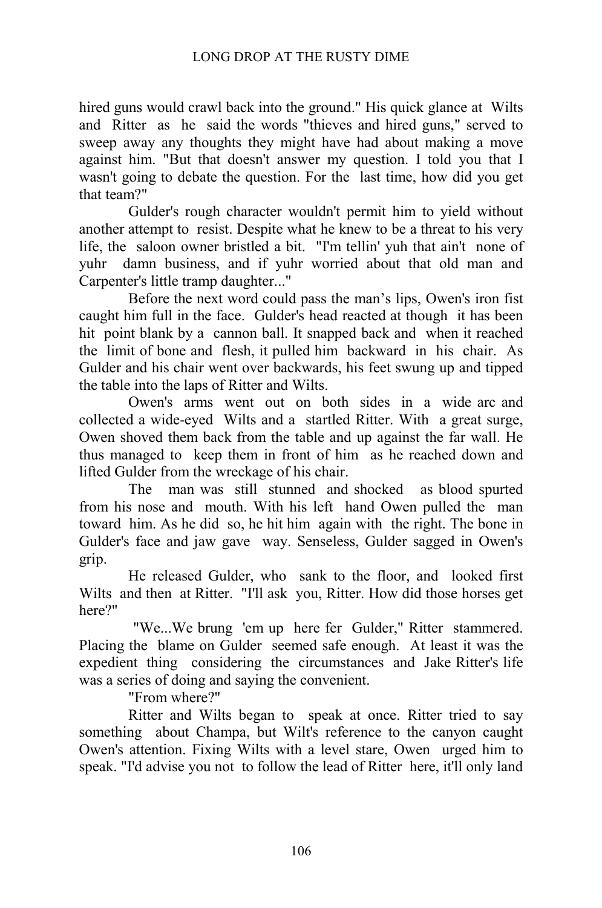hired guns would crawl back into the ground." His quick glance at Wilts and Ritter as he said the words "thieves and hired guns," served to sweep away any thoughts they might have had about making a move against him. "But that doesn't answer my question. I told you that I wasn't going to debate the question. For the last time, how did you get that team?"

Gulder's rough character wouldn't permit him to yield without another attempt to resist. Despite what he knew to be a threat to his very life, the saloon owner bristled a bit. "I'm tellin' yuh that ain't none of yuhr damn business, and if yuhr worried about that old man and Carpenter's little tramp daughter..."

Before the next word could pass the man’s lips, Owen's iron fist caught him full in the face. Gulder's head reacted at though it has been hit point blank by a cannon ball. It snapped back and when it reached the limit of bone and flesh, it pulled him backward in his chair. As Gulder and his chair went over backwards, his feet swung up and tipped the table into the laps of Ritter and Wilts.

Owen's arms went out on both sides in a wide arc and collected a wide-eyed Wilts and a startled Ritter. With a great surge, Owen shoved them back from the table and up against the far wall. He thus managed to keep them in front of him as he reached down and lifted Gulder from the wreckage of his chair.

The man was still stunned and shocked as blood spurted from his nose and mouth. With his left hand Owen pulled the man toward him. As he did so, he hit him again with the right. The bone in Gulder's face and jaw gave way. Senseless, Gulder sagged in Owen's grip.

He released Gulder, who sank to the floor, and looked first Wilts and then at Ritter. "I'll ask you, Ritter. How did those horses get here?"

"We...We brung 'em up here fer Gulder," Ritter stammered. Placing the blame on Gulder seemed safe enough. At least it was the expedient thing considering the circumstances and Jake Ritter's life was a series of doing and saying the convenient.

"From where?"

Ritter and Wilts began to speak at once. Ritter tried to say something about Champa, but Wilt's reference to the canyon caught Owen's attention. Fixing Wilts with a level stare, Owen urged him to speak. "I'd advise you not to follow the lead of Ritter here, it'll only land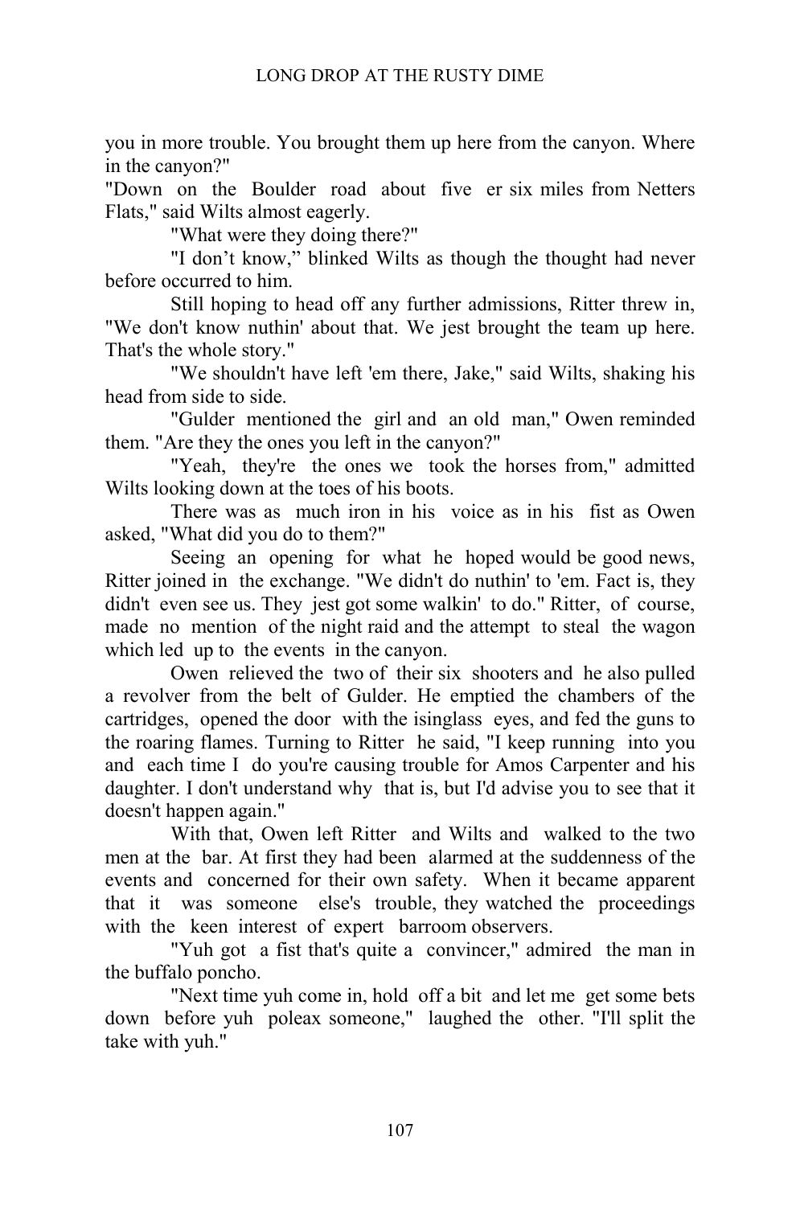you in more trouble. You brought them up here from the canyon. Where in the canyon?"

"Down on the Boulder road about five er six miles from Netters Flats," said Wilts almost eagerly.

"What were they doing there?"

"I don't know," blinked Wilts as though the thought had never before occurred to him.

Still hoping to head off any further admissions, Ritter threw in, "We don't know nuthin' about that. We jest brought the team up here. That's the whole story."

"We shouldn't have left 'em there, Jake," said Wilts, shaking his head from side to side.

"Gulder mentioned the girl and an old man," Owen reminded them. "Are they the ones you left in the canyon?"

"Yeah, they're the ones we took the horses from," admitted Wilts looking down at the toes of his boots.

There was as much iron in his voice as in his fist as Owen asked, "What did you do to them?"

Seeing an opening for what he hoped would be good news, Ritter joined in the exchange. "We didn't do nuthin' to 'em. Fact is, they didn't even see us. They jest got some walkin' to do." Ritter, of course, made no mention of the night raid and the attempt to steal the wagon which led up to the events in the canyon.

Owen relieved the two of their six shooters and he also pulled a revolver from the belt of Gulder. He emptied the chambers of the cartridges, opened the door with the isinglass eyes, and fed the guns to the roaring flames. Turning to Ritter he said, "I keep running into you and each time I do you're causing trouble for Amos Carpenter and his daughter. I don't understand why that is, but I'd advise you to see that it doesn't happen again."

With that, Owen left Ritter and Wilts and walked to the two men at the bar. At first they had been alarmed at the suddenness of the events and concerned for their own safety. When it became apparent that it was someone else's trouble, they watched the proceedings with the keen interest of expert barroom observers.

"Yuh got a fist that's quite a convincer," admired the man in the buffalo poncho.

"Next time yuh come in, hold off a bit and let me get some bets down before yuh poleax someone," laughed the other. "I'll split the take with yuh."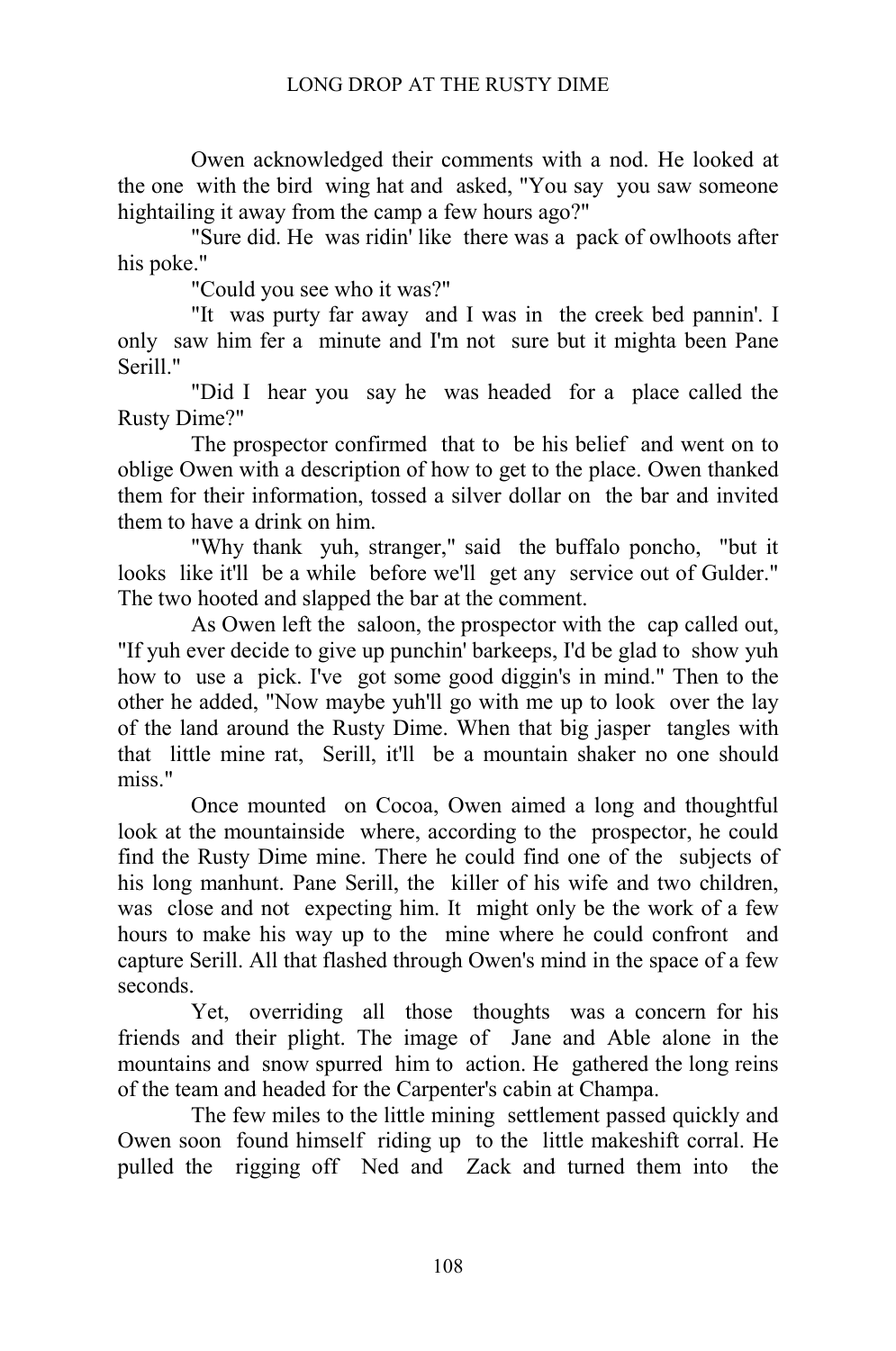Owen acknowledged their comments with a nod. He looked at the one with the bird wing hat and asked, "You say you saw someone hightailing it away from the camp a few hours ago?"

"Sure did. He was ridin' like there was a pack of owlhoots after his poke."

"Could you see who it was?"

"It was purty far away and I was in the creek bed pannin'. I only saw him fer a minute and I'm not sure but it mighta been Pane Serill."

"Did I hear you say he was headed for a place called the Rusty Dime?"

The prospector confirmed that to be his belief and went on to oblige Owen with a description of how to get to the place. Owen thanked them for their information, tossed a silver dollar on the bar and invited them to have a drink on him.

"Why thank yuh, stranger," said the buffalo poncho, "but it looks like it'll be a while before we'll get any service out of Gulder." The two hooted and slapped the bar at the comment.

As Owen left the saloon, the prospector with the cap called out, "If yuh ever decide to give up punchin' barkeeps, I'd be glad to show yuh how to use a pick. I've got some good diggin's in mind." Then to the other he added, "Now maybe yuh'll go with me up to look over the lay of the land around the Rusty Dime. When that big jasper tangles with that little mine rat, Serill, it'll be a mountain shaker no one should miss."

Once mounted on Cocoa, Owen aimed a long and thoughtful look at the mountainside where, according to the prospector, he could find the Rusty Dime mine. There he could find one of the subjects of his long manhunt. Pane Serill, the killer of his wife and two children, was close and not expecting him. It might only be the work of a few hours to make his way up to the mine where he could confront and capture Serill. All that flashed through Owen's mind in the space of a few seconds.

Yet, overriding all those thoughts was a concern for his friends and their plight. The image of Jane and Able alone in the mountains and snow spurred him to action. He gathered the long reins of the team and headed for the Carpenter's cabin at Champa.

The few miles to the little mining settlement passed quickly and Owen soon found himself riding up to the little makeshift corral. He pulled the rigging off Ned and Zack and turned them into the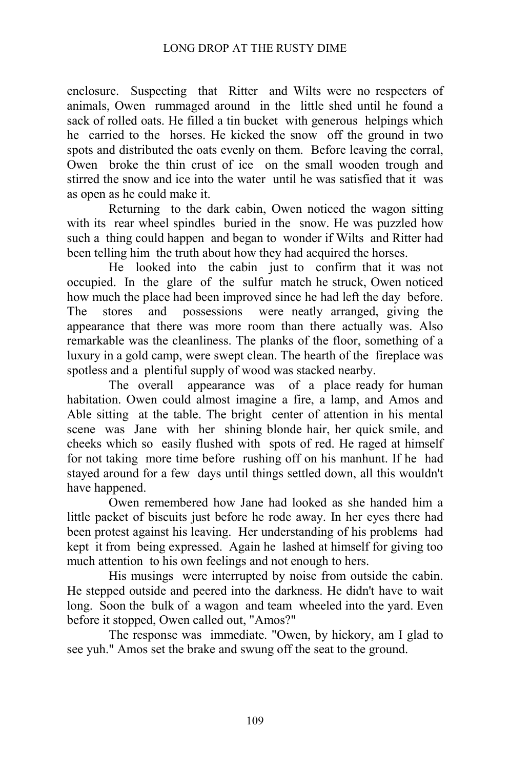enclosure. Suspecting that Ritter and Wilts were no respecters of animals, Owen rummaged around in the little shed until he found a sack of rolled oats. He filled a tin bucket with generous helpings which he carried to the horses. He kicked the snow off the ground in two spots and distributed the oats evenly on them. Before leaving the corral, Owen broke the thin crust of ice on the small wooden trough and stirred the snow and ice into the water until he was satisfied that it was as open as he could make it.

Returning to the dark cabin, Owen noticed the wagon sitting with its rear wheel spindles buried in the snow. He was puzzled how such a thing could happen and began to wonder if Wilts and Ritter had been telling him the truth about how they had acquired the horses.

He looked into the cabin just to confirm that it was not occupied. In the glare of the sulfur match he struck, Owen noticed how much the place had been improved since he had left the day before. The stores and possessions were neatly arranged, giving the appearance that there was more room than there actually was. Also remarkable was the cleanliness. The planks of the floor, something of a luxury in a gold camp, were swept clean. The hearth of the fireplace was spotless and a plentiful supply of wood was stacked nearby.

The overall appearance was of a place ready for human habitation. Owen could almost imagine a fire, a lamp, and Amos and Able sitting at the table. The bright center of attention in his mental scene was Jane with her shining blonde hair, her quick smile, and cheeks which so easily flushed with spots of red. He raged at himself for not taking more time before rushing off on his manhunt. If he had stayed around for a few days until things settled down, all this wouldn't have happened.

Owen remembered how Jane had looked as she handed him a little packet of biscuits just before he rode away. In her eyes there had been protest against his leaving. Her understanding of his problems had kept it from being expressed. Again he lashed at himself for giving too much attention to his own feelings and not enough to hers.

His musings were interrupted by noise from outside the cabin. He stepped outside and peered into the darkness. He didn't have to wait long. Soon the bulk of a wagon and team wheeled into the yard. Even before it stopped, Owen called out, "Amos?"

The response was immediate. "Owen, by hickory, am I glad to see yuh." Amos set the brake and swung off the seat to the ground.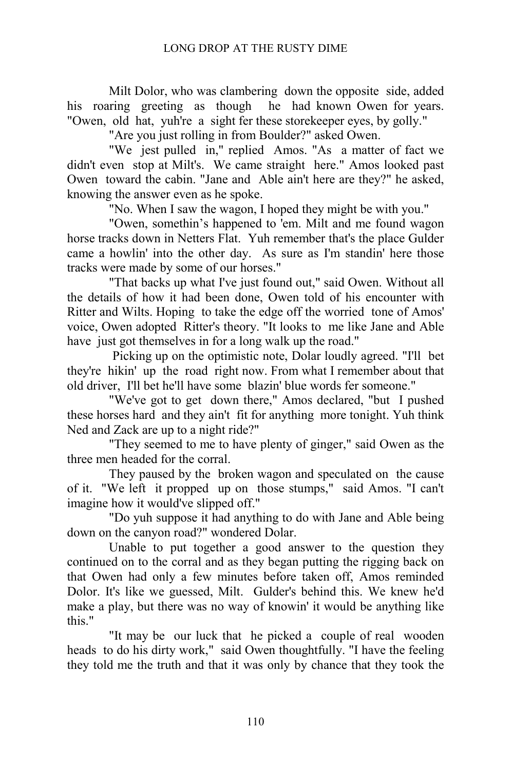Milt Dolor, who was clambering down the opposite side, added his roaring greeting as though he had known Owen for years. "Owen, old hat, yuh're a sight fer these storekeeper eyes, by golly."

"Are you just rolling in from Boulder?" asked Owen.

"We jest pulled in," replied Amos. "As a matter of fact we didn't even stop at Milt's. We came straight here." Amos looked past Owen toward the cabin. "Jane and Able ain't here are they?" he asked, knowing the answer even as he spoke.

"No. When I saw the wagon, I hoped they might be with you."

"Owen, somethin's happened to 'em. Milt and me found wagon horse tracks down in Netters Flat. Yuh remember that's the place Gulder came a howlin' into the other day. As sure as I'm standin' here those tracks were made by some of our horses."

"That backs up what I've just found out," said Owen. Without all the details of how it had been done, Owen told of his encounter with Ritter and Wilts. Hoping to take the edge off the worried tone of Amos' voice, Owen adopted Ritter's theory. "It looks to me like Jane and Able have just got themselves in for a long walk up the road."

Picking up on the optimistic note, Dolar loudly agreed. "I'll bet they're hikin' up the road right now. From what I remember about that old driver, I'll bet he'll have some blazin' blue words fer someone."

"We've got to get down there," Amos declared, "but I pushed these horses hard and they ain't fit for anything more tonight. Yuh think Ned and Zack are up to a night ride?"

"They seemed to me to have plenty of ginger," said Owen as the three men headed for the corral.

They paused by the broken wagon and speculated on the cause of it. "We left it propped up on those stumps," said Amos. "I can't imagine how it would've slipped off."

"Do yuh suppose it had anything to do with Jane and Able being down on the canyon road?" wondered Dolar.

Unable to put together a good answer to the question they continued on to the corral and as they began putting the rigging back on that Owen had only a few minutes before taken off, Amos reminded Dolor. It's like we guessed, Milt. Gulder's behind this. We knew he'd make a play, but there was no way of knowin' it would be anything like this."

"It may be our luck that he picked a couple of real wooden heads to do his dirty work," said Owen thoughtfully. "I have the feeling they told me the truth and that it was only by chance that they took the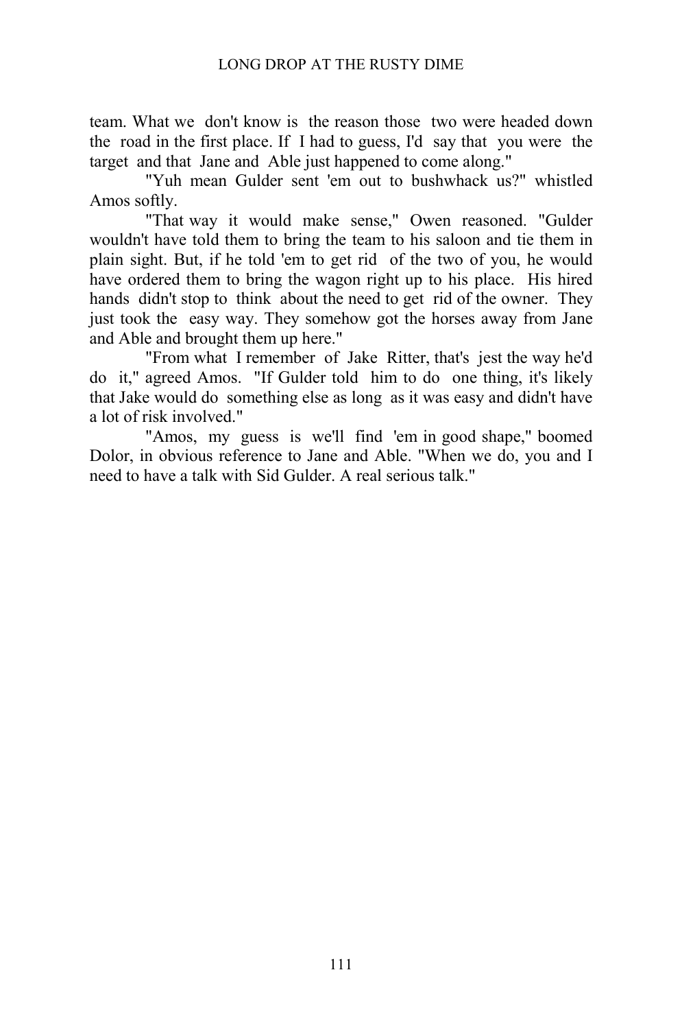team. What we don't know is the reason those two were headed down the road in the first place. If I had to guess, I'd say that you were the target and that Jane and Able just happened to come along."

"Yuh mean Gulder sent 'em out to bushwhack us?" whistled Amos softly.

"That way it would make sense," Owen reasoned. "Gulder wouldn't have told them to bring the team to his saloon and tie them in plain sight. But, if he told 'em to get rid of the two of you, he would have ordered them to bring the wagon right up to his place. His hired hands didn't stop to think about the need to get rid of the owner. They just took the easy way. They somehow got the horses away from Jane and Able and brought them up here."

"From what I remember of Jake Ritter, that's jest the way he'd do it," agreed Amos. "If Gulder told him to do one thing, it's likely that Jake would do something else as long as it was easy and didn't have a lot of risk involved."

"Amos, my guess is we'll find 'em in good shape," boomed Dolor, in obvious reference to Jane and Able. "When we do, you and I need to have a talk with Sid Gulder. A real serious talk."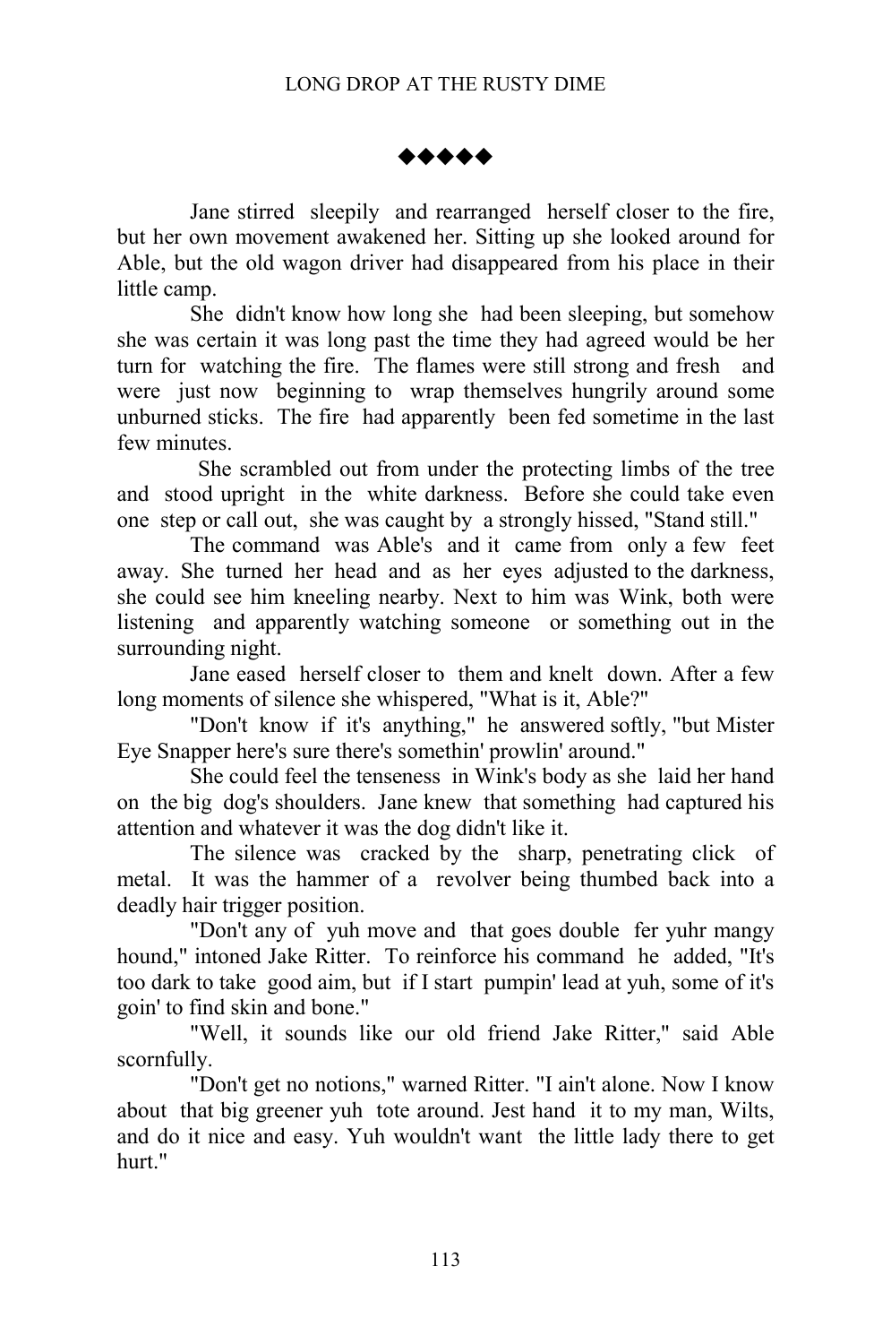◆◆◆◆◆

Jane stirred sleepily and rearranged herself closer to the fire, but her own movement awakened her. Sitting up she looked around for Able, but the old wagon driver had disappeared from his place in their little camp.

She didn't know how long she had been sleeping, but somehow she was certain it was long past the time they had agreed would be her turn for watching the fire. The flames were still strong and fresh and were just now beginning to wrap themselves hungrily around some unburned sticks. The fire had apparently been fed sometime in the last few minutes.

She scrambled out from under the protecting limbs of the tree and stood upright in the white darkness. Before she could take even one step or call out, she was caught by a strongly hissed, "Stand still."

The command was Able's and it came from only a few feet away. She turned her head and as her eyes adjusted to the darkness, she could see him kneeling nearby. Next to him was Wink, both were listening and apparently watching someone or something out in the surrounding night.

Jane eased herself closer to them and knelt down. After a few long moments of silence she whispered, "What is it, Able?"

"Don't know if it's anything," he answered softly, "but Mister Eye Snapper here's sure there's somethin' prowlin' around."

She could feel the tenseness in Wink's body as she laid her hand on the big dog's shoulders. Jane knew that something had captured his attention and whatever it was the dog didn't like it.

The silence was cracked by the sharp, penetrating click of metal. It was the hammer of a revolver being thumbed back into a deadly hair trigger position.

"Don't any of yuh move and that goes double fer yuhr mangy hound," intoned Jake Ritter. To reinforce his command he added, "It's too dark to take good aim, but if I start pumpin' lead at yuh, some of it's goin' to find skin and bone."

"Well, it sounds like our old friend Jake Ritter," said Able scornfully.

"Don't get no notions," warned Ritter. "I ain't alone. Now I know about that big greener yuh tote around. Jest hand it to my man, Wilts, and do it nice and easy. Yuh wouldn't want the little lady there to get hurt."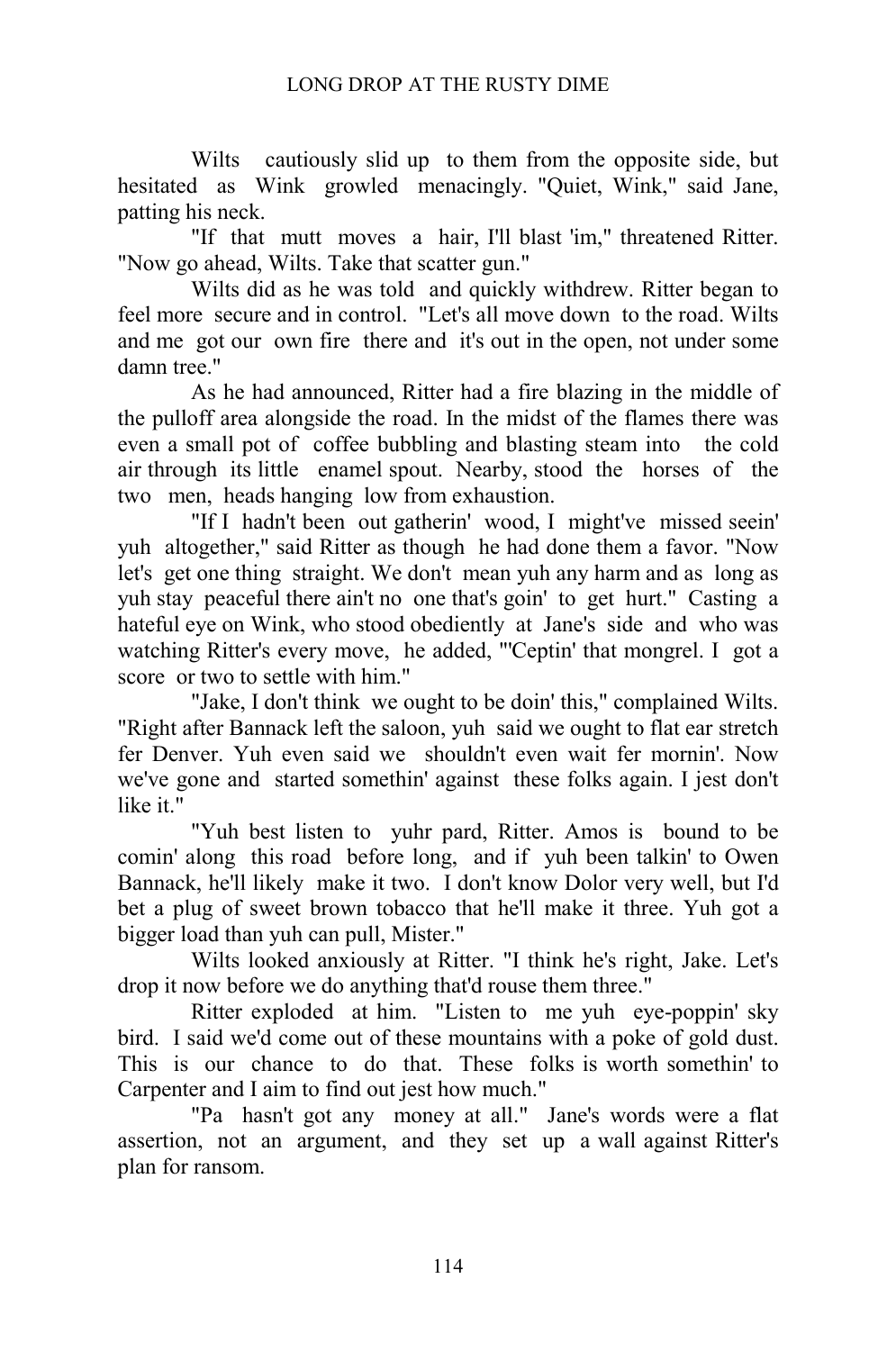Wilts cautiously slid up to them from the opposite side, but hesitated as Wink growled menacingly. "Quiet, Wink," said Jane, patting his neck.

"If that mutt moves a hair, I'll blast 'im," threatened Ritter. "Now go ahead, Wilts. Take that scatter gun."

Wilts did as he was told and quickly withdrew. Ritter began to feel more secure and in control. "Let's all move down to the road. Wilts and me got our own fire there and it's out in the open, not under some damn tree."

As he had announced, Ritter had a fire blazing in the middle of the pulloff area alongside the road. In the midst of the flames there was even a small pot of coffee bubbling and blasting steam into the cold air through its little enamel spout. Nearby, stood the horses of the two men, heads hanging low from exhaustion.

"If I hadn't been out gatherin' wood, I might've missed seein' yuh altogether," said Ritter as though he had done them a favor. "Now let's get one thing straight. We don't mean yuh any harm and as long as yuh stay peaceful there ain't no one that's goin' to get hurt." Casting a hateful eye on Wink, who stood obediently at Jane's side and who was watching Ritter's every move, he added, "'Ceptin' that mongrel. I got a score or two to settle with him."

"Jake, I don't think we ought to be doin' this," complained Wilts. "Right after Bannack left the saloon, yuh said we ought to flat ear stretch fer Denver. Yuh even said we shouldn't even wait fer mornin'. Now we've gone and started somethin' against these folks again. I jest don't like it."

"Yuh best listen to yuhr pard, Ritter. Amos is bound to be comin' along this road before long, and if yuh been talkin' to Owen Bannack, he'll likely make it two. I don't know Dolor very well, but I'd bet a plug of sweet brown tobacco that he'll make it three. Yuh got a bigger load than yuh can pull, Mister."

Wilts looked anxiously at Ritter. "I think he's right, Jake. Let's drop it now before we do anything that'd rouse them three."

Ritter exploded at him. "Listen to me yuh eye-poppin' sky bird. I said we'd come out of these mountains with a poke of gold dust. This is our chance to do that. These folks is worth somethin' to Carpenter and I aim to find out jest how much."

"Pa hasn't got any money at all." Jane's words were a flat assertion, not an argument, and they set up a wall against Ritter's plan for ransom.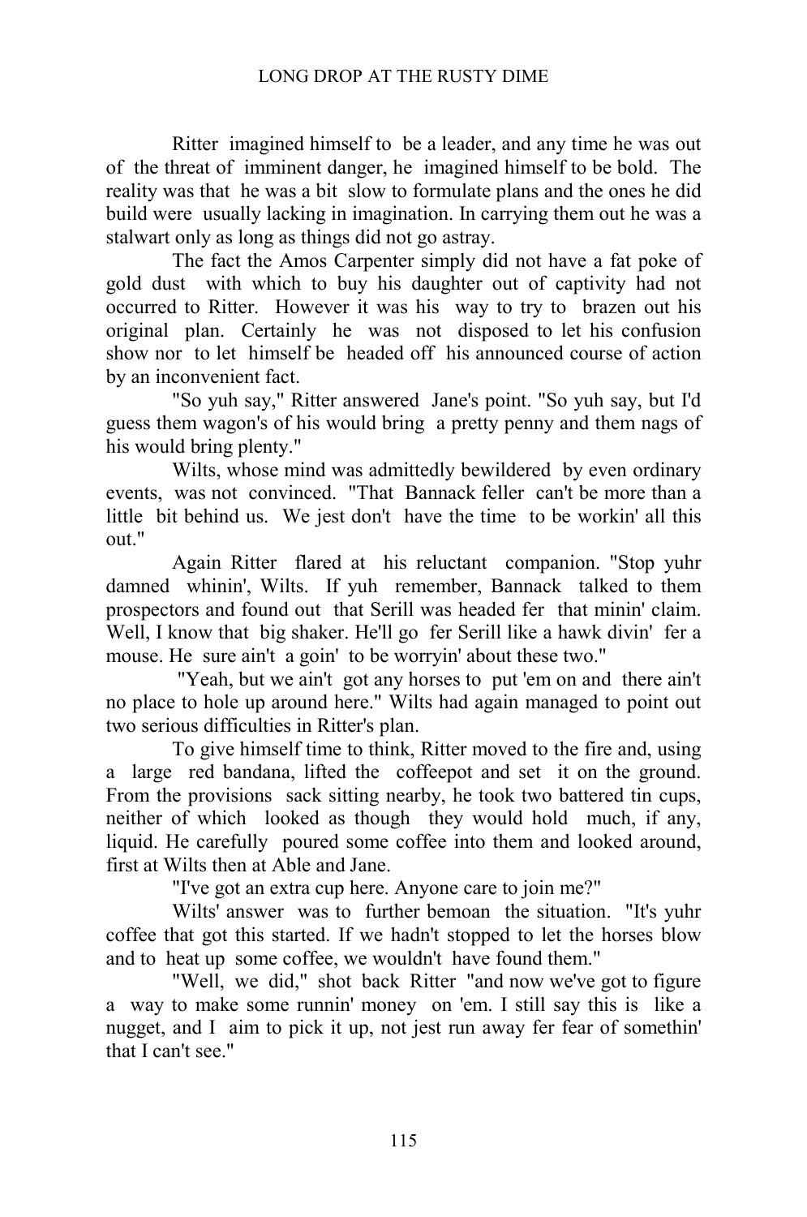Ritter imagined himself to be a leader, and any time he was out of the threat of imminent danger, he imagined himself to be bold. The reality was that he was a bit slow to formulate plans and the ones he did build were usually lacking in imagination. In carrying them out he was a stalwart only as long as things did not go astray.

The fact the Amos Carpenter simply did not have a fat poke of gold dust with which to buy his daughter out of captivity had not occurred to Ritter. However it was his way to try to brazen out his original plan. Certainly he was not disposed to let his confusion show nor to let himself be headed off his announced course of action by an inconvenient fact.

"So yuh say," Ritter answered Jane's point. "So yuh say, but I'd guess them wagon's of his would bring a pretty penny and them nags of his would bring plenty."

Wilts, whose mind was admittedly bewildered by even ordinary events, was not convinced. "That Bannack feller can't be more than a little bit behind us. We jest don't have the time to be workin' all this out."

Again Ritter flared at his reluctant companion. "Stop yuhr damned whinin', Wilts. If yuh remember, Bannack talked to them prospectors and found out that Serill was headed fer that minin' claim. Well, I know that big shaker. He'll go fer Serill like a hawk divin' fer a mouse. He sure ain't a goin' to be worryin' about these two."

"Yeah, but we ain't got any horses to put 'em on and there ain't no place to hole up around here." Wilts had again managed to point out two serious difficulties in Ritter's plan.

To give himself time to think, Ritter moved to the fire and, using a large red bandana, lifted the coffeepot and set it on the ground. From the provisions sack sitting nearby, he took two battered tin cups, neither of which looked as though they would hold much, if any, liquid. He carefully poured some coffee into them and looked around, first at Wilts then at Able and Jane.

"I've got an extra cup here. Anyone care to join me?"

Wilts' answer was to further bemoan the situation. "It's yuhr coffee that got this started. If we hadn't stopped to let the horses blow and to heat up some coffee, we wouldn't have found them."

"Well, we did," shot back Ritter "and now we've got to figure a way to make some runnin' money on 'em. I still say this is like a nugget, and I aim to pick it up, not jest run away fer fear of somethin' that I can't see."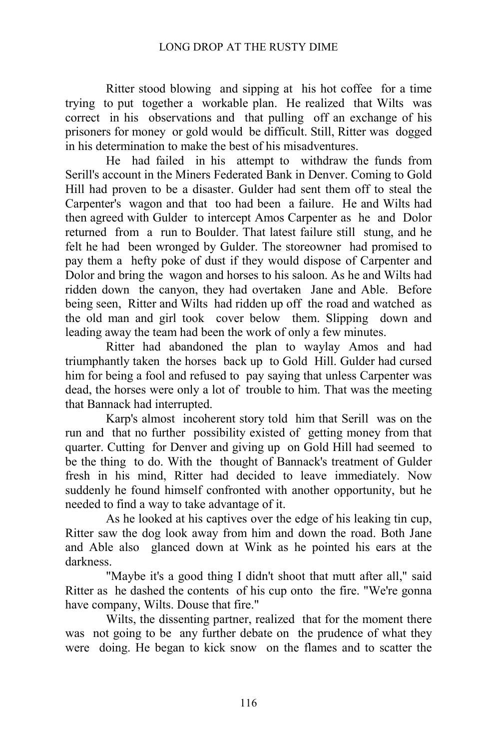Ritter stood blowing and sipping at his hot coffee for a time trying to put together a workable plan. He realized that Wilts was correct in his observations and that pulling off an exchange of his prisoners for money or gold would be difficult. Still, Ritter was dogged in his determination to make the best of his misadventures.

He had failed in his attempt to withdraw the funds from Serill's account in the Miners Federated Bank in Denver. Coming to Gold Hill had proven to be a disaster. Gulder had sent them off to steal the Carpenter's wagon and that too had been a failure. He and Wilts had then agreed with Gulder to intercept Amos Carpenter as he and Dolor returned from a run to Boulder. That latest failure still stung, and he felt he had been wronged by Gulder. The storeowner had promised to pay them a hefty poke of dust if they would dispose of Carpenter and Dolor and bring the wagon and horses to his saloon. As he and Wilts had ridden down the canyon, they had overtaken Jane and Able. Before being seen, Ritter and Wilts had ridden up off the road and watched as the old man and girl took cover below them. Slipping down and leading away the team had been the work of only a few minutes.

Ritter had abandoned the plan to waylay Amos and had triumphantly taken the horses back up to Gold Hill. Gulder had cursed him for being a fool and refused to pay saying that unless Carpenter was dead, the horses were only a lot of trouble to him. That was the meeting that Bannack had interrupted.

Karp's almost incoherent story told him that Serill was on the run and that no further possibility existed of getting money from that quarter. Cutting for Denver and giving up on Gold Hill had seemed to be the thing to do. With the thought of Bannack's treatment of Gulder fresh in his mind, Ritter had decided to leave immediately. Now suddenly he found himself confronted with another opportunity, but he needed to find a way to take advantage of it.

As he looked at his captives over the edge of his leaking tin cup, Ritter saw the dog look away from him and down the road. Both Jane and Able also glanced down at Wink as he pointed his ears at the darkness.

"Maybe it's a good thing I didn't shoot that mutt after all," said Ritter as he dashed the contents of his cup onto the fire. "We're gonna have company, Wilts. Douse that fire."

Wilts, the dissenting partner, realized that for the moment there was not going to be any further debate on the prudence of what they were doing. He began to kick snow on the flames and to scatter the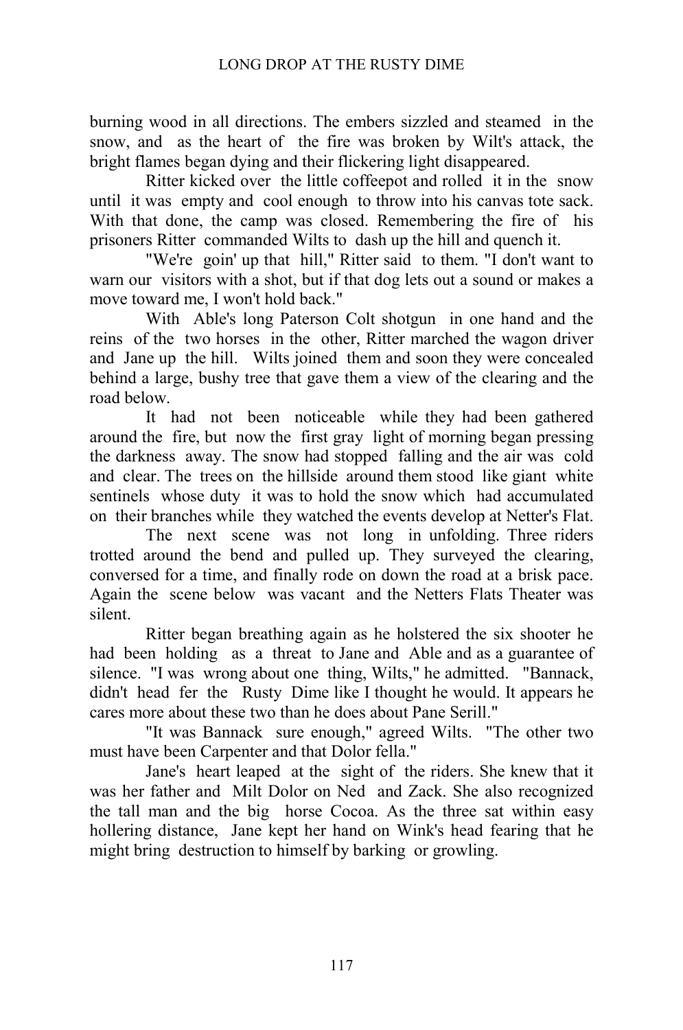burning wood in all directions. The embers sizzled and steamed in the snow, and as the heart of the fire was broken by Wilt's attack, the bright flames began dying and their flickering light disappeared.

Ritter kicked over the little coffeepot and rolled it in the snow until it was empty and cool enough to throw into his canvas tote sack. With that done, the camp was closed. Remembering the fire of his prisoners Ritter commanded Wilts to dash up the hill and quench it.

"We're goin' up that hill," Ritter said to them. "I don't want to warn our visitors with a shot, but if that dog lets out a sound or makes a move toward me, I won't hold back."

With Able's long Paterson Colt shotgun in one hand and the reins of the two horses in the other, Ritter marched the wagon driver and Jane up the hill. Wilts joined them and soon they were concealed behind a large, bushy tree that gave them a view of the clearing and the road below.

It had not been noticeable while they had been gathered around the fire, but now the first gray light of morning began pressing the darkness away. The snow had stopped falling and the air was cold and clear. The trees on the hillside around them stood like giant white sentinels whose duty it was to hold the snow which had accumulated on their branches while they watched the events develop at Netter's Flat.

The next scene was not long in unfolding. Three riders trotted around the bend and pulled up. They surveyed the clearing, conversed for a time, and finally rode on down the road at a brisk pace. Again the scene below was vacant and the Netters Flats Theater was silent.

Ritter began breathing again as he holstered the six shooter he had been holding as a threat to Jane and Able and as a guarantee of silence. "I was wrong about one thing, Wilts," he admitted. "Bannack, didn't head fer the Rusty Dime like I thought he would. It appears he cares more about these two than he does about Pane Serill."

"It was Bannack sure enough," agreed Wilts. "The other two must have been Carpenter and that Dolor fella."

Jane's heart leaped at the sight of the riders. She knew that it was her father and Milt Dolor on Ned and Zack. She also recognized the tall man and the big horse Cocoa. As the three sat within easy hollering distance, Jane kept her hand on Wink's head fearing that he might bring destruction to himself by barking or growling.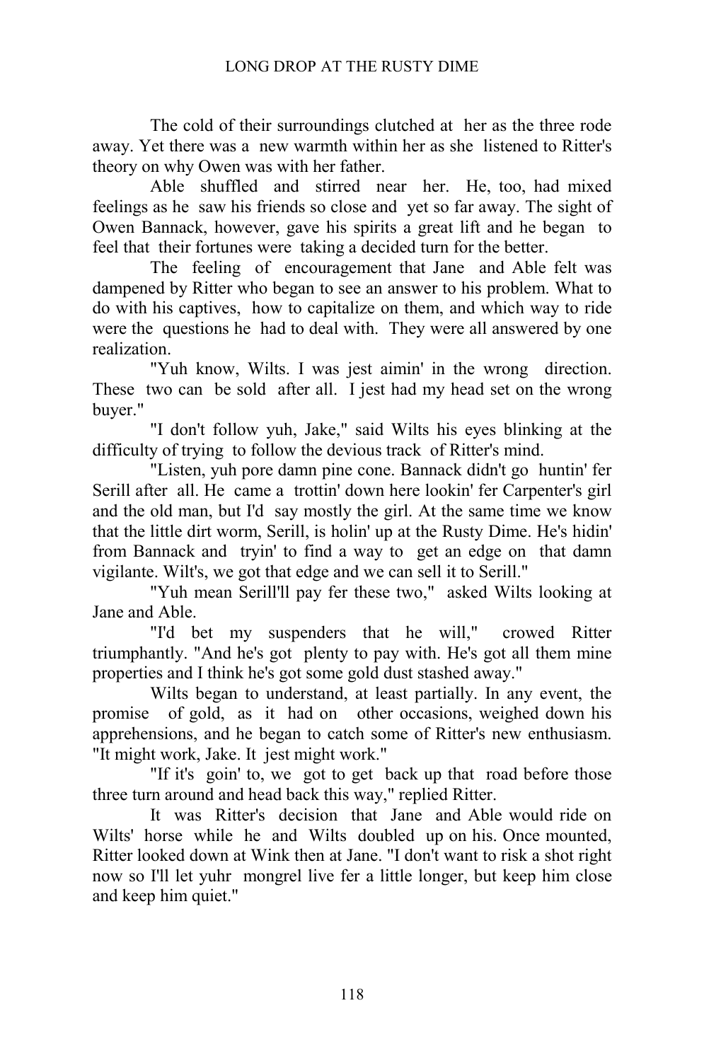The cold of their surroundings clutched at her as the three rode away. Yet there was a new warmth within her as she listened to Ritter's theory on why Owen was with her father.

Able shuffled and stirred near her. He, too, had mixed feelings as he saw his friends so close and yet so far away. The sight of Owen Bannack, however, gave his spirits a great lift and he began to feel that their fortunes were taking a decided turn for the better.

The feeling of encouragement that Jane and Able felt was dampened by Ritter who began to see an answer to his problem. What to do with his captives, how to capitalize on them, and which way to ride were the questions he had to deal with. They were all answered by one realization.

"Yuh know, Wilts. I was jest aimin' in the wrong direction. These two can be sold after all. I jest had my head set on the wrong buyer."

"I don't follow yuh, Jake," said Wilts his eyes blinking at the difficulty of trying to follow the devious track of Ritter's mind.

"Listen, yuh pore damn pine cone. Bannack didn't go huntin' fer Serill after all. He came a trottin' down here lookin' fer Carpenter's girl and the old man, but I'd say mostly the girl. At the same time we know that the little dirt worm, Serill, is holin' up at the Rusty Dime. He's hidin' from Bannack and tryin' to find a way to get an edge on that damn vigilante. Wilt's, we got that edge and we can sell it to Serill."

"Yuh mean Serill'll pay fer these two," asked Wilts looking at Jane and Able.

"I'd bet my suspenders that he will," crowed Ritter triumphantly. "And he's got plenty to pay with. He's got all them mine properties and I think he's got some gold dust stashed away."

Wilts began to understand, at least partially. In any event, the promise of gold, as it had on other occasions, weighed down his apprehensions, and he began to catch some of Ritter's new enthusiasm. "It might work, Jake. It jest might work."

"If it's goin' to, we got to get back up that road before those three turn around and head back this way," replied Ritter.

It was Ritter's decision that Jane and Able would ride on Wilts' horse while he and Wilts doubled up on his. Once mounted, Ritter looked down at Wink then at Jane. "I don't want to risk a shot right now so I'll let yuhr mongrel live fer a little longer, but keep him close and keep him quiet."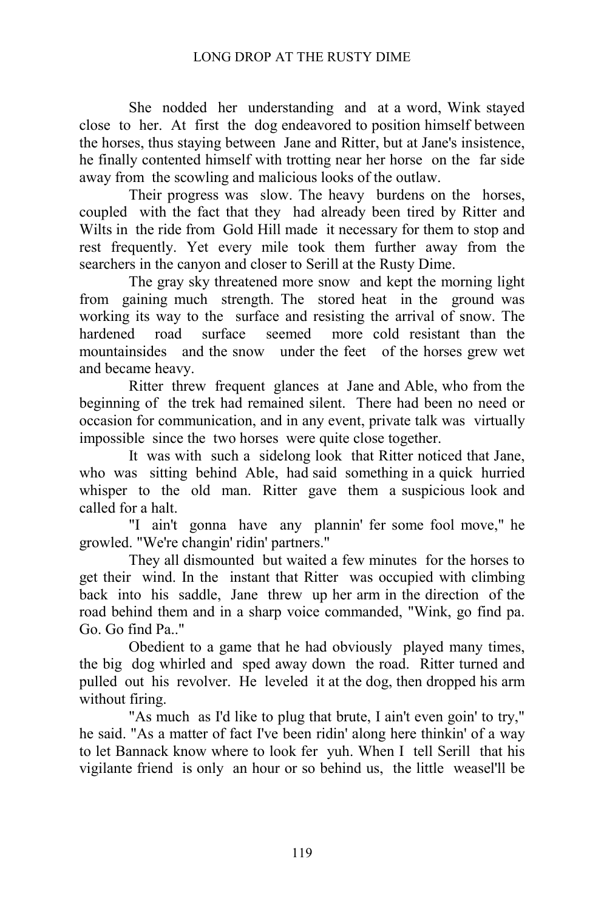She nodded her understanding and at a word, Wink stayed close to her. At first the dog endeavored to position himself between the horses, thus staying between Jane and Ritter, but at Jane's insistence, he finally contented himself with trotting near her horse on the far side away from the scowling and malicious looks of the outlaw.

Their progress was slow. The heavy burdens on the horses, coupled with the fact that they had already been tired by Ritter and Wilts in the ride from Gold Hill made it necessary for them to stop and rest frequently. Yet every mile took them further away from the searchers in the canyon and closer to Serill at the Rusty Dime.

The gray sky threatened more snow and kept the morning light from gaining much strength. The stored heat in the ground was working its way to the surface and resisting the arrival of snow. The hardened road surface seemed more cold resistant than the mountainsides and the snow under the feet of the horses grew wet and became heavy.

Ritter threw frequent glances at Jane and Able, who from the beginning of the trek had remained silent. There had been no need or occasion for communication, and in any event, private talk was virtually impossible since the two horses were quite close together.

It was with such a sidelong look that Ritter noticed that Jane, who was sitting behind Able, had said something in a quick hurried whisper to the old man. Ritter gave them a suspicious look and called for a halt.

"I ain't gonna have any plannin' fer some fool move," he growled. "We're changin' ridin' partners."

They all dismounted but waited a few minutes for the horses to get their wind. In the instant that Ritter was occupied with climbing back into his saddle, Jane threw up her arm in the direction of the road behind them and in a sharp voice commanded, "Wink, go find pa. Go. Go find Pa.."

Obedient to a game that he had obviously played many times, the big dog whirled and sped away down the road. Ritter turned and pulled out his revolver. He leveled it at the dog, then dropped his arm without firing.

"As much as I'd like to plug that brute, I ain't even goin' to try," he said. "As a matter of fact I've been ridin' along here thinkin' of a way to let Bannack know where to look fer yuh. When I tell Serill that his vigilante friend is only an hour or so behind us, the little weasel'll be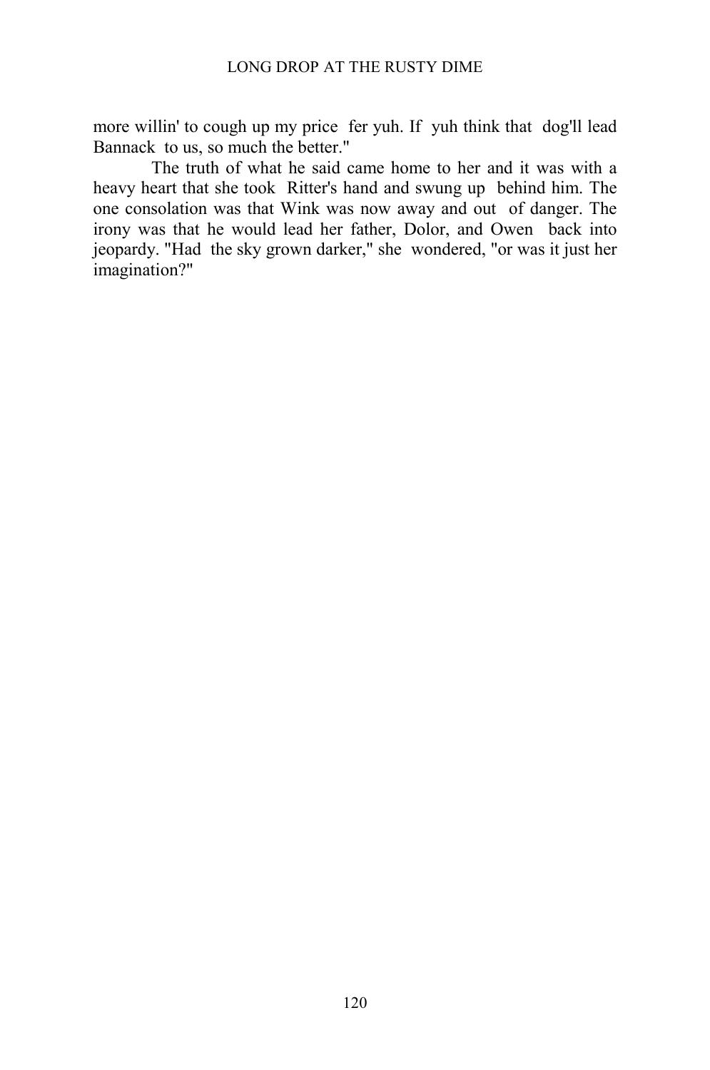more willin' to cough up my price fer yuh. If yuh think that dog'll lead Bannack to us, so much the better."

The truth of what he said came home to her and it was with a heavy heart that she took Ritter's hand and swung up behind him. The one consolation was that Wink was now away and out of danger. The irony was that he would lead her father, Dolor, and Owen back into jeopardy. "Had the sky grown darker," she wondered, "or was it just her imagination?"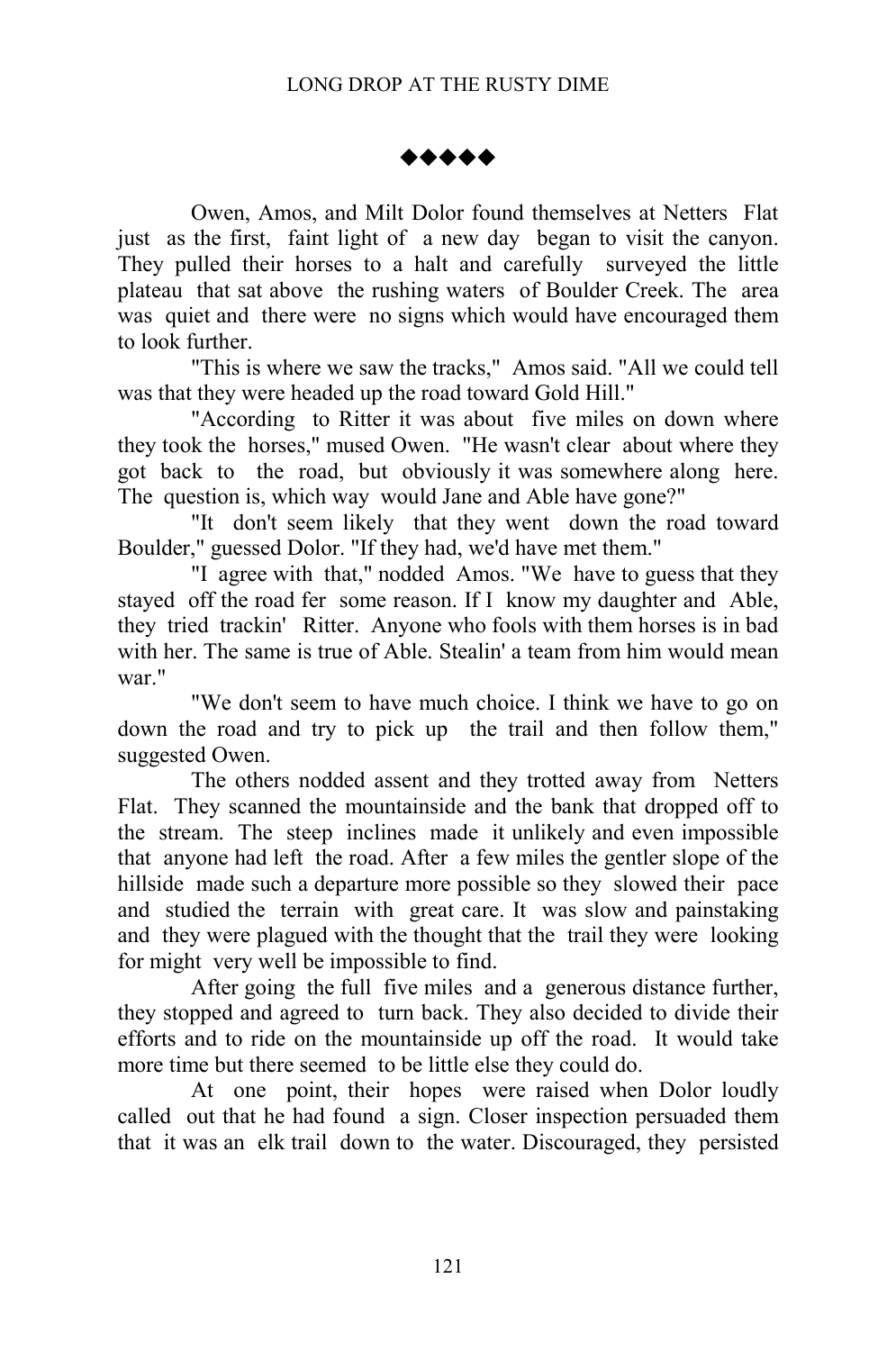◆◆◆◆◆

Owen, Amos, and Milt Dolor found themselves at Netters Flat just as the first, faint light of a new day began to visit the canyon. They pulled their horses to a halt and carefully surveyed the little plateau that sat above the rushing waters of Boulder Creek. The area was quiet and there were no signs which would have encouraged them to look further.

"This is where we saw the tracks," Amos said. "All we could tell was that they were headed up the road toward Gold Hill."

"According to Ritter it was about five miles on down where they took the horses," mused Owen. "He wasn't clear about where they got back to the road, but obviously it was somewhere along here. The question is, which way would Jane and Able have gone?"

"It don't seem likely that they went down the road toward Boulder," guessed Dolor. "If they had, we'd have met them."

"I agree with that," nodded Amos. "We have to guess that they stayed off the road fer some reason. If I know my daughter and Able, they tried trackin' Ritter. Anyone who fools with them horses is in bad with her. The same is true of Able. Stealin' a team from him would mean war."

"We don't seem to have much choice. I think we have to go on down the road and try to pick up the trail and then follow them," suggested Owen.

The others nodded assent and they trotted away from Netters Flat. They scanned the mountainside and the bank that dropped off to the stream. The steep inclines made it unlikely and even impossible that anyone had left the road. After a few miles the gentler slope of the hillside made such a departure more possible so they slowed their pace and studied the terrain with great care. It was slow and painstaking and they were plagued with the thought that the trail they were looking for might very well be impossible to find.

After going the full five miles and a generous distance further, they stopped and agreed to turn back. They also decided to divide their efforts and to ride on the mountainside up off the road. It would take more time but there seemed to be little else they could do.

At one point, their hopes were raised when Dolor loudly called out that he had found a sign. Closer inspection persuaded them that it was an elk trail down to the water. Discouraged, they persisted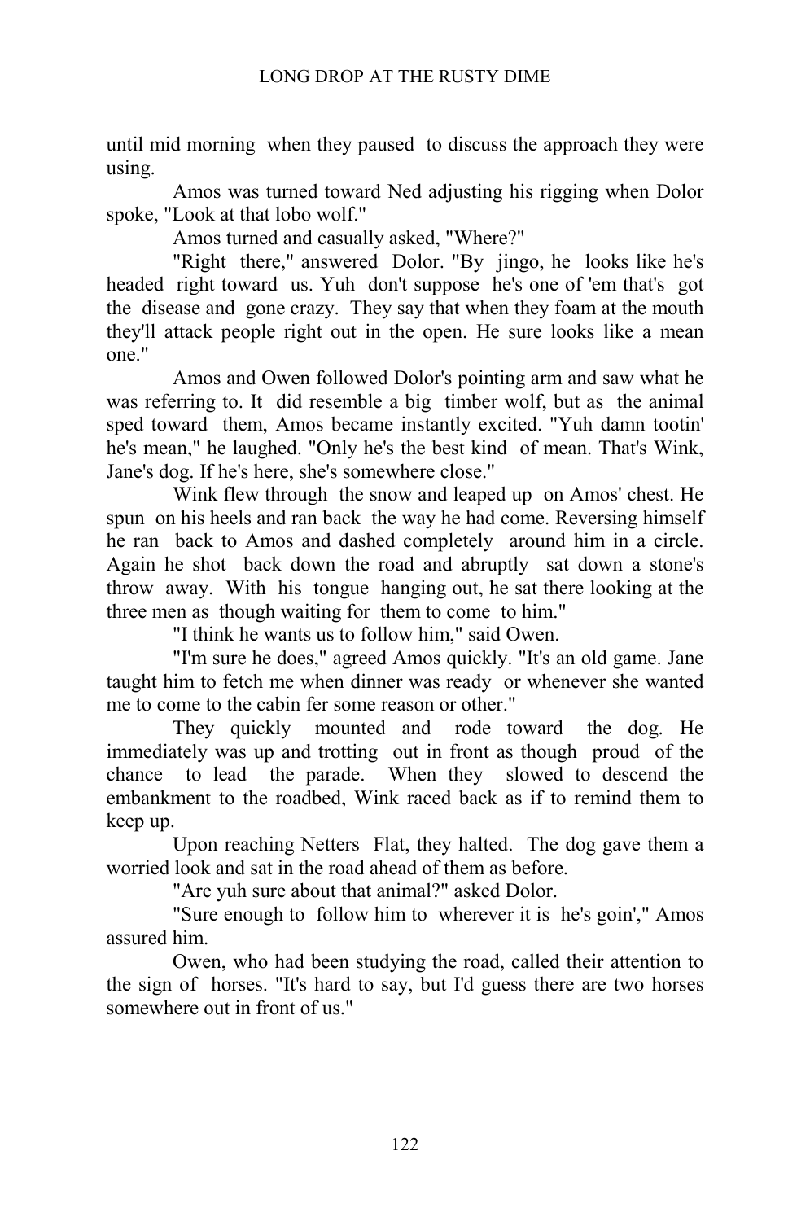until mid morning when they paused to discuss the approach they were using.

Amos was turned toward Ned adjusting his rigging when Dolor spoke, "Look at that lobo wolf."

Amos turned and casually asked, "Where?"

"Right there," answered Dolor. "By jingo, he looks like he's headed right toward us. Yuh don't suppose he's one of 'em that's got the disease and gone crazy. They say that when they foam at the mouth they'll attack people right out in the open. He sure looks like a mean one."

Amos and Owen followed Dolor's pointing arm and saw what he was referring to. It did resemble a big timber wolf, but as the animal sped toward them, Amos became instantly excited. "Yuh damn tootin' he's mean," he laughed. "Only he's the best kind of mean. That's Wink, Jane's dog. If he's here, she's somewhere close."

Wink flew through the snow and leaped up on Amos' chest. He spun on his heels and ran back the way he had come. Reversing himself he ran back to Amos and dashed completely around him in a circle. Again he shot back down the road and abruptly sat down a stone's throw away. With his tongue hanging out, he sat there looking at the three men as though waiting for them to come to him."

"I think he wants us to follow him," said Owen.

"I'm sure he does," agreed Amos quickly. "It's an old game. Jane taught him to fetch me when dinner was ready or whenever she wanted me to come to the cabin fer some reason or other."

They quickly mounted and rode toward the dog. He immediately was up and trotting out in front as though proud of the chance to lead the parade. When they slowed to descend the embankment to the roadbed, Wink raced back as if to remind them to keep up.

Upon reaching Netters Flat, they halted. The dog gave them a worried look and sat in the road ahead of them as before.

"Are yuh sure about that animal?" asked Dolor.

"Sure enough to follow him to wherever it is he's goin'," Amos assured him.

Owen, who had been studying the road, called their attention to the sign of horses. "It's hard to say, but I'd guess there are two horses somewhere out in front of us."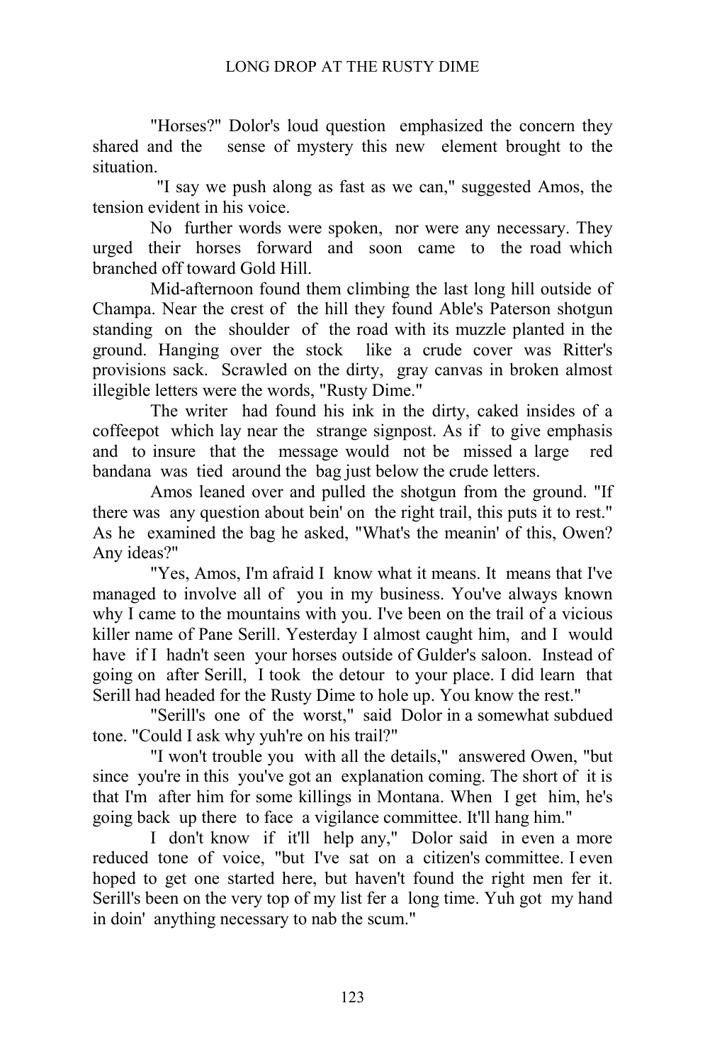"Horses?" Dolor's loud question emphasized the concern they shared and the sense of mystery this new element brought to the situation.

"I say we push along as fast as we can," suggested Amos, the tension evident in his voice.

No further words were spoken, nor were any necessary. They urged their horses forward and soon came to the road which branched off toward Gold Hill.

Mid-afternoon found them climbing the last long hill outside of Champa. Near the crest of the hill they found Able's Paterson shotgun standing on the shoulder of the road with its muzzle planted in the ground. Hanging over the stock like a crude cover was Ritter's provisions sack. Scrawled on the dirty, gray canvas in broken almost illegible letters were the words, "Rusty Dime."

The writer had found his ink in the dirty, caked insides of a coffeepot which lay near the strange signpost. As if to give emphasis and to insure that the message would not be missed a large red bandana was tied around the bag just below the crude letters.

Amos leaned over and pulled the shotgun from the ground. "If there was any question about bein' on the right trail, this puts it to rest." As he examined the bag he asked, "What's the meanin' of this, Owen? Any ideas?"

"Yes, Amos, I'm afraid I know what it means. It means that I've managed to involve all of you in my business. You've always known why I came to the mountains with you. I've been on the trail of a vicious killer name of Pane Serill. Yesterday I almost caught him, and I would have if I hadn't seen your horses outside of Gulder's saloon. Instead of going on after Serill, I took the detour to your place. I did learn that Serill had headed for the Rusty Dime to hole up. You know the rest."

"Serill's one of the worst," said Dolor in a somewhat subdued tone. "Could I ask why yuh're on his trail?"

"I won't trouble you with all the details," answered Owen, "but since you're in this you've got an explanation coming. The short of it is that I'm after him for some killings in Montana. When I get him, he's going back up there to face a vigilance committee. It'll hang him."

I don't know if it'll help any," Dolor said in even a more reduced tone of voice, "but I've sat on a citizen's committee. I even hoped to get one started here, but haven't found the right men fer it. Serill's been on the very top of my list fer a long time. Yuh got my hand in doin' anything necessary to nab the scum."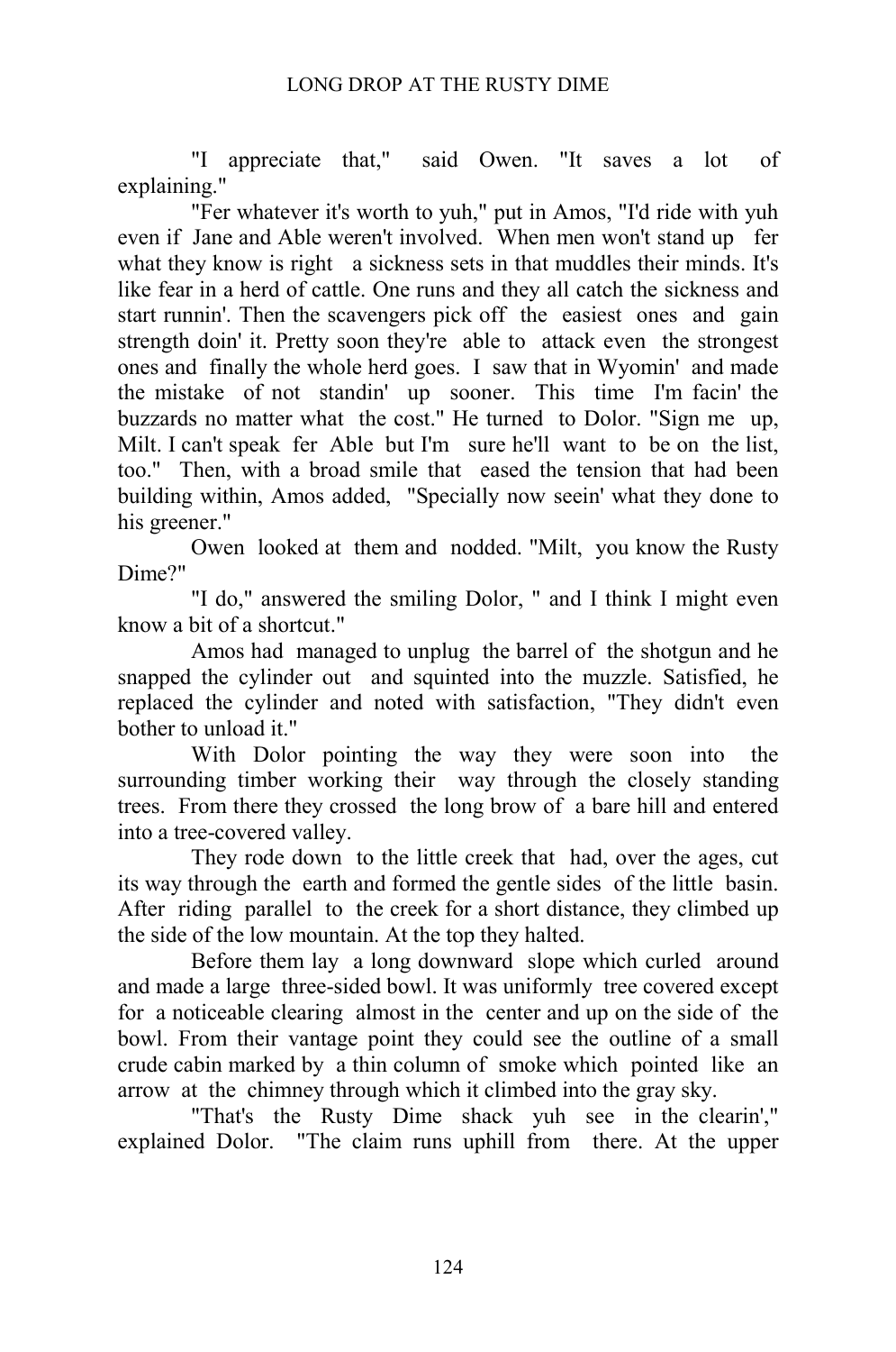"I appreciate that," said Owen. "It saves a lot of explaining."

"Fer whatever it's worth to yuh," put in Amos, "I'd ride with yuh even if Jane and Able weren't involved. When men won't stand up fer what they know is right a sickness sets in that muddles their minds. It's like fear in a herd of cattle. One runs and they all catch the sickness and start runnin'. Then the scavengers pick off the easiest ones and gain strength doin' it. Pretty soon they're able to attack even the strongest ones and finally the whole herd goes. I saw that in Wyomin' and made the mistake of not standin' up sooner. This time I'm facin' the buzzards no matter what the cost." He turned to Dolor. "Sign me up, Milt. I can't speak fer Able but I'm sure he'll want to be on the list, too." Then, with a broad smile that eased the tension that had been building within, Amos added, "Specially now seein' what they done to his greener."

Owen looked at them and nodded. "Milt, you know the Rusty Dime?"

"I do," answered the smiling Dolor, " and I think I might even know a bit of a shortcut."

Amos had managed to unplug the barrel of the shotgun and he snapped the cylinder out and squinted into the muzzle. Satisfied, he replaced the cylinder and noted with satisfaction, "They didn't even bother to unload it."

With Dolor pointing the way they were soon into the surrounding timber working their way through the closely standing trees. From there they crossed the long brow of a bare hill and entered into a tree-covered valley.

They rode down to the little creek that had, over the ages, cut its way through the earth and formed the gentle sides of the little basin. After riding parallel to the creek for a short distance, they climbed up the side of the low mountain. At the top they halted.

Before them lay a long downward slope which curled around and made a large three-sided bowl. It was uniformly tree covered except for a noticeable clearing almost in the center and up on the side of the bowl. From their vantage point they could see the outline of a small crude cabin marked by a thin column of smoke which pointed like an arrow at the chimney through which it climbed into the gray sky.

"That's the Rusty Dime shack yuh see in the clearin'," explained Dolor. "The claim runs uphill from there. At the upper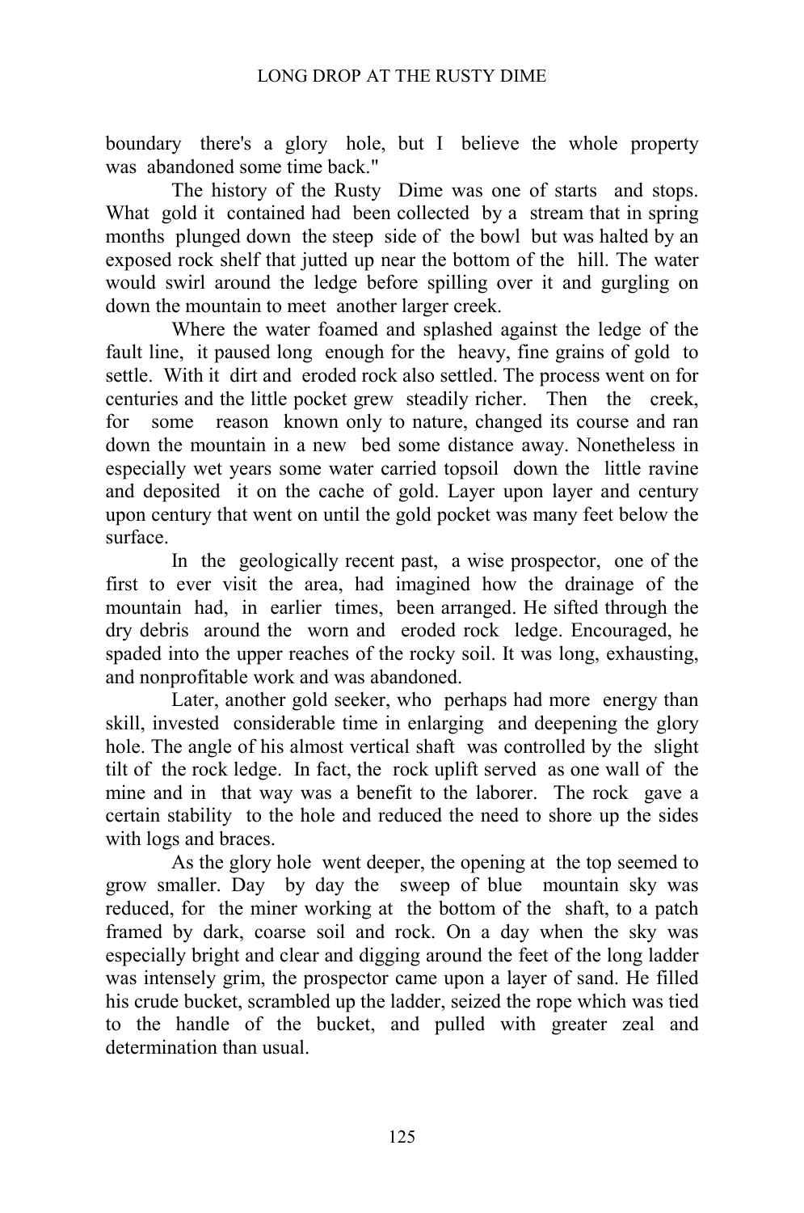boundary there's a glory hole, but I believe the whole property was abandoned some time back."

The history of the Rusty Dime was one of starts and stops. What gold it contained had been collected by a stream that in spring months plunged down the steep side of the bowl but was halted by an exposed rock shelf that jutted up near the bottom of the hill. The water would swirl around the ledge before spilling over it and gurgling on down the mountain to meet another larger creek.

Where the water foamed and splashed against the ledge of the fault line, it paused long enough for the heavy, fine grains of gold to settle. With it dirt and eroded rock also settled. The process went on for centuries and the little pocket grew steadily richer. Then the creek, for some reason known only to nature, changed its course and ran down the mountain in a new bed some distance away. Nonetheless in especially wet years some water carried topsoil down the little ravine and deposited it on the cache of gold. Layer upon layer and century upon century that went on until the gold pocket was many feet below the surface.

In the geologically recent past, a wise prospector, one of the first to ever visit the area, had imagined how the drainage of the mountain had, in earlier times, been arranged. He sifted through the dry debris around the worn and eroded rock ledge. Encouraged, he spaded into the upper reaches of the rocky soil. It was long, exhausting, and nonprofitable work and was abandoned.

Later, another gold seeker, who perhaps had more energy than skill, invested considerable time in enlarging and deepening the glory hole. The angle of his almost vertical shaft was controlled by the slight tilt of the rock ledge. In fact, the rock uplift served as one wall of the mine and in that way was a benefit to the laborer. The rock gave a certain stability to the hole and reduced the need to shore up the sides with logs and braces.

As the glory hole went deeper, the opening at the top seemed to grow smaller. Day by day the sweep of blue mountain sky was reduced, for the miner working at the bottom of the shaft, to a patch framed by dark, coarse soil and rock. On a day when the sky was especially bright and clear and digging around the feet of the long ladder was intensely grim, the prospector came upon a layer of sand. He filled his crude bucket, scrambled up the ladder, seized the rope which was tied to the handle of the bucket, and pulled with greater zeal and determination than usual.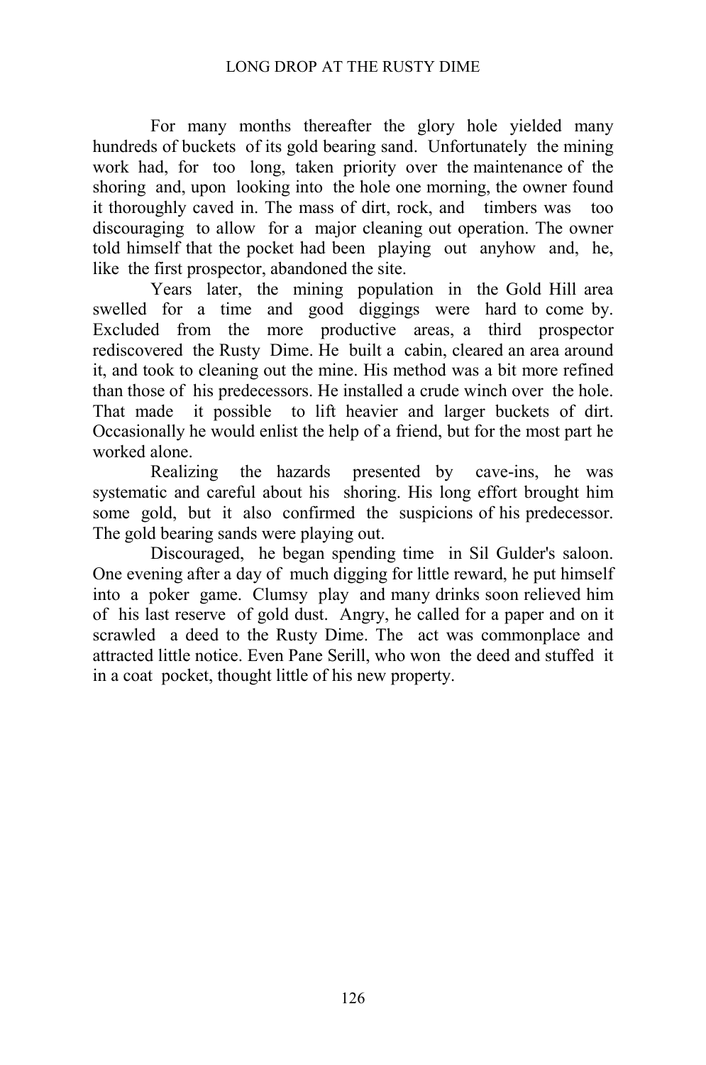For many months thereafter the glory hole yielded many hundreds of buckets of its gold bearing sand. Unfortunately the mining work had, for too long, taken priority over the maintenance of the shoring and, upon looking into the hole one morning, the owner found it thoroughly caved in. The mass of dirt, rock, and timbers was too discouraging to allow for a major cleaning out operation. The owner told himself that the pocket had been playing out anyhow and, he, like the first prospector, abandoned the site.

Years later, the mining population in the Gold Hill area swelled for a time and good diggings were hard to come by. Excluded from the more productive areas, a third prospector rediscovered the Rusty Dime. He built a cabin, cleared an area around it, and took to cleaning out the mine. His method was a bit more refined than those of his predecessors. He installed a crude winch over the hole. That made it possible to lift heavier and larger buckets of dirt. Occasionally he would enlist the help of a friend, but for the most part he worked alone.

Realizing the hazards presented by cave-ins, he was systematic and careful about his shoring. His long effort brought him some gold, but it also confirmed the suspicions of his predecessor. The gold bearing sands were playing out.

Discouraged, he began spending time in Sil Gulder's saloon. One evening after a day of much digging for little reward, he put himself into a poker game. Clumsy play and many drinks soon relieved him of his last reserve of gold dust. Angry, he called for a paper and on it scrawled a deed to the Rusty Dime. The act was commonplace and attracted little notice. Even Pane Serill, who won the deed and stuffed it in a coat pocket, thought little of his new property.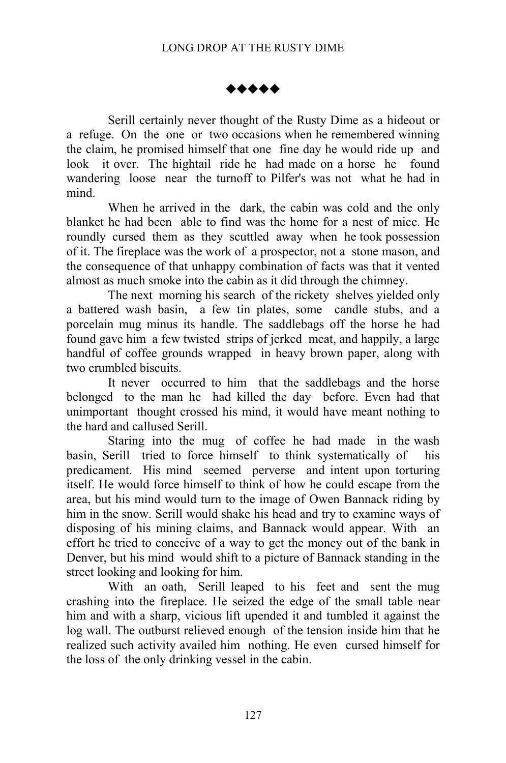◆◆◆◆◆

Serill certainly never thought of the Rusty Dime as a hideout or a refuge. On the one or two occasions when he remembered winning the claim, he promised himself that one fine day he would ride up and look it over. The hightail ride he had made on a horse he found wandering loose near the turnoff to Pilfer's was not what he had in mind.

When he arrived in the dark, the cabin was cold and the only blanket he had been able to find was the home for a nest of mice. He roundly cursed them as they scuttled away when he took possession of it. The fireplace was the work of a prospector, not a stone mason, and the consequence of that unhappy combination of facts was that it vented almost as much smoke into the cabin as it did through the chimney.

The next morning his search of the rickety shelves yielded only a battered wash basin, a few tin plates, some candle stubs, and a porcelain mug minus its handle. The saddlebags off the horse he had found gave him a few twisted strips of jerked meat, and happily, a large handful of coffee grounds wrapped in heavy brown paper, along with two crumbled biscuits.

It never occurred to him that the saddlebags and the horse belonged to the man he had killed the day before. Even had that unimportant thought crossed his mind, it would have meant nothing to the hard and callused Serill.

Staring into the mug of coffee he had made in the wash basin, Serill tried to force himself to think systematically of his predicament. His mind seemed perverse and intent upon torturing itself. He would force himself to think of how he could escape from the area, but his mind would turn to the image of Owen Bannack riding by him in the snow. Serill would shake his head and try to examine ways of disposing of his mining claims, and Bannack would appear. With an effort he tried to conceive of a way to get the money out of the bank in Denver, but his mind would shift to a picture of Bannack standing in the street looking and looking for him.

With an oath, Serill leaped to his feet and sent the mug crashing into the fireplace. He seized the edge of the small table near him and with a sharp, vicious lift upended it and tumbled it against the log wall. The outburst relieved enough of the tension inside him that he realized such activity availed him nothing. He even cursed himself for the loss of the only drinking vessel in the cabin.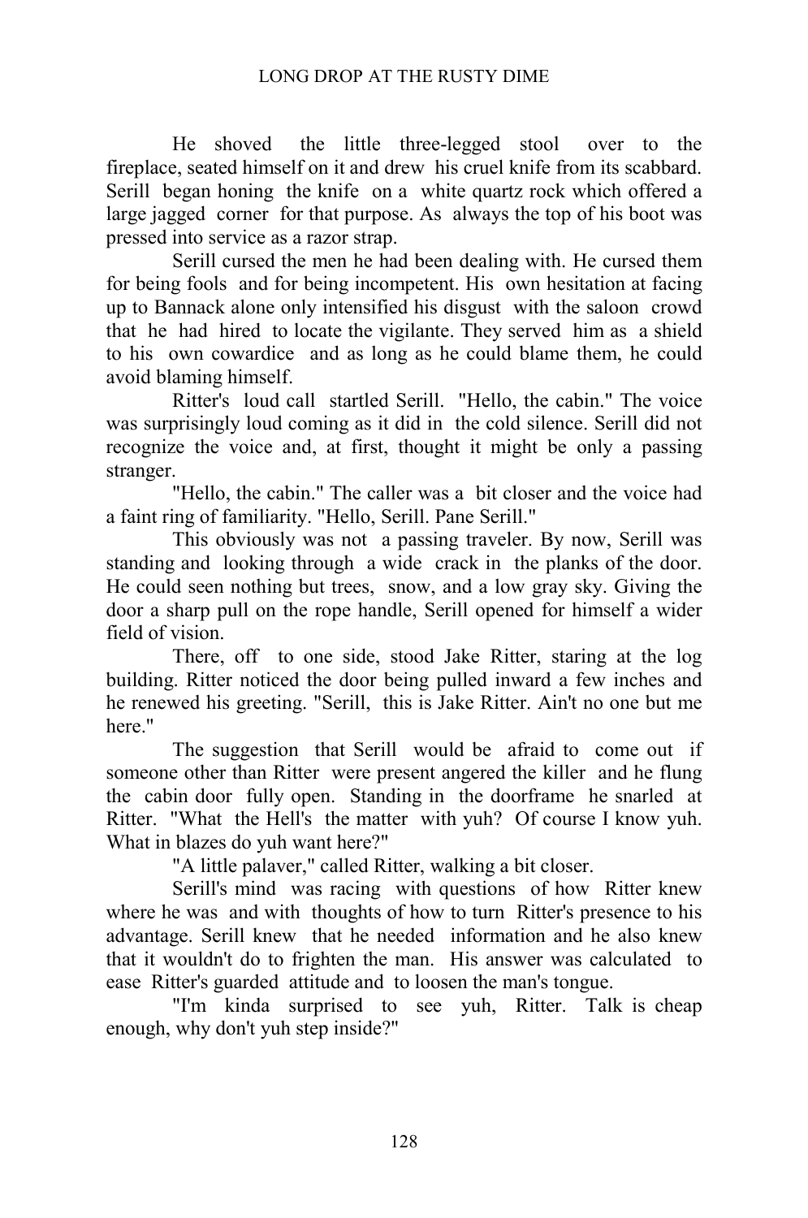He shoved the little three-legged stool over to the fireplace, seated himself on it and drew his cruel knife from its scabbard. Serill began honing the knife on a white quartz rock which offered a large jagged corner for that purpose. As always the top of his boot was pressed into service as a razor strap.

Serill cursed the men he had been dealing with. He cursed them for being fools and for being incompetent. His own hesitation at facing up to Bannack alone only intensified his disgust with the saloon crowd that he had hired to locate the vigilante. They served him as a shield to his own cowardice and as long as he could blame them, he could avoid blaming himself.

Ritter's loud call startled Serill. "Hello, the cabin." The voice was surprisingly loud coming as it did in the cold silence. Serill did not recognize the voice and, at first, thought it might be only a passing stranger.

"Hello, the cabin." The caller was a bit closer and the voice had a faint ring of familiarity. "Hello, Serill. Pane Serill."

This obviously was not a passing traveler. By now, Serill was standing and looking through a wide crack in the planks of the door. He could seen nothing but trees, snow, and a low gray sky. Giving the door a sharp pull on the rope handle, Serill opened for himself a wider field of vision.

There, off to one side, stood Jake Ritter, staring at the log building. Ritter noticed the door being pulled inward a few inches and he renewed his greeting. "Serill, this is Jake Ritter. Ain't no one but me here."

The suggestion that Serill would be afraid to come out if someone other than Ritter were present angered the killer and he flung the cabin door fully open. Standing in the doorframe he snarled at Ritter. "What the Hell's the matter with yuh? Of course I know yuh. What in blazes do yuh want here?"

"A little palaver," called Ritter, walking a bit closer.

Serill's mind was racing with questions of how Ritter knew where he was and with thoughts of how to turn Ritter's presence to his advantage. Serill knew that he needed information and he also knew that it wouldn't do to frighten the man. His answer was calculated to ease Ritter's guarded attitude and to loosen the man's tongue.

"I'm kinda surprised to see yuh, Ritter. Talk is cheap enough, why don't yuh step inside?"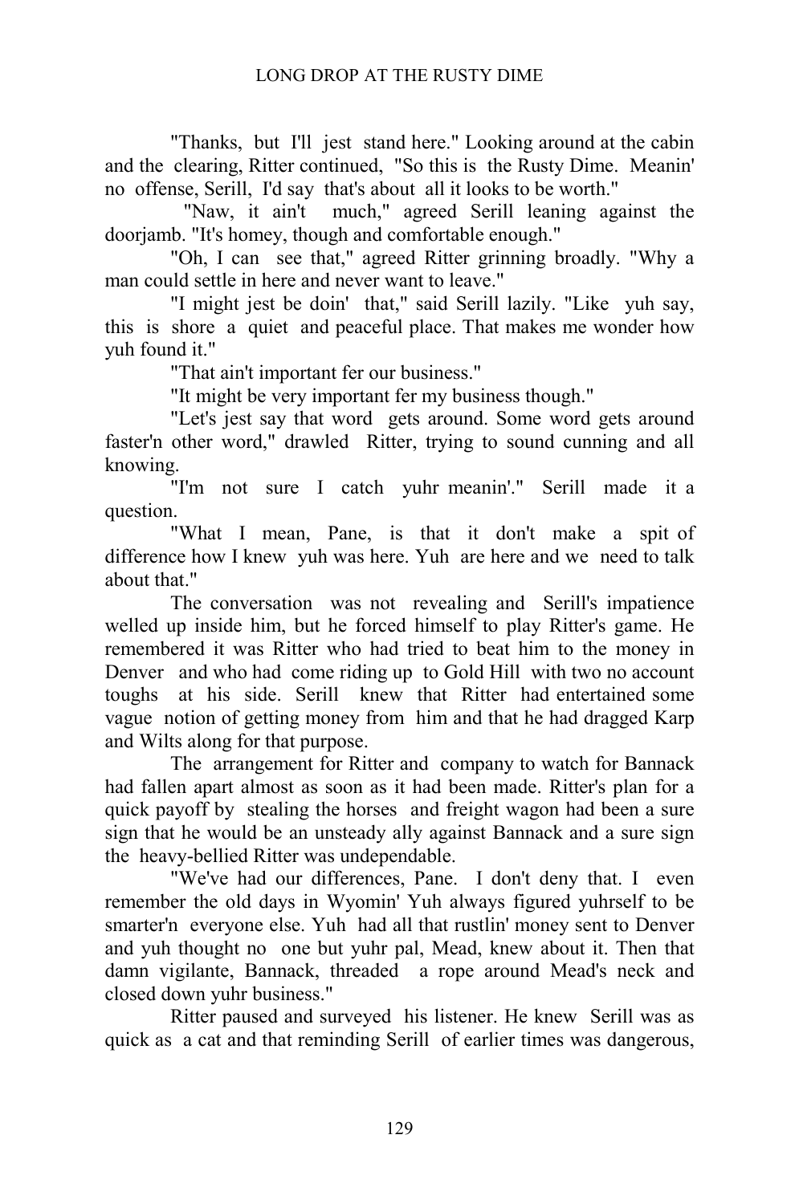"Thanks, but I'll jest stand here." Looking around at the cabin and the clearing, Ritter continued, "So this is the Rusty Dime. Meanin' no offense, Serill, I'd say that's about all it looks to be worth."

"Naw, it ain't much," agreed Serill leaning against the doorjamb. "It's homey, though and comfortable enough."

"Oh, I can see that," agreed Ritter grinning broadly. "Why a man could settle in here and never want to leave."

"I might jest be doin' that," said Serill lazily. "Like yuh say, this is shore a quiet and peaceful place. That makes me wonder how yuh found it."

"That ain't important fer our business."

"It might be very important fer my business though."

"Let's jest say that word gets around. Some word gets around faster'n other word," drawled Ritter, trying to sound cunning and all knowing.

"I'm not sure I catch yuhr meanin'." Serill made it a question.

"What I mean, Pane, is that it don't make a spit of difference how I knew yuh was here. Yuh are here and we need to talk about that."

The conversation was not revealing and Serill's impatience welled up inside him, but he forced himself to play Ritter's game. He remembered it was Ritter who had tried to beat him to the money in Denver and who had come riding up to Gold Hill with two no account toughs at his side. Serill knew that Ritter had entertained some vague notion of getting money from him and that he had dragged Karp and Wilts along for that purpose.

The arrangement for Ritter and company to watch for Bannack had fallen apart almost as soon as it had been made. Ritter's plan for a quick payoff by stealing the horses and freight wagon had been a sure sign that he would be an unsteady ally against Bannack and a sure sign the heavy-bellied Ritter was undependable.

"We've had our differences, Pane. I don't deny that. I even remember the old days in Wyomin' Yuh always figured yuhrself to be smarter'n everyone else. Yuh had all that rustlin' money sent to Denver and yuh thought no one but yuhr pal, Mead, knew about it. Then that damn vigilante, Bannack, threaded a rope around Mead's neck and closed down yuhr business."

Ritter paused and surveyed his listener. He knew Serill was as quick as a cat and that reminding Serill of earlier times was dangerous,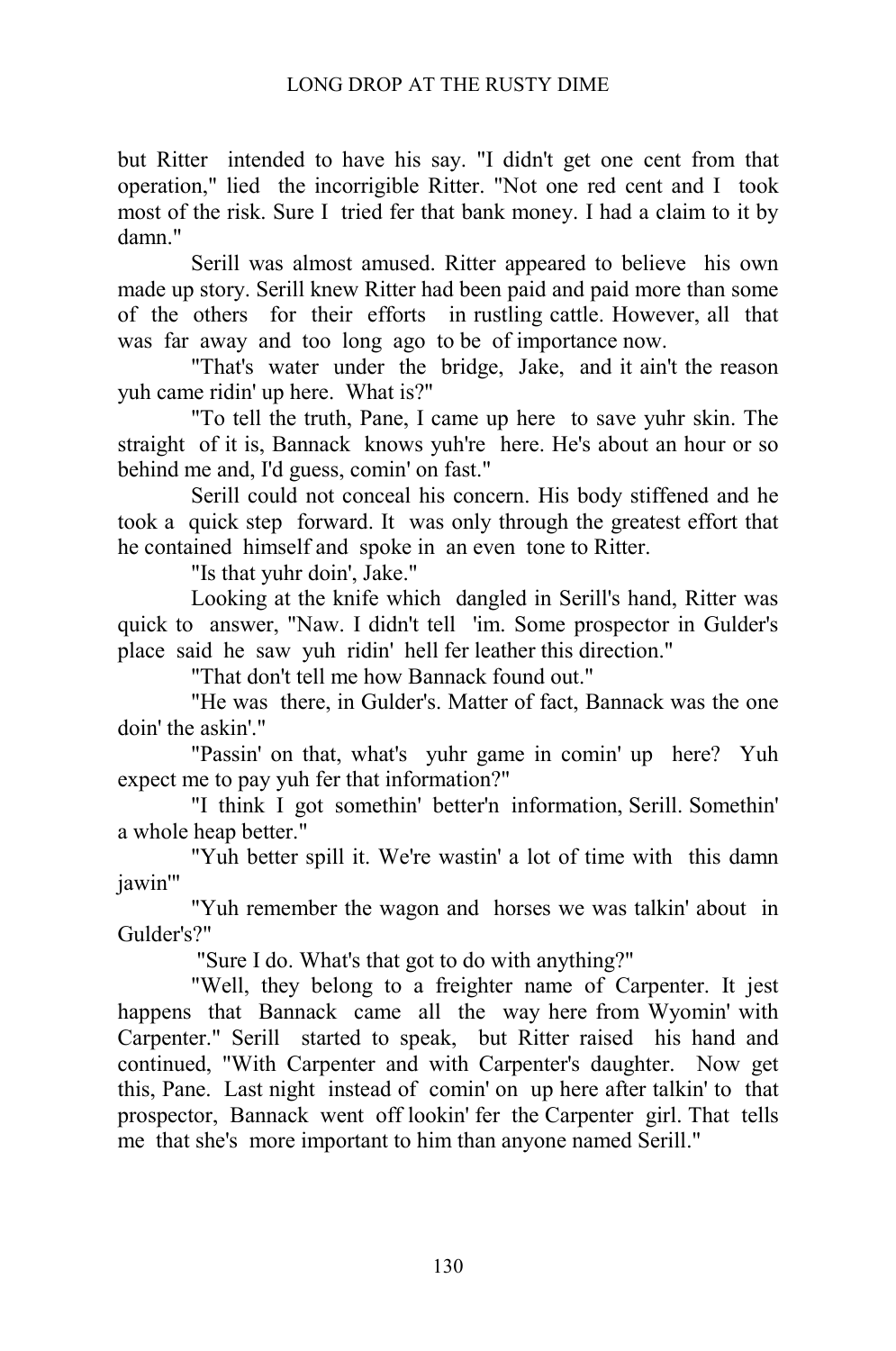but Ritter intended to have his say. "I didn't get one cent from that operation," lied the incorrigible Ritter. "Not one red cent and I took most of the risk. Sure I tried fer that bank money. I had a claim to it by damn."

Serill was almost amused. Ritter appeared to believe his own made up story. Serill knew Ritter had been paid and paid more than some of the others for their efforts in rustling cattle. However, all that was far away and too long ago to be of importance now.

"That's water under the bridge, Jake, and it ain't the reason yuh came ridin' up here. What is?"

"To tell the truth, Pane, I came up here to save yuhr skin. The straight of it is, Bannack knows yuh're here. He's about an hour or so behind me and, I'd guess, comin' on fast."

Serill could not conceal his concern. His body stiffened and he took a quick step forward. It was only through the greatest effort that he contained himself and spoke in an even tone to Ritter.

"Is that yuhr doin', Jake."

Looking at the knife which dangled in Serill's hand, Ritter was quick to answer, "Naw. I didn't tell 'im. Some prospector in Gulder's place said he saw yuh ridin' hell fer leather this direction."

"That don't tell me how Bannack found out."

"He was there, in Gulder's. Matter of fact, Bannack was the one doin' the askin'."

"Passin' on that, what's yuhr game in comin' up here? Yuh expect me to pay yuh fer that information?"

"I think I got somethin' better'n information, Serill. Somethin' a whole heap better."

"Yuh better spill it. We're wastin' a lot of time with this damn jawin'"

"Yuh remember the wagon and horses we was talkin' about in Gulder's?"

"Sure I do. What's that got to do with anything?"

"Well, they belong to a freighter name of Carpenter. It jest happens that Bannack came all the way here from Wyomin' with Carpenter." Serill started to speak, but Ritter raised his hand and continued, "With Carpenter and with Carpenter's daughter. Now get this, Pane. Last night instead of comin' on up here after talkin' to that prospector, Bannack went off lookin' fer the Carpenter girl. That tells me that she's more important to him than anyone named Serill."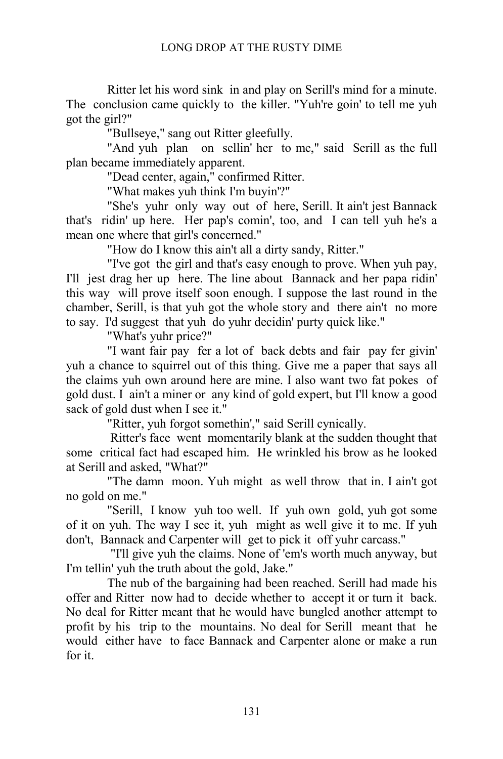Ritter let his word sink in and play on Serill's mind for a minute. The conclusion came quickly to the killer. "Yuh're goin' to tell me yuh got the girl?"

"Bullseye," sang out Ritter gleefully.

"And yuh plan on sellin' her to me," said Serill as the full plan became immediately apparent.

"Dead center, again," confirmed Ritter.

"What makes yuh think I'm buyin'?"

"She's yuhr only way out of here, Serill. It ain't jest Bannack that's ridin' up here. Her pap's comin', too, and I can tell yuh he's a mean one where that girl's concerned."

"How do I know this ain't all a dirty sandy, Ritter."

"I've got the girl and that's easy enough to prove. When yuh pay, I'll jest drag her up here. The line about Bannack and her papa ridin' this way will prove itself soon enough. I suppose the last round in the chamber, Serill, is that yuh got the whole story and there ain't no more to say. I'd suggest that yuh do yuhr decidin' purty quick like."

"What's yuhr price?"

"I want fair pay fer a lot of back debts and fair pay fer givin' yuh a chance to squirrel out of this thing. Give me a paper that says all the claims yuh own around here are mine. I also want two fat pokes of gold dust. I ain't a miner or any kind of gold expert, but I'll know a good sack of gold dust when I see it."

"Ritter, yuh forgot somethin'," said Serill cynically.

Ritter's face went momentarily blank at the sudden thought that some critical fact had escaped him. He wrinkled his brow as he looked at Serill and asked, "What?"

"The damn moon. Yuh might as well throw that in. I ain't got no gold on me."

"Serill, I know yuh too well. If yuh own gold, yuh got some of it on yuh. The way I see it, yuh might as well give it to me. If yuh don't, Bannack and Carpenter will get to pick it off yuhr carcass."

"I'll give yuh the claims. None of 'em's worth much anyway, but I'm tellin' yuh the truth about the gold, Jake."

The nub of the bargaining had been reached. Serill had made his offer and Ritter now had to decide whether to accept it or turn it back. No deal for Ritter meant that he would have bungled another attempt to profit by his trip to the mountains. No deal for Serill meant that he would either have to face Bannack and Carpenter alone or make a run for it.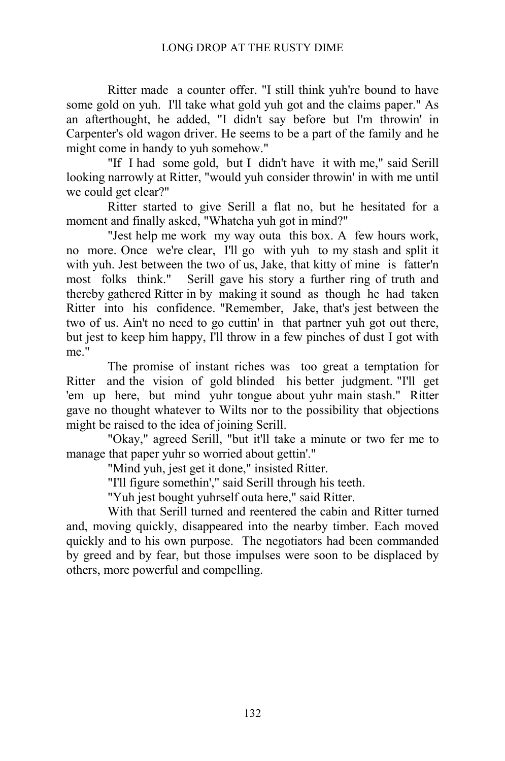Ritter made a counter offer. "I still think yuh're bound to have some gold on yuh. I'll take what gold yuh got and the claims paper." As an afterthought, he added, "I didn't say before but I'm throwin' in Carpenter's old wagon driver. He seems to be a part of the family and he might come in handy to yuh somehow."

"If I had some gold, but I didn't have it with me," said Serill looking narrowly at Ritter, "would yuh consider throwin' in with me until we could get clear?"

Ritter started to give Serill a flat no, but he hesitated for a moment and finally asked, "Whatcha yuh got in mind?"

"Jest help me work my way outa this box. A few hours work, no more. Once we're clear, I'll go with yuh to my stash and split it with yuh. Jest between the two of us, Jake, that kitty of mine is fatter'n most folks think." Serill gave his story a further ring of truth and thereby gathered Ritter in by making it sound as though he had taken Ritter into his confidence. "Remember, Jake, that's jest between the two of us. Ain't no need to go cuttin' in that partner yuh got out there, but jest to keep him happy, I'll throw in a few pinches of dust I got with me."

The promise of instant riches was too great a temptation for Ritter and the vision of gold blinded his better judgment. "I'll get 'em up here, but mind yuhr tongue about yuhr main stash." Ritter gave no thought whatever to Wilts nor to the possibility that objections might be raised to the idea of joining Serill.

"Okay," agreed Serill, "but it'll take a minute or two fer me to manage that paper yuhr so worried about gettin'."

"Mind yuh, jest get it done," insisted Ritter.

"I'll figure somethin'," said Serill through his teeth.

"Yuh jest bought yuhrself outa here," said Ritter.

With that Serill turned and reentered the cabin and Ritter turned and, moving quickly, disappeared into the nearby timber. Each moved quickly and to his own purpose. The negotiators had been commanded by greed and by fear, but those impulses were soon to be displaced by others, more powerful and compelling.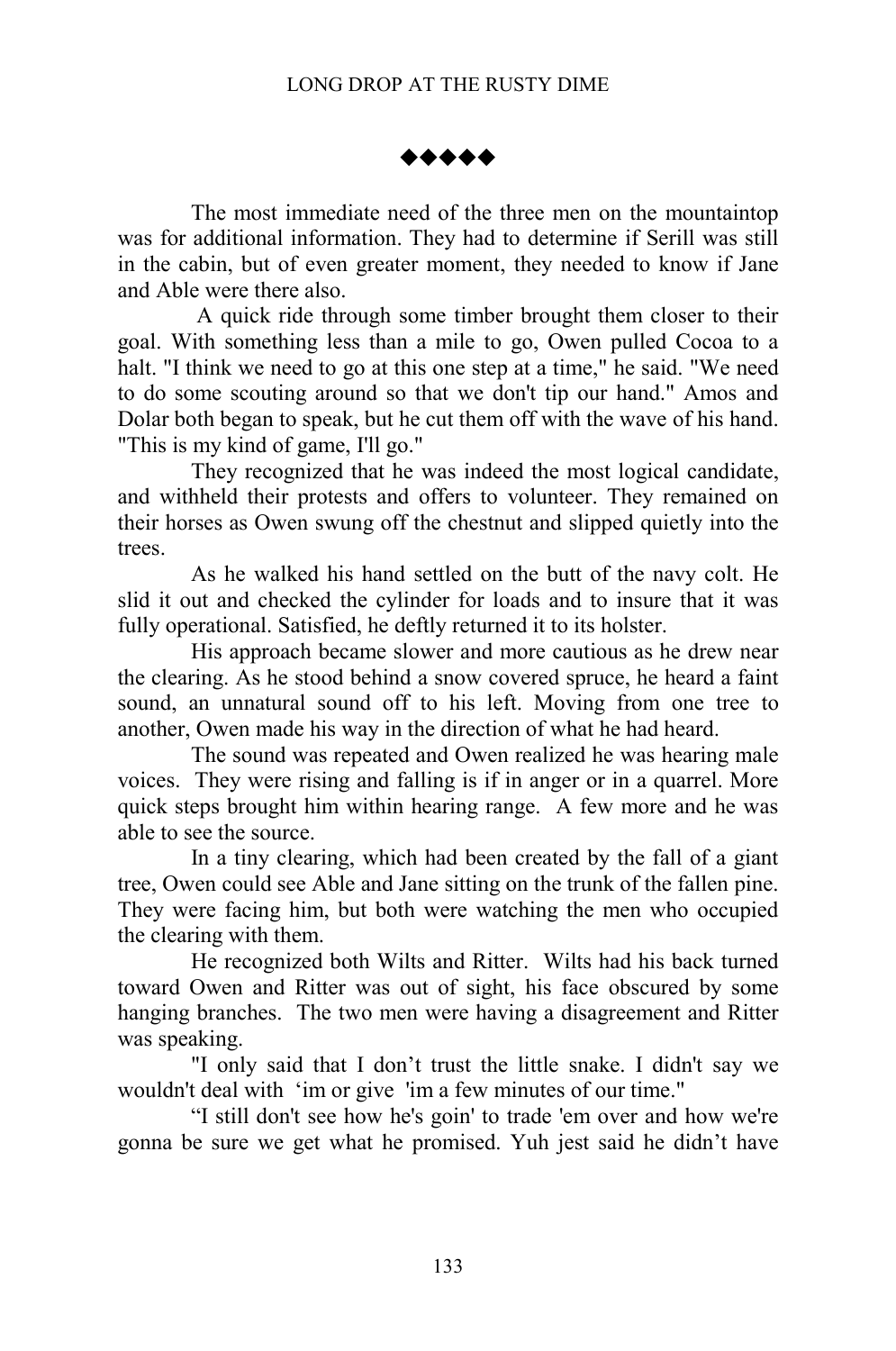◆◆◆◆◆

The most immediate need of the three men on the mountaintop was for additional information. They had to determine if Serill was still in the cabin, but of even greater moment, they needed to know if Jane and Able were there also.

A quick ride through some timber brought them closer to their goal. With something less than a mile to go, Owen pulled Cocoa to a halt. "I think we need to go at this one step at a time," he said. "We need to do some scouting around so that we don't tip our hand." Amos and Dolar both began to speak, but he cut them off with the wave of his hand. "This is my kind of game, I'll go."

They recognized that he was indeed the most logical candidate, and withheld their protests and offers to volunteer. They remained on their horses as Owen swung off the chestnut and slipped quietly into the trees.

As he walked his hand settled on the butt of the navy colt. He slid it out and checked the cylinder for loads and to insure that it was fully operational. Satisfied, he deftly returned it to its holster.

His approach became slower and more cautious as he drew near the clearing. As he stood behind a snow covered spruce, he heard a faint sound, an unnatural sound off to his left. Moving from one tree to another, Owen made his way in the direction of what he had heard.

The sound was repeated and Owen realized he was hearing male voices. They were rising and falling is if in anger or in a quarrel. More quick steps brought him within hearing range. A few more and he was able to see the source.

In a tiny clearing, which had been created by the fall of a giant tree, Owen could see Able and Jane sitting on the trunk of the fallen pine. They were facing him, but both were watching the men who occupied the clearing with them.

He recognized both Wilts and Ritter. Wilts had his back turned toward Owen and Ritter was out of sight, his face obscured by some hanging branches. The two men were having a disagreement and Ritter was speaking.

"I only said that I don't trust the little snake. I didn't say we wouldn't deal with 'im or give 'im a few minutes of our time."

"I still don't see how he's goin' to trade 'em over and how we're gonna be sure we get what he promised. Yuh jest said he didn't have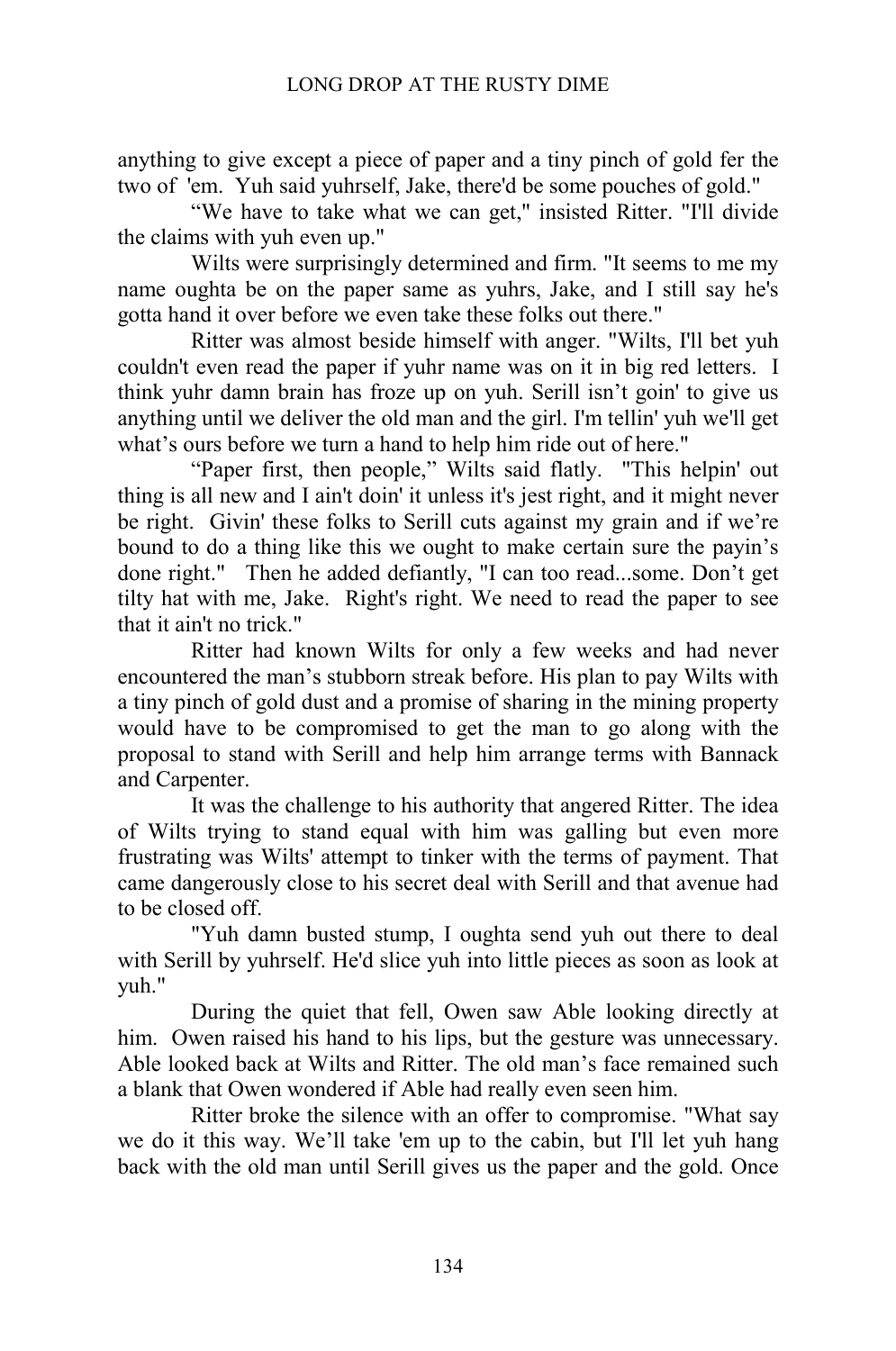anything to give except a piece of paper and a tiny pinch of gold fer the two of 'em. Yuh said yuhrself, Jake, there'd be some pouches of gold."

"We have to take what we can get," insisted Ritter. "I'll divide the claims with yuh even up."

Wilts were surprisingly determined and firm. "It seems to me my name oughta be on the paper same as yuhrs, Jake, and I still say he's gotta hand it over before we even take these folks out there."

Ritter was almost beside himself with anger. "Wilts, I'll bet yuh couldn't even read the paper if yuhr name was on it in big red letters. I think yuhr damn brain has froze up on yuh. Serill isn't goin' to give us anything until we deliver the old man and the girl. I'm tellin' yuh we'll get what's ours before we turn a hand to help him ride out of here."

"Paper first, then people," Wilts said flatly. "This helpin' out thing is all new and I ain't doin' it unless it's jest right, and it might never be right. Givin' these folks to Serill cuts against my grain and if we're bound to do a thing like this we ought to make certain sure the payin's done right." Then he added defiantly, "I can too read...some. Don't get tilty hat with me, Jake. Right's right. We need to read the paper to see that it ain't no trick."

Ritter had known Wilts for only a few weeks and had never encountered the man's stubborn streak before. His plan to pay Wilts with a tiny pinch of gold dust and a promise of sharing in the mining property would have to be compromised to get the man to go along with the proposal to stand with Serill and help him arrange terms with Bannack and Carpenter.

It was the challenge to his authority that angered Ritter. The idea of Wilts trying to stand equal with him was galling but even more frustrating was Wilts' attempt to tinker with the terms of payment. That came dangerously close to his secret deal with Serill and that avenue had to be closed off.

"Yuh damn busted stump, I oughta send yuh out there to deal with Serill by yuhrself. He'd slice yuh into little pieces as soon as look at yuh."

During the quiet that fell, Owen saw Able looking directly at him. Owen raised his hand to his lips, but the gesture was unnecessary. Able looked back at Wilts and Ritter. The old man's face remained such a blank that Owen wondered if Able had really even seen him.

Ritter broke the silence with an offer to compromise. "What say we do it this way. We'll take 'em up to the cabin, but I'll let yuh hang back with the old man until Serill gives us the paper and the gold. Once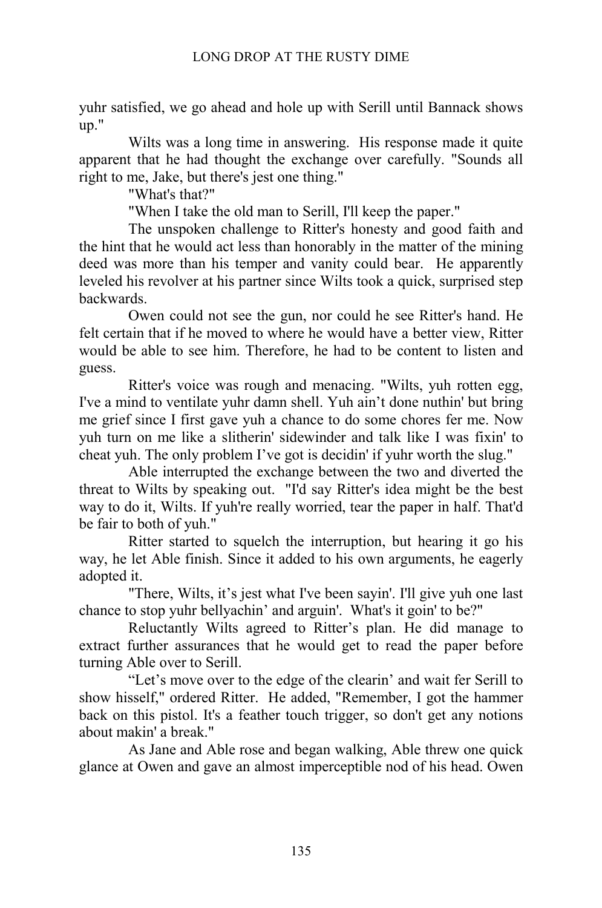yuhr satisfied, we go ahead and hole up with Serill until Bannack shows up."

Wilts was a long time in answering. His response made it quite apparent that he had thought the exchange over carefully. "Sounds all right to me, Jake, but there's jest one thing."

"What's that?"

"When I take the old man to Serill, I'll keep the paper."

The unspoken challenge to Ritter's honesty and good faith and the hint that he would act less than honorably in the matter of the mining deed was more than his temper and vanity could bear. He apparently leveled his revolver at his partner since Wilts took a quick, surprised step backwards.

Owen could not see the gun, nor could he see Ritter's hand. He felt certain that if he moved to where he would have a better view, Ritter would be able to see him. Therefore, he had to be content to listen and guess.

Ritter's voice was rough and menacing. "Wilts, yuh rotten egg, I've a mind to ventilate yuhr damn shell. Yuh ain't done nuthin' but bring me grief since I first gave yuh a chance to do some chores fer me. Now yuh turn on me like a slitherin' sidewinder and talk like I was fixin' to cheat yuh. The only problem I've got is decidin' if yuhr worth the slug."

Able interrupted the exchange between the two and diverted the threat to Wilts by speaking out. "I'd say Ritter's idea might be the best way to do it, Wilts. If yuh're really worried, tear the paper in half. That'd be fair to both of yuh."

Ritter started to squelch the interruption, but hearing it go his way, he let Able finish. Since it added to his own arguments, he eagerly adopted it.

"There, Wilts, it's jest what I've been sayin'. I'll give yuh one last chance to stop yuhr bellyachin' and arguin'. What's it goin' to be?"

Reluctantly Wilts agreed to Ritter's plan. He did manage to extract further assurances that he would get to read the paper before turning Able over to Serill.

"Let's move over to the edge of the clearin' and wait fer Serill to show hisself," ordered Ritter. He added, "Remember, I got the hammer back on this pistol. It's a feather touch trigger, so don't get any notions about makin' a break."

As Jane and Able rose and began walking, Able threw one quick glance at Owen and gave an almost imperceptible nod of his head. Owen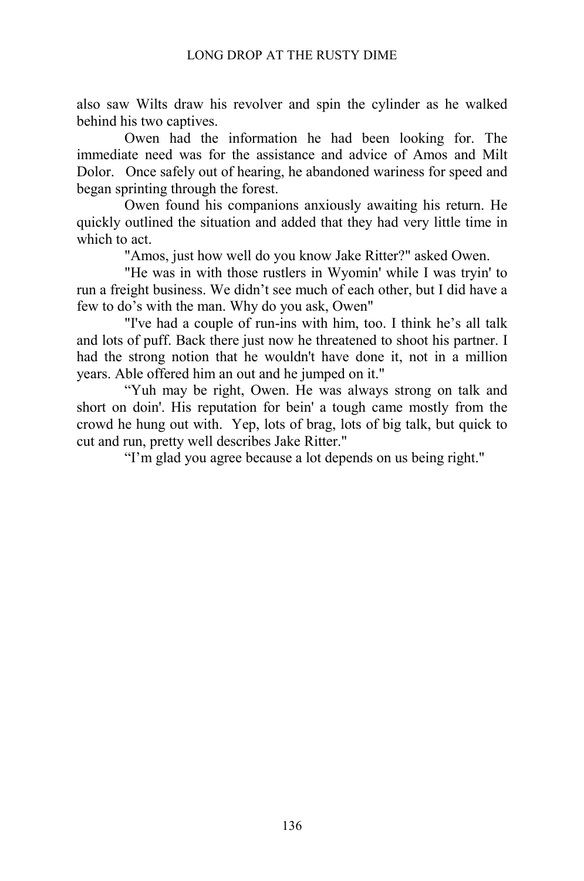also saw Wilts draw his revolver and spin the cylinder as he walked behind his two captives.

Owen had the information he had been looking for. The immediate need was for the assistance and advice of Amos and Milt Dolor. Once safely out of hearing, he abandoned wariness for speed and began sprinting through the forest.

Owen found his companions anxiously awaiting his return. He quickly outlined the situation and added that they had very little time in which to act.

"Amos, just how well do you know Jake Ritter?" asked Owen.

"He was in with those rustlers in Wyomin' while I was tryin' to run a freight business. We didn't see much of each other, but I did have a few to do's with the man. Why do you ask, Owen"

"I've had a couple of run-ins with him, too. I think he's all talk and lots of puff. Back there just now he threatened to shoot his partner. I had the strong notion that he wouldn't have done it, not in a million years. Able offered him an out and he jumped on it."

"Yuh may be right, Owen. He was always strong on talk and short on doin'. His reputation for bein' a tough came mostly from the crowd he hung out with. Yep, lots of brag, lots of big talk, but quick to cut and run, pretty well describes Jake Ritter."

"I'm glad you agree because a lot depends on us being right."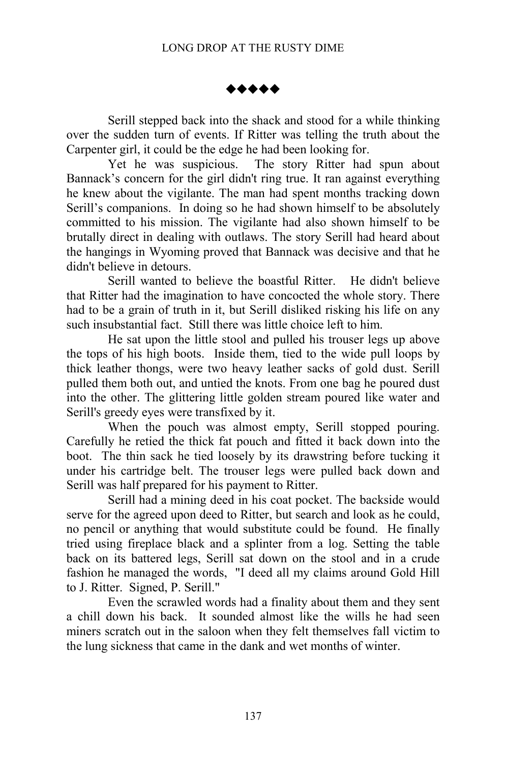◆◆◆◆◆

Serill stepped back into the shack and stood for a while thinking over the sudden turn of events. If Ritter was telling the truth about the Carpenter girl, it could be the edge he had been looking for.

Yet he was suspicious. The story Ritter had spun about Bannack's concern for the girl didn't ring true. It ran against everything he knew about the vigilante. The man had spent months tracking down Serill's companions. In doing so he had shown himself to be absolutely committed to his mission. The vigilante had also shown himself to be brutally direct in dealing with outlaws. The story Serill had heard about the hangings in Wyoming proved that Bannack was decisive and that he didn't believe in detours.

Serill wanted to believe the boastful Ritter. He didn't believe that Ritter had the imagination to have concocted the whole story. There had to be a grain of truth in it, but Serill disliked risking his life on any such insubstantial fact. Still there was little choice left to him.

He sat upon the little stool and pulled his trouser legs up above the tops of his high boots. Inside them, tied to the wide pull loops by thick leather thongs, were two heavy leather sacks of gold dust. Serill pulled them both out, and untied the knots. From one bag he poured dust into the other. The glittering little golden stream poured like water and Serill's greedy eyes were transfixed by it.

When the pouch was almost empty, Serill stopped pouring. Carefully he retied the thick fat pouch and fitted it back down into the boot. The thin sack he tied loosely by its drawstring before tucking it under his cartridge belt. The trouser legs were pulled back down and Serill was half prepared for his payment to Ritter.

Serill had a mining deed in his coat pocket. The backside would serve for the agreed upon deed to Ritter, but search and look as he could, no pencil or anything that would substitute could be found. He finally tried using fireplace black and a splinter from a log. Setting the table back on its battered legs, Serill sat down on the stool and in a crude fashion he managed the words, "I deed all my claims around Gold Hill to J. Ritter. Signed, P. Serill."

Even the scrawled words had a finality about them and they sent a chill down his back. It sounded almost like the wills he had seen miners scratch out in the saloon when they felt themselves fall victim to the lung sickness that came in the dank and wet months of winter.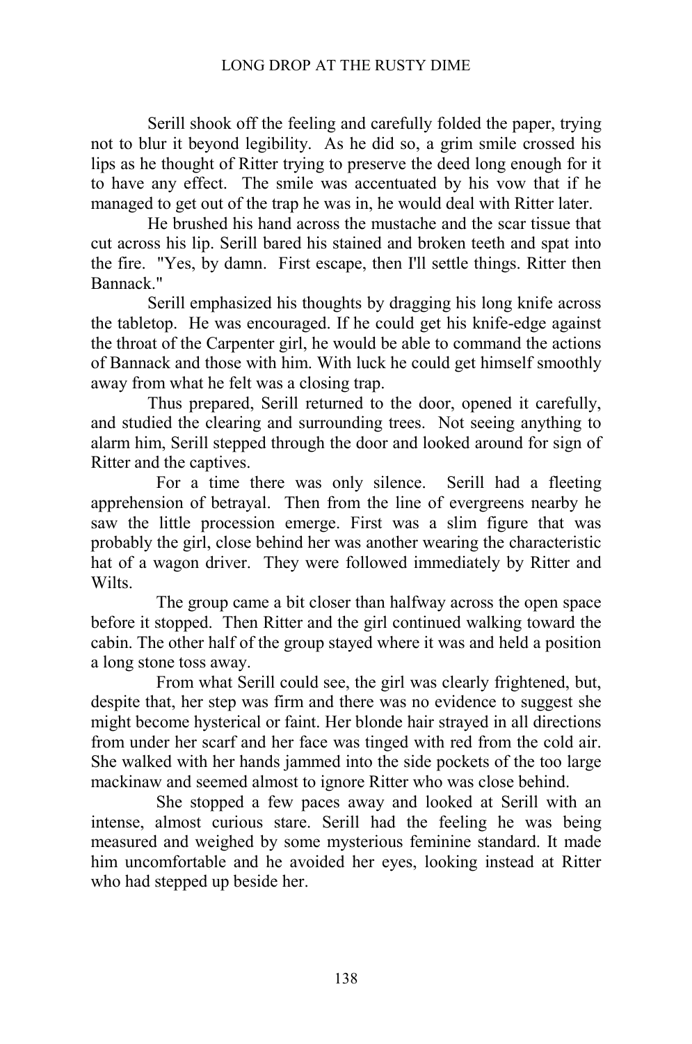Serill shook off the feeling and carefully folded the paper, trying not to blur it beyond legibility. As he did so, a grim smile crossed his lips as he thought of Ritter trying to preserve the deed long enough for it to have any effect. The smile was accentuated by his vow that if he managed to get out of the trap he was in, he would deal with Ritter later.

He brushed his hand across the mustache and the scar tissue that cut across his lip. Serill bared his stained and broken teeth and spat into the fire. "Yes, by damn. First escape, then I'll settle things. Ritter then Bannack."

Serill emphasized his thoughts by dragging his long knife across the tabletop. He was encouraged. If he could get his knife-edge against the throat of the Carpenter girl, he would be able to command the actions of Bannack and those with him. With luck he could get himself smoothly away from what he felt was a closing trap.

Thus prepared, Serill returned to the door, opened it carefully, and studied the clearing and surrounding trees. Not seeing anything to alarm him, Serill stepped through the door and looked around for sign of Ritter and the captives.

For a time there was only silence. Serill had a fleeting apprehension of betrayal. Then from the line of evergreens nearby he saw the little procession emerge. First was a slim figure that was probably the girl, close behind her was another wearing the characteristic hat of a wagon driver. They were followed immediately by Ritter and Wilts.

The group came a bit closer than halfway across the open space before it stopped. Then Ritter and the girl continued walking toward the cabin. The other half of the group stayed where it was and held a position a long stone toss away.

From what Serill could see, the girl was clearly frightened, but, despite that, her step was firm and there was no evidence to suggest she might become hysterical or faint. Her blonde hair strayed in all directions from under her scarf and her face was tinged with red from the cold air. She walked with her hands jammed into the side pockets of the too large mackinaw and seemed almost to ignore Ritter who was close behind.

She stopped a few paces away and looked at Serill with an intense, almost curious stare. Serill had the feeling he was being measured and weighed by some mysterious feminine standard. It made him uncomfortable and he avoided her eyes, looking instead at Ritter who had stepped up beside her.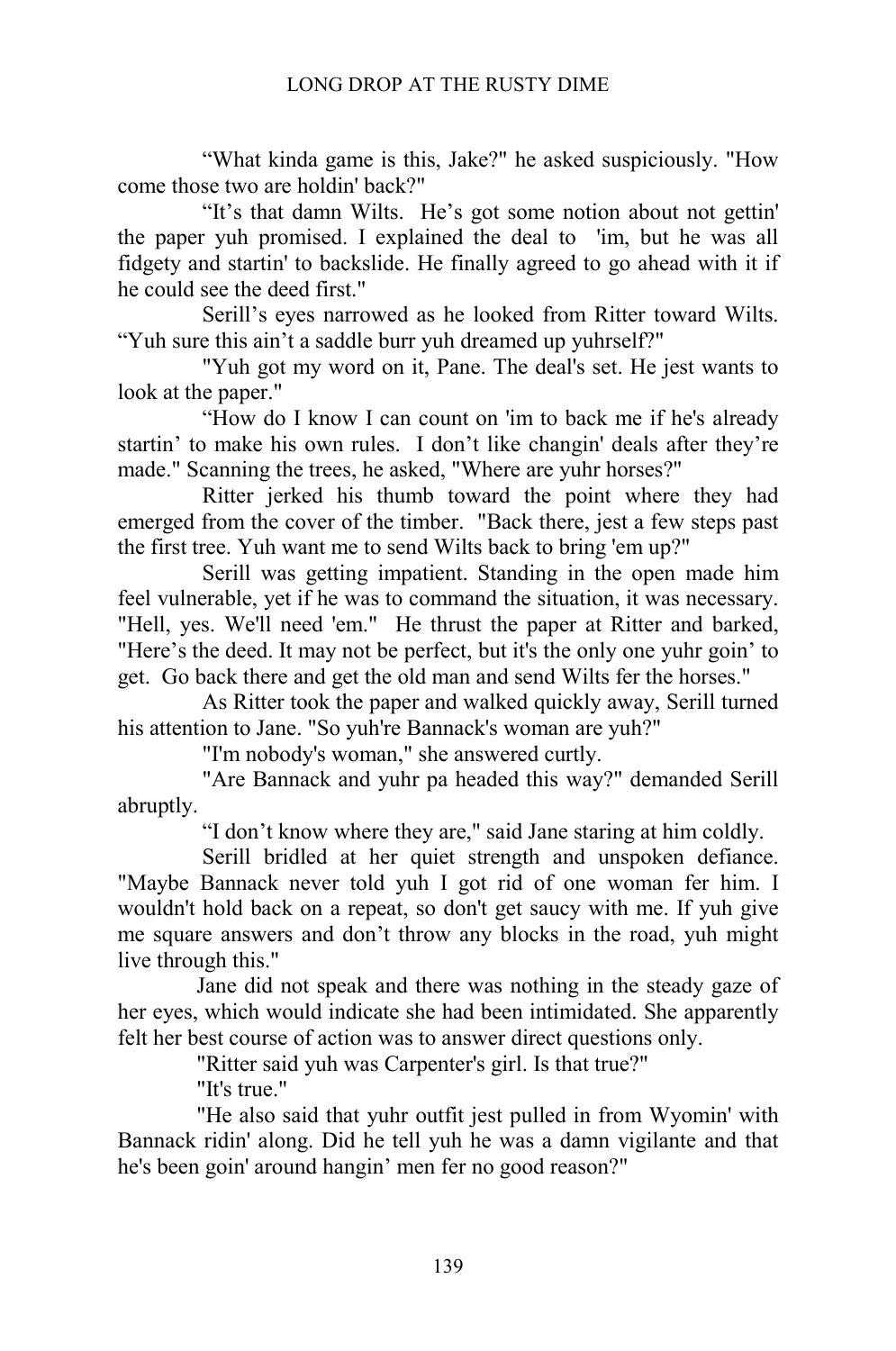"What kinda game is this, Jake?" he asked suspiciously. "How come those two are holdin' back?"

"It's that damn Wilts. He's got some notion about not gettin' the paper yuh promised. I explained the deal to 'im, but he was all fidgety and startin' to backslide. He finally agreed to go ahead with it if he could see the deed first."

Serill's eyes narrowed as he looked from Ritter toward Wilts. "Yuh sure this ain't a saddle burr yuh dreamed up yuhrself?"

"Yuh got my word on it, Pane. The deal's set. He jest wants to look at the paper."

"How do I know I can count on 'im to back me if he's already startin' to make his own rules. I don't like changin' deals after they're made." Scanning the trees, he asked, "Where are yuhr horses?"

Ritter jerked his thumb toward the point where they had emerged from the cover of the timber. "Back there, jest a few steps past the first tree. Yuh want me to send Wilts back to bring 'em up?"

Serill was getting impatient. Standing in the open made him feel vulnerable, yet if he was to command the situation, it was necessary. "Hell, yes. We'll need 'em." He thrust the paper at Ritter and barked, "Here's the deed. It may not be perfect, but it's the only one yuhr goin' to get. Go back there and get the old man and send Wilts fer the horses."

As Ritter took the paper and walked quickly away, Serill turned his attention to Jane. "So yuh're Bannack's woman are yuh?"

"I'm nobody's woman," she answered curtly.

"Are Bannack and yuhr pa headed this way?" demanded Serill abruptly.

"I don't know where they are," said Jane staring at him coldly.

Serill bridled at her quiet strength and unspoken defiance. "Maybe Bannack never told yuh I got rid of one woman fer him. I wouldn't hold back on a repeat, so don't get saucy with me. If yuh give me square answers and don't throw any blocks in the road, yuh might live through this."

Jane did not speak and there was nothing in the steady gaze of her eyes, which would indicate she had been intimidated. She apparently felt her best course of action was to answer direct questions only.

"Ritter said yuh was Carpenter's girl. Is that true?"

"It's true."

"He also said that yuhr outfit jest pulled in from Wyomin' with Bannack ridin' along. Did he tell yuh he was a damn vigilante and that he's been goin' around hangin' men fer no good reason?"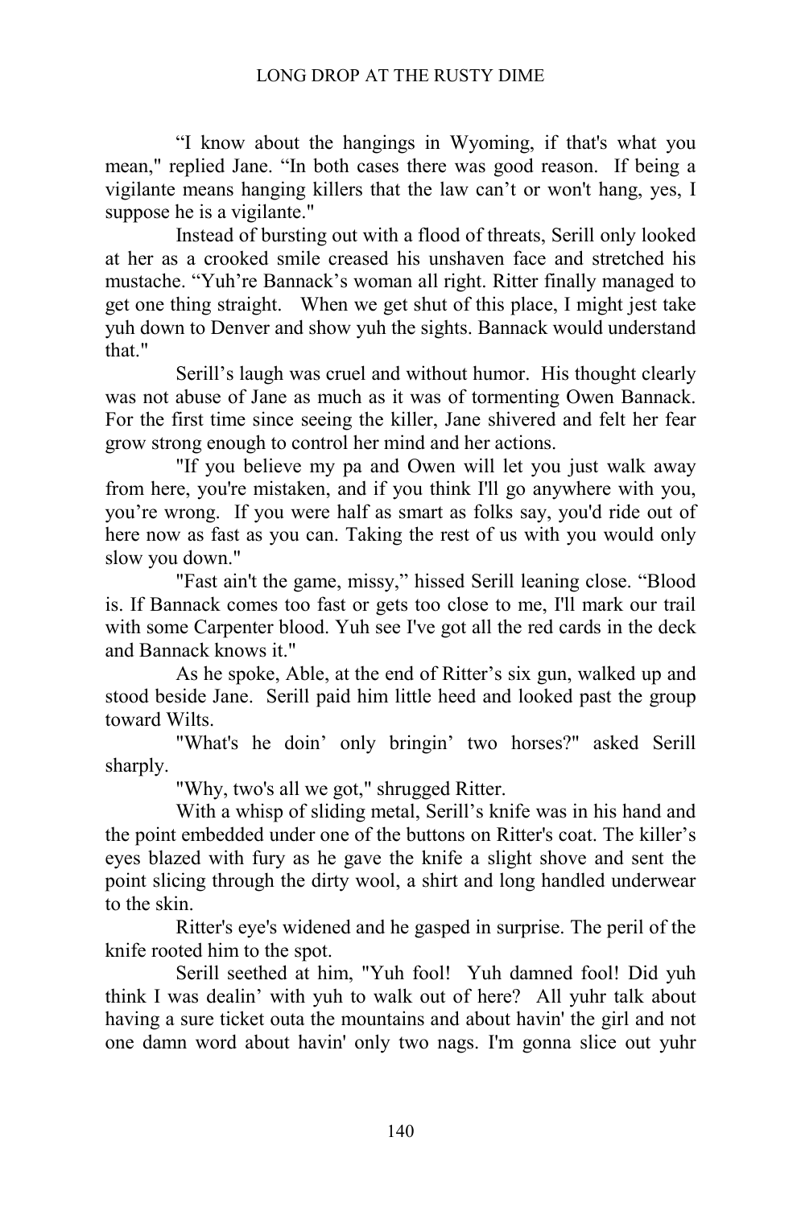"I know about the hangings in Wyoming, if that's what you mean," replied Jane. "In both cases there was good reason. If being a vigilante means hanging killers that the law can't or won't hang, yes, I suppose he is a vigilante."

Instead of bursting out with a flood of threats, Serill only looked at her as a crooked smile creased his unshaven face and stretched his mustache. "Yuh're Bannack's woman all right. Ritter finally managed to get one thing straight. When we get shut of this place, I might jest take yuh down to Denver and show yuh the sights. Bannack would understand that."

Serill's laugh was cruel and without humor. His thought clearly was not abuse of Jane as much as it was of tormenting Owen Bannack. For the first time since seeing the killer, Jane shivered and felt her fear grow strong enough to control her mind and her actions.

"If you believe my pa and Owen will let you just walk away from here, you're mistaken, and if you think I'll go anywhere with you, you're wrong. If you were half as smart as folks say, you'd ride out of here now as fast as you can. Taking the rest of us with you would only slow you down."

"Fast ain't the game, missy," hissed Serill leaning close. "Blood is. If Bannack comes too fast or gets too close to me, I'll mark our trail with some Carpenter blood. Yuh see I've got all the red cards in the deck and Bannack knows it."

As he spoke, Able, at the end of Ritter's six gun, walked up and stood beside Jane. Serill paid him little heed and looked past the group toward Wilts.

"What's he doin' only bringin' two horses?" asked Serill sharply.

"Why, two's all we got," shrugged Ritter.

With a whisp of sliding metal, Serill's knife was in his hand and the point embedded under one of the buttons on Ritter's coat. The killer's eyes blazed with fury as he gave the knife a slight shove and sent the point slicing through the dirty wool, a shirt and long handled underwear to the skin.

Ritter's eye's widened and he gasped in surprise. The peril of the knife rooted him to the spot.

Serill seethed at him, "Yuh fool! Yuh damned fool! Did yuh think I was dealin' with yuh to walk out of here? All yuhr talk about having a sure ticket outa the mountains and about havin' the girl and not one damn word about havin' only two nags. I'm gonna slice out yuhr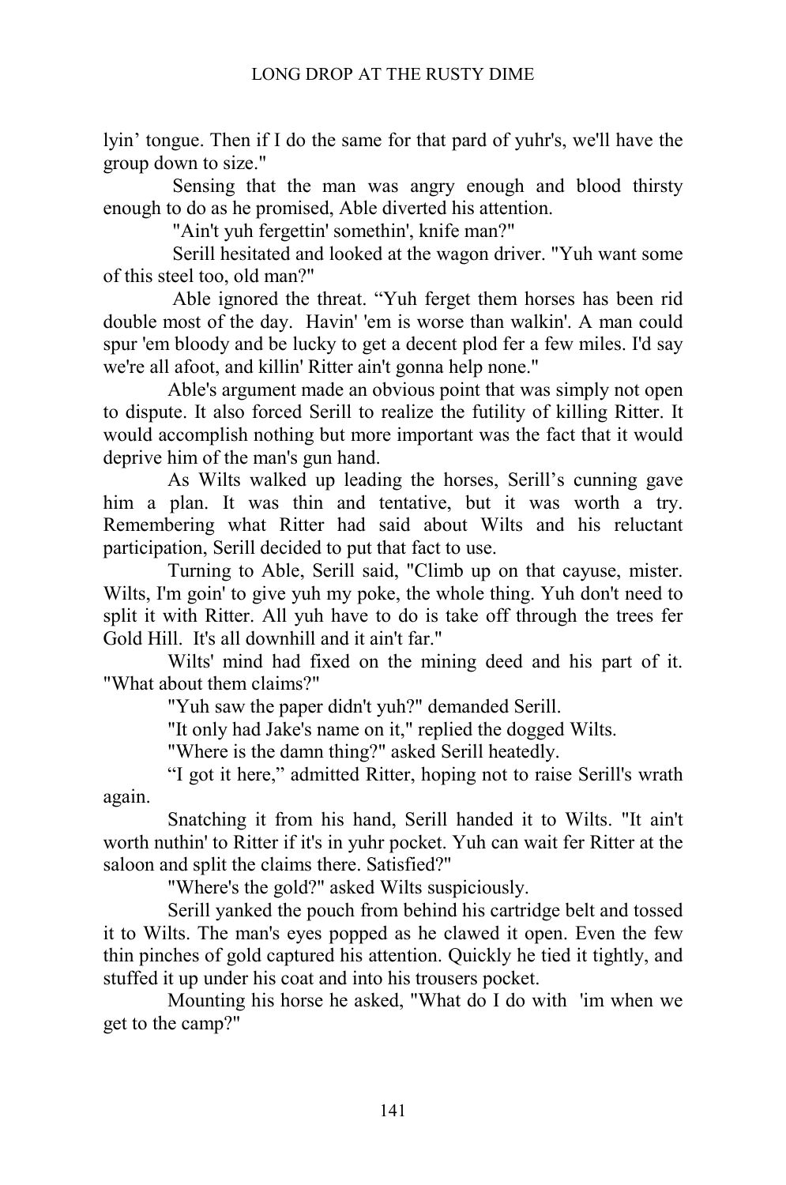lyin' tongue. Then if I do the same for that pard of yuhr's, we'll have the group down to size."

Sensing that the man was angry enough and blood thirsty enough to do as he promised, Able diverted his attention.

"Ain't yuh fergettin' somethin', knife man?"

Serill hesitated and looked at the wagon driver. "Yuh want some of this steel too, old man?"

Able ignored the threat. "Yuh ferget them horses has been rid double most of the day. Havin' 'em is worse than walkin'. A man could spur 'em bloody and be lucky to get a decent plod fer a few miles. I'd say we're all afoot, and killin' Ritter ain't gonna help none."

Able's argument made an obvious point that was simply not open to dispute. It also forced Serill to realize the futility of killing Ritter. It would accomplish nothing but more important was the fact that it would deprive him of the man's gun hand.

As Wilts walked up leading the horses, Serill's cunning gave him a plan. It was thin and tentative, but it was worth a try. Remembering what Ritter had said about Wilts and his reluctant participation, Serill decided to put that fact to use.

Turning to Able, Serill said, "Climb up on that cayuse, mister. Wilts, I'm goin' to give yuh my poke, the whole thing. Yuh don't need to split it with Ritter. All yuh have to do is take off through the trees fer Gold Hill. It's all downhill and it ain't far."

Wilts' mind had fixed on the mining deed and his part of it. "What about them claims?"

"Yuh saw the paper didn't yuh?" demanded Serill.

"It only had Jake's name on it," replied the dogged Wilts.

"Where is the damn thing?" asked Serill heatedly.

"I got it here," admitted Ritter, hoping not to raise Serill's wrath again.

Snatching it from his hand, Serill handed it to Wilts. "It ain't worth nuthin' to Ritter if it's in yuhr pocket. Yuh can wait fer Ritter at the saloon and split the claims there. Satisfied?"

"Where's the gold?" asked Wilts suspiciously.

Serill yanked the pouch from behind his cartridge belt and tossed it to Wilts. The man's eyes popped as he clawed it open. Even the few thin pinches of gold captured his attention. Quickly he tied it tightly, and stuffed it up under his coat and into his trousers pocket.

Mounting his horse he asked, "What do I do with 'im when we get to the camp?"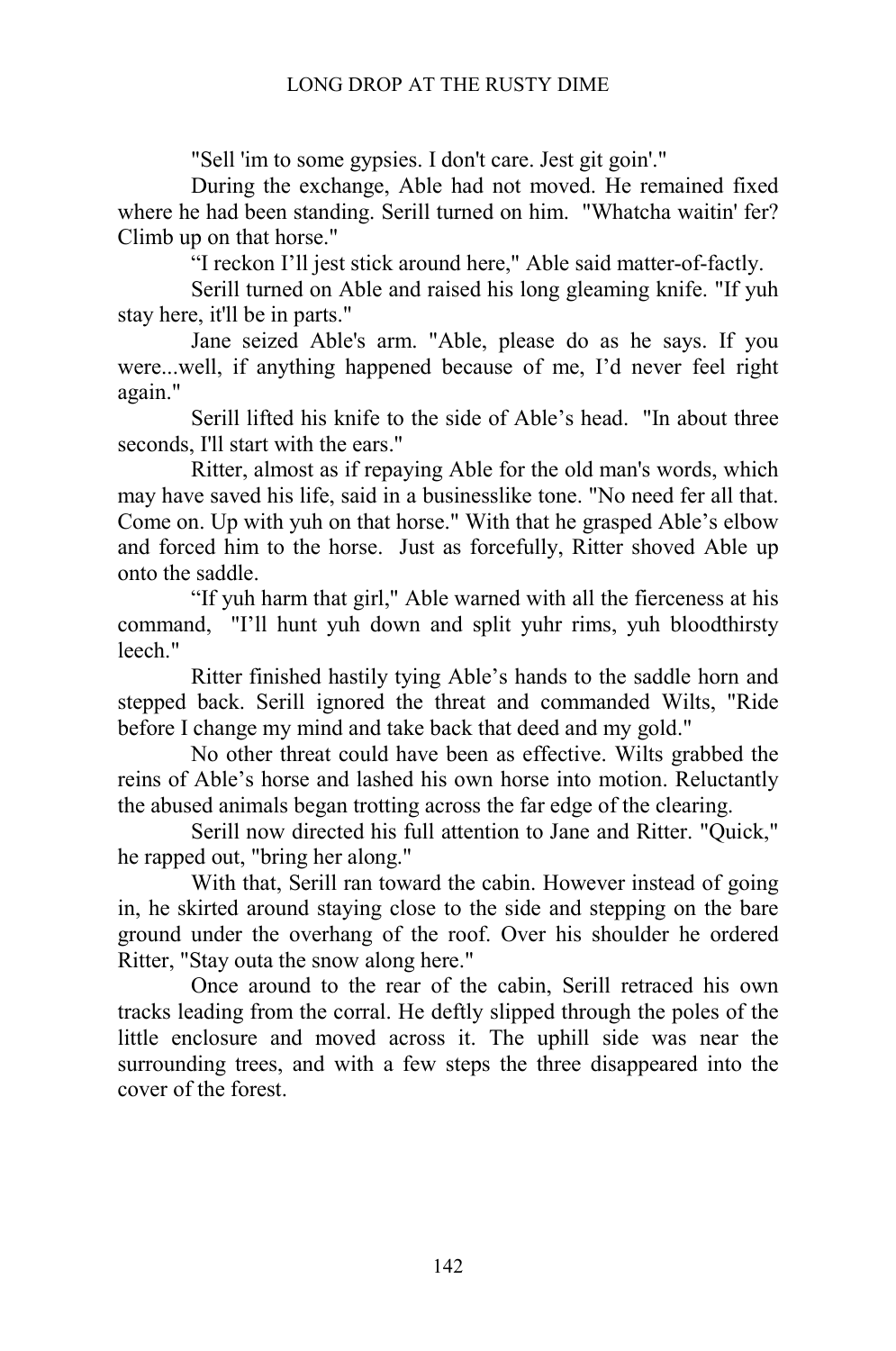"Sell 'im to some gypsies. I don't care. Jest git goin'."

During the exchange, Able had not moved. He remained fixed where he had been standing. Serill turned on him. "Whatcha waitin' fer? Climb up on that horse."

"I reckon I'll jest stick around here," Able said matter-of-factly.

Serill turned on Able and raised his long gleaming knife. "If yuh stay here, it'll be in parts."

Jane seized Able's arm. "Able, please do as he says. If you were...well, if anything happened because of me, I'd never feel right again."

Serill lifted his knife to the side of Able's head. "In about three seconds, I'll start with the ears."

Ritter, almost as if repaying Able for the old man's words, which may have saved his life, said in a businesslike tone. "No need fer all that. Come on. Up with yuh on that horse." With that he grasped Able's elbow and forced him to the horse. Just as forcefully, Ritter shoved Able up onto the saddle.

"If yuh harm that girl," Able warned with all the fierceness at his command, "I'll hunt yuh down and split yuhr rims, yuh bloodthirsty leech."

Ritter finished hastily tying Able's hands to the saddle horn and stepped back. Serill ignored the threat and commanded Wilts, "Ride before I change my mind and take back that deed and my gold."

No other threat could have been as effective. Wilts grabbed the reins of Able's horse and lashed his own horse into motion. Reluctantly the abused animals began trotting across the far edge of the clearing.

Serill now directed his full attention to Jane and Ritter. "Quick," he rapped out, "bring her along."

With that, Serill ran toward the cabin. However instead of going in, he skirted around staying close to the side and stepping on the bare ground under the overhang of the roof. Over his shoulder he ordered Ritter, "Stay outa the snow along here."

Once around to the rear of the cabin, Serill retraced his own tracks leading from the corral. He deftly slipped through the poles of the little enclosure and moved across it. The uphill side was near the surrounding trees, and with a few steps the three disappeared into the cover of the forest.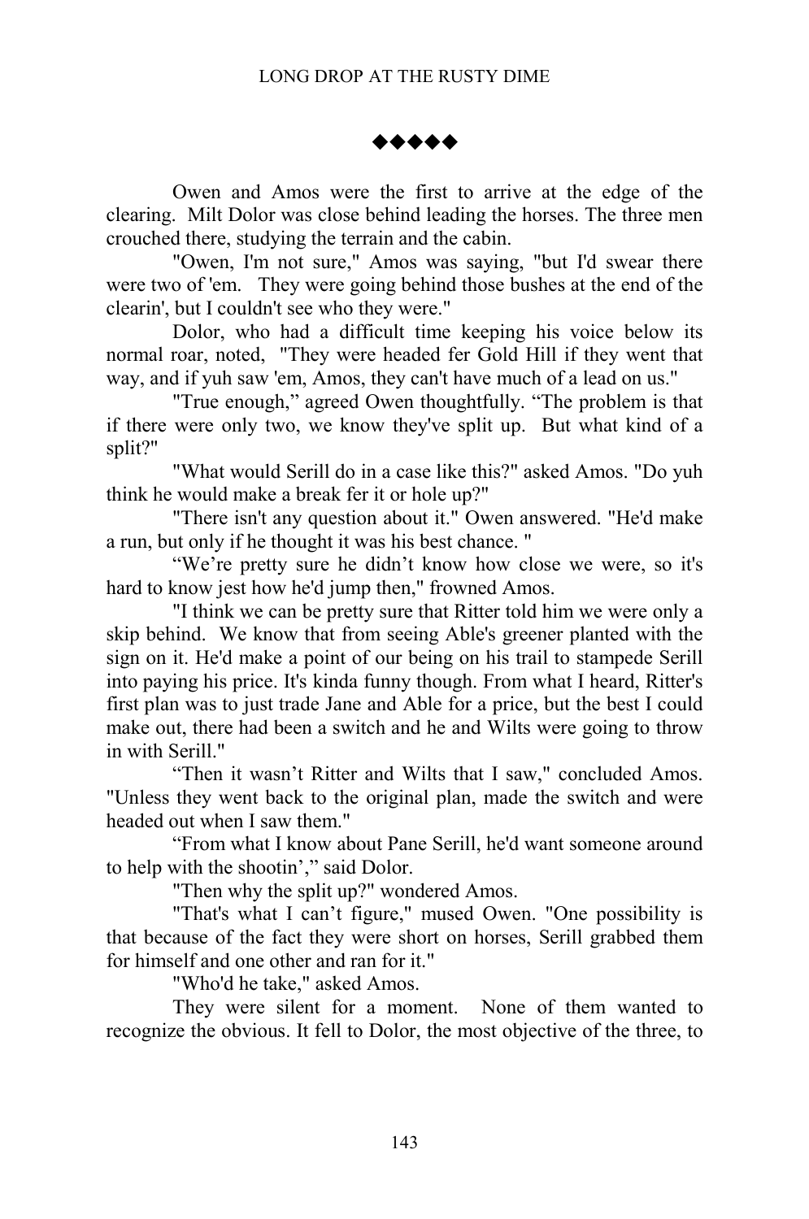◆◆◆◆◆

Owen and Amos were the first to arrive at the edge of the clearing. Milt Dolor was close behind leading the horses. The three men crouched there, studying the terrain and the cabin.

"Owen, I'm not sure," Amos was saying, "but I'd swear there were two of 'em. They were going behind those bushes at the end of the clearin', but I couldn't see who they were."

Dolor, who had a difficult time keeping his voice below its normal roar, noted, "They were headed fer Gold Hill if they went that way, and if yuh saw 'em, Amos, they can't have much of a lead on us."

"True enough," agreed Owen thoughtfully. "The problem is that if there were only two, we know they've split up. But what kind of a split?"

"What would Serill do in a case like this?" asked Amos. "Do yuh think he would make a break fer it or hole up?"

"There isn't any question about it." Owen answered. "He'd make a run, but only if he thought it was his best chance. "

"We're pretty sure he didn't know how close we were, so it's hard to know jest how he'd jump then," frowned Amos.

"I think we can be pretty sure that Ritter told him we were only a skip behind. We know that from seeing Able's greener planted with the sign on it. He'd make a point of our being on his trail to stampede Serill into paying his price. It's kinda funny though. From what I heard, Ritter's first plan was to just trade Jane and Able for a price, but the best I could make out, there had been a switch and he and Wilts were going to throw in with Serill."

"Then it wasn't Ritter and Wilts that I saw," concluded Amos. "Unless they went back to the original plan, made the switch and were headed out when I saw them."

"From what I know about Pane Serill, he'd want someone around to help with the shootin'," said Dolor.

"Then why the split up?" wondered Amos.

"That's what I can't figure," mused Owen. "One possibility is that because of the fact they were short on horses, Serill grabbed them for himself and one other and ran for it."

"Who'd he take," asked Amos.

They were silent for a moment. None of them wanted to recognize the obvious. It fell to Dolor, the most objective of the three, to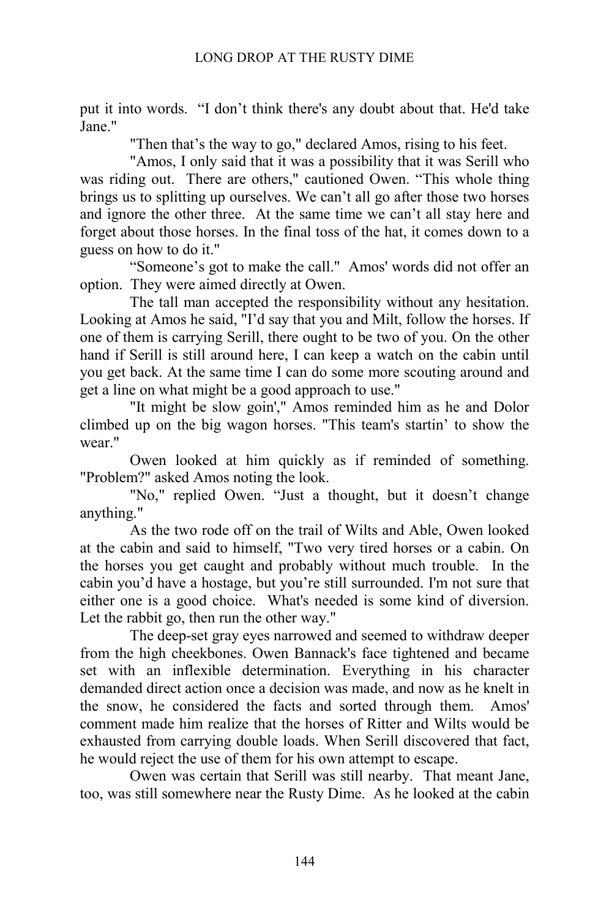put it into words. “I don’t think there's any doubt about that. He'd take Jane."

"Then that’s the way to go," declared Amos, rising to his feet.

"Amos, I only said that it was a possibility that it was Serill who was riding out. There are others," cautioned Owen. “This whole thing brings us to splitting up ourselves. We can’t all go after those two horses and ignore the other three. At the same time we can’t all stay here and forget about those horses. In the final toss of the hat, it comes down to a guess on how to do it."

“Someone’s got to make the call." Amos' words did not offer an option. They were aimed directly at Owen.

The tall man accepted the responsibility without any hesitation. Looking at Amos he said, "I’d say that you and Milt, follow the horses. If one of them is carrying Serill, there ought to be two of you. On the other hand if Serill is still around here, I can keep a watch on the cabin until you get back. At the same time I can do some more scouting around and get a line on what might be a good approach to use."

"It might be slow goin'," Amos reminded him as he and Dolor climbed up on the big wagon horses. "This team's startin’ to show the wear."

Owen looked at him quickly as if reminded of something. "Problem?" asked Amos noting the look.

"No," replied Owen. “Just a thought, but it doesn’t change anything."

As the two rode off on the trail of Wilts and Able, Owen looked at the cabin and said to himself, "Two very tired horses or a cabin. On the horses you get caught and probably without much trouble. In the cabin you’d have a hostage, but you’re still surrounded. I'm not sure that either one is a good choice. What's needed is some kind of diversion. Let the rabbit go, then run the other way."

The deep-set gray eyes narrowed and seemed to withdraw deeper from the high cheekbones. Owen Bannack's face tightened and became set with an inflexible determination. Everything in his character demanded direct action once a decision was made, and now as he knelt in the snow, he considered the facts and sorted through them. Amos' comment made him realize that the horses of Ritter and Wilts would be exhausted from carrying double loads. When Serill discovered that fact, he would reject the use of them for his own attempt to escape.

Owen was certain that Serill was still nearby. That meant Jane, too, was still somewhere near the Rusty Dime. As he looked at the cabin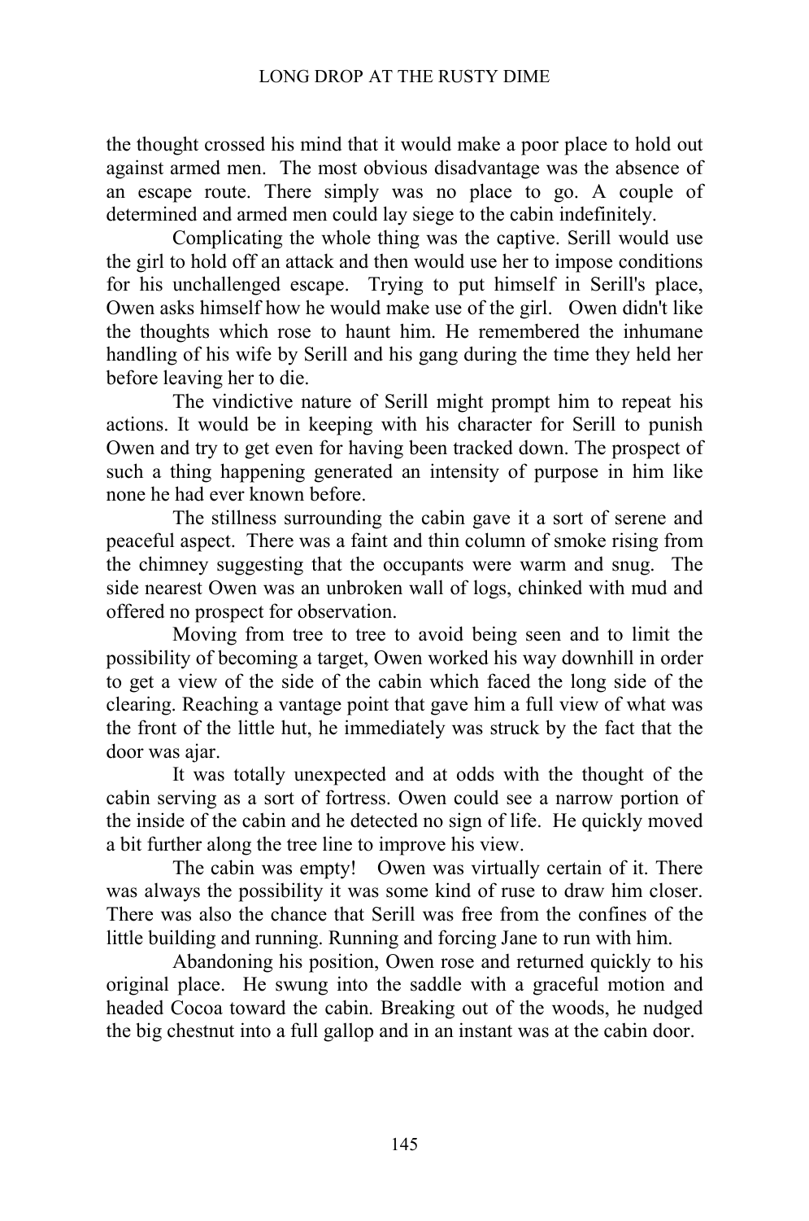the thought crossed his mind that it would make a poor place to hold out against armed men. The most obvious disadvantage was the absence of an escape route. There simply was no place to go. A couple of determined and armed men could lay siege to the cabin indefinitely.

Complicating the whole thing was the captive. Serill would use the girl to hold off an attack and then would use her to impose conditions for his unchallenged escape. Trying to put himself in Serill's place, Owen asks himself how he would make use of the girl. Owen didn't like the thoughts which rose to haunt him. He remembered the inhumane handling of his wife by Serill and his gang during the time they held her before leaving her to die.

The vindictive nature of Serill might prompt him to repeat his actions. It would be in keeping with his character for Serill to punish Owen and try to get even for having been tracked down. The prospect of such a thing happening generated an intensity of purpose in him like none he had ever known before.

The stillness surrounding the cabin gave it a sort of serene and peaceful aspect. There was a faint and thin column of smoke rising from the chimney suggesting that the occupants were warm and snug. The side nearest Owen was an unbroken wall of logs, chinked with mud and offered no prospect for observation.

Moving from tree to tree to avoid being seen and to limit the possibility of becoming a target, Owen worked his way downhill in order to get a view of the side of the cabin which faced the long side of the clearing. Reaching a vantage point that gave him a full view of what was the front of the little hut, he immediately was struck by the fact that the door was ajar.

It was totally unexpected and at odds with the thought of the cabin serving as a sort of fortress. Owen could see a narrow portion of the inside of the cabin and he detected no sign of life. He quickly moved a bit further along the tree line to improve his view.

The cabin was empty! Owen was virtually certain of it. There was always the possibility it was some kind of ruse to draw him closer. There was also the chance that Serill was free from the confines of the little building and running. Running and forcing Jane to run with him.

Abandoning his position, Owen rose and returned quickly to his original place. He swung into the saddle with a graceful motion and headed Cocoa toward the cabin. Breaking out of the woods, he nudged the big chestnut into a full gallop and in an instant was at the cabin door.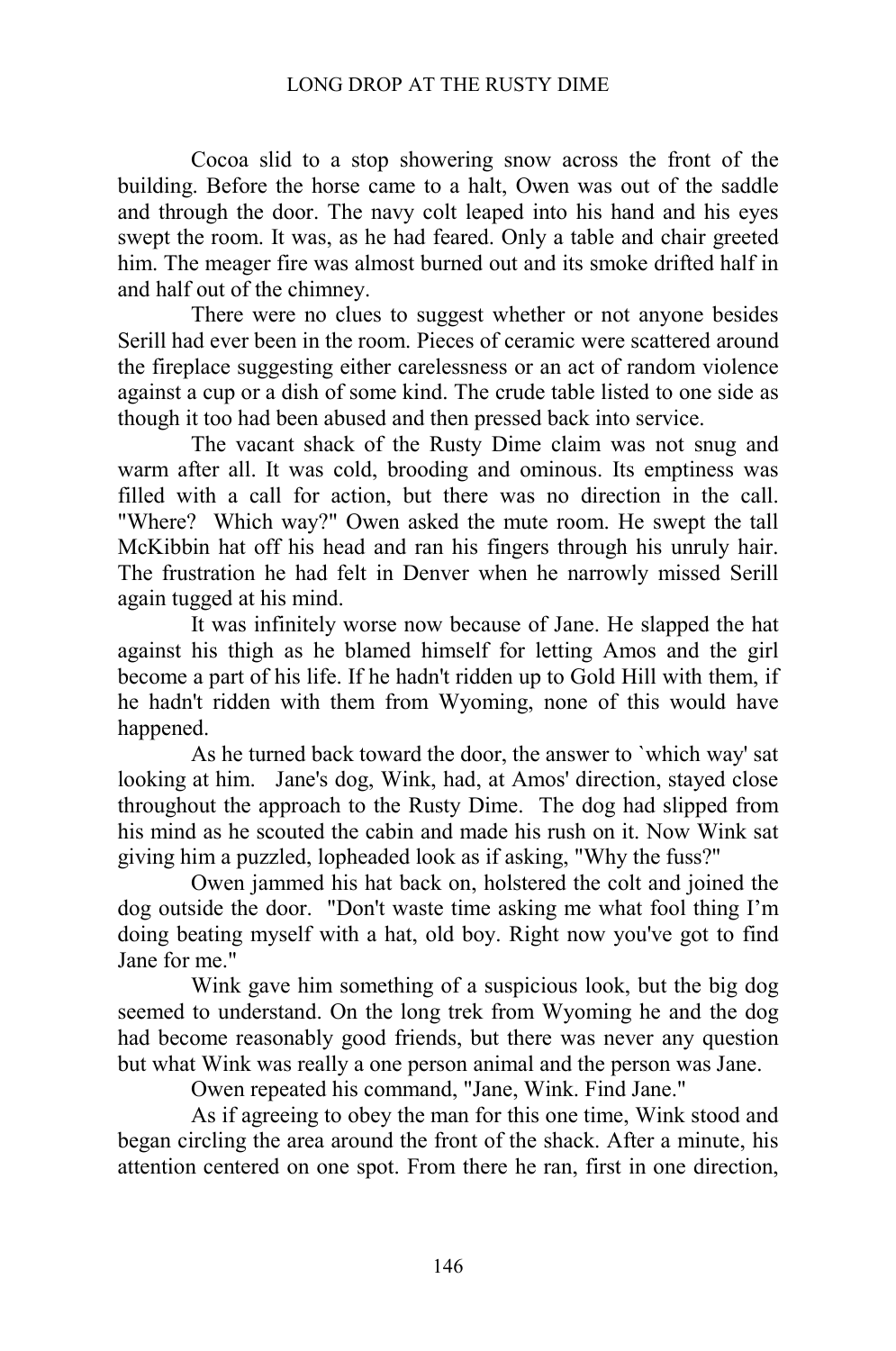Cocoa slid to a stop showering snow across the front of the building. Before the horse came to a halt, Owen was out of the saddle and through the door. The navy colt leaped into his hand and his eyes swept the room. It was, as he had feared. Only a table and chair greeted him. The meager fire was almost burned out and its smoke drifted half in and half out of the chimney.

There were no clues to suggest whether or not anyone besides Serill had ever been in the room. Pieces of ceramic were scattered around the fireplace suggesting either carelessness or an act of random violence against a cup or a dish of some kind. The crude table listed to one side as though it too had been abused and then pressed back into service.

The vacant shack of the Rusty Dime claim was not snug and warm after all. It was cold, brooding and ominous. Its emptiness was filled with a call for action, but there was no direction in the call. "Where? Which way?" Owen asked the mute room. He swept the tall McKibbin hat off his head and ran his fingers through his unruly hair. The frustration he had felt in Denver when he narrowly missed Serill again tugged at his mind.

It was infinitely worse now because of Jane. He slapped the hat against his thigh as he blamed himself for letting Amos and the girl become a part of his life. If he hadn't ridden up to Gold Hill with them, if he hadn't ridden with them from Wyoming, none of this would have happened.

As he turned back toward the door, the answer to `which way' sat looking at him. Jane's dog, Wink, had, at Amos' direction, stayed close throughout the approach to the Rusty Dime. The dog had slipped from his mind as he scouted the cabin and made his rush on it. Now Wink sat giving him a puzzled, lopheaded look as if asking, "Why the fuss?"

Owen jammed his hat back on, holstered the colt and joined the dog outside the door. "Don't waste time asking me what fool thing I'm doing beating myself with a hat, old boy. Right now you've got to find Jane for me."

Wink gave him something of a suspicious look, but the big dog seemed to understand. On the long trek from Wyoming he and the dog had become reasonably good friends, but there was never any question but what Wink was really a one person animal and the person was Jane.

Owen repeated his command, "Jane, Wink. Find Jane."

As if agreeing to obey the man for this one time, Wink stood and began circling the area around the front of the shack. After a minute, his attention centered on one spot. From there he ran, first in one direction,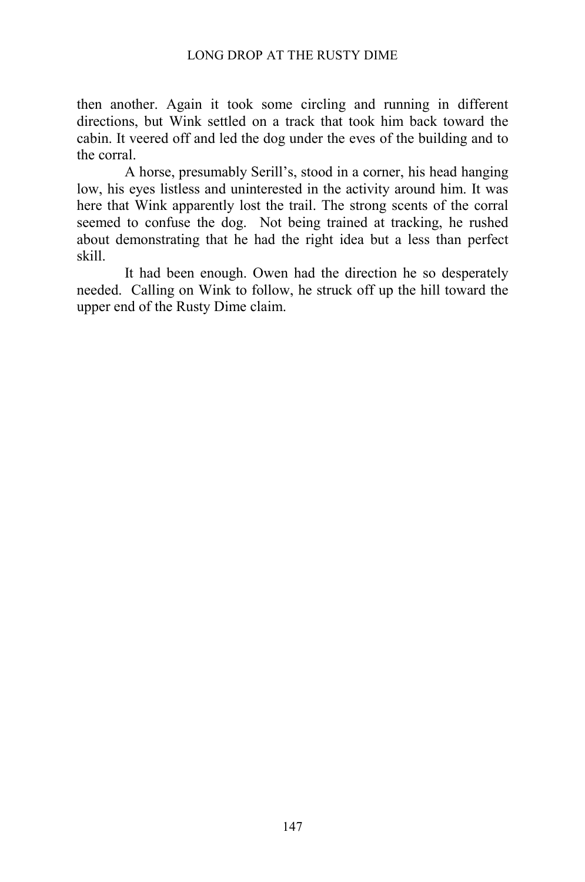then another. Again it took some circling and running in different directions, but Wink settled on a track that took him back toward the cabin. It veered off and led the dog under the eves of the building and to the corral.

A horse, presumably Serill's, stood in a corner, his head hanging low, his eyes listless and uninterested in the activity around him. It was here that Wink apparently lost the trail. The strong scents of the corral seemed to confuse the dog. Not being trained at tracking, he rushed about demonstrating that he had the right idea but a less than perfect skill.

It had been enough. Owen had the direction he so desperately needed. Calling on Wink to follow, he struck off up the hill toward the upper end of the Rusty Dime claim.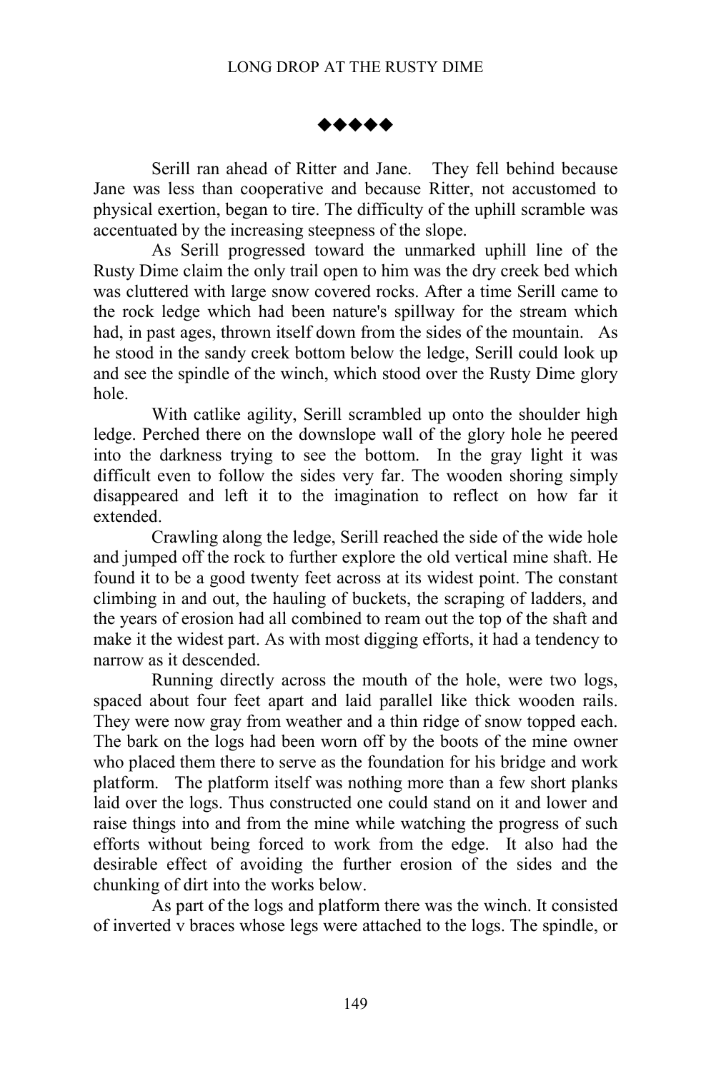◆◆◆◆◆

Serill ran ahead of Ritter and Jane. They fell behind because Jane was less than cooperative and because Ritter, not accustomed to physical exertion, began to tire. The difficulty of the uphill scramble was accentuated by the increasing steepness of the slope.

As Serill progressed toward the unmarked uphill line of the Rusty Dime claim the only trail open to him was the dry creek bed which was cluttered with large snow covered rocks. After a time Serill came to the rock ledge which had been nature's spillway for the stream which had, in past ages, thrown itself down from the sides of the mountain. As he stood in the sandy creek bottom below the ledge, Serill could look up and see the spindle of the winch, which stood over the Rusty Dime glory hole.

With catlike agility, Serill scrambled up onto the shoulder high ledge. Perched there on the downslope wall of the glory hole he peered into the darkness trying to see the bottom. In the gray light it was difficult even to follow the sides very far. The wooden shoring simply disappeared and left it to the imagination to reflect on how far it extended.

Crawling along the ledge, Serill reached the side of the wide hole and jumped off the rock to further explore the old vertical mine shaft. He found it to be a good twenty feet across at its widest point. The constant climbing in and out, the hauling of buckets, the scraping of ladders, and the years of erosion had all combined to ream out the top of the shaft and make it the widest part. As with most digging efforts, it had a tendency to narrow as it descended.

Running directly across the mouth of the hole, were two logs, spaced about four feet apart and laid parallel like thick wooden rails. They were now gray from weather and a thin ridge of snow topped each. The bark on the logs had been worn off by the boots of the mine owner who placed them there to serve as the foundation for his bridge and work platform. The platform itself was nothing more than a few short planks laid over the logs. Thus constructed one could stand on it and lower and raise things into and from the mine while watching the progress of such efforts without being forced to work from the edge. It also had the desirable effect of avoiding the further erosion of the sides and the chunking of dirt into the works below.

As part of the logs and platform there was the winch. It consisted of inverted v braces whose legs were attached to the logs. The spindle, or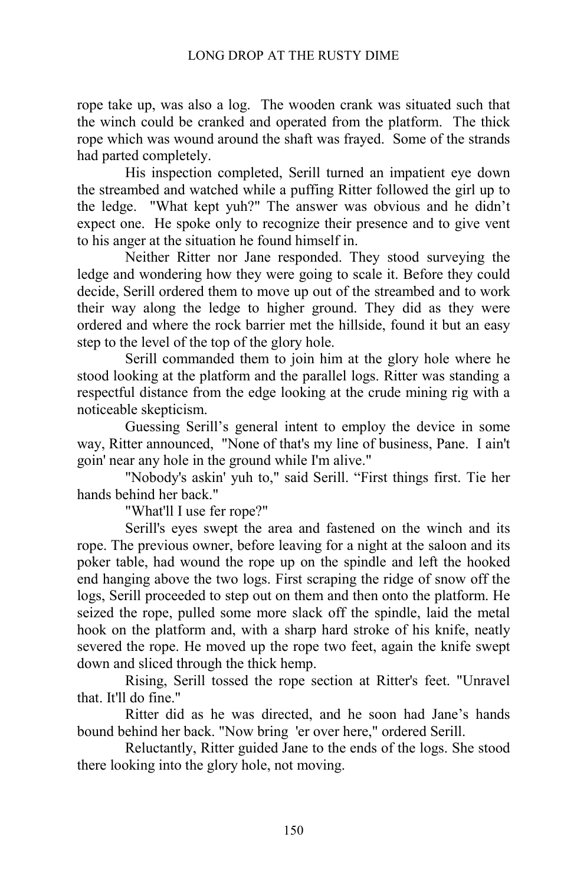rope take up, was also a log. The wooden crank was situated such that the winch could be cranked and operated from the platform. The thick rope which was wound around the shaft was frayed. Some of the strands had parted completely.

His inspection completed, Serill turned an impatient eye down the streambed and watched while a puffing Ritter followed the girl up to the ledge. "What kept yuh?" The answer was obvious and he didn't expect one. He spoke only to recognize their presence and to give vent to his anger at the situation he found himself in.

Neither Ritter nor Jane responded. They stood surveying the ledge and wondering how they were going to scale it. Before they could decide, Serill ordered them to move up out of the streambed and to work their way along the ledge to higher ground. They did as they were ordered and where the rock barrier met the hillside, found it but an easy step to the level of the top of the glory hole.

Serill commanded them to join him at the glory hole where he stood looking at the platform and the parallel logs. Ritter was standing a respectful distance from the edge looking at the crude mining rig with a noticeable skepticism.

Guessing Serill's general intent to employ the device in some way, Ritter announced, "None of that's my line of business, Pane. I ain't goin' near any hole in the ground while I'm alive."

"Nobody's askin' yuh to," said Serill. "First things first. Tie her hands behind her back."

"What'll I use fer rope?"

Serill's eyes swept the area and fastened on the winch and its rope. The previous owner, before leaving for a night at the saloon and its poker table, had wound the rope up on the spindle and left the hooked end hanging above the two logs. First scraping the ridge of snow off the logs, Serill proceeded to step out on them and then onto the platform. He seized the rope, pulled some more slack off the spindle, laid the metal hook on the platform and, with a sharp hard stroke of his knife, neatly severed the rope. He moved up the rope two feet, again the knife swept down and sliced through the thick hemp.

Rising, Serill tossed the rope section at Ritter's feet. "Unravel that. It'll do fine."

Ritter did as he was directed, and he soon had Jane's hands bound behind her back. "Now bring 'er over here," ordered Serill.

Reluctantly, Ritter guided Jane to the ends of the logs. She stood there looking into the glory hole, not moving.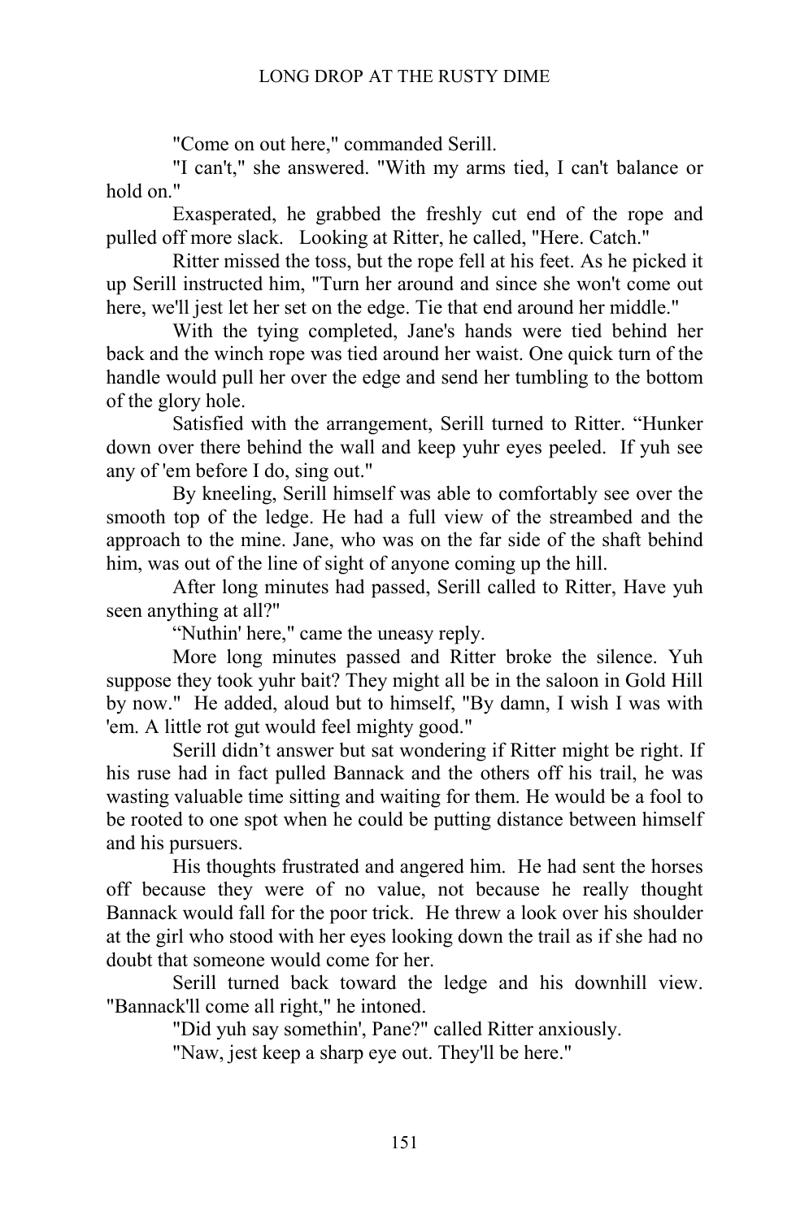"Come on out here," commanded Serill.

"I can't," she answered. "With my arms tied, I can't balance or hold on."

Exasperated, he grabbed the freshly cut end of the rope and pulled off more slack. Looking at Ritter, he called, "Here. Catch."

Ritter missed the toss, but the rope fell at his feet. As he picked it up Serill instructed him, "Turn her around and since she won't come out here, we'll jest let her set on the edge. Tie that end around her middle."

With the tying completed, Jane's hands were tied behind her back and the winch rope was tied around her waist. One quick turn of the handle would pull her over the edge and send her tumbling to the bottom of the glory hole.

Satisfied with the arrangement, Serill turned to Ritter. "Hunker down over there behind the wall and keep yuhr eyes peeled. If yuh see any of 'em before I do, sing out."

By kneeling, Serill himself was able to comfortably see over the smooth top of the ledge. He had a full view of the streambed and the approach to the mine. Jane, who was on the far side of the shaft behind him, was out of the line of sight of anyone coming up the hill.

After long minutes had passed, Serill called to Ritter, Have yuh seen anything at all?"

"Nuthin' here," came the uneasy reply.

More long minutes passed and Ritter broke the silence. Yuh suppose they took yuhr bait? They might all be in the saloon in Gold Hill by now." He added, aloud but to himself, "By damn, I wish I was with 'em. A little rot gut would feel mighty good."

Serill didn't answer but sat wondering if Ritter might be right. If his ruse had in fact pulled Bannack and the others off his trail, he was wasting valuable time sitting and waiting for them. He would be a fool to be rooted to one spot when he could be putting distance between himself and his pursuers.

His thoughts frustrated and angered him. He had sent the horses off because they were of no value, not because he really thought Bannack would fall for the poor trick. He threw a look over his shoulder at the girl who stood with her eyes looking down the trail as if she had no doubt that someone would come for her.

Serill turned back toward the ledge and his downhill view. "Bannack'll come all right," he intoned.

"Did yuh say somethin', Pane?" called Ritter anxiously.

"Naw, jest keep a sharp eye out. They'll be here."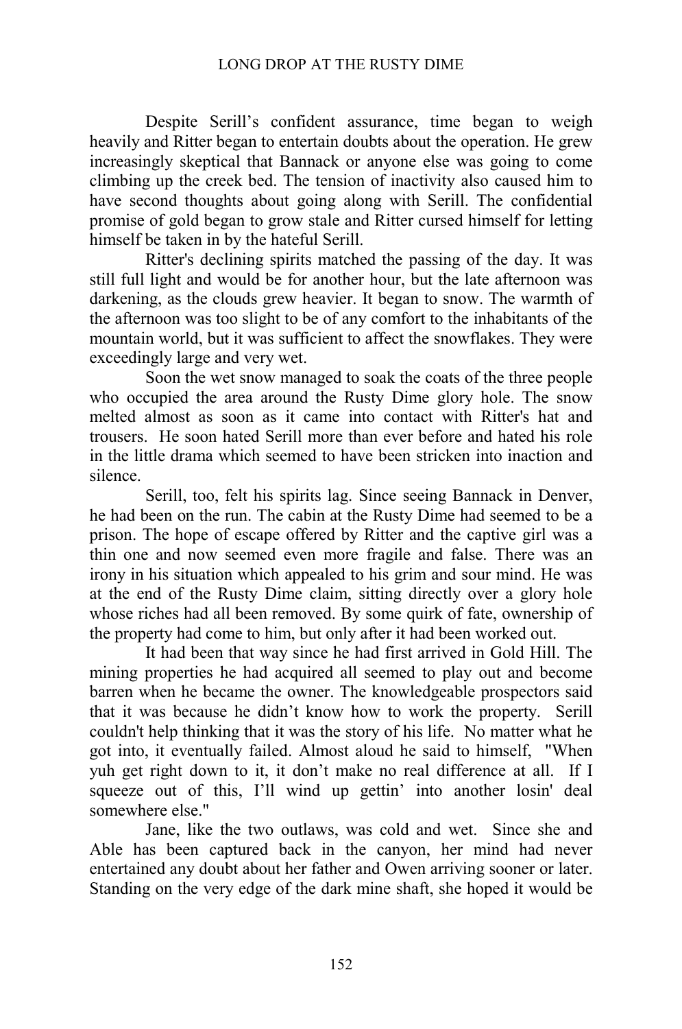Despite Serill's confident assurance, time began to weigh heavily and Ritter began to entertain doubts about the operation. He grew increasingly skeptical that Bannack or anyone else was going to come climbing up the creek bed. The tension of inactivity also caused him to have second thoughts about going along with Serill. The confidential promise of gold began to grow stale and Ritter cursed himself for letting himself be taken in by the hateful Serill.

Ritter's declining spirits matched the passing of the day. It was still full light and would be for another hour, but the late afternoon was darkening, as the clouds grew heavier. It began to snow. The warmth of the afternoon was too slight to be of any comfort to the inhabitants of the mountain world, but it was sufficient to affect the snowflakes. They were exceedingly large and very wet.

Soon the wet snow managed to soak the coats of the three people who occupied the area around the Rusty Dime glory hole. The snow melted almost as soon as it came into contact with Ritter's hat and trousers. He soon hated Serill more than ever before and hated his role in the little drama which seemed to have been stricken into inaction and silence.

Serill, too, felt his spirits lag. Since seeing Bannack in Denver, he had been on the run. The cabin at the Rusty Dime had seemed to be a prison. The hope of escape offered by Ritter and the captive girl was a thin one and now seemed even more fragile and false. There was an irony in his situation which appealed to his grim and sour mind. He was at the end of the Rusty Dime claim, sitting directly over a glory hole whose riches had all been removed. By some quirk of fate, ownership of the property had come to him, but only after it had been worked out.

It had been that way since he had first arrived in Gold Hill. The mining properties he had acquired all seemed to play out and become barren when he became the owner. The knowledgeable prospectors said that it was because he didn't know how to work the property. Serill couldn't help thinking that it was the story of his life. No matter what he got into, it eventually failed. Almost aloud he said to himself, "When yuh get right down to it, it don't make no real difference at all. If I squeeze out of this, I'll wind up gettin' into another losin' deal somewhere else."

Jane, like the two outlaws, was cold and wet. Since she and Able has been captured back in the canyon, her mind had never entertained any doubt about her father and Owen arriving sooner or later. Standing on the very edge of the dark mine shaft, she hoped it would be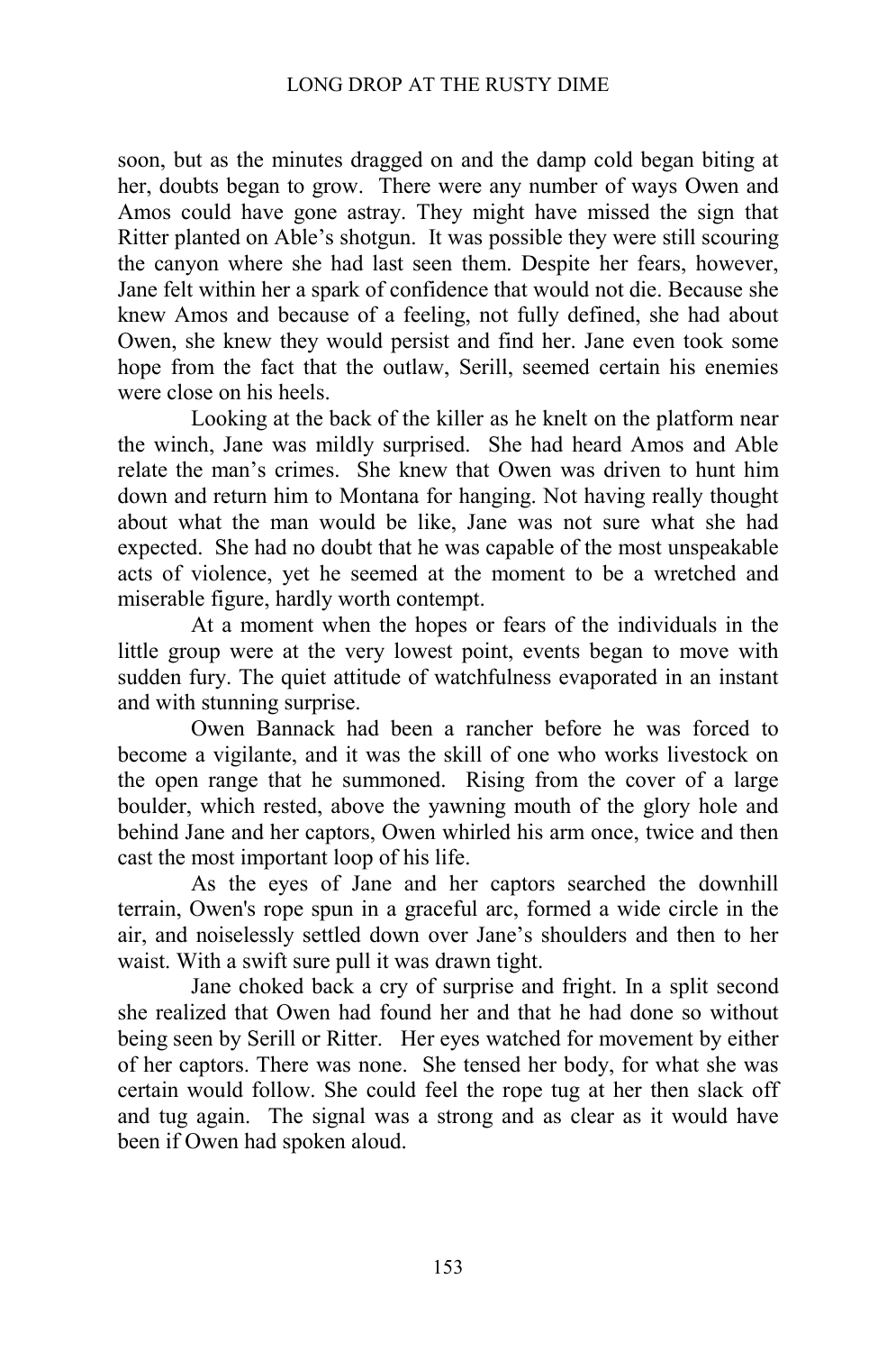soon, but as the minutes dragged on and the damp cold began biting at her, doubts began to grow. There were any number of ways Owen and Amos could have gone astray. They might have missed the sign that Ritter planted on Able's shotgun. It was possible they were still scouring the canyon where she had last seen them. Despite her fears, however, Jane felt within her a spark of confidence that would not die. Because she knew Amos and because of a feeling, not fully defined, she had about Owen, she knew they would persist and find her. Jane even took some hope from the fact that the outlaw, Serill, seemed certain his enemies were close on his heels.

Looking at the back of the killer as he knelt on the platform near the winch, Jane was mildly surprised. She had heard Amos and Able relate the man's crimes. She knew that Owen was driven to hunt him down and return him to Montana for hanging. Not having really thought about what the man would be like, Jane was not sure what she had expected. She had no doubt that he was capable of the most unspeakable acts of violence, yet he seemed at the moment to be a wretched and miserable figure, hardly worth contempt.

At a moment when the hopes or fears of the individuals in the little group were at the very lowest point, events began to move with sudden fury. The quiet attitude of watchfulness evaporated in an instant and with stunning surprise.

Owen Bannack had been a rancher before he was forced to become a vigilante, and it was the skill of one who works livestock on the open range that he summoned. Rising from the cover of a large boulder, which rested, above the yawning mouth of the glory hole and behind Jane and her captors, Owen whirled his arm once, twice and then cast the most important loop of his life.

As the eyes of Jane and her captors searched the downhill terrain, Owen's rope spun in a graceful arc, formed a wide circle in the air, and noiselessly settled down over Jane's shoulders and then to her waist. With a swift sure pull it was drawn tight.

Jane choked back a cry of surprise and fright. In a split second she realized that Owen had found her and that he had done so without being seen by Serill or Ritter. Her eyes watched for movement by either of her captors. There was none. She tensed her body, for what she was certain would follow. She could feel the rope tug at her then slack off and tug again. The signal was a strong and as clear as it would have been if Owen had spoken aloud.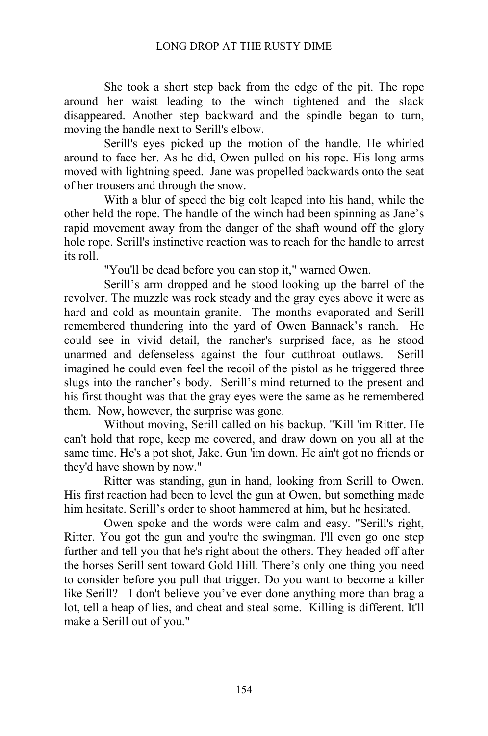She took a short step back from the edge of the pit. The rope around her waist leading to the winch tightened and the slack disappeared. Another step backward and the spindle began to turn, moving the handle next to Serill's elbow.

Serill's eyes picked up the motion of the handle. He whirled around to face her. As he did, Owen pulled on his rope. His long arms moved with lightning speed. Jane was propelled backwards onto the seat of her trousers and through the snow.

With a blur of speed the big colt leaped into his hand, while the other held the rope. The handle of the winch had been spinning as Jane's rapid movement away from the danger of the shaft wound off the glory hole rope. Serill's instinctive reaction was to reach for the handle to arrest its roll.

"You'll be dead before you can stop it," warned Owen.

Serill's arm dropped and he stood looking up the barrel of the revolver. The muzzle was rock steady and the gray eyes above it were as hard and cold as mountain granite. The months evaporated and Serill remembered thundering into the yard of Owen Bannack's ranch. He could see in vivid detail, the rancher's surprised face, as he stood unarmed and defenseless against the four cutthroat outlaws. Serill imagined he could even feel the recoil of the pistol as he triggered three slugs into the rancher's body. Serill's mind returned to the present and his first thought was that the gray eyes were the same as he remembered them. Now, however, the surprise was gone.

Without moving, Serill called on his backup. "Kill 'im Ritter. He can't hold that rope, keep me covered, and draw down on you all at the same time. He's a pot shot, Jake. Gun 'im down. He ain't got no friends or they'd have shown by now."

Ritter was standing, gun in hand, looking from Serill to Owen. His first reaction had been to level the gun at Owen, but something made him hesitate. Serill's order to shoot hammered at him, but he hesitated.

Owen spoke and the words were calm and easy. "Serill's right, Ritter. You got the gun and you're the swingman. I'll even go one step further and tell you that he's right about the others. They headed off after the horses Serill sent toward Gold Hill. There's only one thing you need to consider before you pull that trigger. Do you want to become a killer like Serill? I don't believe you've ever done anything more than brag a lot, tell a heap of lies, and cheat and steal some. Killing is different. It'll make a Serill out of you."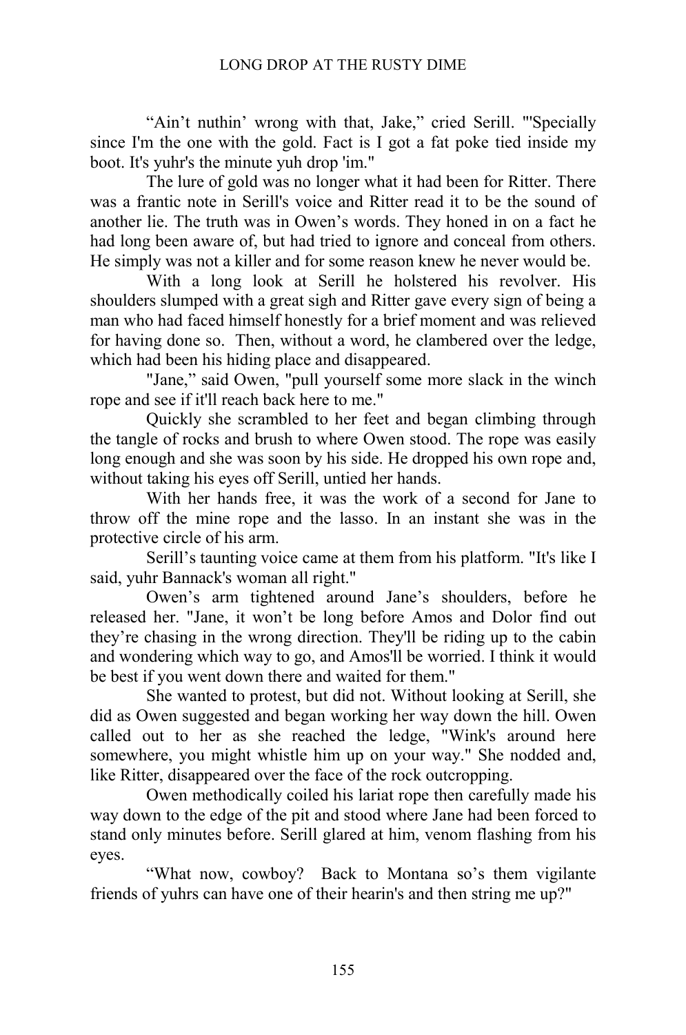“Ain’t nuthin’ wrong with that, Jake,” cried Serill. "'Specially since I'm the one with the gold. Fact is I got a fat poke tied inside my boot. It's yuhr's the minute yuh drop 'im."

The lure of gold was no longer what it had been for Ritter. There was a frantic note in Serill's voice and Ritter read it to be the sound of another lie. The truth was in Owen’s words. They honed in on a fact he had long been aware of, but had tried to ignore and conceal from others. He simply was not a killer and for some reason knew he never would be.

With a long look at Serill he holstered his revolver. His shoulders slumped with a great sigh and Ritter gave every sign of being a man who had faced himself honestly for a brief moment and was relieved for having done so. Then, without a word, he clambered over the ledge, which had been his hiding place and disappeared.

"Jane,” said Owen, "pull yourself some more slack in the winch rope and see if it'll reach back here to me."

Quickly she scrambled to her feet and began climbing through the tangle of rocks and brush to where Owen stood. The rope was easily long enough and she was soon by his side. He dropped his own rope and, without taking his eyes off Serill, untied her hands.

With her hands free, it was the work of a second for Jane to throw off the mine rope and the lasso. In an instant she was in the protective circle of his arm.

Serill’s taunting voice came at them from his platform. "It's like I said, yuhr Bannack's woman all right."

Owen’s arm tightened around Jane’s shoulders, before he released her. "Jane, it won’t be long before Amos and Dolor find out they’re chasing in the wrong direction. They'll be riding up to the cabin and wondering which way to go, and Amos'll be worried. I think it would be best if you went down there and waited for them."

She wanted to protest, but did not. Without looking at Serill, she did as Owen suggested and began working her way down the hill. Owen called out to her as she reached the ledge, "Wink's around here somewhere, you might whistle him up on your way." She nodded and, like Ritter, disappeared over the face of the rock outcropping.

Owen methodically coiled his lariat rope then carefully made his way down to the edge of the pit and stood where Jane had been forced to stand only minutes before. Serill glared at him, venom flashing from his eyes.

“What now, cowboy? Back to Montana so’s them vigilante friends of yuhrs can have one of their hearin's and then string me up?"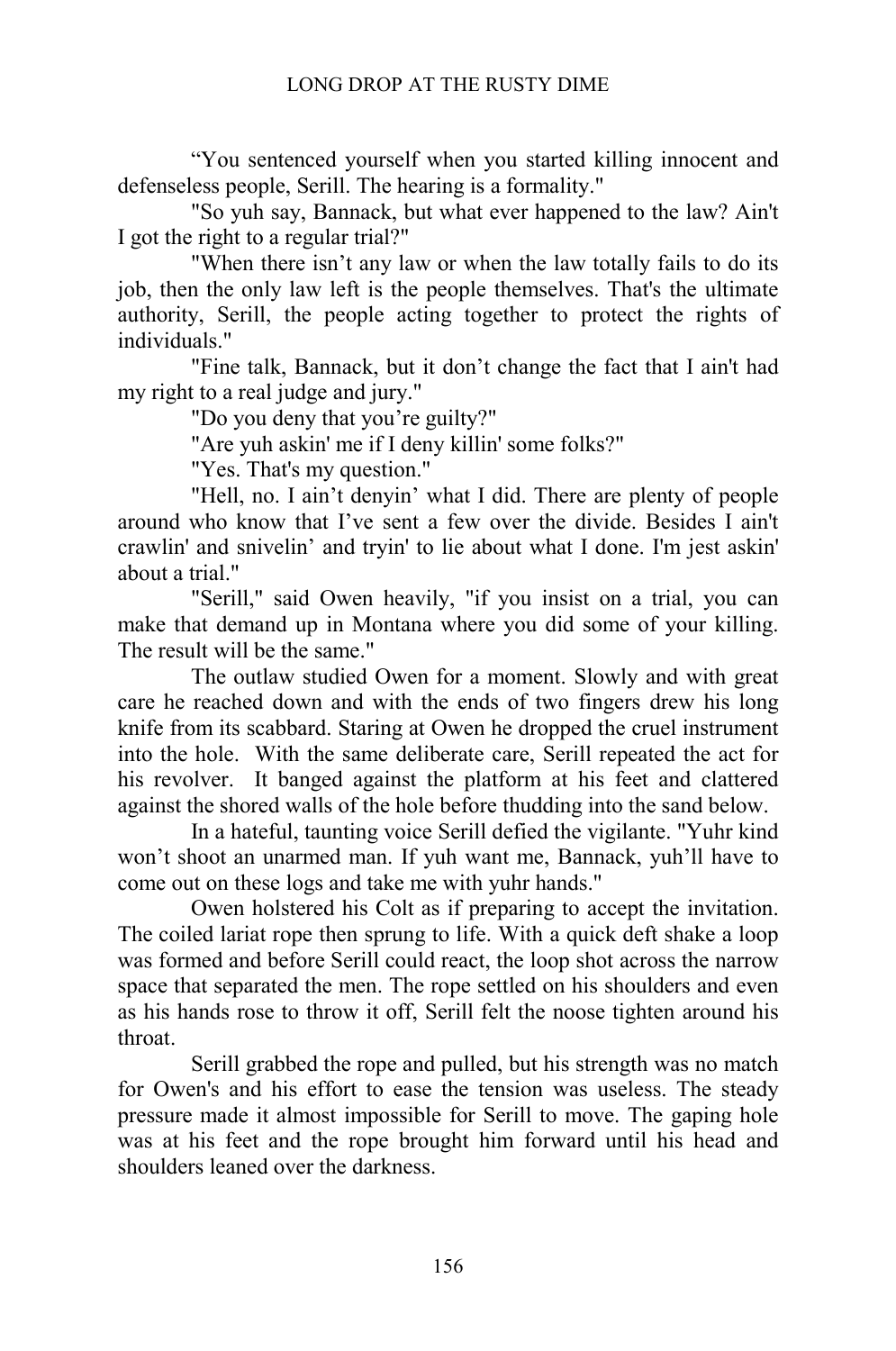“You sentenced yourself when you started killing innocent and defenseless people, Serill. The hearing is a formality."

"So yuh say, Bannack, but what ever happened to the law? Ain't I got the right to a regular trial?"

"When there isn’t any law or when the law totally fails to do its job, then the only law left is the people themselves. That's the ultimate authority, Serill, the people acting together to protect the rights of individuals."

"Fine talk, Bannack, but it don’t change the fact that I ain't had my right to a real judge and jury."

"Do you deny that you’re guilty?"

"Are yuh askin' me if I deny killin' some folks?"

"Yes. That's my question."

"Hell, no. I ain’t denyin’ what I did. There are plenty of people around who know that I’ve sent a few over the divide. Besides I ain't crawlin' and snivelin’ and tryin' to lie about what I done. I'm jest askin' about a trial."

"Serill," said Owen heavily, "if you insist on a trial, you can make that demand up in Montana where you did some of your killing. The result will be the same."

The outlaw studied Owen for a moment. Slowly and with great care he reached down and with the ends of two fingers drew his long knife from its scabbard. Staring at Owen he dropped the cruel instrument into the hole. With the same deliberate care, Serill repeated the act for his revolver. It banged against the platform at his feet and clattered against the shored walls of the hole before thudding into the sand below.

In a hateful, taunting voice Serill defied the vigilante. "Yuhr kind won’t shoot an unarmed man. If yuh want me, Bannack, yuh’ll have to come out on these logs and take me with yuhr hands."

Owen holstered his Colt as if preparing to accept the invitation. The coiled lariat rope then sprung to life. With a quick deft shake a loop was formed and before Serill could react, the loop shot across the narrow space that separated the men. The rope settled on his shoulders and even as his hands rose to throw it off, Serill felt the noose tighten around his throat.

Serill grabbed the rope and pulled, but his strength was no match for Owen's and his effort to ease the tension was useless. The steady pressure made it almost impossible for Serill to move. The gaping hole was at his feet and the rope brought him forward until his head and shoulders leaned over the darkness.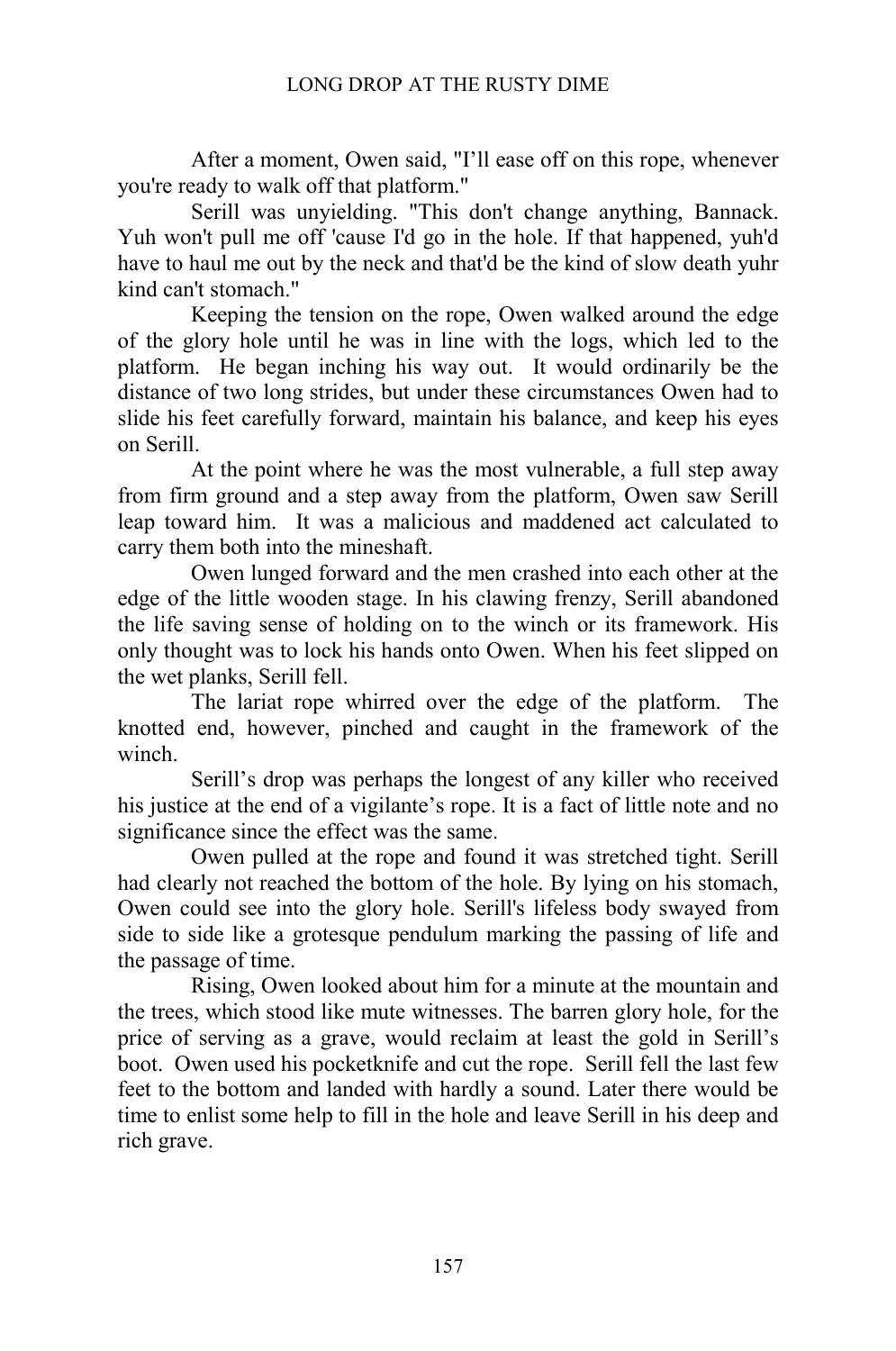After a moment, Owen said, "I'll ease off on this rope, whenever you're ready to walk off that platform."

Serill was unyielding. "This don't change anything, Bannack. Yuh won't pull me off 'cause I'd go in the hole. If that happened, yuh'd have to haul me out by the neck and that'd be the kind of slow death yuhr kind can't stomach."

Keeping the tension on the rope, Owen walked around the edge of the glory hole until he was in line with the logs, which led to the platform. He began inching his way out. It would ordinarily be the distance of two long strides, but under these circumstances Owen had to slide his feet carefully forward, maintain his balance, and keep his eyes on Serill.

At the point where he was the most vulnerable, a full step away from firm ground and a step away from the platform, Owen saw Serill leap toward him. It was a malicious and maddened act calculated to carry them both into the mineshaft.

Owen lunged forward and the men crashed into each other at the edge of the little wooden stage. In his clawing frenzy, Serill abandoned the life saving sense of holding on to the winch or its framework. His only thought was to lock his hands onto Owen. When his feet slipped on the wet planks, Serill fell.

The lariat rope whirred over the edge of the platform. The knotted end, however, pinched and caught in the framework of the winch.

Serill's drop was perhaps the longest of any killer who received his justice at the end of a vigilante's rope. It is a fact of little note and no significance since the effect was the same.

Owen pulled at the rope and found it was stretched tight. Serill had clearly not reached the bottom of the hole. By lying on his stomach, Owen could see into the glory hole. Serill's lifeless body swayed from side to side like a grotesque pendulum marking the passing of life and the passage of time.

Rising, Owen looked about him for a minute at the mountain and the trees, which stood like mute witnesses. The barren glory hole, for the price of serving as a grave, would reclaim at least the gold in Serill's boot. Owen used his pocketknife and cut the rope. Serill fell the last few feet to the bottom and landed with hardly a sound. Later there would be time to enlist some help to fill in the hole and leave Serill in his deep and rich grave.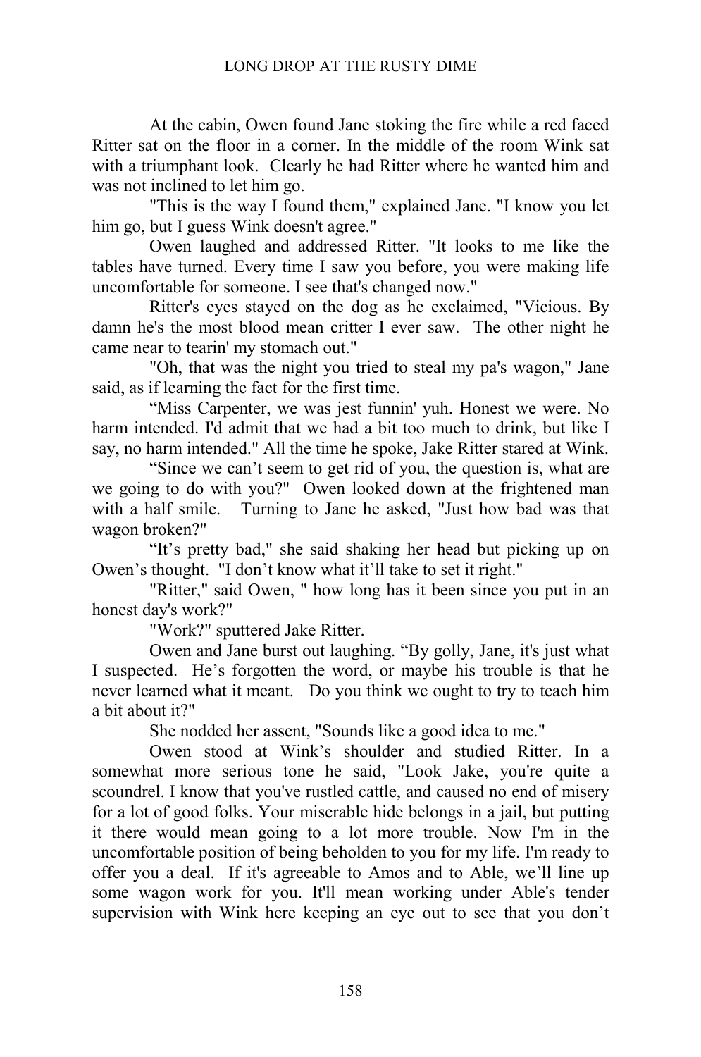At the cabin, Owen found Jane stoking the fire while a red faced Ritter sat on the floor in a corner. In the middle of the room Wink sat with a triumphant look. Clearly he had Ritter where he wanted him and was not inclined to let him go.

"This is the way I found them," explained Jane. "I know you let him go, but I guess Wink doesn't agree."

Owen laughed and addressed Ritter. "It looks to me like the tables have turned. Every time I saw you before, you were making life uncomfortable for someone. I see that's changed now."

Ritter's eyes stayed on the dog as he exclaimed, "Vicious. By damn he's the most blood mean critter I ever saw. The other night he came near to tearin' my stomach out."

"Oh, that was the night you tried to steal my pa's wagon," Jane said, as if learning the fact for the first time.

"Miss Carpenter, we was jest funnin' yuh. Honest we were. No harm intended. I'd admit that we had a bit too much to drink, but like I say, no harm intended." All the time he spoke, Jake Ritter stared at Wink.

"Since we can't seem to get rid of you, the question is, what are we going to do with you?" Owen looked down at the frightened man with a half smile. Turning to Jane he asked, "Just how bad was that wagon broken?"

"It's pretty bad," she said shaking her head but picking up on Owen's thought. "I don't know what it'll take to set it right."

"Ritter," said Owen, " how long has it been since you put in an honest day's work?"

"Work?" sputtered Jake Ritter.

Owen and Jane burst out laughing. "By golly, Jane, it's just what I suspected. He's forgotten the word, or maybe his trouble is that he never learned what it meant. Do you think we ought to try to teach him a bit about it?"

She nodded her assent, "Sounds like a good idea to me."

Owen stood at Wink's shoulder and studied Ritter. In a somewhat more serious tone he said, "Look Jake, you're quite a scoundrel. I know that you've rustled cattle, and caused no end of misery for a lot of good folks. Your miserable hide belongs in a jail, but putting it there would mean going to a lot more trouble. Now I'm in the uncomfortable position of being beholden to you for my life. I'm ready to offer you a deal. If it's agreeable to Amos and to Able, we'll line up some wagon work for you. It'll mean working under Able's tender supervision with Wink here keeping an eye out to see that you don't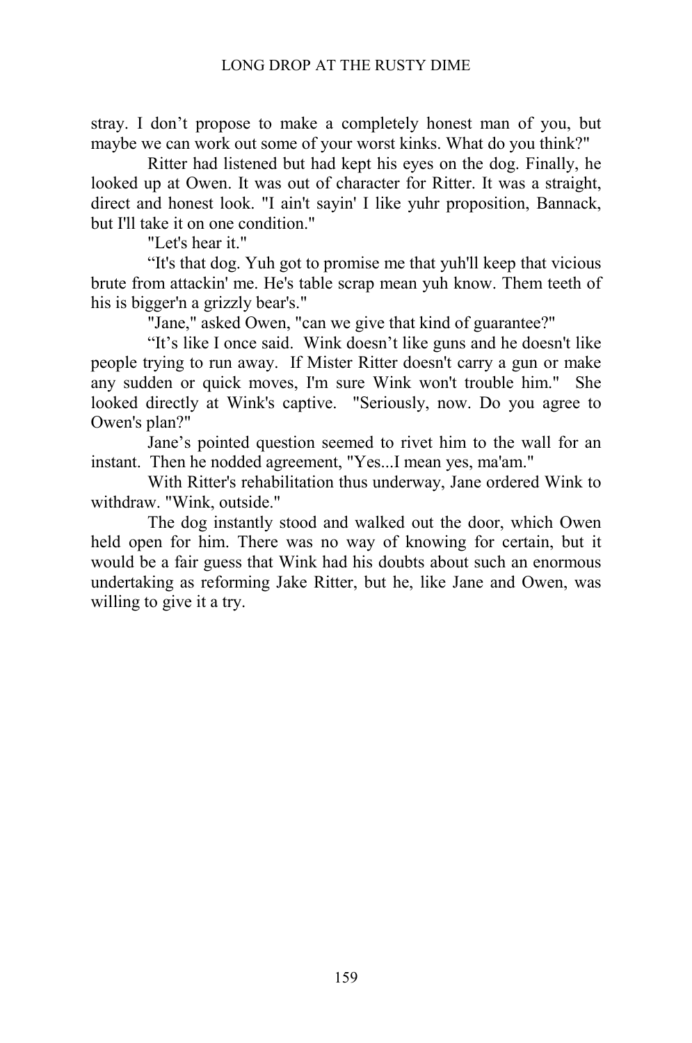stray. I don’t propose to make a completely honest man of you, but maybe we can work out some of your worst kinks. What do you think?"

Ritter had listened but had kept his eyes on the dog. Finally, he looked up at Owen. It was out of character for Ritter. It was a straight, direct and honest look. "I ain't sayin' I like yuhr proposition, Bannack, but I'll take it on one condition."

"Let's hear it."

“It's that dog. Yuh got to promise me that yuh'll keep that vicious brute from attackin' me. He's table scrap mean yuh know. Them teeth of his is bigger'n a grizzly bear's."

"Jane," asked Owen, "can we give that kind of guarantee?"

“It’s like I once said. Wink doesn’t like guns and he doesn't like people trying to run away. If Mister Ritter doesn't carry a gun or make any sudden or quick moves, I'm sure Wink won't trouble him." She looked directly at Wink's captive. "Seriously, now. Do you agree to Owen's plan?"

Jane’s pointed question seemed to rivet him to the wall for an instant. Then he nodded agreement, "Yes...I mean yes, ma'am."

With Ritter's rehabilitation thus underway, Jane ordered Wink to withdraw. "Wink, outside."

The dog instantly stood and walked out the door, which Owen held open for him. There was no way of knowing for certain, but it would be a fair guess that Wink had his doubts about such an enormous undertaking as reforming Jake Ritter, but he, like Jane and Owen, was willing to give it a try.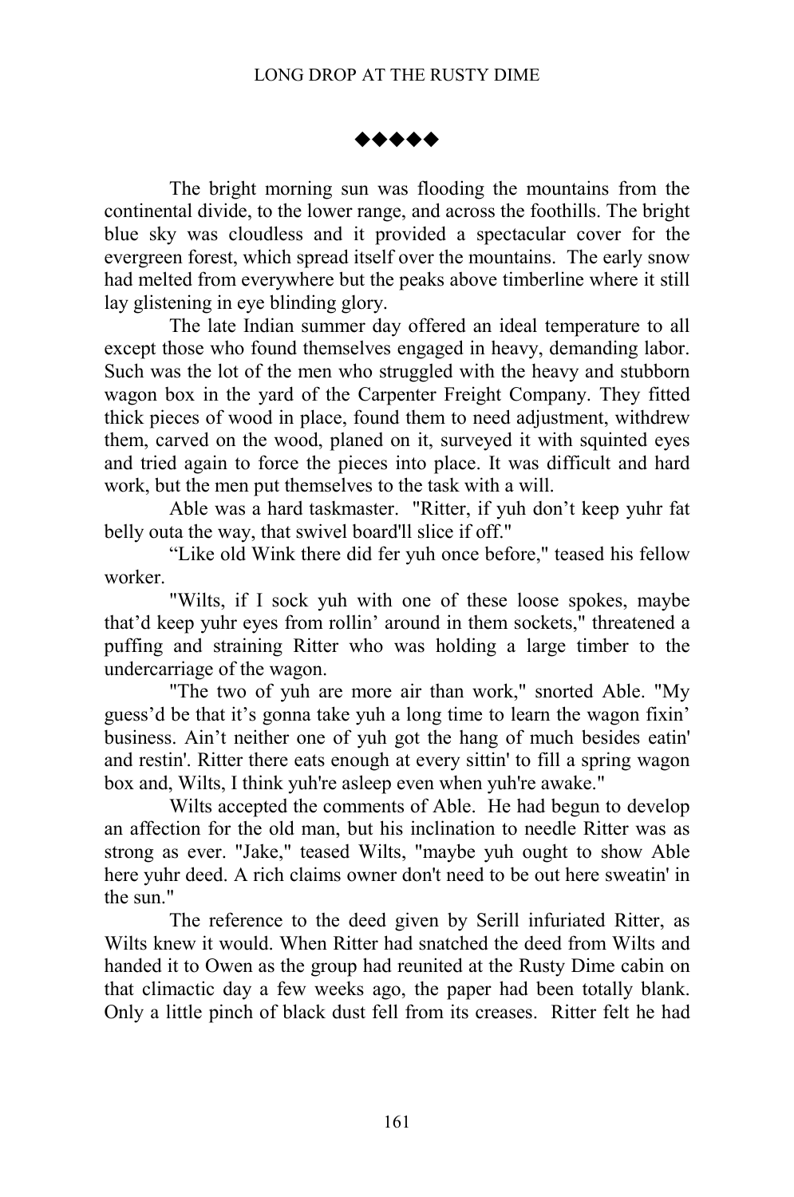◆◆◆◆◆

The bright morning sun was flooding the mountains from the continental divide, to the lower range, and across the foothills. The bright blue sky was cloudless and it provided a spectacular cover for the evergreen forest, which spread itself over the mountains. The early snow had melted from everywhere but the peaks above timberline where it still lay glistening in eye blinding glory.

The late Indian summer day offered an ideal temperature to all except those who found themselves engaged in heavy, demanding labor. Such was the lot of the men who struggled with the heavy and stubborn wagon box in the yard of the Carpenter Freight Company. They fitted thick pieces of wood in place, found them to need adjustment, withdrew them, carved on the wood, planed on it, surveyed it with squinted eyes and tried again to force the pieces into place. It was difficult and hard work, but the men put themselves to the task with a will.

Able was a hard taskmaster. "Ritter, if yuh don't keep yuhr fat belly outa the way, that swivel board'll slice if off."

"Like old Wink there did fer yuh once before," teased his fellow worker.

"Wilts, if I sock yuh with one of these loose spokes, maybe that'd keep yuhr eyes from rollin' around in them sockets," threatened a puffing and straining Ritter who was holding a large timber to the undercarriage of the wagon.

"The two of yuh are more air than work," snorted Able. "My guess'd be that it's gonna take yuh a long time to learn the wagon fixin' business. Ain't neither one of yuh got the hang of much besides eatin' and restin'. Ritter there eats enough at every sittin' to fill a spring wagon box and, Wilts, I think yuh're asleep even when yuh're awake."

Wilts accepted the comments of Able. He had begun to develop an affection for the old man, but his inclination to needle Ritter was as strong as ever. "Jake," teased Wilts, "maybe yuh ought to show Able here yuhr deed. A rich claims owner don't need to be out here sweatin' in the sun."

The reference to the deed given by Serill infuriated Ritter, as Wilts knew it would. When Ritter had snatched the deed from Wilts and handed it to Owen as the group had reunited at the Rusty Dime cabin on that climactic day a few weeks ago, the paper had been totally blank. Only a little pinch of black dust fell from its creases. Ritter felt he had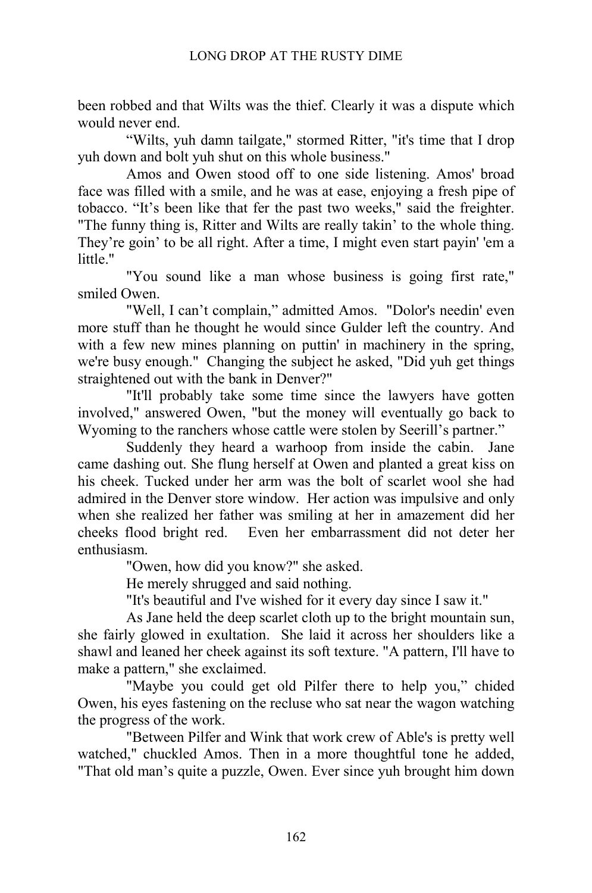been robbed and that Wilts was the thief. Clearly it was a dispute which would never end.

"Wilts, yuh damn tailgate," stormed Ritter, "it's time that I drop yuh down and bolt yuh shut on this whole business."

Amos and Owen stood off to one side listening. Amos' broad face was filled with a smile, and he was at ease, enjoying a fresh pipe of tobacco. "It's been like that fer the past two weeks," said the freighter. "The funny thing is, Ritter and Wilts are really takin' to the whole thing. They're goin' to be all right. After a time, I might even start payin' 'em a little."

"You sound like a man whose business is going first rate," smiled Owen.

"Well, I can't complain," admitted Amos. "Dolor's needin' even more stuff than he thought he would since Gulder left the country. And with a few new mines planning on puttin' in machinery in the spring, we're busy enough." Changing the subject he asked, "Did yuh get things straightened out with the bank in Denver?"

"It'll probably take some time since the lawyers have gotten involved," answered Owen, "but the money will eventually go back to Wyoming to the ranchers whose cattle were stolen by Seerill's partner."

Suddenly they heard a warhoop from inside the cabin. Jane came dashing out. She flung herself at Owen and planted a great kiss on his cheek. Tucked under her arm was the bolt of scarlet wool she had admired in the Denver store window. Her action was impulsive and only when she realized her father was smiling at her in amazement did her cheeks flood bright red. Even her embarrassment did not deter her enthusiasm.

"Owen, how did you know?" she asked.

He merely shrugged and said nothing.

"It's beautiful and I've wished for it every day since I saw it."

As Jane held the deep scarlet cloth up to the bright mountain sun, she fairly glowed in exultation. She laid it across her shoulders like a shawl and leaned her cheek against its soft texture. "A pattern, I'll have to make a pattern," she exclaimed.

"Maybe you could get old Pilfer there to help you," chided Owen, his eyes fastening on the recluse who sat near the wagon watching the progress of the work.

"Between Pilfer and Wink that work crew of Able's is pretty well watched," chuckled Amos. Then in a more thoughtful tone he added, "That old man's quite a puzzle, Owen. Ever since yuh brought him down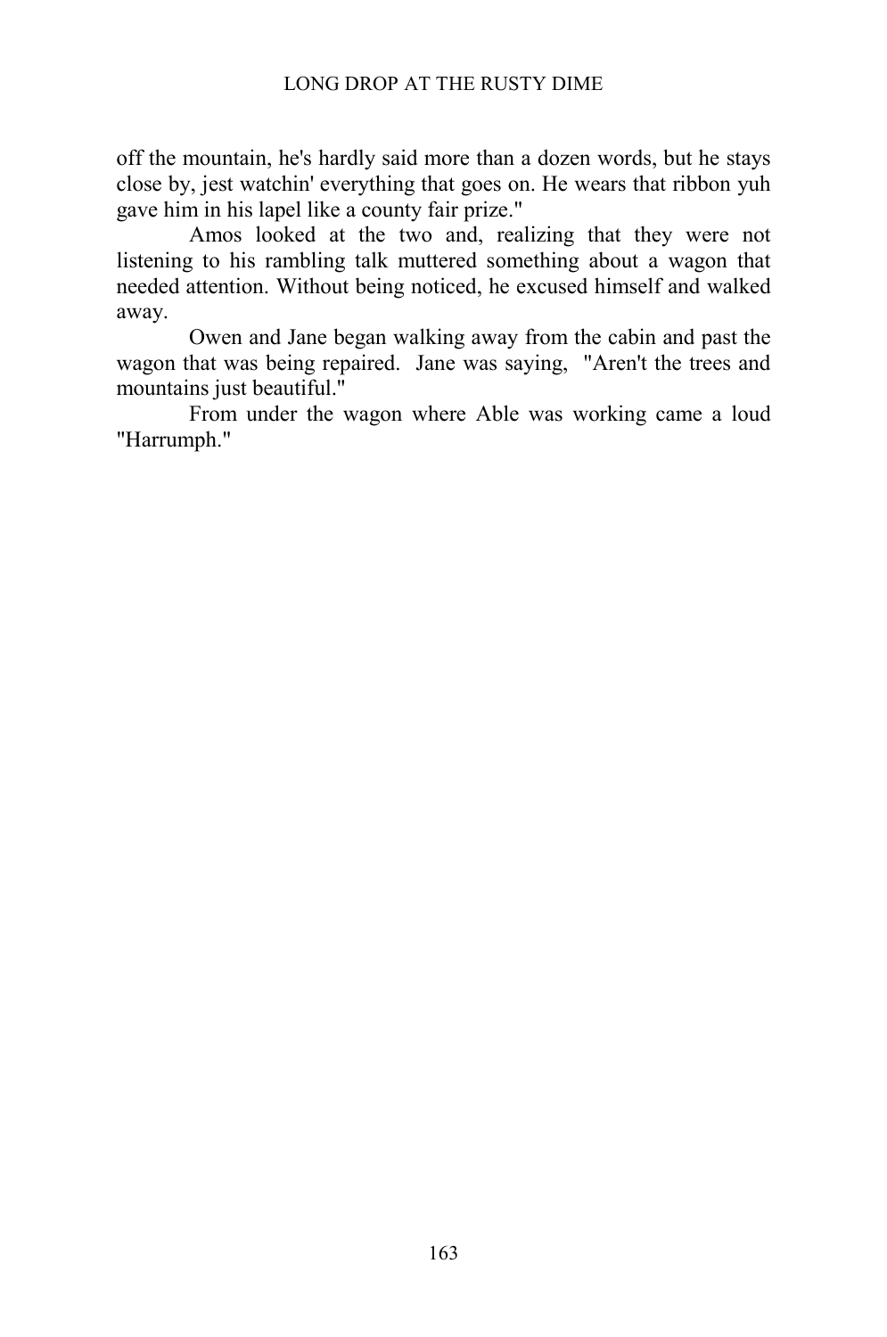off the mountain, he's hardly said more than a dozen words, but he stays close by, jest watchin' everything that goes on. He wears that ribbon yuh gave him in his lapel like a county fair prize."

Amos looked at the two and, realizing that they were not listening to his rambling talk muttered something about a wagon that needed attention. Without being noticed, he excused himself and walked away.

Owen and Jane began walking away from the cabin and past the wagon that was being repaired. Jane was saying, "Aren't the trees and mountains just beautiful."

From under the wagon where Able was working came a loud "Harrumph."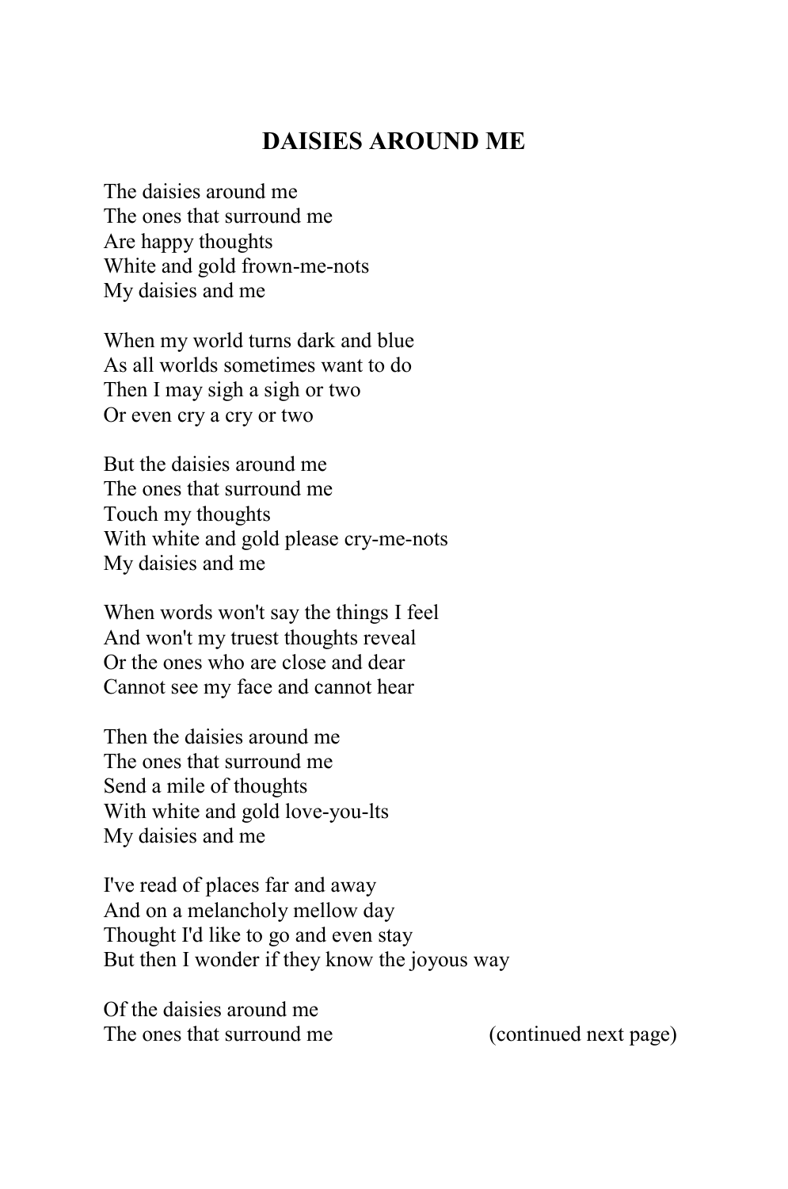## DAISIES AROUND ME

The daisies around me
The ones that surround me
Are happy thoughts
White and gold frown-me-nots
My daisies and me

When my world turns dark and blue
As all worlds sometimes want to do
Then I may sigh a sigh or two
Or even cry a cry or two

But the daisies around me
The ones that surround me
Touch my thoughts
With white and gold please cry-me-nots
My daisies and me

When words won't say the things I feel
And won't my truest thoughts reveal
Or the ones who are close and dear
Cannot see my face and cannot hear

Then the daisies around me
The ones that surround me
Send a mile of thoughts
With white and gold love-you-lts
My daisies and me

I've read of places far and away
And on a melancholy mellow day
Thought I'd like to go and even stay
But then I wonder if they know the joyous way

Of the daisies around me
The ones that surround me (continued next page)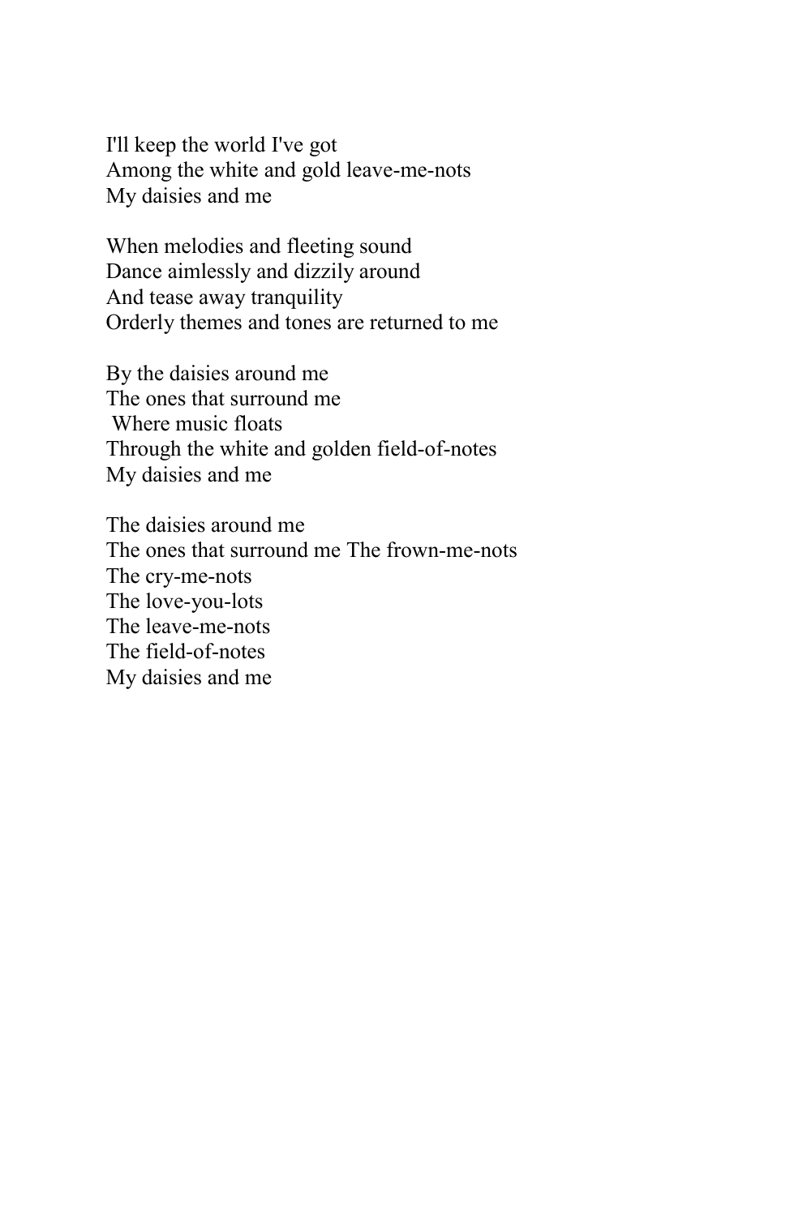I'll keep the world I've got  
Among the white and gold leave-me-nots  
My daisies and me

When melodies and fleeting sound  
Dance aimlessly and dizzily around  
And tease away tranquility  
Orderly themes and tones are returned to me

By the daisies around me  
The ones that surround me  
Where music floats  
Through the white and golden field-of-notes  
My daisies and me

The daisies around me  
The ones that surround me The frown-me-nots  
The cry-me-nots  
The love-you-lots  
The leave-me-nots  
The field-of-notes  
My daisies and me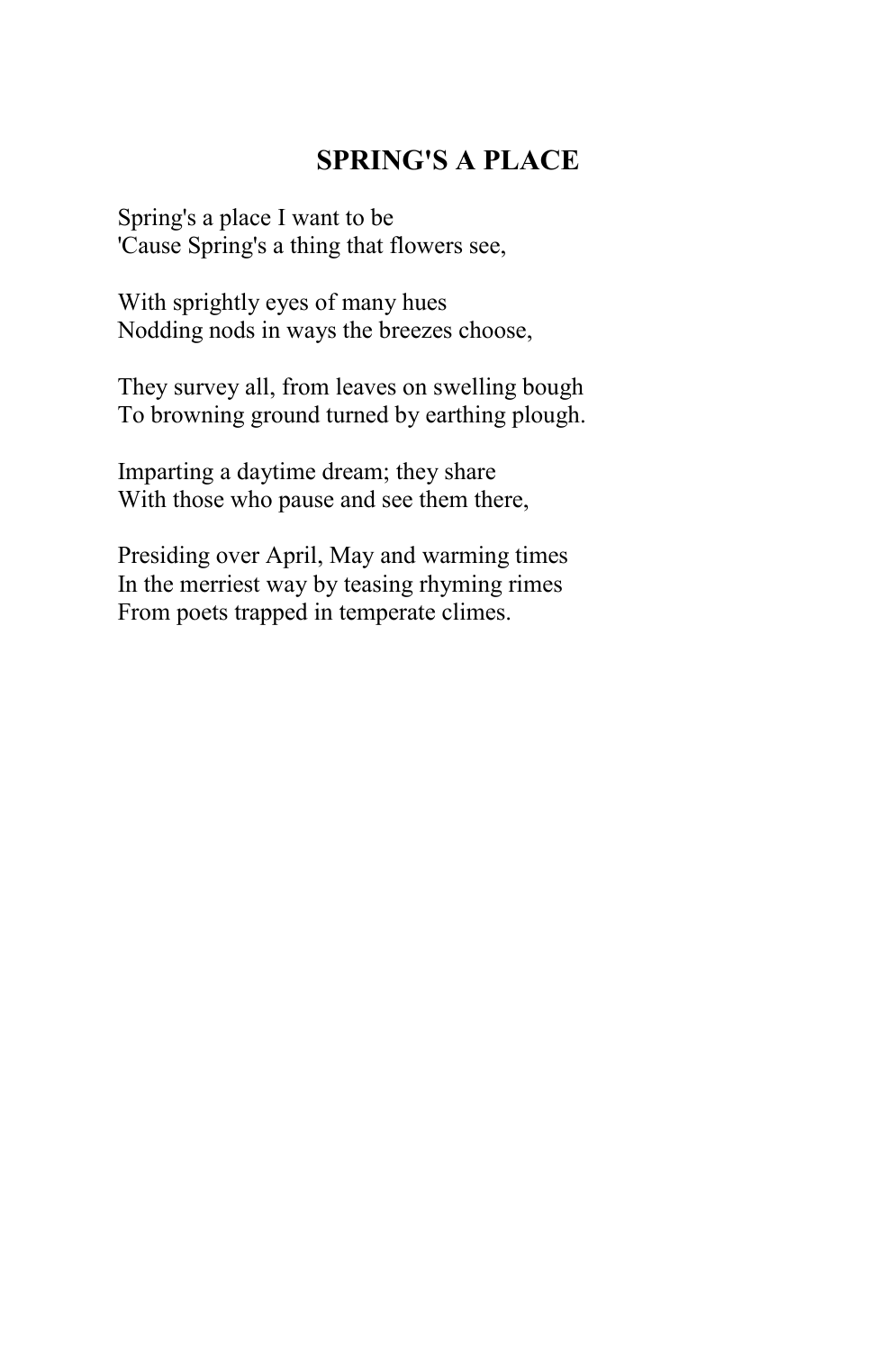## SPRING'S A PLACE

Spring's a place I want to be
'Cause Spring's a thing that flowers see,

With sprightly eyes of many hues
Nodding nods in ways the breezes choose,

They survey all, from leaves on swelling bough
To browning ground turned by earthing plough.

Imparting a daytime dream; they share
With those who pause and see them there,

Presiding over April, May and warming times
In the merriest way by teasing rhyming rimes
From poets trapped in temperate climes.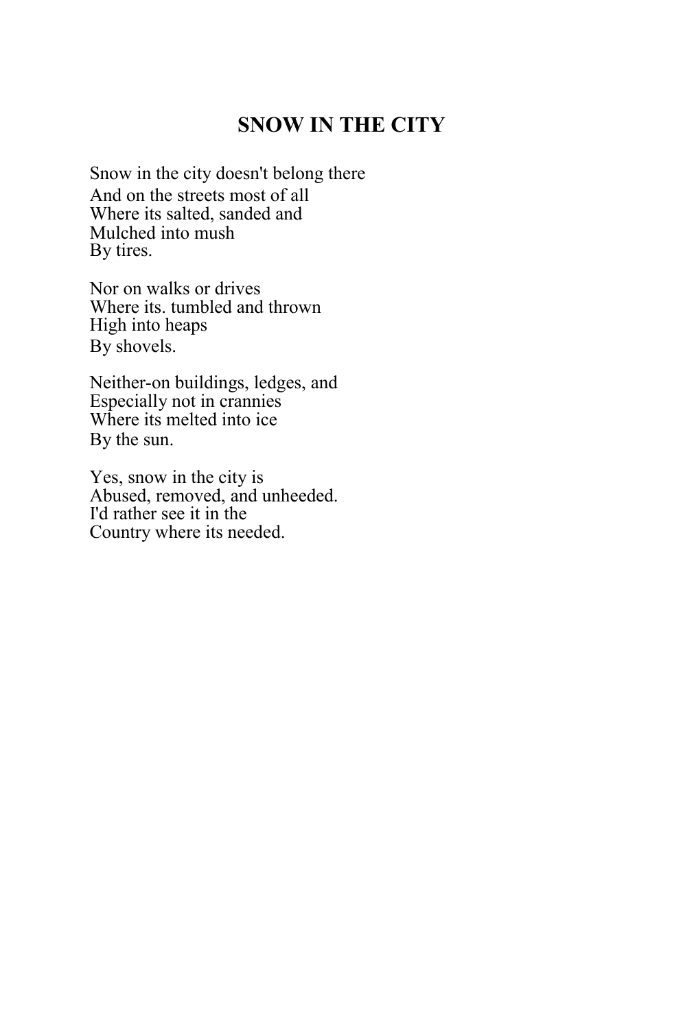# SNOW IN THE CITY

Snow in the city doesn't belong there
And on the streets most of all
Where its salted, sanded and
Mulched into mush
By tires.

Nor on walks or drives
Where its. tumbled and thrown
High into heaps
By shovels.

Neither-on buildings, ledges, and
Especially not in crannies
Where its melted into ice
By the sun.

Yes, snow in the city is
Abused, removed, and unheeded.
I'd rather see it in the
Country where its needed.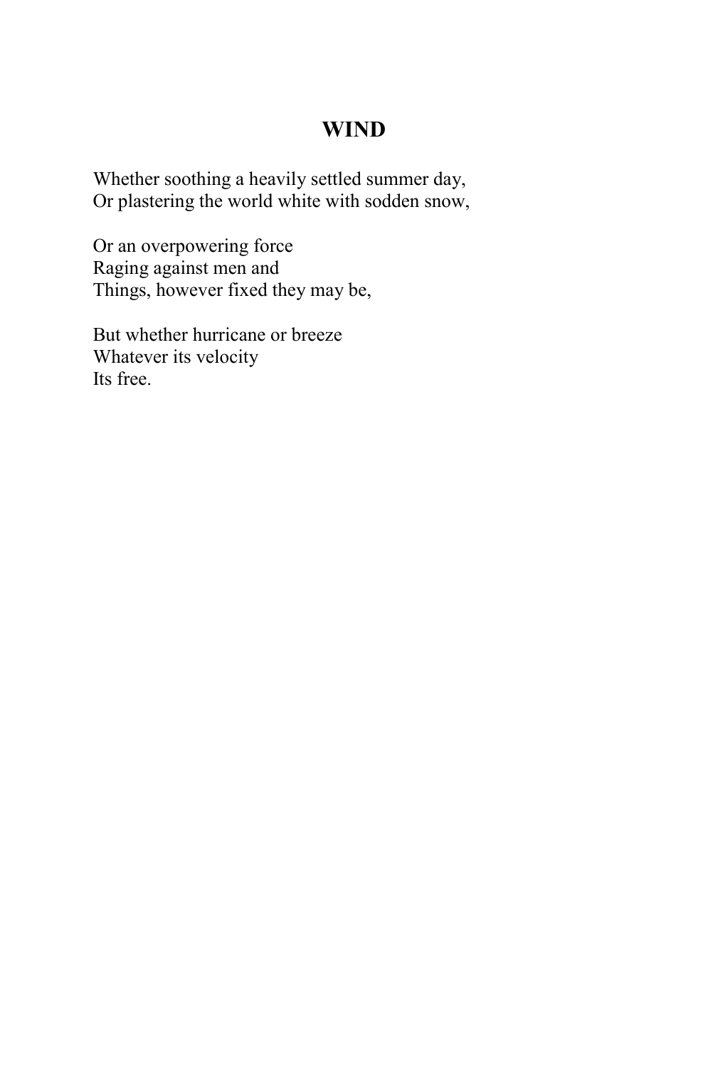# WIND

Whether soothing a heavily settled summer day,
Or plastering the world white with sodden snow,

Or an overpowering force
Raging against men and
Things, however fixed they may be,

But whether hurricane or breeze
Whatever its velocity
Its free.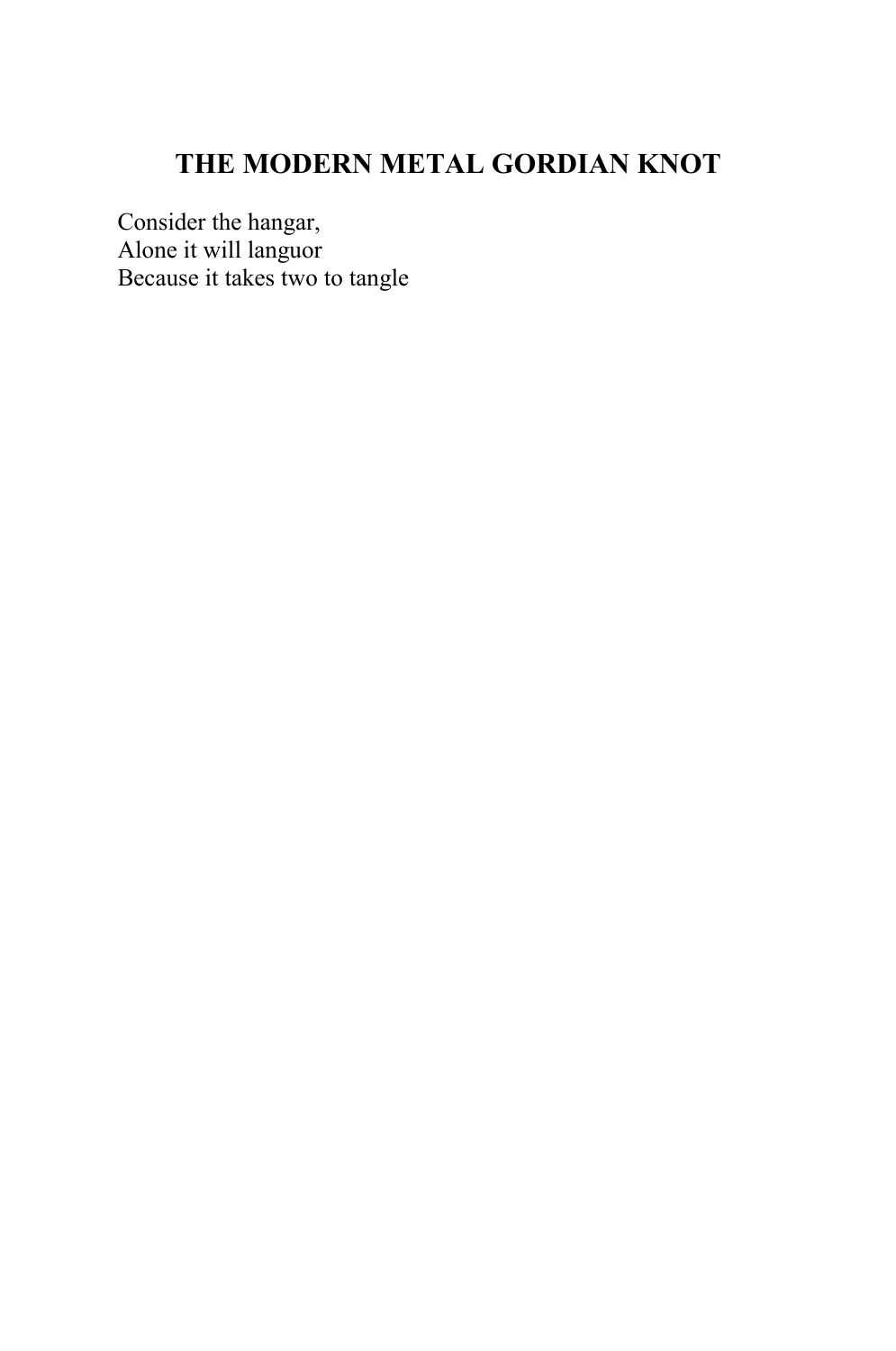## THE MODERN METAL GORDIAN KNOT

Consider the hangar,
Alone it will languor
Because it takes two to tangle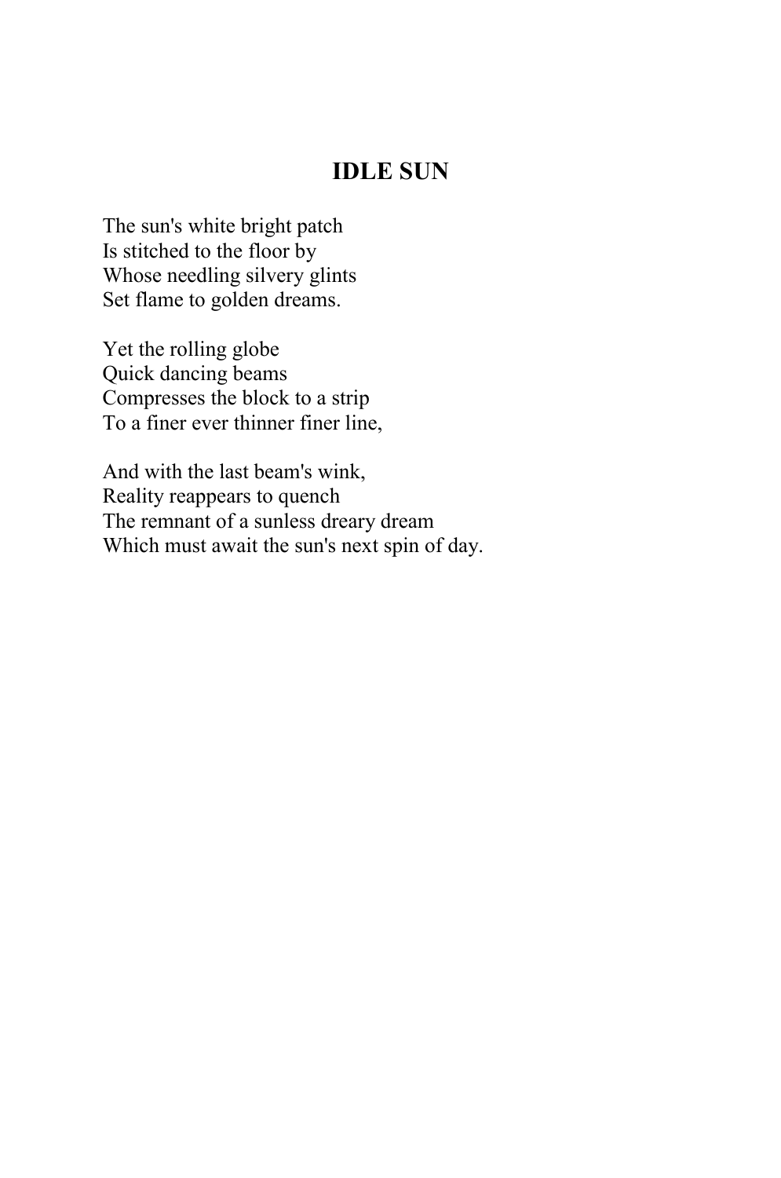## IDLE SUN

The sun's white bright patch  
Is stitched to the floor by  
Whose needling silvery glints  
Set flame to golden dreams.

Yet the rolling globe  
Quick dancing beams  
Compresses the block to a strip  
To a finer ever thinner finer line,

And with the last beam's wink,  
Reality reappears to quench  
The remnant of a sunless dreary dream  
Which must await the sun's next spin of day.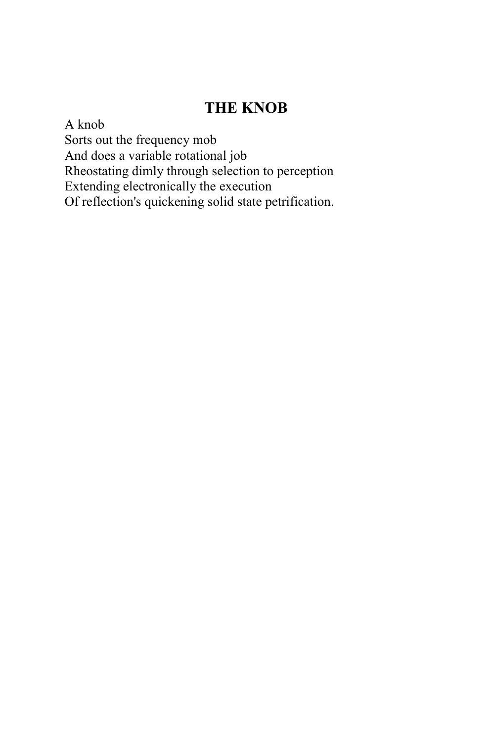## THE KNOB

A knob  
Sorts out the frequency mob  
And does a variable rotational job  
Rheostating dimly through selection to perception  
Extending electronically the execution  
Of reflection's quickening solid state petrification.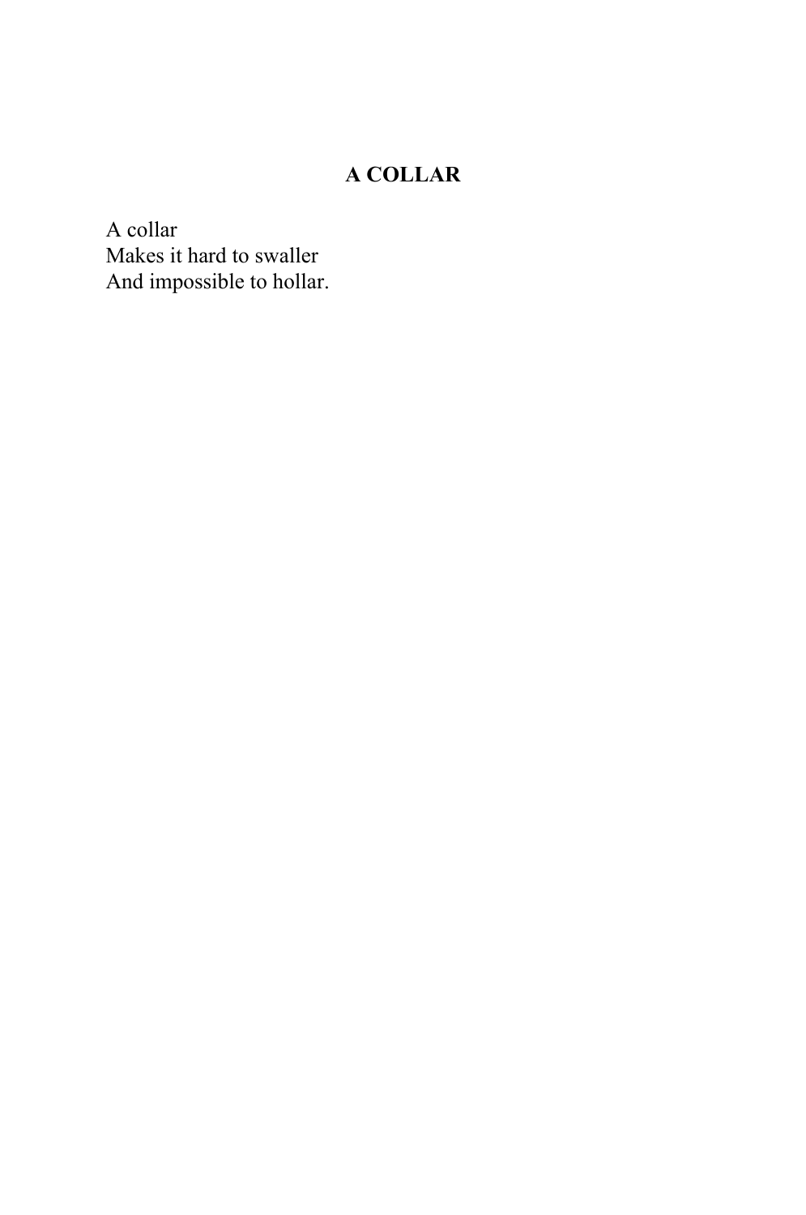## A COLLAR

A collar  
Makes it hard to swaller  
And impossible to hollar.